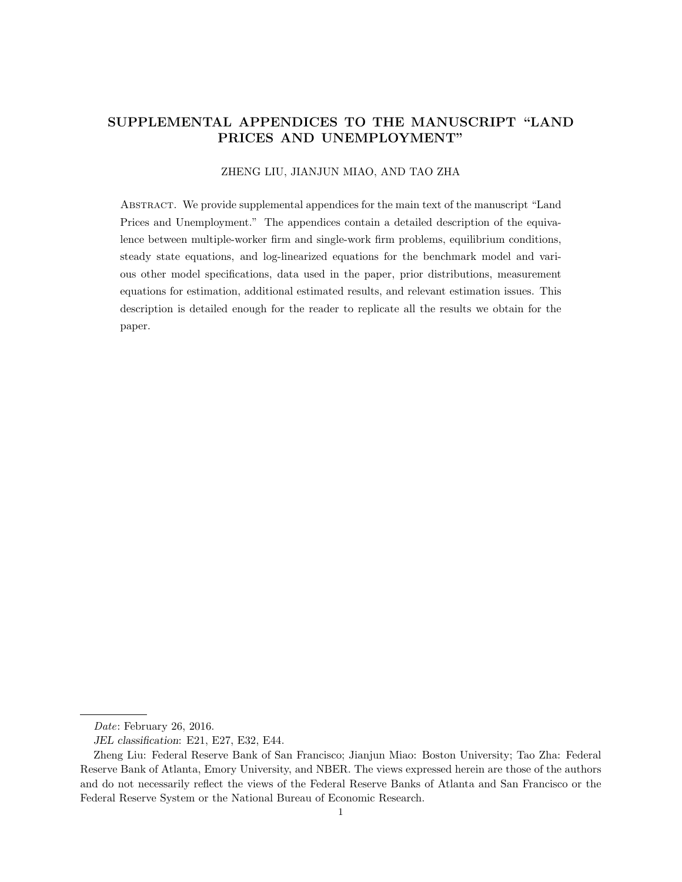# SUPPLEMENTAL APPENDICES TO THE MANUSCRIPT "LAND PRICES AND UNEMPLOYMENT"

ZHENG LIU, JIANJUN MIAO, AND TAO ZHA

Abstract. We provide supplemental appendices for the main text of the manuscript "Land Prices and Unemployment." The appendices contain a detailed description of the equivalence between multiple-worker firm and single-work firm problems, equilibrium conditions, steady state equations, and log-linearized equations for the benchmark model and various other model specifications, data used in the paper, prior distributions, measurement equations for estimation, additional estimated results, and relevant estimation issues. This description is detailed enough for the reader to replicate all the results we obtain for the paper.

---

*Date*: February 26, 2016.

*JEL classification*: E21, E27, E32, E44.

Zheng Liu: Federal Reserve Bank of San Francisco; Jianjun Miao: Boston University; Tao Zha: Federal Reserve Bank of Atlanta, Emory University, and NBER. The views expressed herein are those of the authors and do not necessarily reflect the views of the Federal Reserve Banks of Atlanta and San Francisco or the Federal Reserve System or the National Bureau of Economic Research.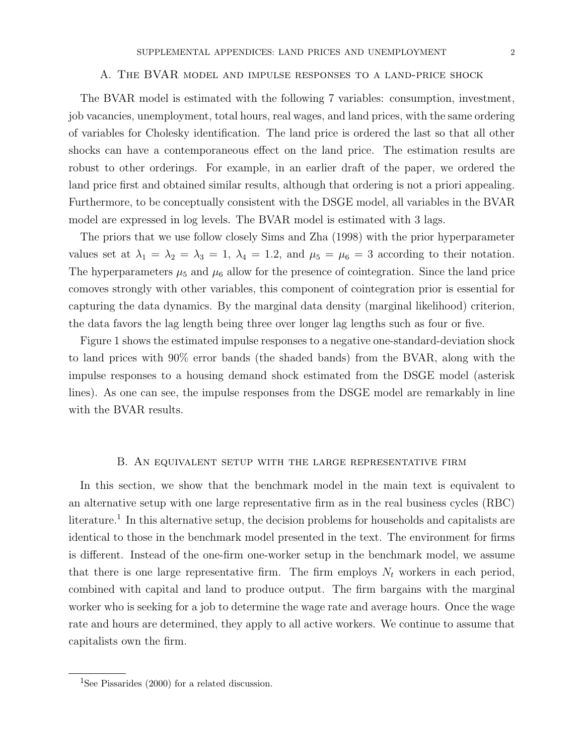## A. The BVAR model and impulse responses to a land-price shock

The BVAR model is estimated with the following 7 variables: consumption, investment, job vacancies, unemployment, total hours, real wages, and land prices, with the same ordering of variables for Cholesky identification. The land price is ordered the last so that all other shocks can have a contemporaneous effect on the land price. The estimation results are robust to other orderings. For example, in an earlier draft of the paper, we ordered the land price first and obtained similar results, although that ordering is not a priori appealing. Furthermore, to be conceptually consistent with the DSGE model, all variables in the BVAR model are expressed in log levels. The BVAR model is estimated with 3 lags.

The priors that we use follow closely Sims and Zha (1998) with the prior hyperparameter values set at $\lambda_1 = \lambda_2 = \lambda_3 = 1$, $\lambda_4 = 1.2$, and $\mu_5 = \mu_6 = 3$ according to their notation. The hyperparameters $\mu_5$ and $\mu_6$ allow for the presence of cointegration. Since the land price comoves strongly with other variables, this component of cointegration prior is essential for capturing the data dynamics. By the marginal data density (marginal likelihood) criterion, the data favors the lag length being three over longer lag lengths such as four or five.

Figure 1 shows the estimated impulse responses to a negative one-standard-deviation shock to land prices with 90% error bands (the shaded bands) from the BVAR, along with the impulse responses to a housing demand shock estimated from the DSGE model (asterisk lines). As one can see, the impulse responses from the DSGE model are remarkably in line with the BVAR results.

## B. An equivalent setup with the large representative firm

In this section, we show that the benchmark model in the main text is equivalent to an alternative setup with one large representative firm as in the real business cycles (RBC) literature.[1] In this alternative setup, the decision problems for households and capitalists are identical to those in the benchmark model presented in the text. The environment for firms is different. Instead of the one-firm one-worker setup in the benchmark model, we assume that there is one large representative firm. The firm employs $N_t$ workers in each period, combined with capital and land to produce output. The firm bargains with the marginal worker who is seeking for a job to determine the wage rate and average hours. Once the wage rate and hours are determined, they apply to all active workers. We continue to assume that capitalists own the firm.

[1] See Pissarides (2000) for a related discussion.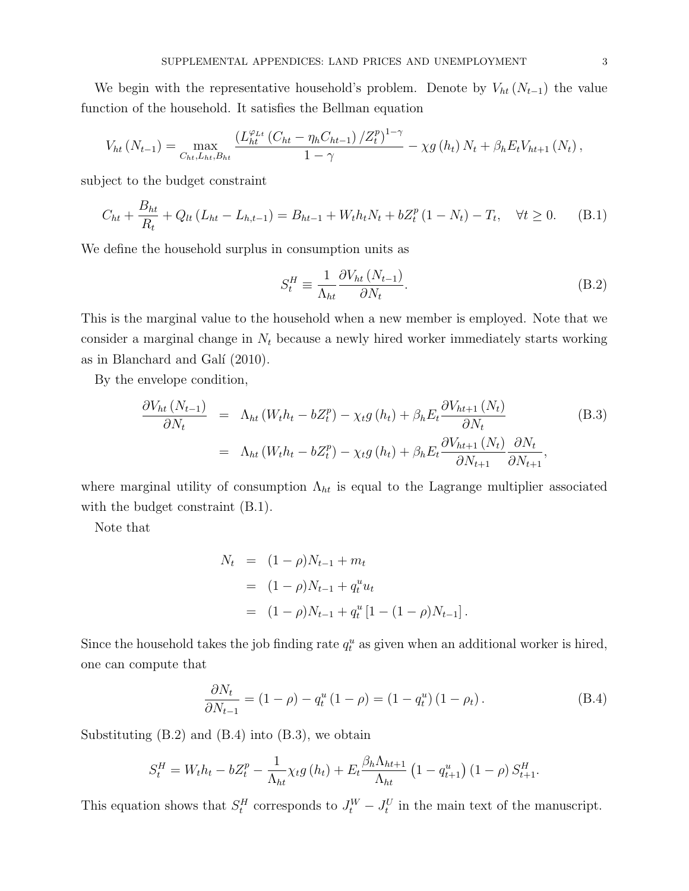We begin with the representative household's problem. Denote by $V_{ht}(N_{t-1})$ the value function of the household. It satisfies the Bellman equation

$$V_{ht}(N_{t-1}) = \max_{C_{ht}, L_{ht}, B_{ht}} \frac{\left(L_{ht}^{\varphi_{Lt}}(C_{ht} - \eta_h C_{ht-1})/Z_t^p\right)^{1-\gamma}}{1-\gamma} - \chi g(h_t) N_t + \beta_h E_t V_{ht+1}(N_t),$$

subject to the budget constraint

$$C_{ht} + \frac{B_{ht}}{R_t} + Q_{lt}(L_{ht} - L_{h,t-1}) = B_{ht-1} + W_t h_t N_t + b Z_t^p (1 - N_t) - T_t, \quad \forall t \geq 0. \tag{B.1}$$

We define the household surplus in consumption units as

$$S_t^H \equiv \frac{1}{\Lambda_{ht}} \frac{\partial V_{ht}(N_{t-1})}{\partial N_t}. \tag{B.2}$$

This is the marginal value to the household when a new member is employed. Note that we consider a marginal change in $N_t$ because a newly hired worker immediately starts working as in Blanchard and Galí (2010).

By the envelope condition,

$$\begin{aligned} \frac{\partial V_{ht}(N_{t-1})}{\partial N_t} &= \Lambda_{ht}(W_t h_t - b Z_t^p) - \chi_t g(h_t) + \beta_h E_t \frac{\partial V_{ht+1}(N_t)}{\partial N_t} \\ &= \Lambda_{ht}(W_t h_t - b Z_t^p) - \chi_t g(h_t) + \beta_h E_t \frac{\partial V_{ht+1}(N_t)}{\partial N_{t+1}} \frac{\partial N_t}{\partial N_{t+1}}, \end{aligned} \tag{B.3}$$

where marginal utility of consumption $\Lambda_{ht}$ is equal to the Lagrange multiplier associated with the budget constraint (B.1).

Note that

$$\begin{aligned} N_t &= (1-\rho) N_{t-1} + m_t \\ &= (1-\rho) N_{t-1} + q_t^u u_t \\ &= (1-\rho) N_{t-1} + q_t^u \left[1 - (1-\rho) N_{t-1}\right]. \end{aligned}$$

Since the household takes the job finding rate $q_t^u$ as given when an additional worker is hired, one can compute that

$$\frac{\partial N_t}{\partial N_{t-1}} = (1-\rho) - q_t^u (1-\rho) = (1 - q_t^u)(1 - \rho_t). \tag{B.4}$$

Substituting (B.2) and (B.4) into (B.3), we obtain

$$S_t^H = W_t h_t - b Z_t^p - \frac{1}{\Lambda_{ht}} \chi_t g(h_t) + E_t \frac{\beta_h \Lambda_{ht+1}}{\Lambda_{ht}} \left(1 - q_{t+1}^u\right)(1-\rho) S_{t+1}^H.$$

This equation shows that $S_t^H$ corresponds to $J_t^W - J_t^U$ in the main text of the manuscript.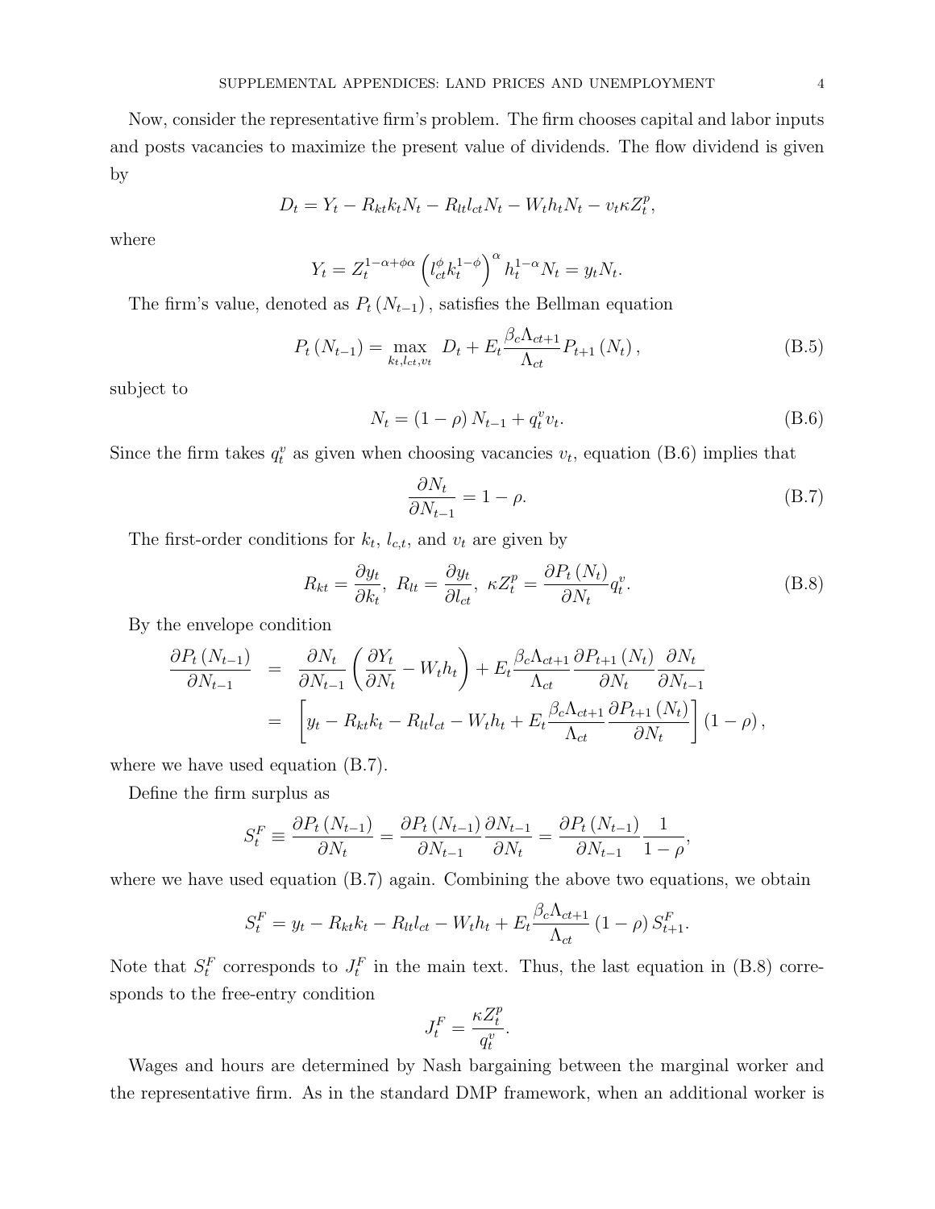Now, consider the representative firm's problem. The firm chooses capital and labor inputs and posts vacancies to maximize the present value of dividends. The flow dividend is given by

$$D_t = Y_t - R_{kt} k_t N_t - R_{lt} l_{ct} N_t - W_t h_t N_t - v_t \kappa Z_t^p,$$

where

$$Y_t = Z_t^{1-\alpha+\phi\alpha} \left( l_{ct}^{\phi} k_t^{1-\phi} \right)^{\alpha} h_t^{1-\alpha} N_t = y_t N_t.$$

The firm's value, denoted as $P_t(N_{t-1})$, satisfies the Bellman equation

$$P_t(N_{t-1}) = \max_{k_t, l_{ct}, v_t} \; D_t + E_t \frac{\beta_c \Lambda_{ct+1}}{\Lambda_{ct}} P_{t+1}(N_t), \tag{B.5}$$

subject to

$$N_t = (1-\rho) N_{t-1} + q_t^v v_t. \tag{B.6}$$

Since the firm takes $q_t^v$ as given when choosing vacancies $v_t$, equation (B.6) implies that

$$\frac{\partial N_t}{\partial N_{t-1}} = 1 - \rho. \tag{B.7}$$

The first-order conditions for $k_t$, $l_{c,t}$, and $v_t$ are given by

$$R_{kt} = \frac{\partial y_t}{\partial k_t}, \; R_{lt} = \frac{\partial y_t}{\partial l_{ct}}, \; \kappa Z_t^p = \frac{\partial P_t(N_t)}{\partial N_t} q_t^v. \tag{B.8}$$

By the envelope condition

$$\begin{aligned}
\frac{\partial P_t(N_{t-1})}{\partial N_{t-1}} &= \frac{\partial N_t}{\partial N_{t-1}} \left( \frac{\partial Y_t}{\partial N_t} - W_t h_t \right) + E_t \frac{\beta_c \Lambda_{ct+1}}{\Lambda_{ct}} \frac{\partial P_{t+1}(N_t)}{\partial N_t} \frac{\partial N_t}{\partial N_{t-1}} \\
&= \left[ y_t - R_{kt} k_t - R_{lt} l_{ct} - W_t h_t + E_t \frac{\beta_c \Lambda_{ct+1}}{\Lambda_{ct}} \frac{\partial P_{t+1}(N_t)}{\partial N_t} \right] (1-\rho),
\end{aligned}$$

where we have used equation (B.7).

Define the firm surplus as

$$S_t^F \equiv \frac{\partial P_t(N_{t-1})}{\partial N_t} = \frac{\partial P_t(N_{t-1})}{\partial N_{t-1}} \frac{\partial N_{t-1}}{\partial N_t} = \frac{\partial P_t(N_{t-1})}{\partial N_{t-1}} \frac{1}{1-\rho},$$

where we have used equation (B.7) again. Combining the above two equations, we obtain

$$S_t^F = y_t - R_{kt} k_t - R_{lt} l_{ct} - W_t h_t + E_t \frac{\beta_c \Lambda_{ct+1}}{\Lambda_{ct}} (1-\rho) S_{t+1}^F.$$

Note that $S_t^F$ corresponds to $J_t^F$ in the main text. Thus, the last equation in (B.8) corresponds to the free-entry condition

$$J_t^F = \frac{\kappa Z_t^p}{q_t^v}.$$

Wages and hours are determined by Nash bargaining between the marginal worker and the representative firm. As in the standard DMP framework, when an additional worker is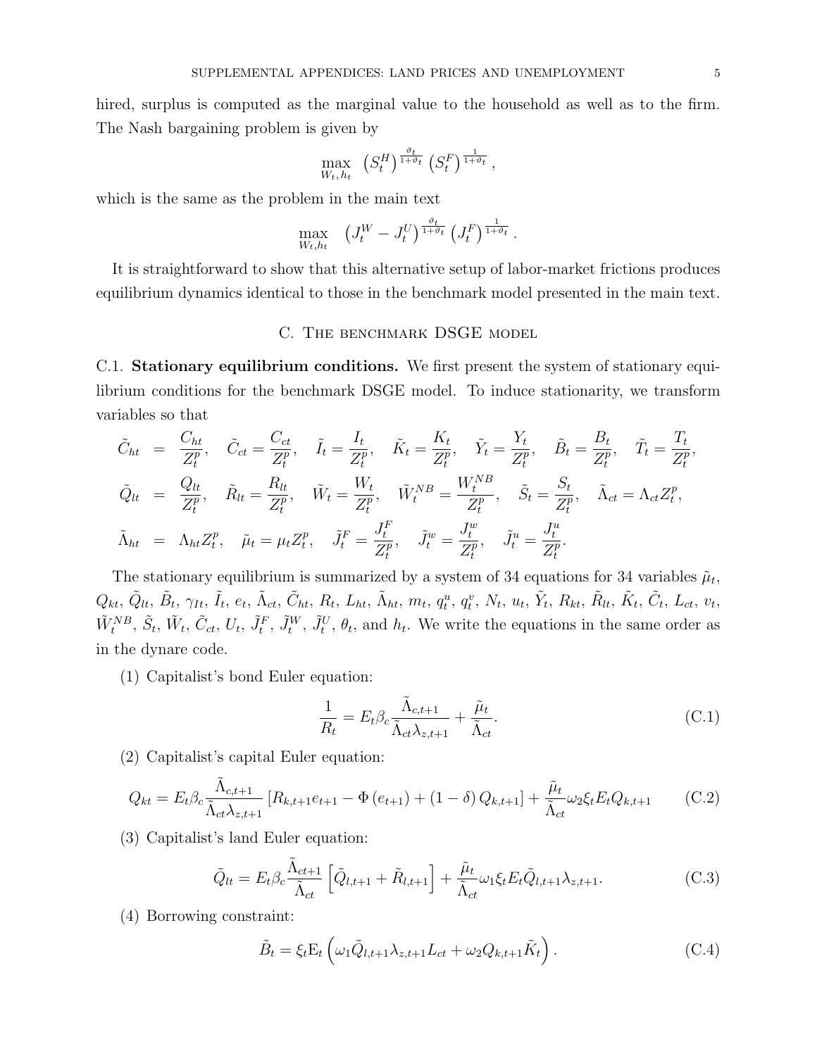hired, surplus is computed as the marginal value to the household as well as to the firm. The Nash bargaining problem is given by

$$\max_{W_t,\, h_t} \ \left(S_t^H\right)^{\frac{\vartheta_t}{1+\vartheta_t}} \left(S_t^F\right)^{\frac{1}{1+\vartheta_t}},$$

which is the same as the problem in the main text

$$\max_{W_t, h_t} \ \left(J_t^W - J_t^U\right)^{\frac{\vartheta_t}{1+\vartheta_t}} \left(J_t^F\right)^{\frac{1}{1+\vartheta_t}}.$$

It is straightforward to show that this alternative setup of labor-market frictions produces equilibrium dynamics identical to those in the benchmark model presented in the main text.

## C. The benchmark DSGE model

C.1. **Stationary equilibrium conditions.** We first present the system of stationary equilibrium conditions for the benchmark DSGE model. To induce stationarity, we transform variables so that

$$\begin{aligned}
\tilde{C}_{ht} &= \frac{C_{ht}}{Z_t^p}, \quad \tilde{C}_{ct} = \frac{C_{ct}}{Z_t^p}, \quad \tilde{I}_t = \frac{I_t}{Z_t^p}, \quad \tilde{K}_t = \frac{K_t}{Z_t^p}, \quad \tilde{Y}_t = \frac{Y_t}{Z_t^p}, \quad \tilde{B}_t = \frac{B_t}{Z_t^p}, \quad \tilde{T}_t = \frac{T_t}{Z_t^p}, \\
\tilde{Q}_{lt} &= \frac{Q_{lt}}{Z_t^p}, \quad \tilde{R}_{lt} = \frac{R_{lt}}{Z_t^p}, \quad \tilde{W}_t = \frac{W_t}{Z_t^p}, \quad \tilde{W}_t^{NB} = \frac{W_t^{NB}}{Z_t^p}, \quad \tilde{S}_t = \frac{S_t}{Z_t^p}, \quad \tilde{\Lambda}_{ct} = \Lambda_{ct} Z_t^p, \\
\tilde{\Lambda}_{ht} &= \Lambda_{ht} Z_t^p, \quad \tilde{\mu}_t = \mu_t Z_t^p, \quad \tilde{J}_t^F = \frac{J_t^F}{Z_t^p}, \quad \tilde{J}_t^w = \frac{J_t^w}{Z_t^p}, \quad \tilde{J}_t^u = \frac{J_t^u}{Z_t^p}.
\end{aligned}$$

The stationary equilibrium is summarized by a system of 34 equations for 34 variables $\tilde{\mu}_t$, $Q_{kt}$, $\tilde{Q}_{lt}$, $\tilde{B}_t$, $\gamma_{It}$, $\tilde{I}_t$, $e_t$, $\tilde{\Lambda}_{ct}$, $\tilde{C}_{ht}$, $R_t$, $L_{ht}$, $\tilde{\Lambda}_{ht}$, $m_t$, $q_t^u$, $q_t^v$, $N_t$, $u_t$, $\tilde{Y}_t$, $R_{kt}$, $\tilde{R}_{lt}$, $\tilde{K}_t$, $\tilde{C}_t$, $L_{ct}$, $v_t$, $\tilde{W}_t^{NB}$, $\tilde{S}_t$, $\tilde{W}_t$, $\tilde{C}_{ct}$, $U_t$, $\tilde{J}_t^F$, $\tilde{J}_t^W$, $\tilde{J}_t^U$, $\theta_t$, and $h_t$. We write the equations in the same order as in the dynare code.

(1) Capitalist's bond Euler equation:

$$\frac{1}{R_t} = E_t \beta_c \frac{\tilde{\Lambda}_{c,t+1}}{\tilde{\Lambda}_{ct}\lambda_{z,t+1}} + \frac{\tilde{\mu}_t}{\tilde{\Lambda}_{ct}}. \tag{C.1}$$

(2) Capitalist's capital Euler equation:

$$Q_{kt} = E_t \beta_c \frac{\tilde{\Lambda}_{c,t+1}}{\tilde{\Lambda}_{ct}\lambda_{z,t+1}} \left[R_{k,t+1} e_{t+1} - \Phi\left(e_{t+1}\right) + \left(1-\delta\right) Q_{k,t+1}\right] + \frac{\tilde{\mu}_t}{\tilde{\Lambda}_{ct}} \omega_2 \xi_t E_t Q_{k,t+1} \tag{C.2}$$

(3) Capitalist's land Euler equation:

$$\tilde{Q}_{lt} = E_t \beta_c \frac{\tilde{\Lambda}_{ct+1}}{\tilde{\Lambda}_{ct}} \left[\tilde{Q}_{l,t+1} + \tilde{R}_{l,t+1}\right] + \frac{\tilde{\mu}_t}{\tilde{\Lambda}_{ct}} \omega_1 \xi_t E_t \tilde{Q}_{l,t+1} \lambda_{z,t+1}. \tag{C.3}$$

(4) Borrowing constraint:

$$\tilde{B}_t = \xi_t \mathrm{E}_t \left(\omega_1 \tilde{Q}_{l,t+1} \lambda_{z,t+1} L_{ct} + \omega_2 Q_{k,t+1} \tilde{K}_t\right). \tag{C.4}$$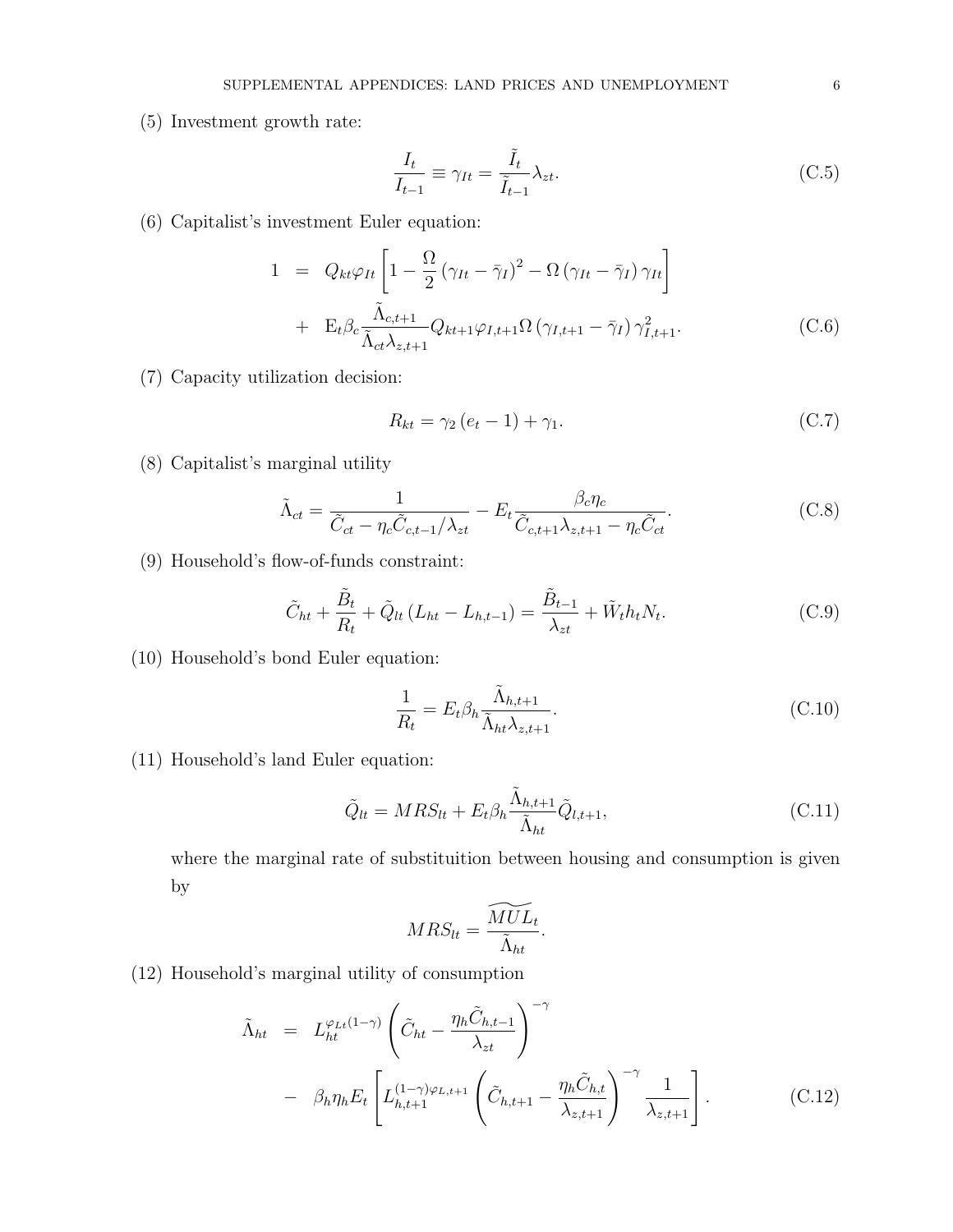(5) Investment growth rate:

$$\frac{I_t}{I_{t-1}} \equiv \gamma_{It} = \frac{\tilde{I}_t}{\tilde{I}_{t-1}} \lambda_{zt}. \tag{C.5}$$

(6) Capitalist's investment Euler equation:

$$\begin{aligned} 1 &= Q_{kt}\varphi_{It}\left[1 - \frac{\Omega}{2}\left(\gamma_{It} - \bar{\gamma}_I\right)^2 - \Omega\left(\gamma_{It} - \bar{\gamma}_I\right)\gamma_{It}\right] \\ &+ \mathrm{E}_t \beta_c \frac{\tilde{\Lambda}_{c,t+1}}{\tilde{\Lambda}_{ct}\lambda_{z,t+1}} Q_{kt+1}\varphi_{I,t+1}\Omega\left(\gamma_{I,t+1} - \bar{\gamma}_I\right)\gamma_{I,t+1}^2. \end{aligned} \tag{C.6}$$

(7) Capacity utilization decision:

$$R_{kt} = \gamma_2\left(e_t - 1\right) + \gamma_1. \tag{C.7}$$

(8) Capitalist's marginal utility

$$\tilde{\Lambda}_{ct} = \frac{1}{\tilde{C}_{ct} - \eta_c \tilde{C}_{c,t-1}/\lambda_{zt}} - E_t \frac{\beta_c \eta_c}{\tilde{C}_{c,t+1}\lambda_{z,t+1} - \eta_c \tilde{C}_{ct}}. \tag{C.8}$$

(9) Household's flow-of-funds constraint:

$$\tilde{C}_{ht} + \frac{\tilde{B}_t}{R_t} + \tilde{Q}_{lt}\left(L_{ht} - L_{h,t-1}\right) = \frac{\tilde{B}_{t-1}}{\lambda_{zt}} + \tilde{W}_t h_t N_t. \tag{C.9}$$

(10) Household's bond Euler equation:

$$\frac{1}{R_t} = E_t \beta_h \frac{\tilde{\Lambda}_{h,t+1}}{\tilde{\Lambda}_{ht}\lambda_{z,t+1}}. \tag{C.10}$$

(11) Household's land Euler equation:

$$\tilde{Q}_{lt} = MRS_{lt} + E_t \beta_h \frac{\tilde{\Lambda}_{h,t+1}}{\tilde{\Lambda}_{ht}} \tilde{Q}_{l,t+1}, \tag{C.11}$$

where the marginal rate of substituition between housing and consumption is given by

$$MRS_{lt} = \frac{\widetilde{MUL}_t}{\tilde{\Lambda}_{ht}}.$$

(12) Household's marginal utility of consumption

$$\begin{aligned} \tilde{\Lambda}_{ht} &= L_{ht}^{\varphi_{Lt}(1-\gamma)}\left(\tilde{C}_{ht} - \frac{\eta_h \tilde{C}_{h,t-1}}{\lambda_{zt}}\right)^{-\gamma} \\ &- \beta_h \eta_h E_t\left[L_{h,t+1}^{(1-\gamma)\varphi_{L,t+1}}\left(\tilde{C}_{h,t+1} - \frac{\eta_h \tilde{C}_{h,t}}{\lambda_{z,t+1}}\right)^{-\gamma} \frac{1}{\lambda_{z,t+1}}\right]. \end{aligned} \tag{C.12}$$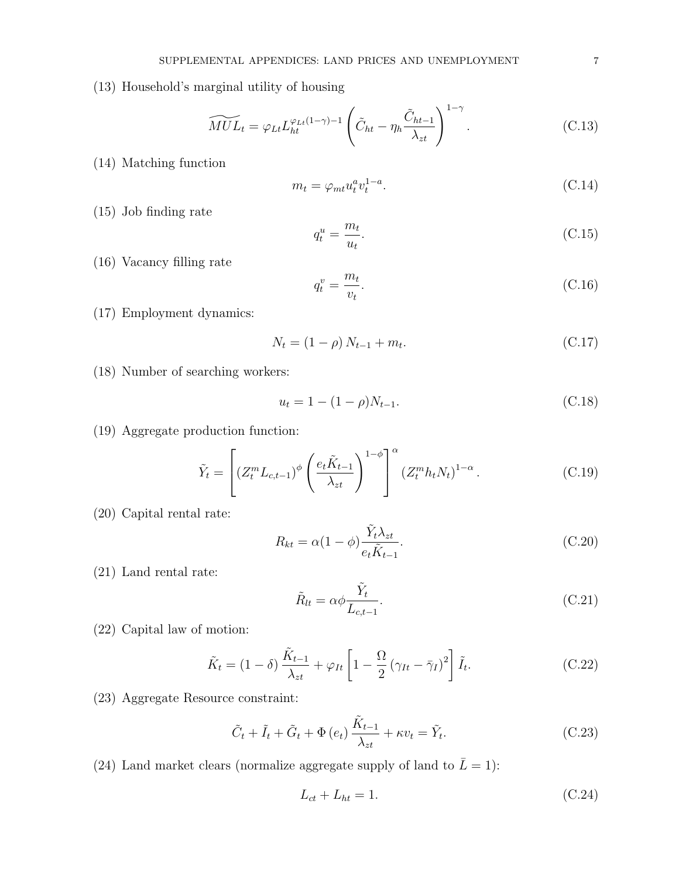(13) Household's marginal utility of housing

$$\widetilde{MUL}_t = \varphi_{Lt} L_{ht}^{\varphi_{Lt}(1-\gamma)-1} \left( \tilde{C}_{ht} - \eta_h \frac{\tilde{C}_{ht-1}}{\lambda_{zt}} \right)^{1-\gamma}. \tag{C.13}$$

(14) Matching function

$$m_t = \varphi_{mt} u_t^a v_t^{1-a}. \tag{C.14}$$

(15) Job finding rate

$$q_t^u = \frac{m_t}{u_t}. \tag{C.15}$$

(16) Vacancy filling rate

$$q_t^v = \frac{m_t}{v_t}. \tag{C.16}$$

(17) Employment dynamics:

$$N_t = (1-\rho) N_{t-1} + m_t. \tag{C.17}$$

(18) Number of searching workers:

$$u_t = 1 - (1-\rho) N_{t-1}. \tag{C.18}$$

(19) Aggregate production function:

$$\tilde{Y}_t = \left[ (Z_t^m L_{c,t-1})^{\phi} \left( \frac{e_t \tilde{K}_{t-1}}{\lambda_{zt}} \right)^{1-\phi} \right]^{\alpha} (Z_t^m h_t N_t)^{1-\alpha}. \tag{C.19}$$

(20) Capital rental rate:

$$R_{kt} = \alpha(1-\phi) \frac{\tilde{Y}_t \lambda_{zt}}{e_t \tilde{K}_{t-1}}. \tag{C.20}$$

(21) Land rental rate:

$$\tilde{R}_{lt} = \alpha\phi \frac{\tilde{Y}_t}{L_{c,t-1}}. \tag{C.21}$$

(22) Capital law of motion:

$$\tilde{K}_t = (1-\delta) \frac{\tilde{K}_{t-1}}{\lambda_{zt}} + \varphi_{It} \left[ 1 - \frac{\Omega}{2} (\gamma_{It} - \bar{\gamma}_I)^2 \right] \tilde{I}_t. \tag{C.22}$$

(23) Aggregate Resource constraint:

$$\tilde{C}_t + \tilde{I}_t + \tilde{G}_t + \Phi(e_t) \frac{\tilde{K}_{t-1}}{\lambda_{zt}} + \kappa v_t = \tilde{Y}_t. \tag{C.23}$$

(24) Land market clears (normalize aggregate supply of land to $\bar{L} = 1$):

$$L_{ct} + L_{ht} = 1. \tag{C.24}$$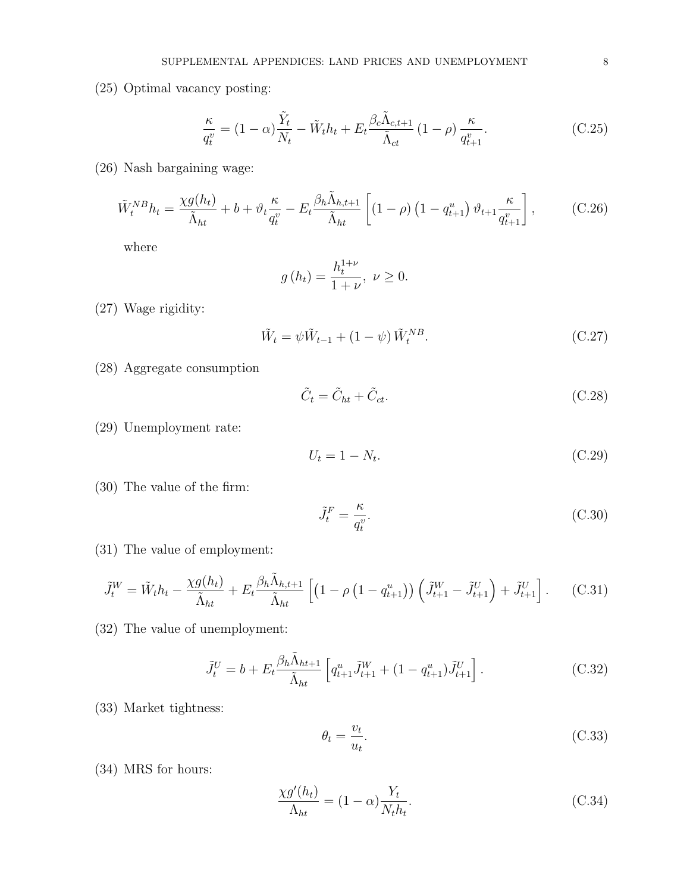(25) Optimal vacancy posting:

$$\frac{\kappa}{q_t^v} = (1-\alpha)\frac{\tilde{Y}_t}{N_t} - \tilde{W}_t h_t + E_t \frac{\beta_c \tilde{\Lambda}_{c,t+1}}{\tilde{\Lambda}_{ct}} (1-\rho) \frac{\kappa}{q_{t+1}^v}. \tag{C.25}$$

(26) Nash bargaining wage:

$$\tilde{W}_t^{NB} h_t = \frac{\chi g(h_t)}{\tilde{\Lambda}_{ht}} + b + \vartheta_t \frac{\kappa}{q_t^v} - E_t \frac{\beta_h \tilde{\Lambda}_{h,t+1}}{\tilde{\Lambda}_{ht}} \left[ (1-\rho)\left(1-q_{t+1}^u\right) \vartheta_{t+1} \frac{\kappa}{q_{t+1}^v} \right], \tag{C.26}$$

where

$$g(h_t) = \frac{h_t^{1+\nu}}{1+\nu},\ \nu \geq 0.$$

(27) Wage rigidity:

$$\tilde{W}_t = \psi \tilde{W}_{t-1} + (1-\psi) \tilde{W}_t^{NB}. \tag{C.27}$$

(28) Aggregate consumption

$$\tilde{C}_t = \tilde{C}_{ht} + \tilde{C}_{ct}. \tag{C.28}$$

(29) Unemployment rate:

$$U_t = 1 - N_t. \tag{C.29}$$

(30) The value of the firm:

$$\tilde{J}_t^F = \frac{\kappa}{q_t^v}. \tag{C.30}$$

(31) The value of employment:

$$\tilde{J}_t^W = \tilde{W}_t h_t - \frac{\chi g(h_t)}{\tilde{\Lambda}_{ht}} + E_t \frac{\beta_h \tilde{\Lambda}_{h,t+1}}{\tilde{\Lambda}_{ht}} \left[ \left(1 - \rho\left(1-q_{t+1}^u\right)\right)\left(\tilde{J}_{t+1}^W - \tilde{J}_{t+1}^U\right) + \tilde{J}_{t+1}^U \right]. \tag{C.31}$$

(32) The value of unemployment:

$$\tilde{J}_t^U = b + E_t \frac{\beta_h \tilde{\Lambda}_{ht+1}}{\tilde{\Lambda}_{ht}} \left[ q_{t+1}^u \tilde{J}_{t+1}^W + (1-q_{t+1}^u) \tilde{J}_{t+1}^U \right]. \tag{C.32}$$

(33) Market tightness:

$$\theta_t = \frac{v_t}{u_t}. \tag{C.33}$$

(34) MRS for hours:

$$\frac{\chi g'(h_t)}{\Lambda_{ht}} = (1-\alpha)\frac{Y_t}{N_t h_t}. \tag{C.34}$$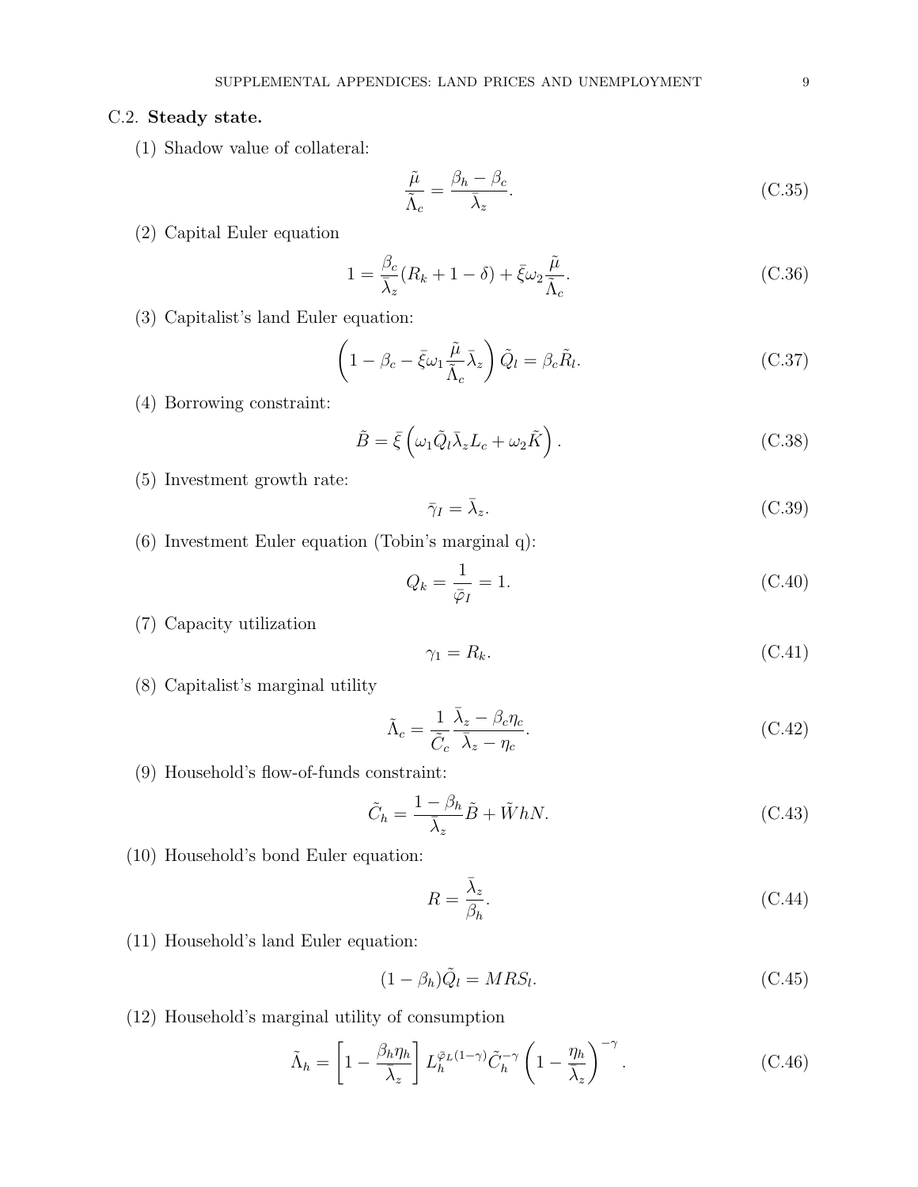### C.2. **Steady state.**

(1) Shadow value of collateral:

$$\frac{\tilde{\mu}}{\tilde{\Lambda}_c} = \frac{\beta_h - \beta_c}{\bar{\lambda}_z}. \tag{C.35}$$

(2) Capital Euler equation

$$1 = \frac{\beta_c}{\bar{\lambda}_z}(R_k + 1 - \delta) + \bar{\xi}\omega_2 \frac{\tilde{\mu}}{\tilde{\Lambda}_c}. \tag{C.36}$$

(3) Capitalist's land Euler equation:

$$\left(1 - \beta_c - \bar{\xi}\omega_1 \frac{\tilde{\mu}}{\tilde{\Lambda}_c}\bar{\lambda}_z\right)\tilde{Q}_l = \beta_c \tilde{R}_l. \tag{C.37}$$

(4) Borrowing constraint:

$$\tilde{B} = \bar{\xi}\left(\omega_1 \tilde{Q}_l \bar{\lambda}_z L_c + \omega_2 \tilde{K}\right). \tag{C.38}$$

(5) Investment growth rate:

$$\bar{\gamma}_I = \bar{\lambda}_z. \tag{C.39}$$

(6) Investment Euler equation (Tobin's marginal q):

$$Q_k = \frac{1}{\bar{\varphi}_I} = 1. \tag{C.40}$$

(7) Capacity utilization

$$\gamma_1 = R_k. \tag{C.41}$$

(8) Capitalist's marginal utility

$$\tilde{\Lambda}_c = \frac{1}{\tilde{C}_c}\frac{\bar{\lambda}_z - \beta_c \eta_c}{\bar{\lambda}_z - \eta_c}. \tag{C.42}$$

(9) Household's flow-of-funds constraint:

$$\tilde{C}_h = \frac{1 - \beta_h}{\bar{\lambda}_z}\tilde{B} + \tilde{W}hN. \tag{C.43}$$

(10) Household's bond Euler equation:

$$R = \frac{\bar{\lambda}_z}{\beta_h}. \tag{C.44}$$

(11) Household's land Euler equation:

$$(1 - \beta_h)\tilde{Q}_l = MRS_l. \tag{C.45}$$

(12) Household's marginal utility of consumption

$$\tilde{\Lambda}_h = \left[1 - \frac{\beta_h \eta_h}{\bar{\lambda}_z}\right] L_h^{\bar{\varphi}_L(1-\gamma)} \tilde{C}_h^{-\gamma}\left(1 - \frac{\eta_h}{\bar{\lambda}_z}\right)^{-\gamma}. \tag{C.46}$$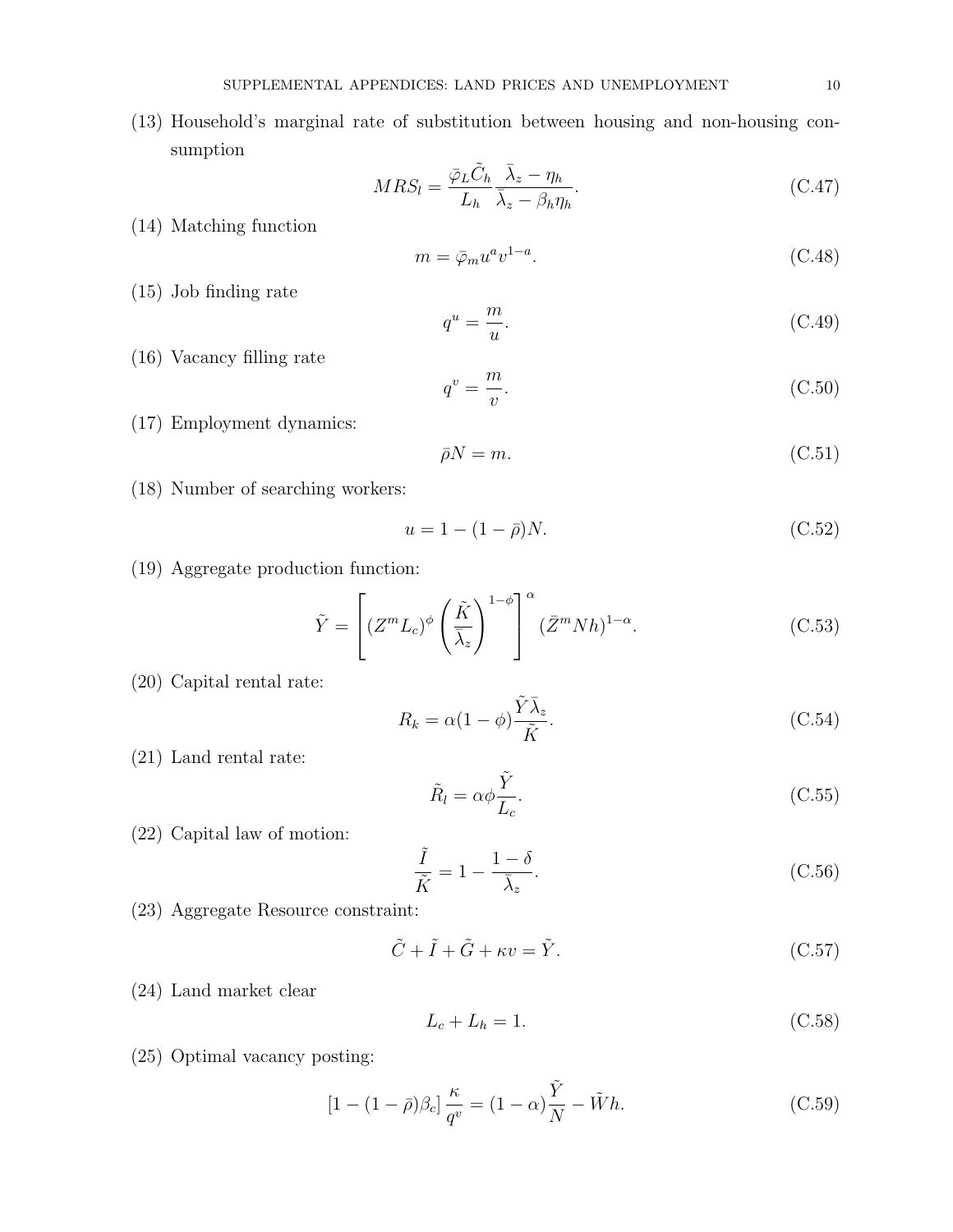(13) Household's marginal rate of substitution between housing and non-housing consumption

$$MRS_l = \frac{\bar{\varphi}_L \tilde{C}_h}{L_h} \frac{\bar{\lambda}_z - \eta_h}{\bar{\lambda}_z - \beta_h \eta_h}. \tag{C.47}$$

(14) Matching function

$$m = \bar{\varphi}_m u^a v^{1-a}. \tag{C.48}$$

(15) Job finding rate

$$q^u = \frac{m}{u}. \tag{C.49}$$

(16) Vacancy filling rate

$$q^v = \frac{m}{v}. \tag{C.50}$$

(17) Employment dynamics:

$$\bar{\rho} N = m. \tag{C.51}$$

(18) Number of searching workers:

$$u = 1 - (1 - \bar{\rho}) N. \tag{C.52}$$

(19) Aggregate production function:

$$\tilde{Y} = \left[ (Z^m L_c)^{\phi} \left( \frac{\tilde{K}}{\bar{\lambda}_z} \right)^{1-\phi} \right]^{\alpha} (\bar{Z}^m N h)^{1-\alpha}. \tag{C.53}$$

(20) Capital rental rate:

$$R_k = \alpha (1 - \phi) \frac{\tilde{Y} \bar{\lambda}_z}{\tilde{K}}. \tag{C.54}$$

(21) Land rental rate:

$$\tilde{R}_l = \alpha \phi \frac{\tilde{Y}}{L_c}. \tag{C.55}$$

(22) Capital law of motion:

$$\frac{\tilde{I}}{\tilde{K}} = 1 - \frac{1 - \delta}{\bar{\lambda}_z}. \tag{C.56}$$

(23) Aggregate Resource constraint:

$$\tilde{C} + \tilde{I} + \tilde{G} + \kappa v = \tilde{Y}. \tag{C.57}$$

(24) Land market clear

$$L_c + L_h = 1. \tag{C.58}$$

(25) Optimal vacancy posting:

$$\left[ 1 - (1 - \bar{\rho}) \beta_c \right] \frac{\kappa}{q^v} = (1 - \alpha) \frac{\tilde{Y}}{N} - \tilde{W} h. \tag{C.59}$$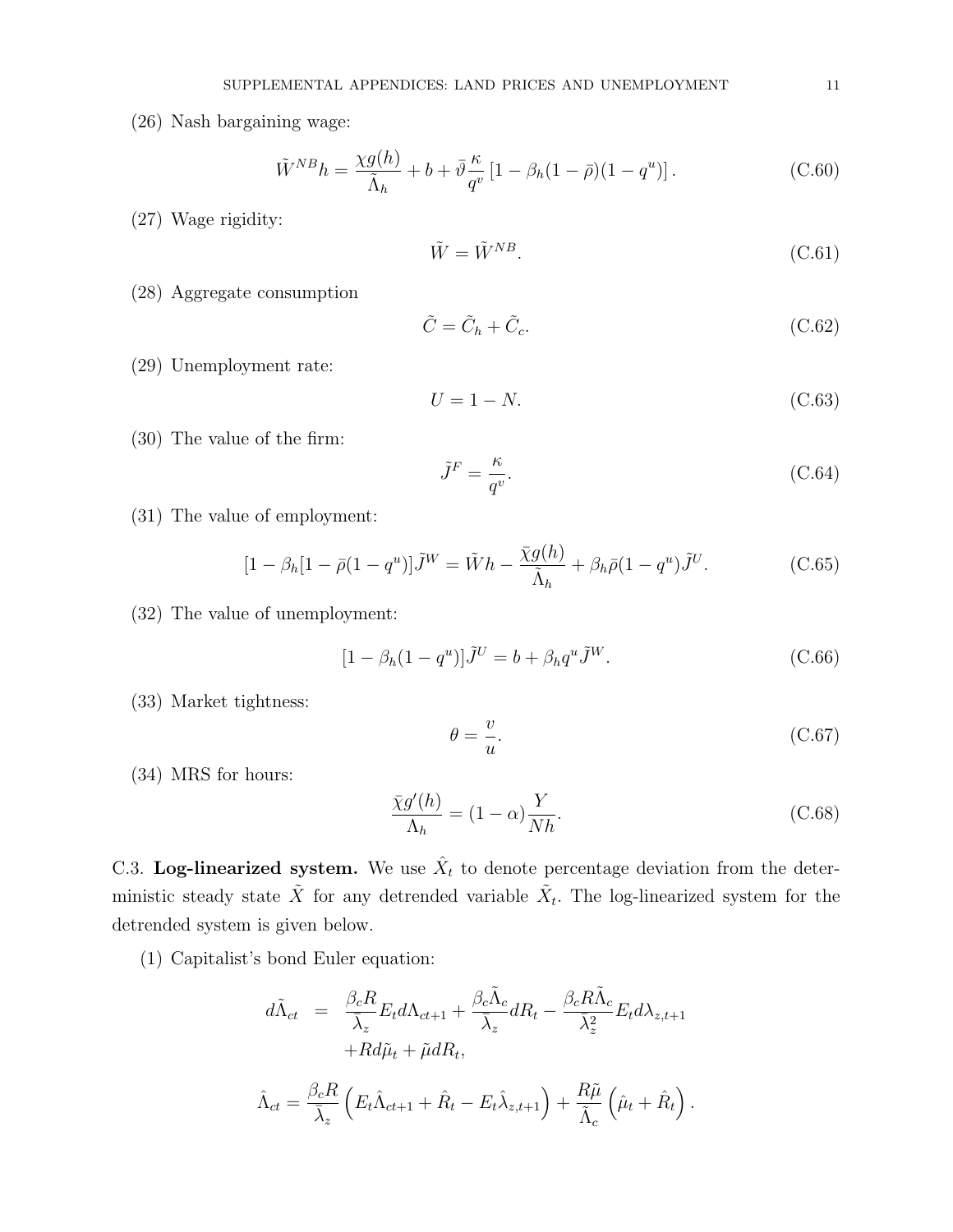(26) Nash bargaining wage:

$$\tilde{W}^{NB}h = \frac{\chi g(h)}{\tilde{\Lambda}_h} + b + \bar{\vartheta}\frac{\kappa}{q^v}\left[1 - \beta_h(1-\bar{\rho})(1-q^u)\right]. \tag{C.60}$$

(27) Wage rigidity:

$$\tilde{W} = \tilde{W}^{NB}. \tag{C.61}$$

(28) Aggregate consumption

$$\tilde{C} = \tilde{C}_h + \tilde{C}_c. \tag{C.62}$$

(29) Unemployment rate:

$$U = 1 - N. \tag{C.63}$$

(30) The value of the firm:

$$\tilde{J}^F = \frac{\kappa}{q^v}. \tag{C.64}$$

(31) The value of employment:

$$[1 - \beta_h[1 - \bar{\rho}(1-q^u)]\tilde{J}^W = \tilde{W}h - \frac{\bar{\chi}g(h)}{\tilde{\Lambda}_h} + \beta_h\bar{\rho}(1-q^u)\tilde{J}^U. \tag{C.65}$$

(32) The value of unemployment:

$$[1 - \beta_h(1-q^u)]\tilde{J}^U = b + \beta_h q^u \tilde{J}^W. \tag{C.66}$$

(33) Market tightness:

$$\theta = \frac{v}{u}. \tag{C.67}$$

(34) MRS for hours:

$$\frac{\bar{\chi}g'(h)}{\Lambda_h} = (1-\alpha)\frac{Y}{Nh}. \tag{C.68}$$

C.3. **Log-linearized system.** We use $\hat{X}_t$ to denote percentage deviation from the deterministic steady state $\tilde{X}$ for any detrended variable $\tilde{X}_t$. The log-linearized system for the detrended system is given below.

(1) Capitalist's bond Euler equation:

$$\begin{aligned} d\tilde{\Lambda}_{ct} &= \frac{\beta_c R}{\bar{\lambda}_z}E_t d\Lambda_{ct+1} + \frac{\beta_c\tilde{\Lambda}_c}{\bar{\lambda}_z}dR_t - \frac{\beta_c R\tilde{\Lambda}_c}{\bar{\lambda}_z^2}E_t d\lambda_{z,t+1} \\ &\quad + Rd\tilde{\mu}_t + \tilde{\mu}dR_t, \end{aligned}$$

$$\hat{\Lambda}_{ct} = \frac{\beta_c R}{\bar{\lambda}_z}\left(E_t\hat{\Lambda}_{ct+1} + \hat{R}_t - E_t\hat{\lambda}_{z,t+1}\right) + \frac{R\tilde{\mu}}{\tilde{\Lambda}_c}\left(\hat{\mu}_t + \hat{R}_t\right).$$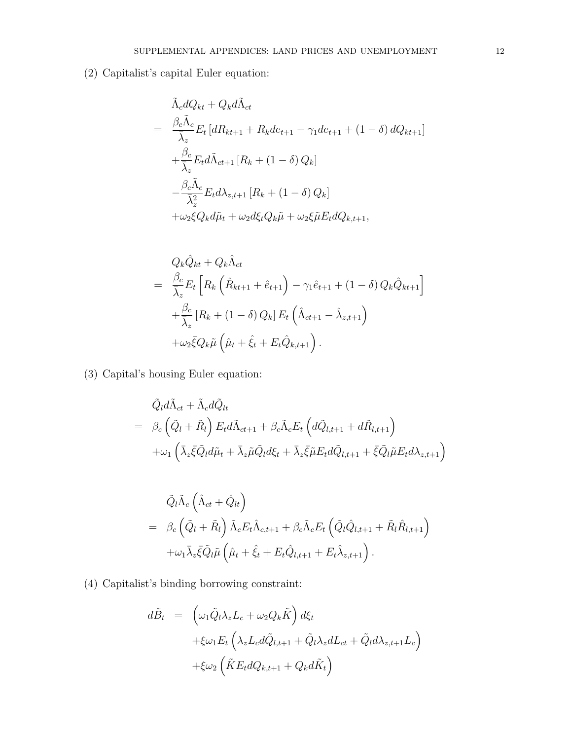(2) Capitalist's capital Euler equation:

$$
\begin{aligned}
& \tilde{\Lambda}_c dQ_{kt} + Q_k d\tilde{\Lambda}_{ct} \\
= \; & \frac{\beta_c \tilde{\Lambda}_c}{\bar{\lambda}_z} E_t \left[ dR_{kt+1} + R_k de_{t+1} - \gamma_1 de_{t+1} + (1-\delta)\, dQ_{kt+1} \right] \\
& + \frac{\beta_c}{\bar{\lambda}_z} E_t d\tilde{\Lambda}_{ct+1} \left[ R_k + (1-\delta)\, Q_k \right] \\
& - \frac{\beta_c \tilde{\Lambda}_c}{\bar{\lambda}_z^2} E_t d\lambda_{z,t+1} \left[ R_k + (1-\delta)\, Q_k \right] \\
& + \omega_2 \xi Q_k d\tilde{\mu}_t + \omega_2 d\xi_t Q_k \tilde{\mu} + \omega_2 \xi \tilde{\mu} E_t dQ_{k,t+1},
\end{aligned}
$$

$$
\begin{aligned}
& Q_k \hat{Q}_{kt} + Q_k \hat{\Lambda}_{ct} \\
= \; & \frac{\beta_c}{\bar{\lambda}_z} E_t \left[ R_k \left( \hat{R}_{kt+1} + \hat{e}_{t+1} \right) - \gamma_1 \hat{e}_{t+1} + (1-\delta)\, Q_k \hat{Q}_{kt+1} \right] \\
& + \frac{\beta_c}{\bar{\lambda}_z} \left[ R_k + (1-\delta)\, Q_k \right] E_t \left( \hat{\Lambda}_{ct+1} - \hat{\lambda}_{z,t+1} \right) \\
& + \omega_2 \bar{\xi} Q_k \tilde{\mu} \left( \hat{\mu}_t + \hat{\xi}_t + E_t \hat{Q}_{k,t+1} \right).
\end{aligned}
$$

(3) Capital's housing Euler equation:

$$
\begin{aligned}
& \tilde{Q}_l d\tilde{\Lambda}_{ct} + \tilde{\Lambda}_c d\tilde{Q}_{lt} \\
= \; & \beta_c \left( \tilde{Q}_l + \tilde{R}_l \right) E_t d\tilde{\Lambda}_{ct+1} + \beta_c \tilde{\Lambda}_c E_t \left( d\tilde{Q}_{l,t+1} + d\tilde{R}_{l,t+1} \right) \\
& + \omega_1 \left( \bar{\lambda}_z \bar{\xi} \tilde{Q}_l d\tilde{\mu}_t + \bar{\lambda}_z \tilde{\mu} \tilde{Q}_l d\xi_t + \bar{\lambda}_z \bar{\xi} \tilde{\mu} E_t d\tilde{Q}_{l,t+1} + \bar{\xi} \tilde{Q}_l \tilde{\mu} E_t d\lambda_{z,t+1} \right)
\end{aligned}
$$

$$
\begin{aligned}
& \tilde{Q}_l \tilde{\Lambda}_c \left( \hat{\Lambda}_{ct} + \hat{Q}_{lt} \right) \\
= \; & \beta_c \left( \tilde{Q}_l + \tilde{R}_l \right) \tilde{\Lambda}_c E_t \hat{\Lambda}_{c,t+1} + \beta_c \tilde{\Lambda}_c E_t \left( \tilde{Q}_l \hat{Q}_{l,t+1} + \tilde{R}_l \hat{R}_{l,t+1} \right) \\
& + \omega_1 \bar{\lambda}_z \bar{\xi} \tilde{Q}_l \tilde{\mu} \left( \hat{\mu}_t + \hat{\xi}_t + E_t \hat{Q}_{l,t+1} + E_t \hat{\lambda}_{z,t+1} \right).
\end{aligned}
$$

(4) Capitalist's binding borrowing constraint:

$$
\begin{aligned}
d\tilde{B}_t \; = \; & \left( \omega_1 \tilde{Q}_l \lambda_z L_c + \omega_2 Q_k \tilde{K} \right) d\xi_t \\
& + \xi \omega_1 E_t \left( \lambda_z L_c d\tilde{Q}_{l,t+1} + \tilde{Q}_l \lambda_z dL_{ct} + \tilde{Q}_l d\lambda_{z,t+1} L_c \right) \\
& + \xi \omega_2 \left( \tilde{K} E_t dQ_{k,t+1} + Q_k d\tilde{K}_t \right)
\end{aligned}
$$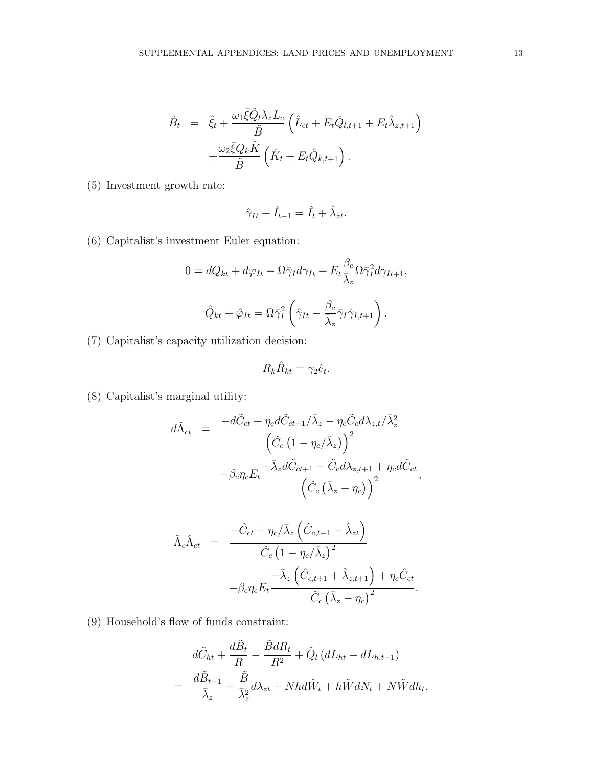$$
\begin{aligned}
\hat{B}_t &= \hat{\xi}_t + \frac{\omega_1 \bar{\xi} \tilde{Q}_l \lambda_z L_c}{\tilde{B}} \left( \hat{L}_{ct} + E_t \hat{Q}_{l,t+1} + E_t \hat{\lambda}_{z,t+1} \right) \\
&\quad + \frac{\omega_2 \bar{\xi} Q_k \tilde{K}}{\tilde{B}} \left( \hat{K}_t + E_t \hat{Q}_{k,t+1} \right).
\end{aligned}
$$

(5) Investment growth rate:

$$
\hat{\gamma}_{It} + \hat{I}_{t-1} = \hat{I}_t + \hat{\lambda}_{zt}.
$$

(6) Capitalist's investment Euler equation:

$$
0 = dQ_{kt} + d\varphi_{It} - \Omega \bar{\gamma}_I d\gamma_{It} + E_t \frac{\beta_c}{\bar{\lambda}_z} \Omega \bar{\gamma}_I^2 d\gamma_{It+1},
$$

$$
\hat{Q}_{kt} + \hat{\varphi}_{It} = \Omega \bar{\gamma}_I^2 \left( \hat{\gamma}_{It} - \frac{\beta_c}{\bar{\lambda}_z} \bar{\gamma}_I \hat{\gamma}_{I,t+1} \right).
$$

(7) Capitalist's capacity utilization decision:

$$
R_k \hat{R}_{kt} = \gamma_2 \hat{e}_t.
$$

(8) Capitalist's marginal utility:

$$
\begin{aligned}
d\tilde{\Lambda}_{ct} &= \frac{-d\tilde{C}_{ct} + \eta_c d\tilde{C}_{ct-1}/\bar{\lambda}_z - \eta_c \tilde{C}_c d\lambda_{z,t}/\bar{\lambda}_z^2}{\left( \tilde{C}_c \left( 1 - \eta_c/\bar{\lambda}_z \right) \right)^2} \\
&\quad - \beta_c \eta_c E_t \frac{-\bar{\lambda}_z d\tilde{C}_{ct+1} - \tilde{C}_c d\lambda_{z,t+1} + \eta_c d\tilde{C}_{ct}}{\left( \tilde{C}_c \left( \bar{\lambda}_z - \eta_c \right) \right)^2},
\end{aligned}
$$

$$
\begin{aligned}
\tilde{\Lambda}_c \hat{\Lambda}_{ct} &= \frac{-\hat{C}_{ct} + \eta_c/\bar{\lambda}_z \left( \hat{C}_{c,t-1} - \hat{\lambda}_{zt} \right)}{\tilde{C}_c \left( 1 - \eta_c/\bar{\lambda}_z \right)^2} \\
&\quad - \beta_c \eta_c E_t \frac{-\bar{\lambda}_z \left( \hat{C}_{c,t+1} + \hat{\lambda}_{z,t+1} \right) + \eta_c \hat{C}_{ct}}{\tilde{C}_c \left( \bar{\lambda}_z - \eta_c \right)^2}.
\end{aligned}
$$

(9) Household's flow of funds constraint:

$$
\begin{aligned}
& d\tilde{C}_{ht} + \frac{d\tilde{B}_t}{R} - \frac{\tilde{B} dR_t}{R^2} + \tilde{Q}_l \left( dL_{ht} - dL_{h,t-1} \right) \\
= \ & \frac{d\tilde{B}_{t-1}}{\bar{\lambda}_z} - \frac{\tilde{B}}{\bar{\lambda}_z^2} d\lambda_{zt} + Nhd\tilde{W}_t + h\tilde{W} dN_t + N\tilde{W} dh_t.
\end{aligned}
$$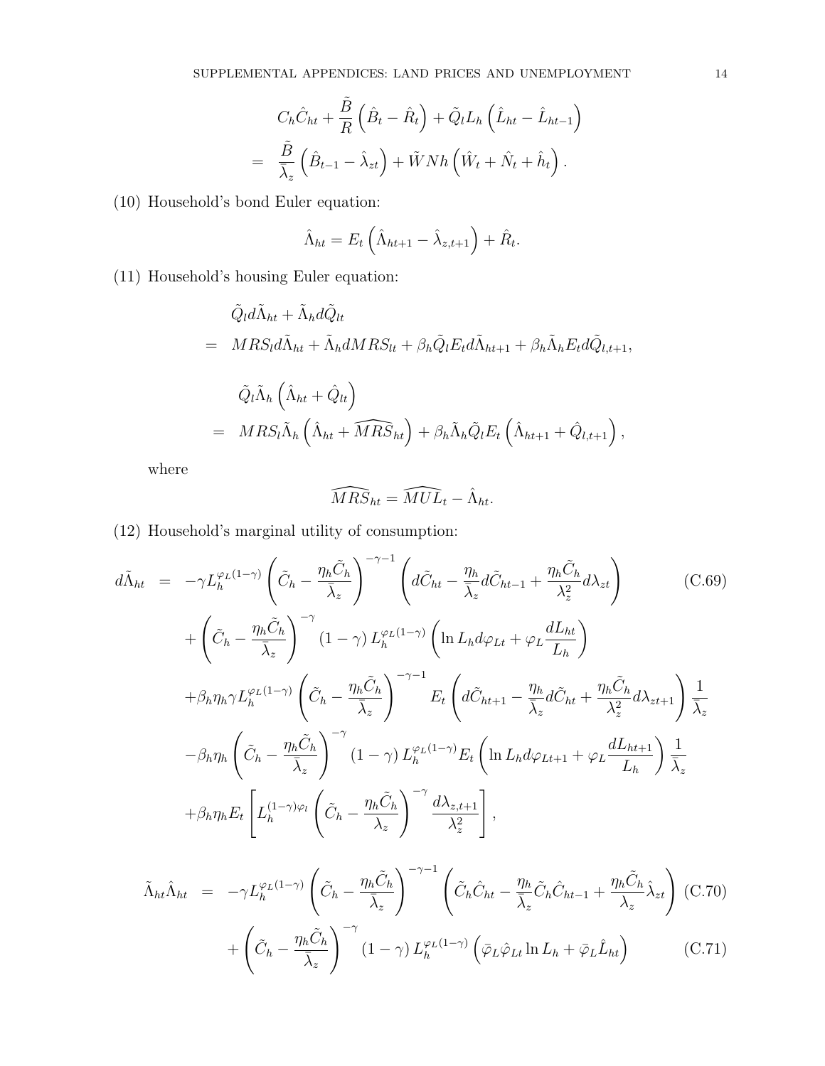$$
\begin{aligned}
& C_h \hat{C}_{ht} + \frac{\tilde{B}}{R}\left(\hat{B}_t - \hat{R}_t\right) + \tilde{Q}_l L_h \left(\hat{L}_{ht} - \hat{L}_{ht-1}\right) \\
= \;& \frac{\tilde{B}}{\bar{\lambda}_z}\left(\hat{B}_{t-1} - \hat{\lambda}_{zt}\right) + \tilde{W} N h \left(\hat{W}_t + \hat{N}_t + \hat{h}_t\right).
\end{aligned}
$$

(10) Household's bond Euler equation:

$$
\hat{\Lambda}_{ht} = E_t\left(\hat{\Lambda}_{ht+1} - \hat{\lambda}_{z,t+1}\right) + \hat{R}_t.
$$

(11) Household's housing Euler equation:

$$
\begin{aligned}
& \tilde{Q}_l d\tilde{\Lambda}_{ht} + \tilde{\Lambda}_h d\tilde{Q}_{lt} \\
= \;& MRS_l d\tilde{\Lambda}_{ht} + \tilde{\Lambda}_h dMRS_{lt} + \beta_h \tilde{Q}_l E_t d\tilde{\Lambda}_{ht+1} + \beta_h \tilde{\Lambda}_h E_t d\tilde{Q}_{l,t+1},
\end{aligned}
$$

$$
\begin{aligned}
& \tilde{Q}_l \tilde{\Lambda}_h \left(\hat{\Lambda}_{ht} + \hat{Q}_{lt}\right) \\
= \;& MRS_l \tilde{\Lambda}_h \left(\hat{\Lambda}_{ht} + \widehat{MRS}_{ht}\right) + \beta_h \tilde{\Lambda}_h \tilde{Q}_l E_t\left(\hat{\Lambda}_{ht+1} + \hat{Q}_{l,t+1}\right),
\end{aligned}
$$

where

$$
\widehat{MRS}_{ht} = \widehat{MUL}_t - \hat{\Lambda}_{ht}.
$$

(12) Household's marginal utility of consumption:

$$
\begin{aligned}
d\tilde{\Lambda}_{ht} = \;& -\gamma L_h^{\varphi_L(1-\gamma)}\left(\tilde{C}_h - \frac{\eta_h \tilde{C}_h}{\bar{\lambda}_z}\right)^{-\gamma-1}\left(d\tilde{C}_{ht} - \frac{\eta_h}{\bar{\lambda}_z} d\tilde{C}_{ht-1} + \frac{\eta_h \tilde{C}_h}{\lambda_z^2} d\lambda_{zt}\right) \qquad \text{(C.69)} \\
& + \left(\tilde{C}_h - \frac{\eta_h \tilde{C}_h}{\bar{\lambda}_z}\right)^{-\gamma}(1-\gamma) L_h^{\varphi_L(1-\gamma)}\left(\ln L_h d\varphi_{Lt} + \varphi_L \frac{dL_{ht}}{L_h}\right) \\
& + \beta_h \eta_h \gamma L_h^{\varphi_L(1-\gamma)}\left(\tilde{C}_h - \frac{\eta_h \tilde{C}_h}{\bar{\lambda}_z}\right)^{-\gamma-1} E_t\left(d\tilde{C}_{ht+1} - \frac{\eta_h}{\bar{\lambda}_z} d\tilde{C}_{ht} + \frac{\eta_h \tilde{C}_h}{\lambda_z^2} d\lambda_{zt+1}\right)\frac{1}{\bar{\lambda}_z} \\
& - \beta_h \eta_h \left(\tilde{C}_h - \frac{\eta_h \tilde{C}_h}{\bar{\lambda}_z}\right)^{-\gamma}(1-\gamma) L_h^{\varphi_L(1-\gamma)} E_t\left(\ln L_h d\varphi_{Lt+1} + \varphi_L \frac{dL_{ht+1}}{L_h}\right)\frac{1}{\bar{\lambda}_z} \\
& + \beta_h \eta_h E_t\left[L_h^{(1-\gamma)\varphi_l}\left(\tilde{C}_h - \frac{\eta_h \tilde{C}_h}{\lambda_z}\right)^{-\gamma}\frac{d\lambda_{z,t+1}}{\lambda_z^2}\right],
\end{aligned}
$$

$$
\begin{aligned}
\tilde{\Lambda}_{ht}\hat{\Lambda}_{ht} = \;& -\gamma L_h^{\varphi_L(1-\gamma)}\left(\tilde{C}_h - \frac{\eta_h \tilde{C}_h}{\bar{\lambda}_z}\right)^{-\gamma-1}\left(\tilde{C}_h \hat{C}_{ht} - \frac{\eta_h}{\bar{\lambda}_z}\tilde{C}_h \hat{C}_{ht-1} + \frac{\eta_h \tilde{C}_h}{\lambda_z}\hat{\lambda}_{zt}\right) \qquad \text{(C.70)} \\
& + \left(\tilde{C}_h - \frac{\eta_h \tilde{C}_h}{\bar{\lambda}_z}\right)^{-\gamma}(1-\gamma) L_h^{\varphi_L(1-\gamma)}\left(\bar{\varphi}_L \hat{\varphi}_{Lt}\ln L_h + \bar{\varphi}_L \hat{L}_{ht}\right) \qquad \text{(C.71)}
\end{aligned}
$$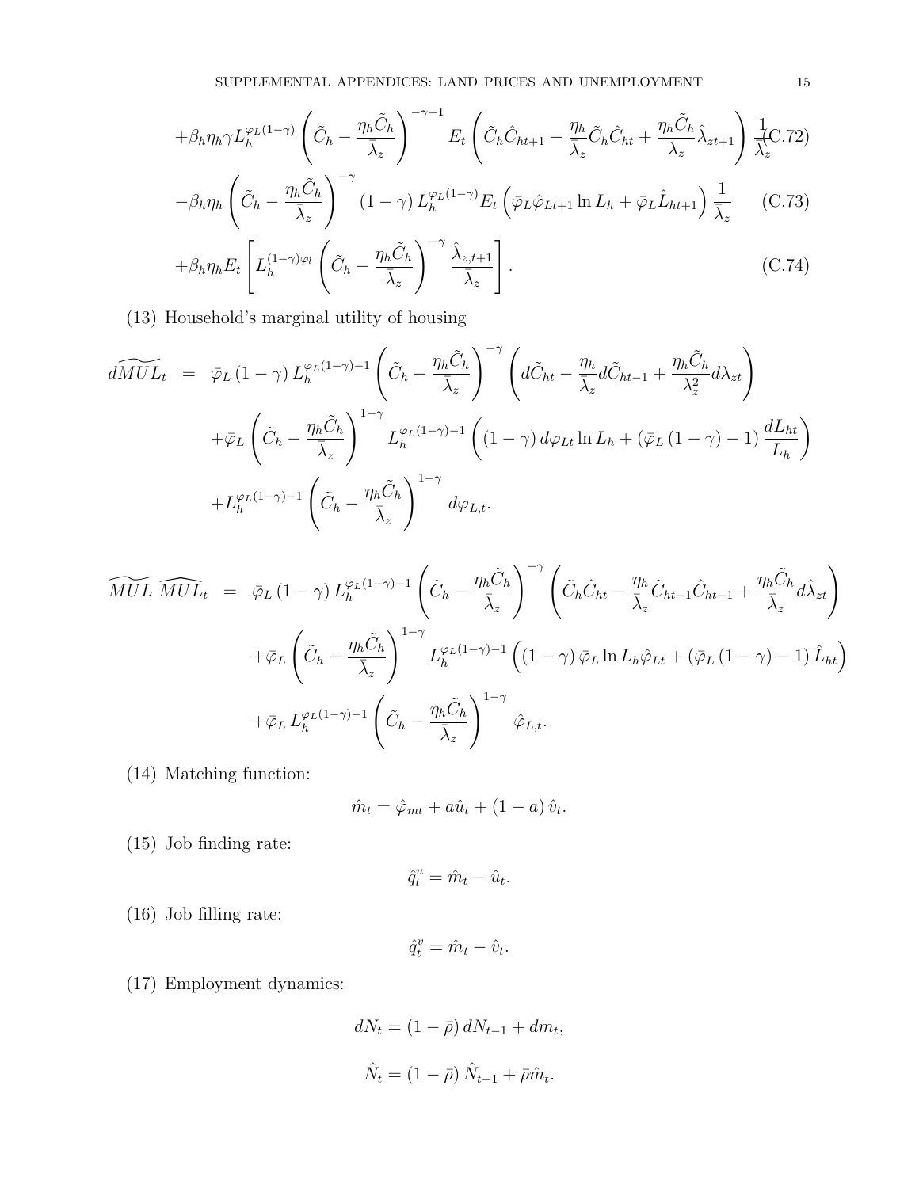$$+\beta_h \eta_h \gamma L_h^{\varphi_L(1-\gamma)} \left(\tilde{C}_h - \frac{\eta_h \tilde{C}_h}{\bar{\lambda}_z}\right)^{-\gamma-1} E_t \left(\tilde{C}_h \hat{C}_{ht+1} - \frac{\eta_h}{\bar{\lambda}_z} \tilde{C}_h \hat{C}_{ht} + \frac{\eta_h \tilde{C}_h}{\lambda_z} \hat{\lambda}_{zt+1}\right) \frac{1}{\bar{\lambda}_z} \tag{C.72}$$

$$-\beta_h \eta_h \left(\tilde{C}_h - \frac{\eta_h \tilde{C}_h}{\bar{\lambda}_z}\right)^{-\gamma} (1-\gamma) L_h^{\varphi_L(1-\gamma)} E_t \left(\bar{\varphi}_L \hat{\varphi}_{Lt+1} \ln L_h + \bar{\varphi}_L \hat{L}_{ht+1}\right) \frac{1}{\bar{\lambda}_z} \tag{C.73}$$

$$+\beta_h \eta_h E_t \left[L_h^{(1-\gamma)\varphi_l} \left(\tilde{C}_h - \frac{\eta_h \tilde{C}_h}{\bar{\lambda}_z}\right)^{-\gamma} \frac{\hat{\lambda}_{z,t+1}}{\bar{\lambda}_z}\right]. \tag{C.74}$$

(13) Household's marginal utility of housing

$$\begin{aligned}
d\widetilde{MUL}_t &= \bar{\varphi}_L (1-\gamma) L_h^{\varphi_L(1-\gamma)-1} \left(\tilde{C}_h - \frac{\eta_h \tilde{C}_h}{\bar{\lambda}_z}\right)^{-\gamma} \left(d\tilde{C}_{ht} - \frac{\eta_h}{\bar{\lambda}_z} d\tilde{C}_{ht-1} + \frac{\eta_h \tilde{C}_h}{\lambda_z^2} d\lambda_{zt}\right) \\
&\quad + \bar{\varphi}_L \left(\tilde{C}_h - \frac{\eta_h \tilde{C}_h}{\bar{\lambda}_z}\right)^{1-\gamma} L_h^{\varphi_L(1-\gamma)-1} \left((1-\gamma) d\varphi_{Lt} \ln L_h + (\bar{\varphi}_L (1-\gamma) - 1) \frac{dL_{ht}}{L_h}\right) \\
&\quad + L_h^{\varphi_L(1-\gamma)-1} \left(\tilde{C}_h - \frac{\eta_h \tilde{C}_h}{\bar{\lambda}_z}\right)^{1-\gamma} d\varphi_{L,t}.
\end{aligned}$$

$$\begin{aligned}
\widetilde{MUL}\ \widehat{MUL}_t &= \bar{\varphi}_L (1-\gamma) L_h^{\varphi_L(1-\gamma)-1} \left(\tilde{C}_h - \frac{\eta_h \tilde{C}_h}{\bar{\lambda}_z}\right)^{-\gamma} \left(\tilde{C}_h \hat{C}_{ht} - \frac{\eta_h}{\bar{\lambda}_z} \tilde{C}_{ht-1} \hat{C}_{ht-1} + \frac{\eta_h \tilde{C}_h}{\bar{\lambda}_z} d\hat{\lambda}_{zt}\right) \\
&\quad + \bar{\varphi}_L \left(\tilde{C}_h - \frac{\eta_h \tilde{C}_h}{\bar{\lambda}_z}\right)^{1-\gamma} L_h^{\varphi_L(1-\gamma)-1} \left((1-\gamma) \bar{\varphi}_L \ln L_h \hat{\varphi}_{Lt} + (\bar{\varphi}_L (1-\gamma) - 1) \hat{L}_{ht}\right) \\
&\quad + \bar{\varphi}_L L_h^{\varphi_L(1-\gamma)-1} \left(\tilde{C}_h - \frac{\eta_h \tilde{C}_h}{\bar{\lambda}_z}\right)^{1-\gamma} \hat{\varphi}_{L,t}.
\end{aligned}$$

(14) Matching function:

$$\hat{m}_t = \hat{\varphi}_{mt} + a \hat{u}_t + (1-a) \hat{v}_t.$$

(15) Job finding rate:

$$\hat{q}_t^u = \hat{m}_t - \hat{u}_t.$$

(16) Job filling rate:

$$\hat{q}_t^v = \hat{m}_t - \hat{v}_t.$$

(17) Employment dynamics:

$$dN_t = (1-\bar{\rho}) dN_{t-1} + dm_t,$$

$$\hat{N}_t = (1-\bar{\rho}) \hat{N}_{t-1} + \bar{\rho} \hat{m}_t.$$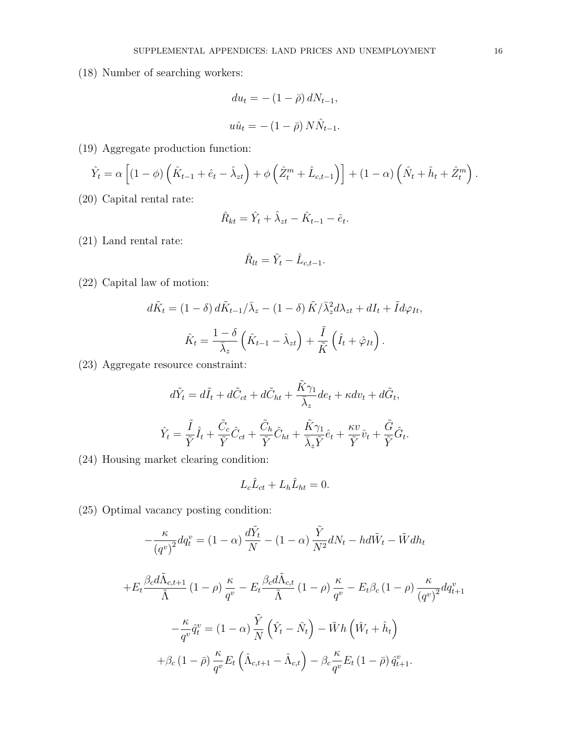(18) Number of searching workers:

$$du_t = -(1-\bar{\rho})\, dN_{t-1},$$

$$u\hat{u}_t = -(1-\bar{\rho})\, N\hat{N}_{t-1}.$$

(19) Aggregate production function:

$$\hat{Y}_t = \alpha\left[(1-\phi)\left(\hat{K}_{t-1} + \hat{e}_t - \hat{\lambda}_{zt}\right) + \phi\left(\hat{Z}_t^m + \hat{L}_{c,t-1}\right)\right] + (1-\alpha)\left(\hat{N}_t + \hat{h}_t + \hat{Z}_t^m\right).$$

(20) Capital rental rate:

$$\hat{R}_{kt} = \hat{Y}_t + \hat{\lambda}_{zt} - \hat{K}_{t-1} - \hat{e}_t.$$

(21) Land rental rate:

$$\hat{R}_{lt} = \hat{Y}_t - \hat{L}_{c,t-1}.$$

(22) Capital law of motion:

$$d\tilde{K}_t = (1-\delta)\, d\tilde{K}_{t-1}/\bar{\lambda}_z - (1-\delta)\,\tilde{K}/\bar{\lambda}_z^2 d\lambda_{zt} + dI_t + \tilde{I} d\varphi_{It},$$

$$\hat{K}_t = \frac{1-\delta}{\bar{\lambda}_z}\left(\hat{K}_{t-1} - \hat{\lambda}_{zt}\right) + \frac{\tilde{I}}{\tilde{K}}\left(\hat{I}_t + \hat{\varphi}_{It}\right).$$

(23) Aggregate resource constraint:

$$d\tilde{Y}_t = d\tilde{I}_t + d\tilde{C}_{ct} + d\tilde{C}_{ht} + \frac{\tilde{K}\gamma_1}{\bar{\lambda}_z} de_t + \kappa dv_t + d\tilde{G}_t,$$

$$\hat{Y}_t = \frac{\tilde{I}}{\tilde{Y}}\hat{I}_t + \frac{\tilde{C}_c}{\tilde{Y}}\hat{C}_{ct} + \frac{\tilde{C}_h}{\tilde{Y}}\hat{C}_{ht} + \frac{\tilde{K}\gamma_1}{\bar{\lambda}_z \tilde{Y}}\hat{e}_t + \frac{\kappa v}{\tilde{Y}}\hat{v}_t + \frac{\tilde{G}}{\tilde{Y}}\hat{G}_t.$$

(24) Housing market clearing condition:

$$L_c\hat{L}_{ct} + L_h\hat{L}_{ht} = 0.$$

(25) Optimal vacancy posting condition:

$$-\frac{\kappa}{(q^v)^2} dq_t^v = (1-\alpha)\frac{d\tilde{Y}_t}{N} - (1-\alpha)\frac{\tilde{Y}}{N^2} dN_t - h d\tilde{W}_t - \tilde{W} dh_t$$

$$+ E_t \frac{\beta_c d\tilde{\Lambda}_{c,t+1}}{\tilde{\Lambda}}(1-\rho)\frac{\kappa}{q^v} - E_t \frac{\beta_c d\tilde{\Lambda}_{c,t}}{\tilde{\Lambda}}(1-\rho)\frac{\kappa}{q^v} - E_t \beta_c (1-\rho)\frac{\kappa}{(q^v)^2} dq_{t+1}^v$$

$$-\frac{\kappa}{q^v}\hat{q}_t^v = (1-\alpha)\frac{\tilde{Y}}{N}\left(\hat{Y}_t - \hat{N}_t\right) - \tilde{W}h\left(\hat{W}_t + \hat{h}_t\right)$$

$$+ \beta_c (1-\bar{\rho})\frac{\kappa}{q^v} E_t\left(\hat{\Lambda}_{c,t+1} - \hat{\Lambda}_{c,t}\right) - \beta_c \frac{\kappa}{q^v} E_t (1-\bar{\rho})\,\hat{q}_{t+1}^v.$$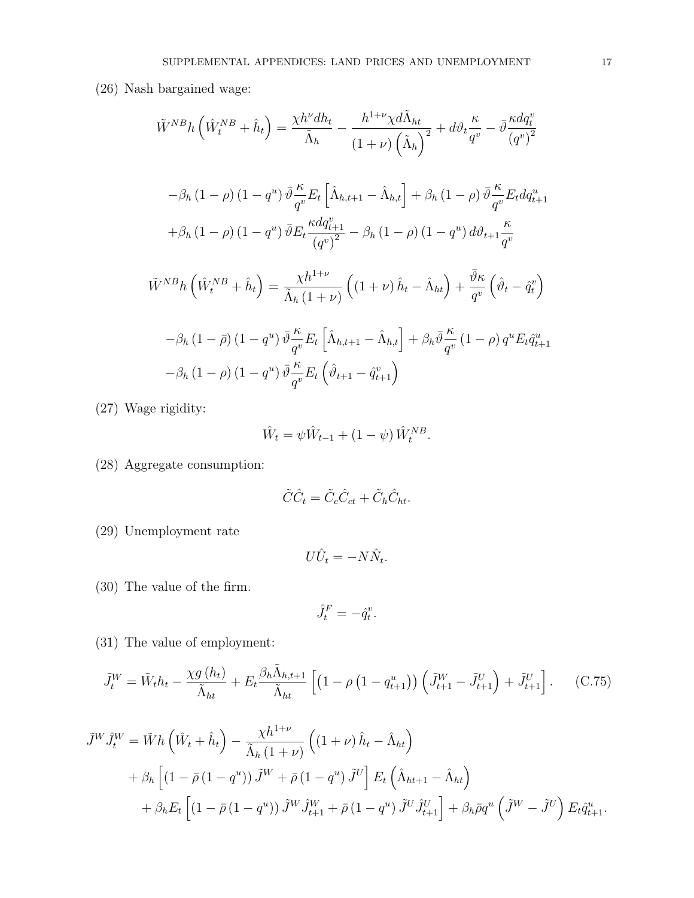(26) Nash bargained wage:

$$\tilde{W}^{NB}h\left(\hat{W}_t^{NB}+\hat{h}_t\right)=\frac{\chi h^{\nu}dh_t}{\tilde{\Lambda}_h}-\frac{h^{1+\nu}\chi d\tilde{\Lambda}_{ht}}{(1+\nu)\left(\tilde{\Lambda}_h\right)^2}+d\vartheta_t\frac{\kappa}{q^v}-\bar{\vartheta}\frac{\kappa dq_t^v}{(q^v)^2}$$

$$-\beta_h(1-\rho)(1-q^u)\bar{\vartheta}\frac{\kappa}{q^v}E_t\left[\hat{\Lambda}_{h,t+1}-\hat{\Lambda}_{h,t}\right]+\beta_h(1-\rho)\bar{\vartheta}\frac{\kappa}{q^v}E_t dq_{t+1}^u$$
$$+\beta_h(1-\rho)(1-q^u)\bar{\vartheta}E_t\frac{\kappa dq_{t+1}^v}{(q^v)^2}-\beta_h(1-\rho)(1-q^u)d\vartheta_{t+1}\frac{\kappa}{q^v}$$

$$\tilde{W}^{NB}h\left(\hat{W}_t^{NB}+\hat{h}_t\right)=\frac{\chi h^{1+\nu}}{\tilde{\Lambda}_h(1+\nu)}\left((1+\nu)\hat{h}_t-\hat{\Lambda}_{ht}\right)+\frac{\bar{\vartheta}\kappa}{q^v}\left(\hat{\vartheta}_t-\hat{q}_t^v\right)$$

$$-\beta_h(1-\bar{\rho})(1-q^u)\bar{\vartheta}\frac{\kappa}{q^v}E_t\left[\hat{\Lambda}_{h,t+1}-\hat{\Lambda}_{h,t}\right]+\beta_h\bar{\vartheta}\frac{\kappa}{q^v}(1-\rho)q^uE_t\hat{q}_{t+1}^u$$
$$-\beta_h(1-\rho)(1-q^u)\bar{\vartheta}\frac{\kappa}{q^v}E_t\left(\hat{\vartheta}_{t+1}-\hat{q}_{t+1}^v\right)$$

(27) Wage rigidity:

$$\hat{W}_t=\psi\hat{W}_{t-1}+(1-\psi)\hat{W}_t^{NB}.$$

(28) Aggregate consumption:

$$\tilde{C}\hat{C}_t=\tilde{C}_c\hat{C}_{ct}+\tilde{C}_h\hat{C}_{ht}.$$

(29) Unemployment rate

$$U\hat{U}_t=-N\hat{N}_t.$$

(30) The value of the firm.

$$\hat{J}_t^F=-\hat{q}_t^v.$$

(31) The value of employment:

$$\tilde{J}_t^W=\tilde{W}_th_t-\frac{\chi g(h_t)}{\tilde{\Lambda}_{ht}}+E_t\frac{\beta_h\tilde{\Lambda}_{h,t+1}}{\tilde{\Lambda}_{ht}}\left[\left(1-\rho\left(1-q_{t+1}^u\right)\right)\left(\tilde{J}_{t+1}^W-\tilde{J}_{t+1}^U\right)+\tilde{J}_{t+1}^U\right]. \tag{C.75}$$

$$\tilde{J}^W\hat{J}_t^W=\tilde{W}h\left(\hat{W}_t+\hat{h}_t\right)-\frac{\chi h^{1+\nu}}{\tilde{\Lambda}_h(1+\nu)}\left((1+\nu)\hat{h}_t-\hat{\Lambda}_{ht}\right)$$
$$+\beta_h\left[(1-\bar{\rho}(1-q^u))\tilde{J}^W+\bar{\rho}(1-q^u)\tilde{J}^U\right]E_t\left(\hat{\Lambda}_{ht+1}-\hat{\Lambda}_{ht}\right)$$
$$+\beta_hE_t\left[(1-\bar{\rho}(1-q^u))\tilde{J}^W\hat{J}_{t+1}^W+\bar{\rho}(1-q^u)\tilde{J}^U\hat{J}_{t+1}^U\right]+\beta_h\bar{\rho}q^u\left(\tilde{J}^W-\tilde{J}^U\right)E_t\hat{q}_{t+1}^u.$$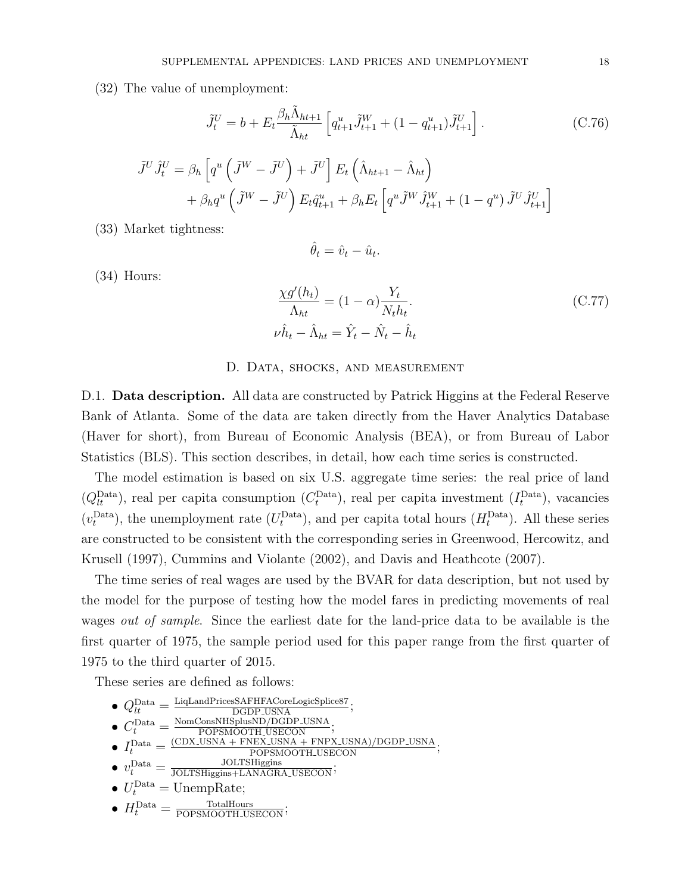(32) The value of unemployment:

$$\tilde{J}_t^U = b + E_t \frac{\beta_h \tilde{\Lambda}_{ht+1}}{\tilde{\Lambda}_{ht}} \left[ q_{t+1}^u \tilde{J}_{t+1}^W + (1 - q_{t+1}^u) \tilde{J}_{t+1}^U \right]. \tag{C.76}$$

$$\begin{aligned}
\tilde{J}^U \hat{J}_t^U = \beta_h \left[ q^u \left( \tilde{J}^W - \tilde{J}^U \right) + \tilde{J}^U \right] E_t \left( \hat{\Lambda}_{ht+1} - \hat{\Lambda}_{ht} \right) \\
+ \beta_h q^u \left( \tilde{J}^W - \tilde{J}^U \right) E_t \hat{q}_{t+1}^u + \beta_h E_t \left[ q^u \tilde{J}^W \hat{J}_{t+1}^W + (1 - q^u) \tilde{J}^U \hat{J}_{t+1}^U \right]
\end{aligned}$$

(33) Market tightness:

$$\hat{\theta}_t = \hat{v}_t - \hat{u}_t.$$

(34) Hours:

$$\frac{\chi g'(h_t)}{\Lambda_{ht}} = (1 - \alpha) \frac{Y_t}{N_t h_t}. \tag{C.77}$$

$$\nu \hat{h}_t - \hat{\Lambda}_{ht} = \hat{Y}_t - \hat{N}_t - \hat{h}_t$$

## D. Data, shocks, and measurement

D.1. **Data description.** All data are constructed by Patrick Higgins at the Federal Reserve Bank of Atlanta. Some of the data are taken directly from the Haver Analytics Database (Haver for short), from Bureau of Economic Analysis (BEA), or from Bureau of Labor Statistics (BLS). This section describes, in detail, how each time series is constructed.

The model estimation is based on six U.S. aggregate time series: the real price of land ($Q_{lt}^{\text{Data}}$), real per capita consumption ($C_t^{\text{Data}}$), real per capita investment ($I_t^{\text{Data}}$), vacancies ($v_t^{\text{Data}}$), the unemployment rate ($U_t^{\text{Data}}$), and per capita total hours ($H_t^{\text{Data}}$). All these series are constructed to be consistent with the corresponding series in Greenwood, Hercowitz, and Krusell (1997), Cummins and Violante (2002), and Davis and Heathcote (2007).

The time series of real wages are used by the BVAR for data description, but not used by the model for the purpose of testing how the model fares in predicting movements of real wages *out of sample*. Since the earliest date for the land-price data to be available is the first quarter of 1975, the sample period used for this paper range from the first quarter of 1975 to the third quarter of 2015.

These series are defined as follows:

- $Q_{lt}^{\text{Data}} = \frac{\text{LiqLandPricesSAFHFACoreLogicSplice87}}{\text{DGDP\_USNA}}$;
- $C_t^{\text{Data}} = \frac{\text{NomConsNHSplusND/DGDP\_USNA}}{\text{POPSMOOTH\_USECON}}$;
- $I_t^{\text{Data}} = \frac{\text{(CDX\_USNA + FNEX\_USNA + FNPX\_USNA)/DGDP\_USNA}}{\text{POPSMOOTH\_USECON}}$;
- $v_t^{\text{Data}} = \frac{\text{JOLTSHiggins}}{\text{JOLTSHiggins+LANAGRA\_USECON}}$;
- $U_t^{\text{Data}} = \text{UnempRate}$;
- $H_t^{\text{Data}} = \frac{\text{TotalHours}}{\text{POPSMOOTH\_USECON}}$;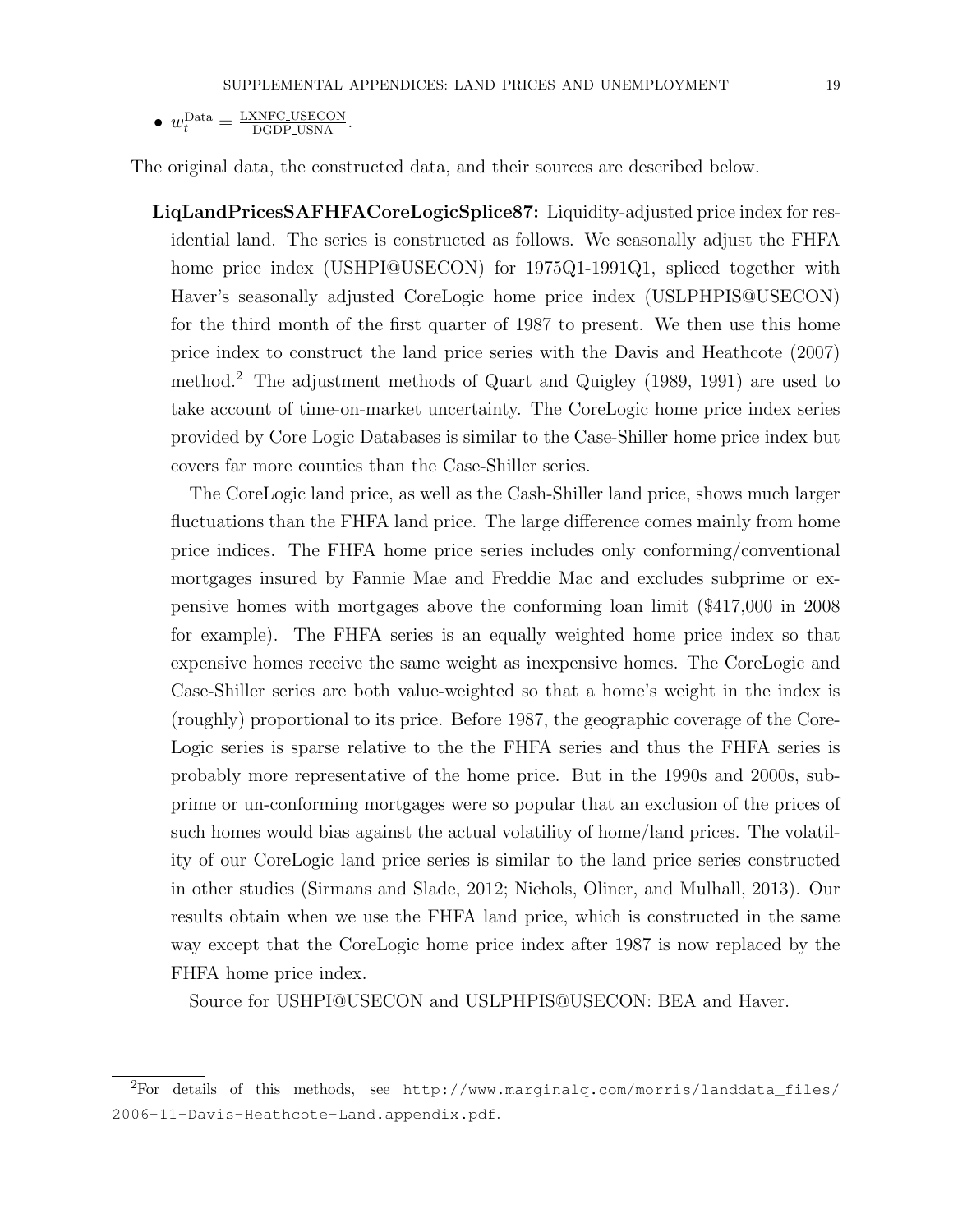- $w_t^{\text{Data}} = \frac{\text{LXNFC\_USECON}}{\text{DGDP\_USNA}}$.

The original data, the constructed data, and their sources are described below.

**LiqLandPricesSAFHFACoreLogicSplice87:** Liquidity-adjusted price index for residential land. The series is constructed as follows. We seasonally adjust the FHFA home price index (USHPI@USECON) for 1975Q1-1991Q1, spliced together with Haver's seasonally adjusted CoreLogic home price index (USLPHPIS@USECON) for the third month of the first quarter of 1987 to present. We then use this home price index to construct the land price series with the Davis and Heathcote (2007) method.[2] The adjustment methods of Quart and Quigley (1989, 1991) are used to take account of time-on-market uncertainty. The CoreLogic home price index series provided by Core Logic Databases is similar to the Case-Shiller home price index but covers far more counties than the Case-Shiller series.

The CoreLogic land price, as well as the Cash-Shiller land price, shows much larger fluctuations than the FHFA land price. The large difference comes mainly from home price indices. The FHFA home price series includes only conforming/conventional mortgages insured by Fannie Mae and Freddie Mac and excludes subprime or expensive homes with mortgages above the conforming loan limit ($417,000 in 2008 for example). The FHFA series is an equally weighted home price index so that expensive homes receive the same weight as inexpensive homes. The CoreLogic and Case-Shiller series are both value-weighted so that a home's weight in the index is (roughly) proportional to its price. Before 1987, the geographic coverage of the CoreLogic series is sparse relative to the the FHFA series and thus the FHFA series is probably more representative of the home price. But in the 1990s and 2000s, subprime or un-conforming mortgages were so popular that an exclusion of the prices of such homes would bias against the actual volatility of home/land prices. The volatility of our CoreLogic land price series is similar to the land price series constructed in other studies (Sirmans and Slade, 2012; Nichols, Oliner, and Mulhall, 2013). Our results obtain when we use the FHFA land price, which is constructed in the same way except that the CoreLogic home price index after 1987 is now replaced by the FHFA home price index.

Source for USHPI@USECON and USLPHPIS@USECON: BEA and Haver.

[2]For details of this methods, see http://www.marginalq.com/morris/landdata_files/2006-11-Davis-Heathcote-Land.appendix.pdf.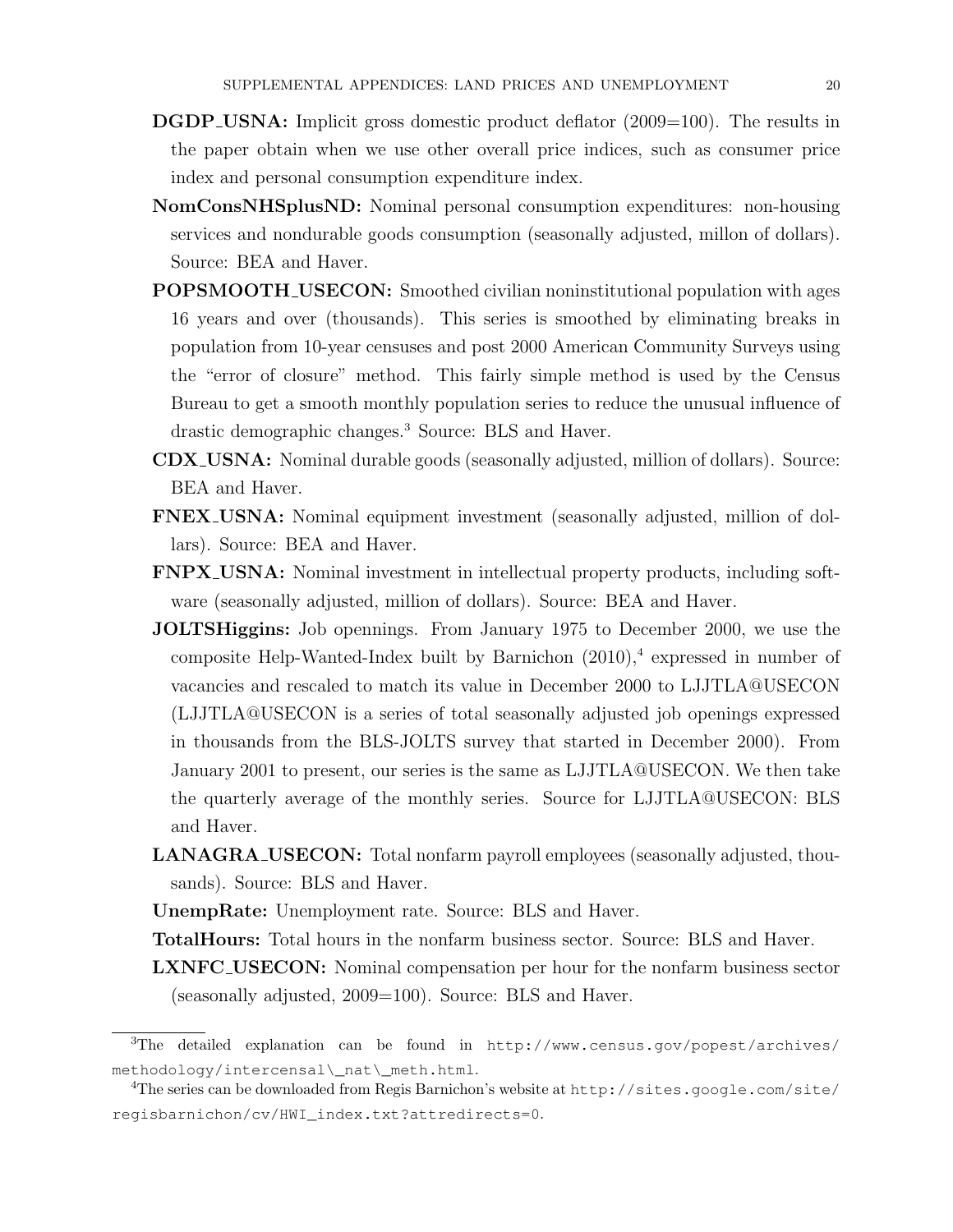**DGDP_USNA:** Implicit gross domestic product deflator (2009=100). The results in the paper obtain when we use other overall price indices, such as consumer price index and personal consumption expenditure index.

**NomConsNHSplusND:** Nominal personal consumption expenditures: non-housing services and nondurable goods consumption (seasonally adjusted, millon of dollars). Source: BEA and Haver.

**POPSMOOTH_USECON:** Smoothed civilian noninstitutional population with ages 16 years and over (thousands). This series is smoothed by eliminating breaks in population from 10-year censuses and post 2000 American Community Surveys using the "error of closure" method. This fairly simple method is used by the Census Bureau to get a smooth monthly population series to reduce the unusual influence of drastic demographic changes.[3] Source: BLS and Haver.

**CDX_USNA:** Nominal durable goods (seasonally adjusted, million of dollars). Source: BEA and Haver.

**FNEX_USNA:** Nominal equipment investment (seasonally adjusted, million of dollars). Source: BEA and Haver.

**FNPX_USNA:** Nominal investment in intellectual property products, including software (seasonally adjusted, million of dollars). Source: BEA and Haver.

**JOLTSHiggins:** Job opennings. From January 1975 to December 2000, we use the composite Help-Wanted-Index built by Barnichon (2010),[4] expressed in number of vacancies and rescaled to match its value in December 2000 to LJJTLA@USECON (LJJTLA@USECON is a series of total seasonally adjusted job openings expressed in thousands from the BLS-JOLTS survey that started in December 2000). From January 2001 to present, our series is the same as LJJTLA@USECON. We then take the quarterly average of the monthly series. Source for LJJTLA@USECON: BLS and Haver.

**LANAGRA_USECON:** Total nonfarm payroll employees (seasonally adjusted, thousands). Source: BLS and Haver.

**UnempRate:** Unemployment rate. Source: BLS and Haver.

**TotalHours:** Total hours in the nonfarm business sector. Source: BLS and Haver.

**LXNFC_USECON:** Nominal compensation per hour for the nonfarm business sector (seasonally adjusted, 2009=100). Source: BLS and Haver.

---

[3]The detailed explanation can be found in `http://www.census.gov/popest/archives/methodology/intercensal\_nat\_meth.html`.

[4]The series can be downloaded from Regis Barnichon's website at `http://sites.google.com/site/regisbarnichon/cv/HWI_index.txt?attredirects=0`.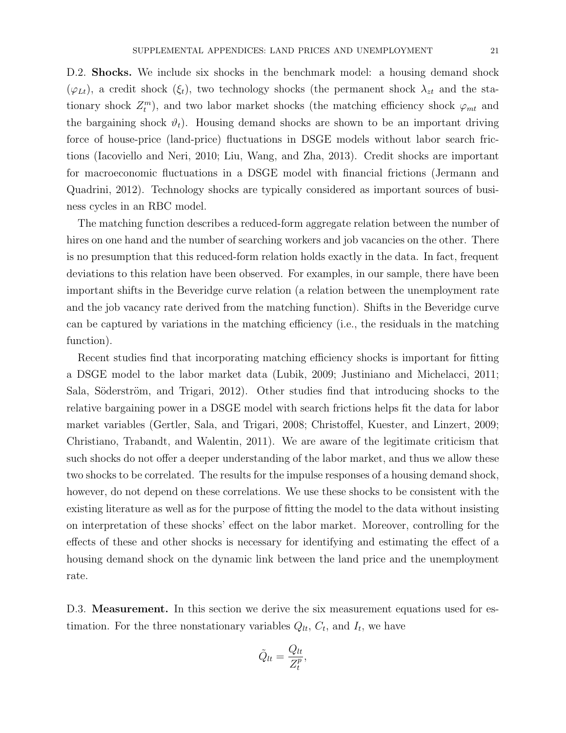D.2. **Shocks.** We include six shocks in the benchmark model: a housing demand shock ($\varphi_{Lt}$), a credit shock ($\xi_t$), two technology shocks (the permanent shock $\lambda_{zt}$ and the stationary shock $Z_t^m$), and two labor market shocks (the matching efficiency shock $\varphi_{mt}$ and the bargaining shock $\vartheta_t$). Housing demand shocks are shown to be an important driving force of house-price (land-price) fluctuations in DSGE models without labor search frictions (Iacoviello and Neri, 2010; Liu, Wang, and Zha, 2013). Credit shocks are important for macroeconomic fluctuations in a DSGE model with financial frictions (Jermann and Quadrini, 2012). Technology shocks are typically considered as important sources of business cycles in an RBC model.

The matching function describes a reduced-form aggregate relation between the number of hires on one hand and the number of searching workers and job vacancies on the other. There is no presumption that this reduced-form relation holds exactly in the data. In fact, frequent deviations to this relation have been observed. For examples, in our sample, there have been important shifts in the Beveridge curve relation (a relation between the unemployment rate and the job vacancy rate derived from the matching function). Shifts in the Beveridge curve can be captured by variations in the matching efficiency (i.e., the residuals in the matching function).

Recent studies find that incorporating matching efficiency shocks is important for fitting a DSGE model to the labor market data (Lubik, 2009; Justiniano and Michelacci, 2011; Sala, Söderström, and Trigari, 2012). Other studies find that introducing shocks to the relative bargaining power in a DSGE model with search frictions helps fit the data for labor market variables (Gertler, Sala, and Trigari, 2008; Christoffel, Kuester, and Linzert, 2009; Christiano, Trabandt, and Walentin, 2011). We are aware of the legitimate criticism that such shocks do not offer a deeper understanding of the labor market, and thus we allow these two shocks to be correlated. The results for the impulse responses of a housing demand shock, however, do not depend on these correlations. We use these shocks to be consistent with the existing literature as well as for the purpose of fitting the model to the data without insisting on interpretation of these shocks' effect on the labor market. Moreover, controlling for the effects of these and other shocks is necessary for identifying and estimating the effect of a housing demand shock on the dynamic link between the land price and the unemployment rate.

D.3. **Measurement.** In this section we derive the six measurement equations used for estimation. For the three nonstationary variables $Q_{lt}$, $C_t$, and $I_t$, we have

$$\tilde{Q}_{lt} = \frac{Q_{lt}}{Z_t^p},$$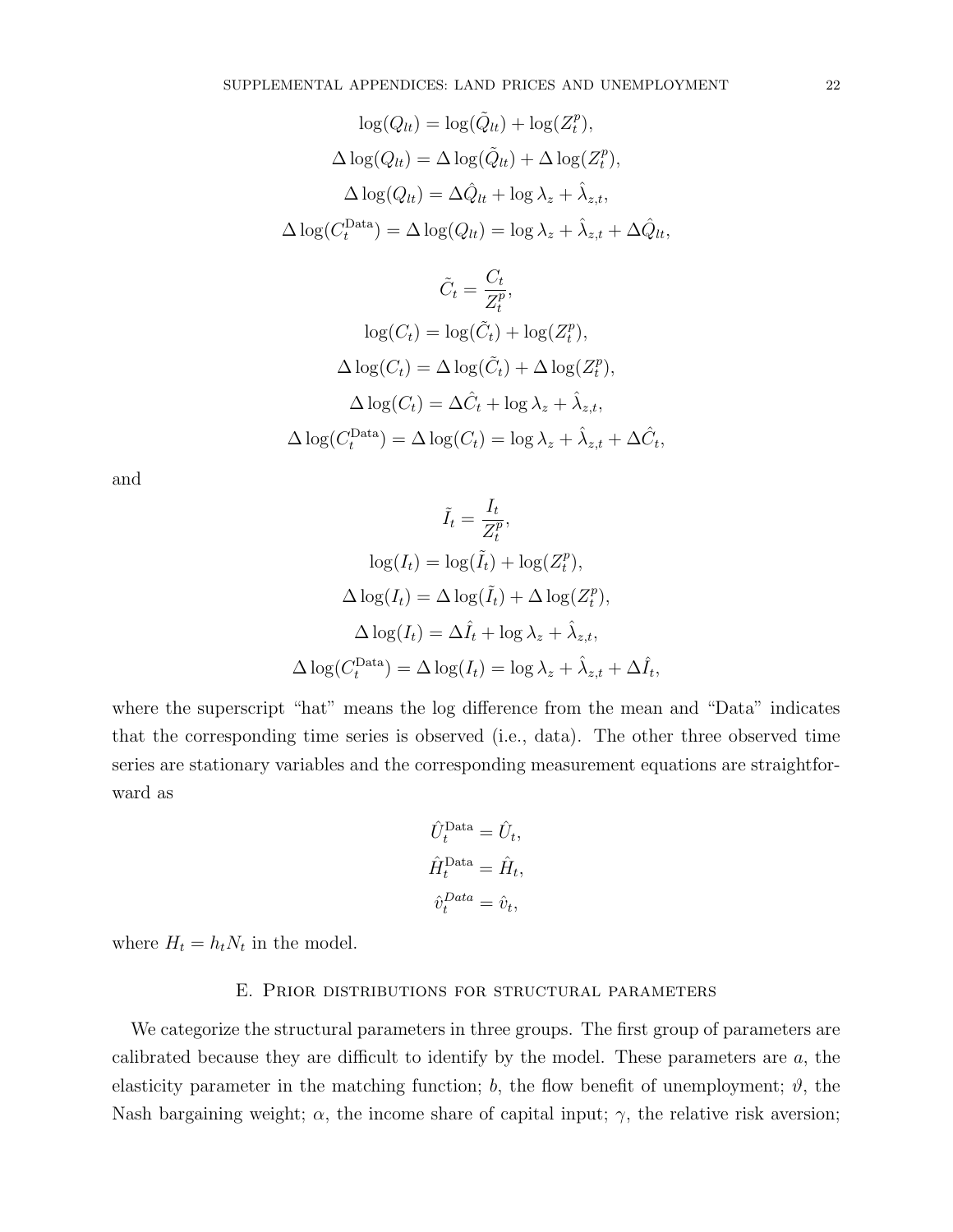$$\log(Q_{lt}) = \log(\tilde{Q}_{lt}) + \log(Z_t^p),$$

$$\Delta \log(Q_{lt}) = \Delta \log(\tilde{Q}_{lt}) + \Delta \log(Z_t^p),$$

$$\Delta \log(Q_{lt}) = \Delta \hat{Q}_{lt} + \log \lambda_z + \hat{\lambda}_{z,t},$$

$$\Delta \log(C_t^{\text{Data}}) = \Delta \log(Q_{lt}) = \log \lambda_z + \hat{\lambda}_{z,t} + \Delta \hat{Q}_{lt},$$

$$\tilde{C}_t = \frac{C_t}{Z_t^p},$$

$$\log(C_t) = \log(\tilde{C}_t) + \log(Z_t^p),$$

$$\Delta \log(C_t) = \Delta \log(\tilde{C}_t) + \Delta \log(Z_t^p),$$

$$\Delta \log(C_t) = \Delta \hat{C}_t + \log \lambda_z + \hat{\lambda}_{z,t},$$

$$\Delta \log(C_t^{\text{Data}}) = \Delta \log(C_t) = \log \lambda_z + \hat{\lambda}_{z,t} + \Delta \hat{C}_t,$$

and

$$\tilde{I}_t = \frac{I_t}{Z_t^p},$$

$$\log(I_t) = \log(\tilde{I}_t) + \log(Z_t^p),$$

$$\Delta \log(I_t) = \Delta \log(\tilde{I}_t) + \Delta \log(Z_t^p),$$

$$\Delta \log(I_t) = \Delta \hat{I}_t + \log \lambda_z + \hat{\lambda}_{z,t},$$

$$\Delta \log(C_t^{\text{Data}}) = \Delta \log(I_t) = \log \lambda_z + \hat{\lambda}_{z,t} + \Delta \hat{I}_t,$$

where the superscript "hat" means the log difference from the mean and "Data" indicates that the corresponding time series is observed (i.e., data). The other three observed time series are stationary variables and the corresponding measurement equations are straightforward as

$$\hat{U}_t^{\text{Data}} = \hat{U}_t,$$

$$\hat{H}_t^{\text{Data}} = \hat{H}_t,$$

$$\hat{v}_t^{Data} = \hat{v}_t,$$

where $H_t = h_t N_t$ in the model.

## E. Prior distributions for structural parameters

We categorize the structural parameters in three groups. The first group of parameters are calibrated because they are difficult to identify by the model. These parameters are $a$, the elasticity parameter in the matching function; $b$, the flow benefit of unemployment; $\vartheta$, the Nash bargaining weight; $\alpha$, the income share of capital input; $\gamma$, the relative risk aversion;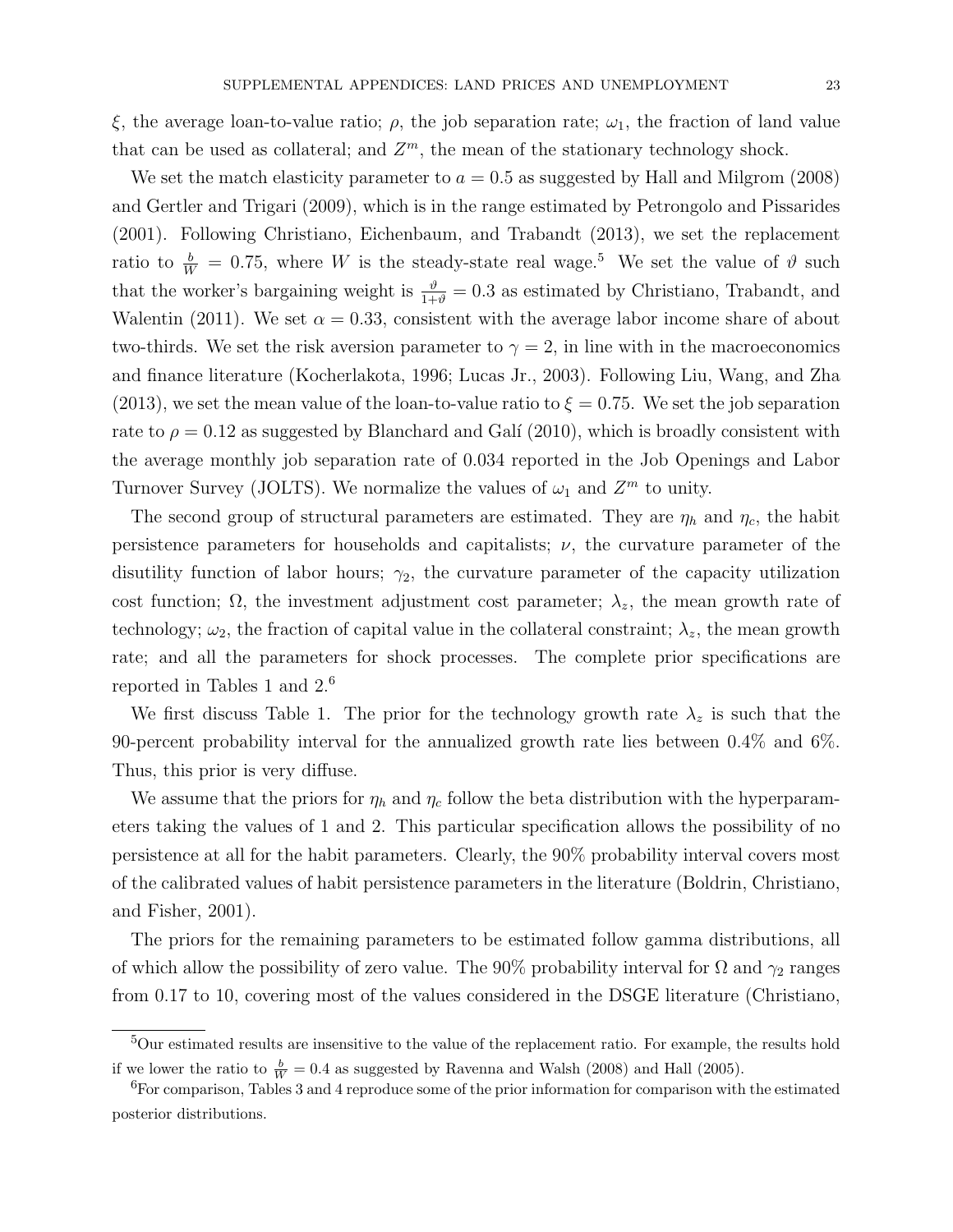$\xi$, the average loan-to-value ratio; $\rho$, the job separation rate; $\omega_1$, the fraction of land value that can be used as collateral; and $Z^m$, the mean of the stationary technology shock.

We set the match elasticity parameter to $a = 0.5$ as suggested by Hall and Milgrom (2008) and Gertler and Trigari (2009), which is in the range estimated by Petrongolo and Pissarides (2001). Following Christiano, Eichenbaum, and Trabandt (2013), we set the replacement ratio to $\frac{b}{W} = 0.75$, where $W$ is the steady-state real wage.[5] We set the value of $\vartheta$ such that the worker's bargaining weight is $\frac{\vartheta}{1+\vartheta} = 0.3$ as estimated by Christiano, Trabandt, and Walentin (2011). We set $\alpha = 0.33$, consistent with the average labor income share of about two-thirds. We set the risk aversion parameter to $\gamma = 2$, in line with in the macroeconomics and finance literature (Kocherlakota, 1996; Lucas Jr., 2003). Following Liu, Wang, and Zha (2013), we set the mean value of the loan-to-value ratio to $\xi = 0.75$. We set the job separation rate to $\rho = 0.12$ as suggested by Blanchard and Galí (2010), which is broadly consistent with the average monthly job separation rate of 0.034 reported in the Job Openings and Labor Turnover Survey (JOLTS). We normalize the values of $\omega_1$ and $Z^m$ to unity.

The second group of structural parameters are estimated. They are $\eta_h$ and $\eta_c$, the habit persistence parameters for households and capitalists; $\nu$, the curvature parameter of the disutility function of labor hours; $\gamma_2$, the curvature parameter of the capacity utilization cost function; $\Omega$, the investment adjustment cost parameter; $\lambda_z$, the mean growth rate of technology; $\omega_2$, the fraction of capital value in the collateral constraint; $\lambda_z$, the mean growth rate; and all the parameters for shock processes. The complete prior specifications are reported in Tables 1 and 2.[6]

We first discuss Table 1. The prior for the technology growth rate $\lambda_z$ is such that the 90-percent probability interval for the annualized growth rate lies between 0.4% and 6%. Thus, this prior is very diffuse.

We assume that the priors for $\eta_h$ and $\eta_c$ follow the beta distribution with the hyperparameters taking the values of 1 and 2. This particular specification allows the possibility of no persistence at all for the habit parameters. Clearly, the 90% probability interval covers most of the calibrated values of habit persistence parameters in the literature (Boldrin, Christiano, and Fisher, 2001).

The priors for the remaining parameters to be estimated follow gamma distributions, all of which allow the possibility of zero value. The 90% probability interval for $\Omega$ and $\gamma_2$ ranges from 0.17 to 10, covering most of the values considered in the DSGE literature (Christiano,

---

[5] Our estimated results are insensitive to the value of the replacement ratio. For example, the results hold if we lower the ratio to $\frac{b}{W} = 0.4$ as suggested by Ravenna and Walsh (2008) and Hall (2005).

[6] For comparison, Tables 3 and 4 reproduce some of the prior information for comparison with the estimated posterior distributions.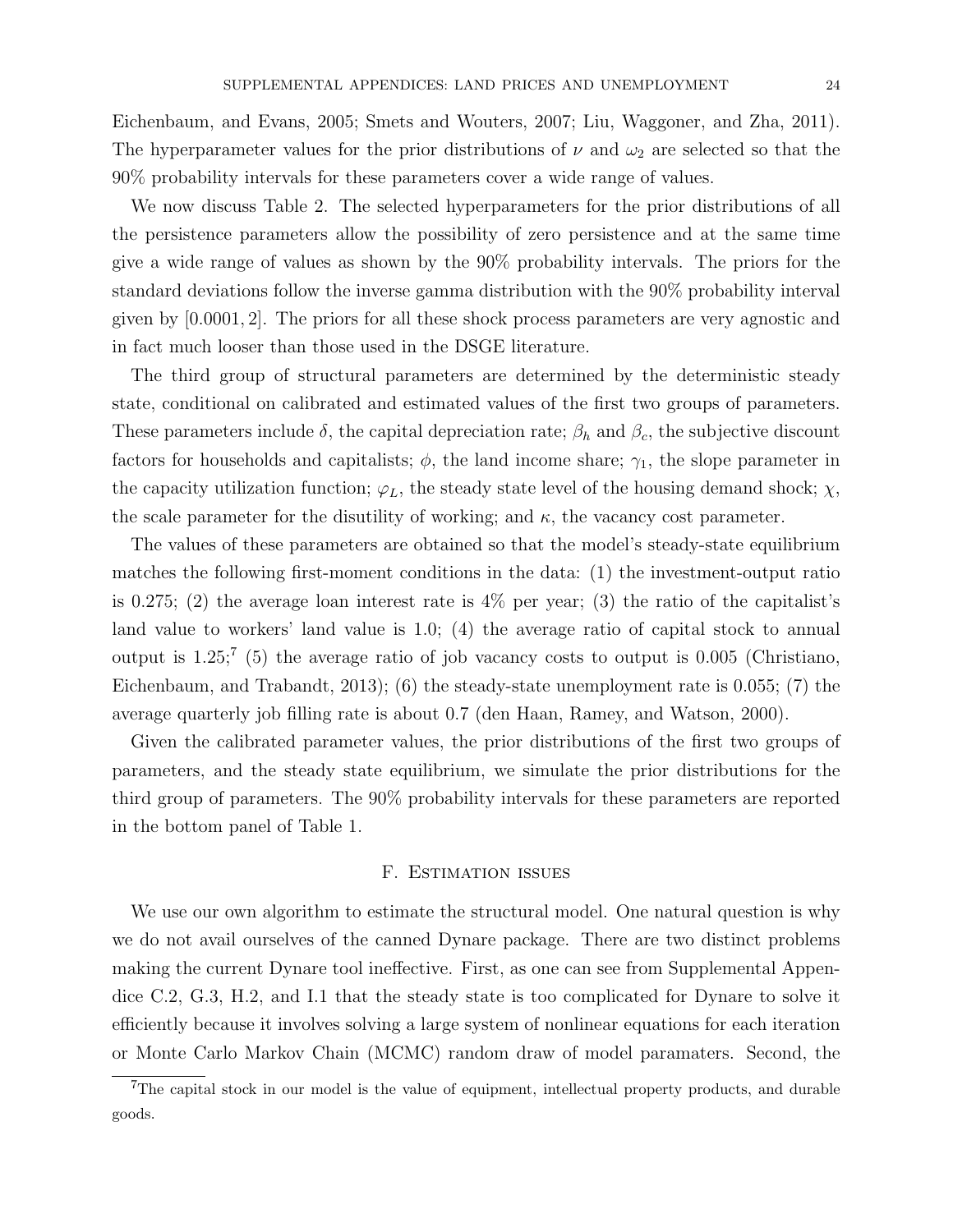Eichenbaum, and Evans, 2005; Smets and Wouters, 2007; Liu, Waggoner, and Zha, 2011). The hyperparameter values for the prior distributions of $\nu$ and $\omega_2$ are selected so that the 90% probability intervals for these parameters cover a wide range of values.

We now discuss Table 2. The selected hyperparameters for the prior distributions of all the persistence parameters allow the possibility of zero persistence and at the same time give a wide range of values as shown by the 90% probability intervals. The priors for the standard deviations follow the inverse gamma distribution with the 90% probability interval given by $[0.0001, 2]$. The priors for all these shock process parameters are very agnostic and in fact much looser than those used in the DSGE literature.

The third group of structural parameters are determined by the deterministic steady state, conditional on calibrated and estimated values of the first two groups of parameters. These parameters include $\delta$, the capital depreciation rate; $\beta_h$ and $\beta_c$, the subjective discount factors for households and capitalists; $\phi$, the land income share; $\gamma_1$, the slope parameter in the capacity utilization function; $\varphi_L$, the steady state level of the housing demand shock; $\chi$, the scale parameter for the disutility of working; and $\kappa$, the vacancy cost parameter.

The values of these parameters are obtained so that the model's steady-state equilibrium matches the following first-moment conditions in the data: (1) the investment-output ratio is 0.275; (2) the average loan interest rate is 4% per year; (3) the ratio of the capitalist's land value to workers' land value is 1.0; (4) the average ratio of capital stock to annual output is 1.25;[7] (5) the average ratio of job vacancy costs to output is 0.005 (Christiano, Eichenbaum, and Trabandt, 2013); (6) the steady-state unemployment rate is 0.055; (7) the average quarterly job filling rate is about 0.7 (den Haan, Ramey, and Watson, 2000).

Given the calibrated parameter values, the prior distributions of the first two groups of parameters, and the steady state equilibrium, we simulate the prior distributions for the third group of parameters. The 90% probability intervals for these parameters are reported in the bottom panel of Table 1.

## F. Estimation issues

We use our own algorithm to estimate the structural model. One natural question is why we do not avail ourselves of the canned Dynare package. There are two distinct problems making the current Dynare tool ineffective. First, as one can see from Supplemental Appendice C.2, G.3, H.2, and I.1 that the steady state is too complicated for Dynare to solve it efficiently because it involves solving a large system of nonlinear equations for each iteration or Monte Carlo Markov Chain (MCMC) random draw of model paramaters. Second, the

[7] The capital stock in our model is the value of equipment, intellectual property products, and durable goods.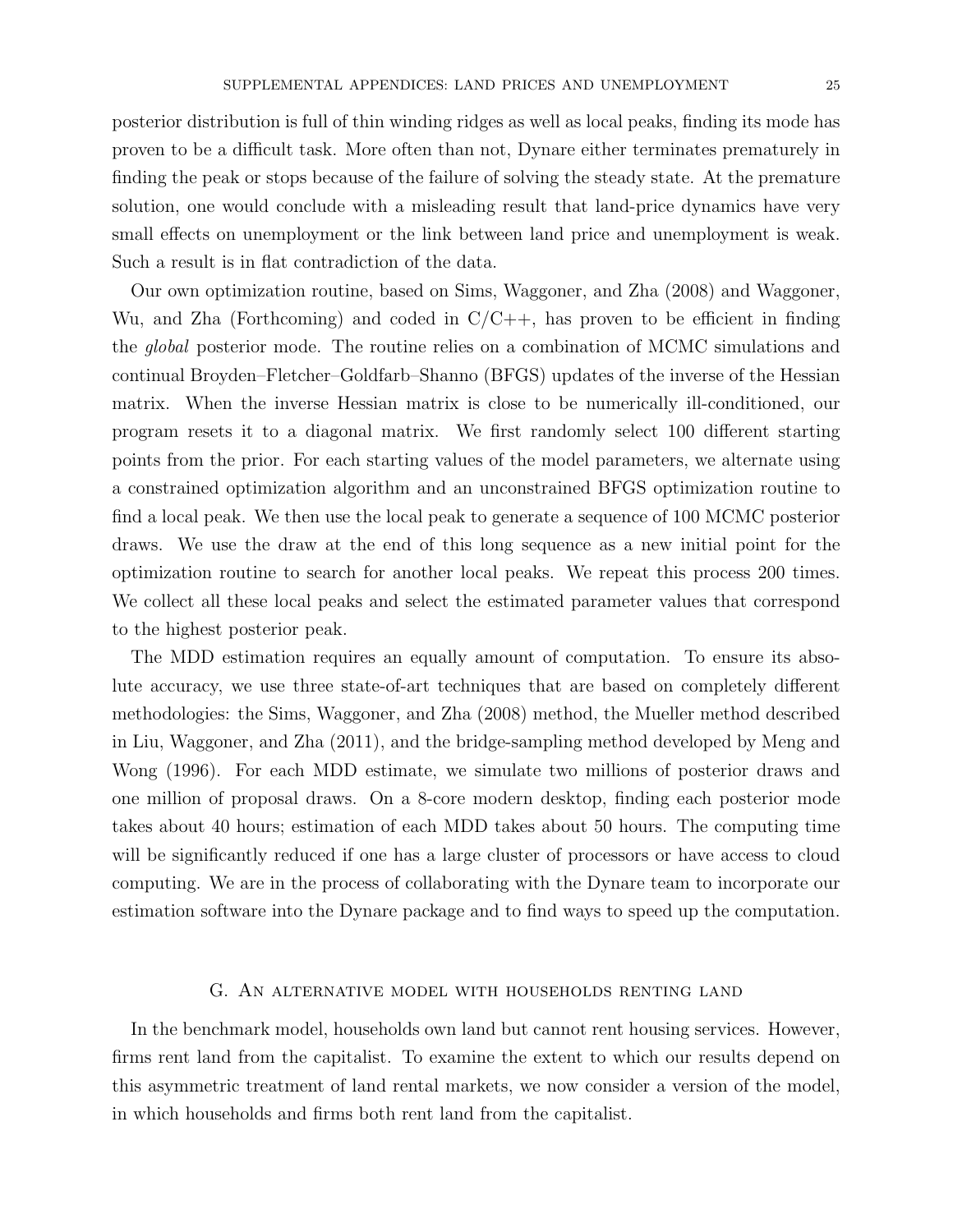posterior distribution is full of thin winding ridges as well as local peaks, finding its mode has proven to be a difficult task. More often than not, Dynare either terminates prematurely in finding the peak or stops because of the failure of solving the steady state. At the premature solution, one would conclude with a misleading result that land-price dynamics have very small effects on unemployment or the link between land price and unemployment is weak. Such a result is in flat contradiction of the data.

Our own optimization routine, based on Sims, Waggoner, and Zha (2008) and Waggoner, Wu, and Zha (Forthcoming) and coded in C/C++, has proven to be efficient in finding the *global* posterior mode. The routine relies on a combination of MCMC simulations and continual Broyden–Fletcher–Goldfarb–Shanno (BFGS) updates of the inverse of the Hessian matrix. When the inverse Hessian matrix is close to be numerically ill-conditioned, our program resets it to a diagonal matrix. We first randomly select 100 different starting points from the prior. For each starting values of the model parameters, we alternate using a constrained optimization algorithm and an unconstrained BFGS optimization routine to find a local peak. We then use the local peak to generate a sequence of 100 MCMC posterior draws. We use the draw at the end of this long sequence as a new initial point for the optimization routine to search for another local peaks. We repeat this process 200 times. We collect all these local peaks and select the estimated parameter values that correspond to the highest posterior peak.

The MDD estimation requires an equally amount of computation. To ensure its absolute accuracy, we use three state-of-art techniques that are based on completely different methodologies: the Sims, Waggoner, and Zha (2008) method, the Mueller method described in Liu, Waggoner, and Zha (2011), and the bridge-sampling method developed by Meng and Wong (1996). For each MDD estimate, we simulate two millions of posterior draws and one million of proposal draws. On a 8-core modern desktop, finding each posterior mode takes about 40 hours; estimation of each MDD takes about 50 hours. The computing time will be significantly reduced if one has a large cluster of processors or have access to cloud computing. We are in the process of collaborating with the Dynare team to incorporate our estimation software into the Dynare package and to find ways to speed up the computation.

## G. An alternative model with households renting land

In the benchmark model, households own land but cannot rent housing services. However, firms rent land from the capitalist. To examine the extent to which our results depend on this asymmetric treatment of land rental markets, we now consider a version of the model, in which households and firms both rent land from the capitalist.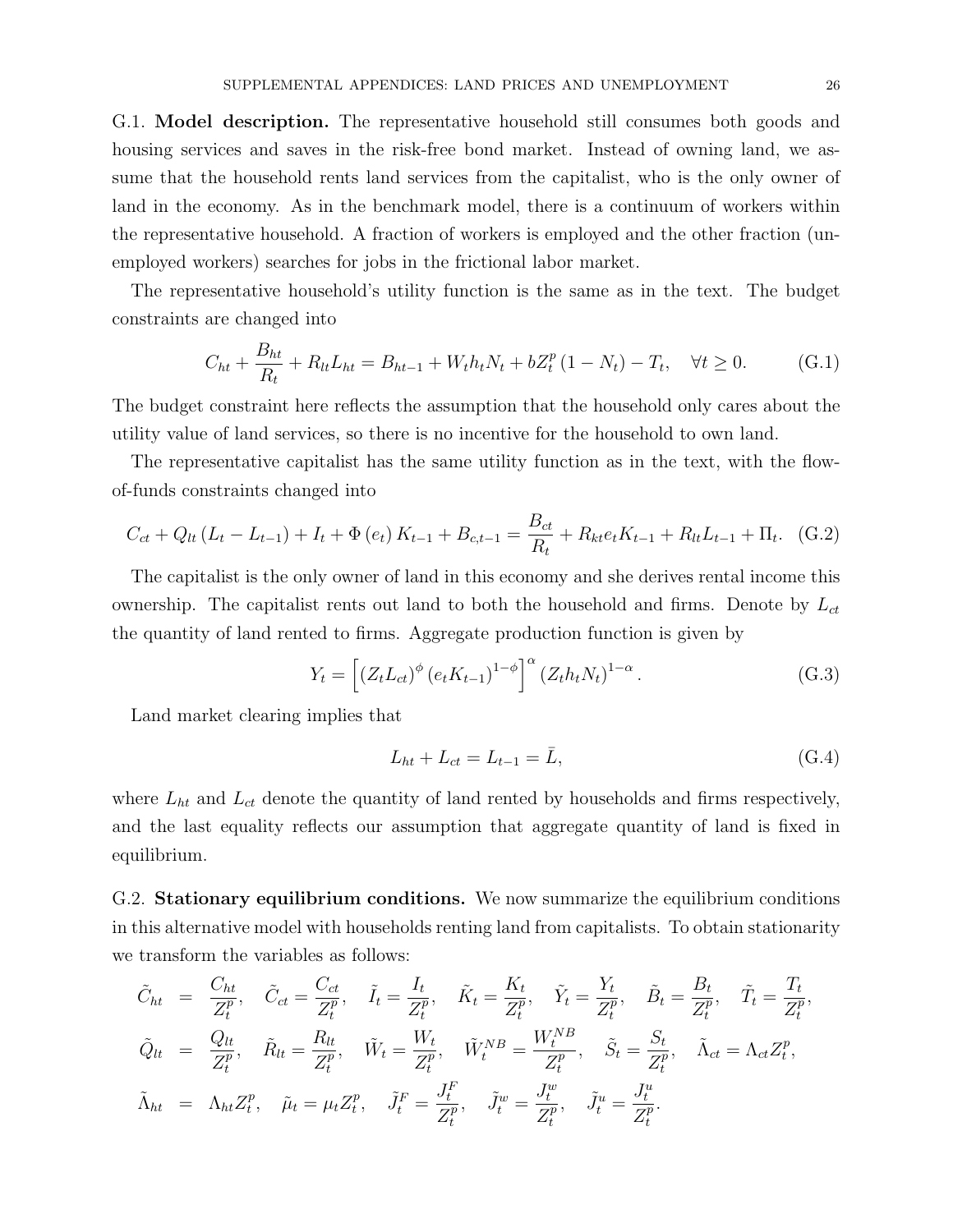G.1. **Model description.** The representative household still consumes both goods and housing services and saves in the risk-free bond market. Instead of owning land, we assume that the household rents land services from the capitalist, who is the only owner of land in the economy. As in the benchmark model, there is a continuum of workers within the representative household. A fraction of workers is employed and the other fraction (unemployed workers) searches for jobs in the frictional labor market.

The representative household's utility function is the same as in the text. The budget constraints are changed into

$$C_{ht} + \frac{B_{ht}}{R_t} + R_{lt} L_{ht} = B_{ht-1} + W_t h_t N_t + b Z_t^p (1 - N_t) - T_t, \quad \forall t \geq 0. \tag{G.1}$$

The budget constraint here reflects the assumption that the household only cares about the utility value of land services, so there is no incentive for the household to own land.

The representative capitalist has the same utility function as in the text, with the flow-of-funds constraints changed into

$$C_{ct} + Q_{lt} (L_t - L_{t-1}) + I_t + \Phi(e_t) K_{t-1} + B_{c,t-1} = \frac{B_{ct}}{R_t} + R_{kt} e_t K_{t-1} + R_{lt} L_{t-1} + \Pi_t. \tag{G.2}$$

The capitalist is the only owner of land in this economy and she derives rental income this ownership. The capitalist rents out land to both the household and firms. Denote by $L_{ct}$ the quantity of land rented to firms. Aggregate production function is given by

$$Y_t = \left[ (Z_t L_{ct})^{\phi} (e_t K_{t-1})^{1-\phi} \right]^{\alpha} (Z_t h_t N_t)^{1-\alpha}. \tag{G.3}$$

Land market clearing implies that

$$L_{ht} + L_{ct} = L_{t-1} = \bar{L}, \tag{G.4}$$

where $L_{ht}$ and $L_{ct}$ denote the quantity of land rented by households and firms respectively, and the last equality reflects our assumption that aggregate quantity of land is fixed in equilibrium.

G.2. **Stationary equilibrium conditions.** We now summarize the equilibrium conditions in this alternative model with households renting land from capitalists. To obtain stationarity we transform the variables as follows:

$$\begin{aligned}
\tilde{C}_{ht} &= \frac{C_{ht}}{Z_t^p}, \quad \tilde{C}_{ct} = \frac{C_{ct}}{Z_t^p}, \quad \tilde{I}_t = \frac{I_t}{Z_t^p}, \quad \tilde{K}_t = \frac{K_t}{Z_t^p}, \quad \tilde{Y}_t = \frac{Y_t}{Z_t^p}, \quad \tilde{B}_t = \frac{B_t}{Z_t^p}, \quad \tilde{T}_t = \frac{T_t}{Z_t^p}, \\
\tilde{Q}_{lt} &= \frac{Q_{lt}}{Z_t^p}, \quad \tilde{R}_{lt} = \frac{R_{lt}}{Z_t^p}, \quad \tilde{W}_t = \frac{W_t}{Z_t^p}, \quad \tilde{W}_t^{NB} = \frac{W_t^{NB}}{Z_t^p}, \quad \tilde{S}_t = \frac{S_t}{Z_t^p}, \quad \tilde{\Lambda}_{ct} = \Lambda_{ct} Z_t^p, \\
\tilde{\Lambda}_{ht} &= \Lambda_{ht} Z_t^p, \quad \tilde{\mu}_t = \mu_t Z_t^p, \quad \tilde{J}_t^F = \frac{J_t^F}{Z_t^p}, \quad \tilde{J}_t^w = \frac{J_t^w}{Z_t^p}, \quad \tilde{J}_t^u = \frac{J_t^u}{Z_t^p}.
\end{aligned}$$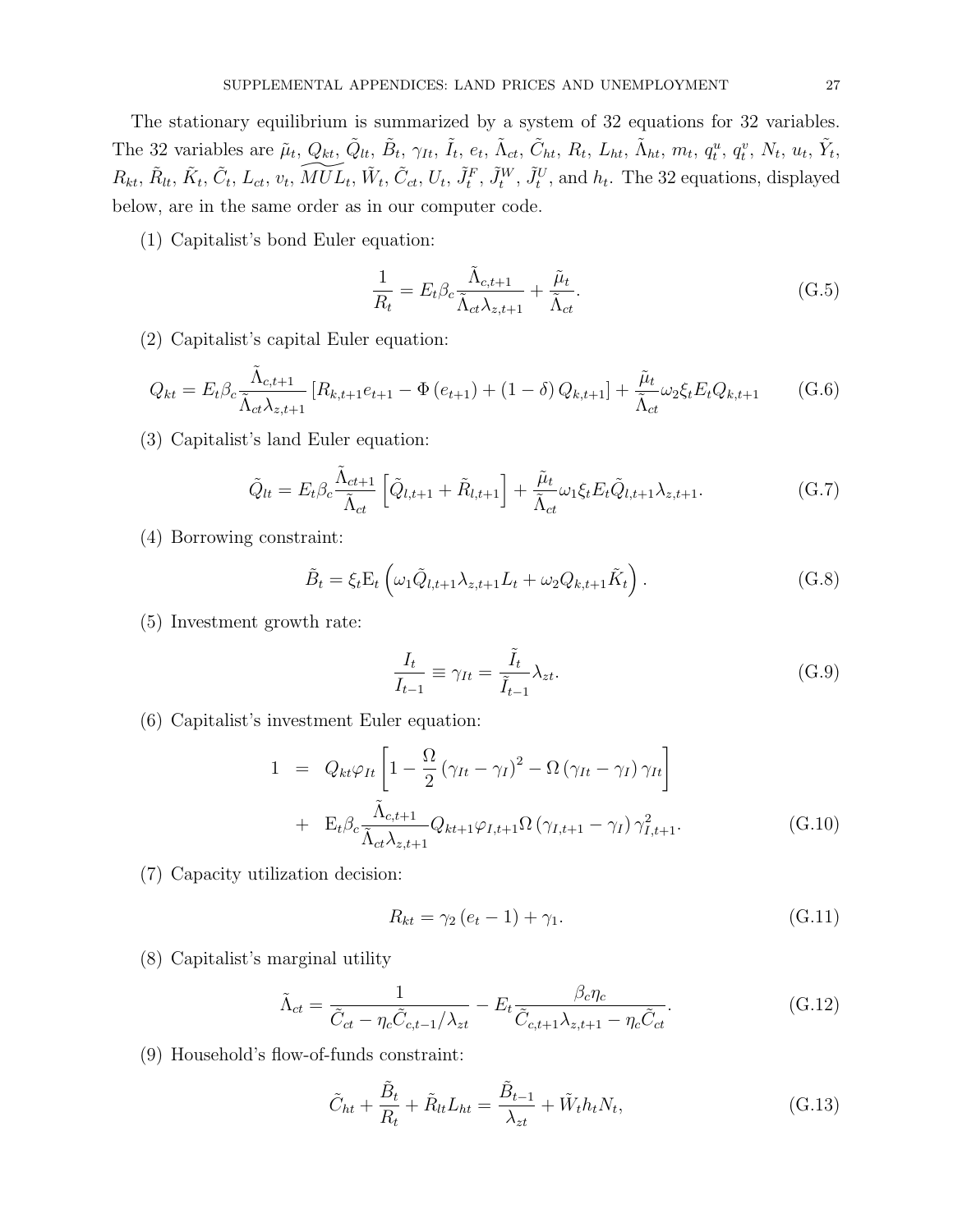The stationary equilibrium is summarized by a system of 32 equations for 32 variables. The 32 variables are $\tilde{\mu}_t$, $Q_{kt}$, $\tilde{Q}_{lt}$, $\tilde{B}_t$, $\gamma_{It}$, $\tilde{I}_t$, $e_t$, $\tilde{\Lambda}_{ct}$, $\tilde{C}_{ht}$, $R_t$, $L_{ht}$, $\tilde{\Lambda}_{ht}$, $m_t$, $q_t^u$, $q_t^v$, $N_t$, $u_t$, $\tilde{Y}_t$, $R_{kt}$, $\tilde{R}_{lt}$, $\tilde{K}_t$, $\tilde{C}_t$, $L_{ct}$, $v_t$, $\widetilde{MUL}_t$, $\tilde{W}_t$, $\tilde{C}_{ct}$, $U_t$, $\tilde{J}_t^F$, $\tilde{J}_t^W$, $\tilde{J}_t^U$, and $h_t$. The 32 equations, displayed below, are in the same order as in our computer code.

(1) Capitalist's bond Euler equation:

$$\frac{1}{R_t} = E_t \beta_c \frac{\tilde{\Lambda}_{c,t+1}}{\tilde{\Lambda}_{ct} \lambda_{z,t+1}} + \frac{\tilde{\mu}_t}{\tilde{\Lambda}_{ct}}. \tag{G.5}$$

(2) Capitalist's capital Euler equation:

$$Q_{kt} = E_t \beta_c \frac{\tilde{\Lambda}_{c,t+1}}{\tilde{\Lambda}_{ct} \lambda_{z,t+1}} \left[ R_{k,t+1} e_{t+1} - \Phi\left(e_{t+1}\right) + (1-\delta) Q_{k,t+1} \right] + \frac{\tilde{\mu}_t}{\tilde{\Lambda}_{ct}} \omega_2 \xi_t E_t Q_{k,t+1} \tag{G.6}$$

(3) Capitalist's land Euler equation:

$$\tilde{Q}_{lt} = E_t \beta_c \frac{\tilde{\Lambda}_{ct+1}}{\tilde{\Lambda}_{ct}} \left[ \tilde{Q}_{l,t+1} + \tilde{R}_{l,t+1} \right] + \frac{\tilde{\mu}_t}{\tilde{\Lambda}_{ct}} \omega_1 \xi_t E_t \tilde{Q}_{l,t+1} \lambda_{z,t+1}. \tag{G.7}$$

(4) Borrowing constraint:

$$\tilde{B}_t = \xi_t \mathrm{E}_t \left( \omega_1 \tilde{Q}_{l,t+1} \lambda_{z,t+1} L_t + \omega_2 Q_{k,t+1} \tilde{K}_t \right). \tag{G.8}$$

(5) Investment growth rate:

$$\frac{I_t}{I_{t-1}} \equiv \gamma_{It} = \frac{\tilde{I}_t}{\tilde{I}_{t-1}} \lambda_{zt}. \tag{G.9}$$

(6) Capitalist's investment Euler equation:

$$\begin{aligned} 1 &= Q_{kt} \varphi_{It} \left[ 1 - \frac{\Omega}{2} \left(\gamma_{It} - \gamma_I\right)^2 - \Omega \left(\gamma_{It} - \gamma_I\right) \gamma_{It} \right] \\ &+ \mathrm{E}_t \beta_c \frac{\tilde{\Lambda}_{c,t+1}}{\tilde{\Lambda}_{ct} \lambda_{z,t+1}} Q_{kt+1} \varphi_{I,t+1} \Omega \left(\gamma_{I,t+1} - \gamma_I\right) \gamma_{I,t+1}^2. \end{aligned} \tag{G.10}$$

(7) Capacity utilization decision:

$$R_{kt} = \gamma_2 \left(e_t - 1\right) + \gamma_1. \tag{G.11}$$

(8) Capitalist's marginal utility

$$\tilde{\Lambda}_{ct} = \frac{1}{\tilde{C}_{ct} - \eta_c \tilde{C}_{c,t-1} / \lambda_{zt}} - E_t \frac{\beta_c \eta_c}{\tilde{C}_{c,t+1} \lambda_{z,t+1} - \eta_c \tilde{C}_{ct}}. \tag{G.12}$$

(9) Household's flow-of-funds constraint:

$$\tilde{C}_{ht} + \frac{\tilde{B}_t}{R_t} + \tilde{R}_{lt} L_{ht} = \frac{\tilde{B}_{t-1}}{\lambda_{zt}} + \tilde{W}_t h_t N_t, \tag{G.13}$$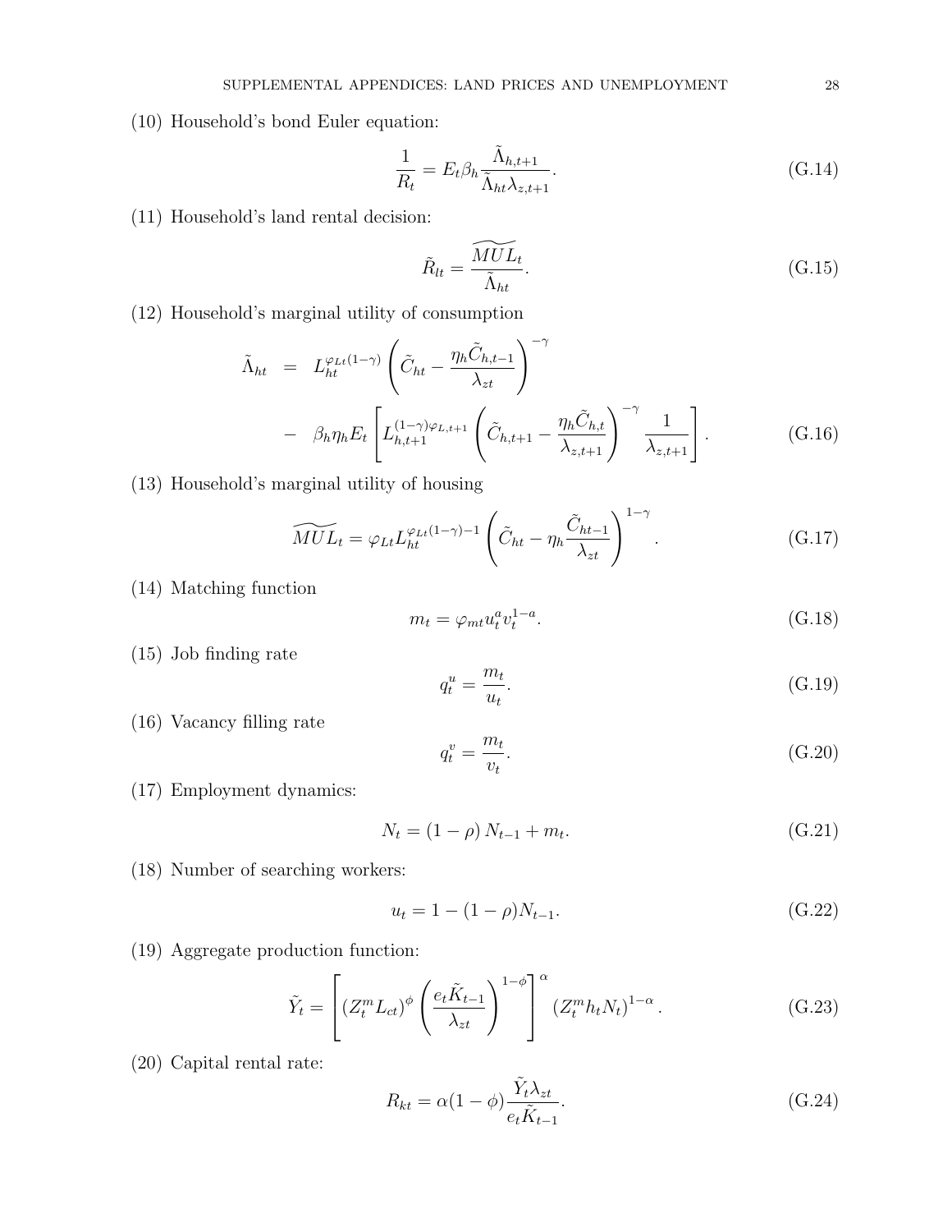(10) Household's bond Euler equation:

$$\frac{1}{R_t} = E_t \beta_h \frac{\tilde{\Lambda}_{h,t+1}}{\tilde{\Lambda}_{ht}\lambda_{z,t+1}}. \tag{G.14}$$

(11) Household's land rental decision:

$$\tilde{R}_{lt} = \frac{\widetilde{MUL}_t}{\tilde{\Lambda}_{ht}}. \tag{G.15}$$

(12) Household's marginal utility of consumption

$$\begin{aligned}
\tilde{\Lambda}_{ht} &= L_{ht}^{\varphi_{Lt}(1-\gamma)} \left( \tilde{C}_{ht} - \frac{\eta_h \tilde{C}_{h,t-1}}{\lambda_{zt}} \right)^{-\gamma} \\
&- \beta_h \eta_h E_t \left[ L_{h,t+1}^{(1-\gamma)\varphi_{L,t+1}} \left( \tilde{C}_{h,t+1} - \frac{\eta_h \tilde{C}_{h,t}}{\lambda_{z,t+1}} \right)^{-\gamma} \frac{1}{\lambda_{z,t+1}} \right].
\end{aligned} \tag{G.16}$$

(13) Household's marginal utility of housing

$$\widetilde{MUL}_t = \varphi_{Lt} L_{ht}^{\varphi_{Lt}(1-\gamma)-1} \left( \tilde{C}_{ht} - \eta_h \frac{\tilde{C}_{ht-1}}{\lambda_{zt}} \right)^{1-\gamma}. \tag{G.17}$$

(14) Matching function

$$m_t = \varphi_{mt} u_t^a v_t^{1-a}. \tag{G.18}$$

(15) Job finding rate

$$q_t^u = \frac{m_t}{u_t}. \tag{G.19}$$

(16) Vacancy filling rate

$$q_t^v = \frac{m_t}{v_t}. \tag{G.20}$$

(17) Employment dynamics:

$$N_t = (1-\rho) N_{t-1} + m_t. \tag{G.21}$$

(18) Number of searching workers:

$$u_t = 1 - (1-\rho) N_{t-1}. \tag{G.22}$$

(19) Aggregate production function:

$$\tilde{Y}_t = \left[ (Z_t^m L_{ct})^{\phi} \left( \frac{e_t \tilde{K}_{t-1}}{\lambda_{zt}} \right)^{1-\phi} \right]^{\alpha} (Z_t^m h_t N_t)^{1-\alpha}. \tag{G.23}$$

(20) Capital rental rate:

$$R_{kt} = \alpha(1-\phi) \frac{\tilde{Y}_t \lambda_{zt}}{e_t \tilde{K}_{t-1}}. \tag{G.24}$$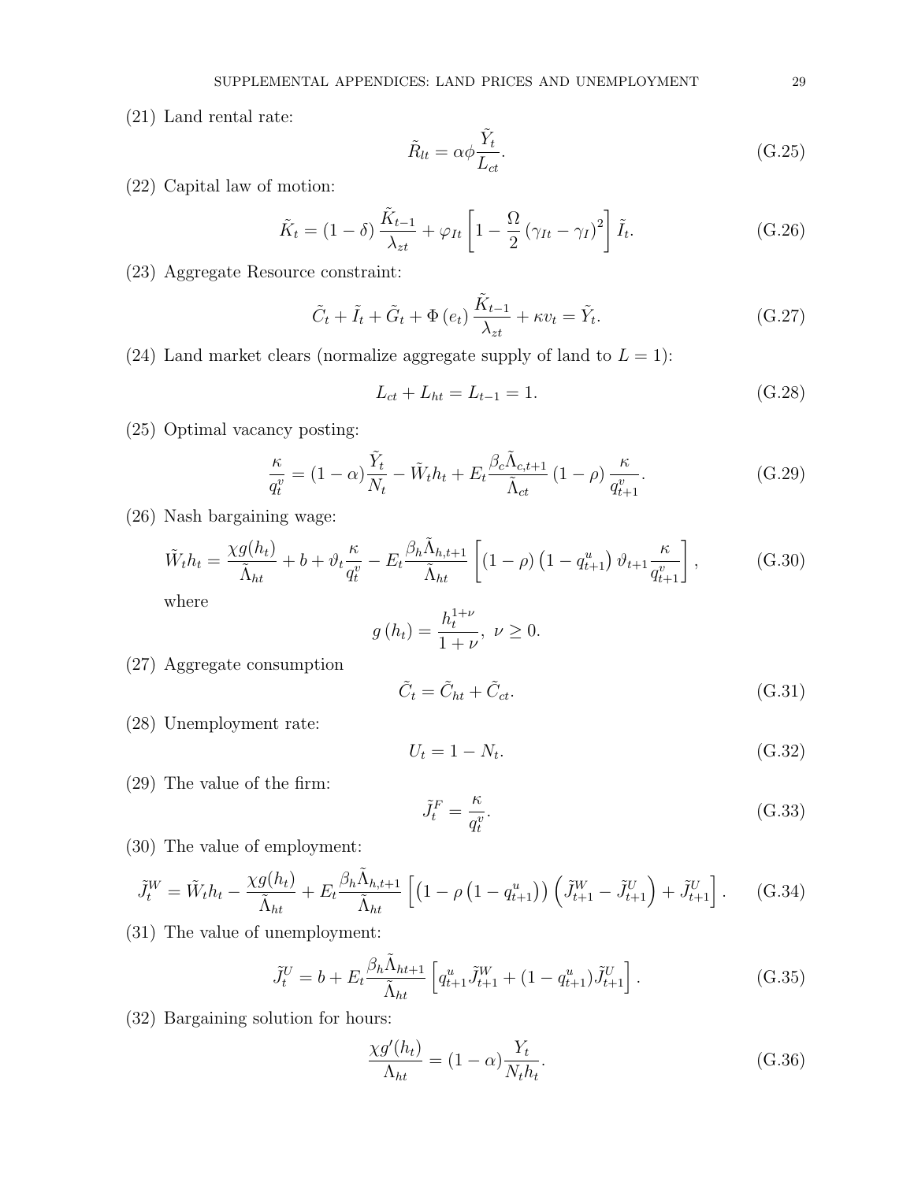(21) Land rental rate:

$$\tilde{R}_{lt} = \alpha\phi\frac{\tilde{Y}_t}{L_{ct}}. \tag{G.25}$$

(22) Capital law of motion:

$$\tilde{K}_t = (1-\delta)\frac{\tilde{K}_{t-1}}{\lambda_{zt}} + \varphi_{It}\left[1 - \frac{\Omega}{2}\left(\gamma_{It} - \gamma_I\right)^2\right]\tilde{I}_t. \tag{G.26}$$

(23) Aggregate Resource constraint:

$$\tilde{C}_t + \tilde{I}_t + \tilde{G}_t + \Phi\left(e_t\right)\frac{\tilde{K}_{t-1}}{\lambda_{zt}} + \kappa v_t = \tilde{Y}_t. \tag{G.27}$$

(24) Land market clears (normalize aggregate supply of land to $L = 1$):

$$L_{ct} + L_{ht} = L_{t-1} = 1. \tag{G.28}$$

(25) Optimal vacancy posting:

$$\frac{\kappa}{q_t^v} = (1-\alpha)\frac{\tilde{Y}_t}{N_t} - \tilde{W}_t h_t + E_t\frac{\beta_c\tilde{\Lambda}_{c,t+1}}{\tilde{\Lambda}_{ct}}(1-\rho)\frac{\kappa}{q_{t+1}^v}. \tag{G.29}$$

(26) Nash bargaining wage:

$$\tilde{W}_t h_t = \frac{\chi g(h_t)}{\tilde{\Lambda}_{ht}} + b + \vartheta_t\frac{\kappa}{q_t^v} - E_t\frac{\beta_h\tilde{\Lambda}_{h,t+1}}{\tilde{\Lambda}_{ht}}\left[(1-\rho)\left(1-q_{t+1}^u\right)\vartheta_{t+1}\frac{\kappa}{q_{t+1}^v}\right], \tag{G.30}$$

where

$$g\left(h_t\right) = \frac{h_t^{1+\nu}}{1+\nu},\ \nu \geq 0.$$

(27) Aggregate consumption

$$\tilde{C}_t = \tilde{C}_{ht} + \tilde{C}_{ct}. \tag{G.31}$$

(28) Unemployment rate:

$$U_t = 1 - N_t. \tag{G.32}$$

(29) The value of the firm:

$$\tilde{J}_t^F = \frac{\kappa}{q_t^v}. \tag{G.33}$$

(30) The value of employment:

$$\tilde{J}_t^W = \tilde{W}_t h_t - \frac{\chi g(h_t)}{\tilde{\Lambda}_{ht}} + E_t\frac{\beta_h\tilde{\Lambda}_{h,t+1}}{\tilde{\Lambda}_{ht}}\left[\left(1-\rho\left(1-q_{t+1}^u\right)\right)\left(\tilde{J}_{t+1}^W - \tilde{J}_{t+1}^U\right) + \tilde{J}_{t+1}^U\right]. \tag{G.34}$$

(31) The value of unemployment:

$$\tilde{J}_t^U = b + E_t\frac{\beta_h\tilde{\Lambda}_{ht+1}}{\tilde{\Lambda}_{ht}}\left[q_{t+1}^u\tilde{J}_{t+1}^W + (1-q_{t+1}^u)\tilde{J}_{t+1}^U\right]. \tag{G.35}$$

(32) Bargaining solution for hours:

$$\frac{\chi g'(h_t)}{\Lambda_{ht}} = (1-\alpha)\frac{Y_t}{N_t h_t}. \tag{G.36}$$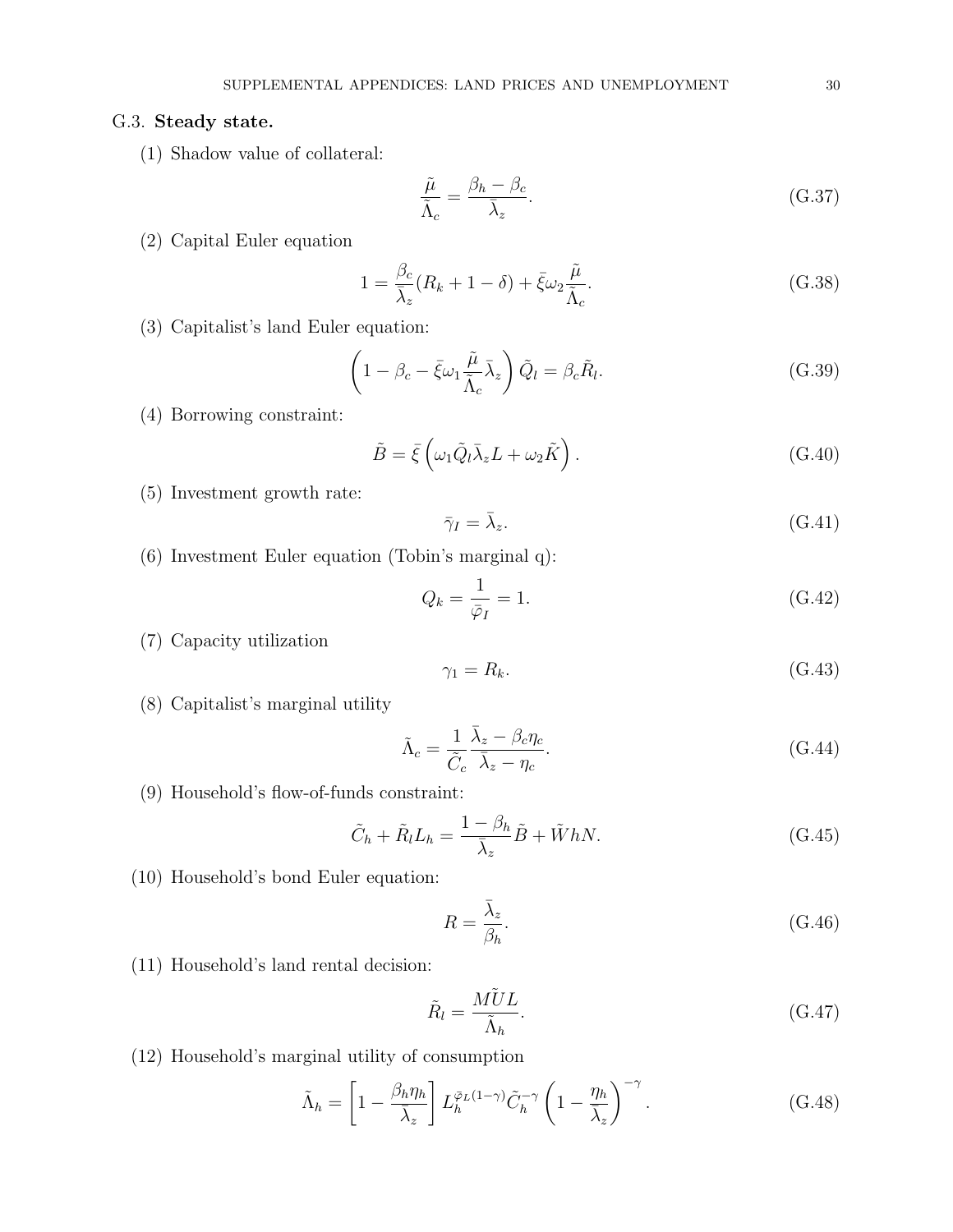### G.3. **Steady state.**

(1) Shadow value of collateral:

$$\frac{\tilde{\mu}}{\tilde{\Lambda}_c} = \frac{\beta_h - \beta_c}{\bar{\lambda}_z}. \tag{G.37}$$

(2) Capital Euler equation

$$1 = \frac{\beta_c}{\bar{\lambda}_z}(R_k + 1 - \delta) + \bar{\xi}\omega_2 \frac{\tilde{\mu}}{\tilde{\Lambda}_c}. \tag{G.38}$$

(3) Capitalist's land Euler equation:

$$\left(1 - \beta_c - \bar{\xi}\omega_1 \frac{\tilde{\mu}}{\tilde{\Lambda}_c}\bar{\lambda}_z\right)\tilde{Q}_l = \beta_c \tilde{R}_l. \tag{G.39}$$

(4) Borrowing constraint:

$$\tilde{B} = \bar{\xi}\left(\omega_1 \tilde{Q}_l \bar{\lambda}_z L + \omega_2 \tilde{K}\right). \tag{G.40}$$

(5) Investment growth rate:

$$\bar{\gamma}_I = \bar{\lambda}_z. \tag{G.41}$$

(6) Investment Euler equation (Tobin's marginal q):

$$Q_k = \frac{1}{\bar{\varphi}_I} = 1. \tag{G.42}$$

(7) Capacity utilization

$$\gamma_1 = R_k. \tag{G.43}$$

(8) Capitalist's marginal utility

$$\tilde{\Lambda}_c = \frac{1}{\tilde{C}_c}\frac{\bar{\lambda}_z - \beta_c \eta_c}{\bar{\lambda}_z - \eta_c}. \tag{G.44}$$

(9) Household's flow-of-funds constraint:

$$\tilde{C}_h + \tilde{R}_l L_h = \frac{1 - \beta_h}{\bar{\lambda}_z}\tilde{B} + \tilde{W}hN. \tag{G.45}$$

(10) Household's bond Euler equation:

$$R = \frac{\bar{\lambda}_z}{\beta_h}. \tag{G.46}$$

(11) Household's land rental decision:

$$\tilde{R}_l = \frac{M\tilde{U}L}{\tilde{\Lambda}_h}. \tag{G.47}$$

(12) Household's marginal utility of consumption

$$\tilde{\Lambda}_h = \left[1 - \frac{\beta_h \eta_h}{\bar{\lambda}_z}\right] L_h^{\bar{\varphi}_L(1-\gamma)} \tilde{C}_h^{-\gamma}\left(1 - \frac{\eta_h}{\bar{\lambda}_z}\right)^{-\gamma}. \tag{G.48}$$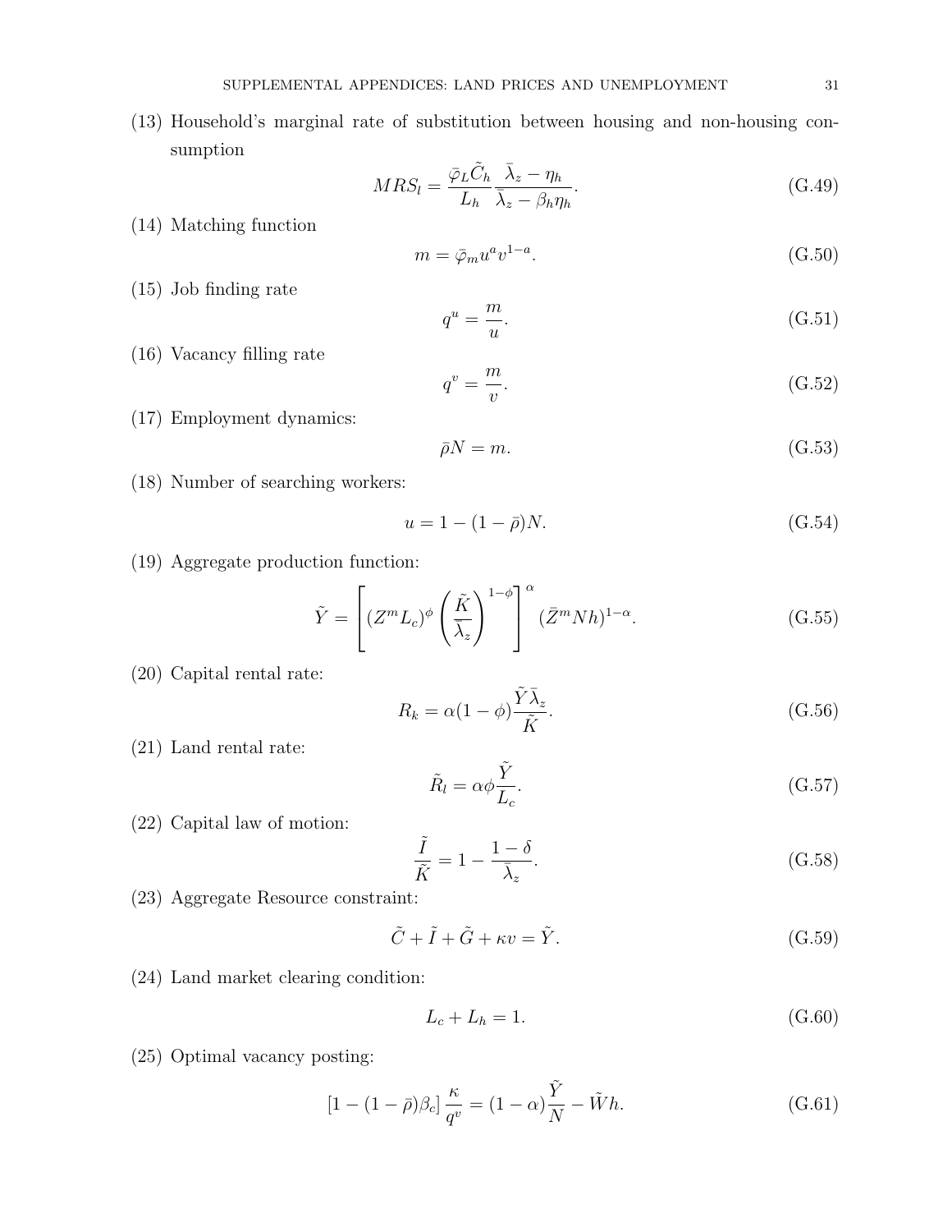(13) Household's marginal rate of substitution between housing and non-housing consumption

$$MRS_l = \frac{\bar{\varphi}_L \tilde{C}_h}{L_h} \frac{\bar{\lambda}_z - \eta_h}{\bar{\lambda}_z - \beta_h \eta_h}. \tag{G.49}$$

(14) Matching function

$$m = \bar{\varphi}_m u^a v^{1-a}. \tag{G.50}$$

(15) Job finding rate

$$q^u = \frac{m}{u}. \tag{G.51}$$

(16) Vacancy filling rate

$$q^v = \frac{m}{v}. \tag{G.52}$$

(17) Employment dynamics:

$$\bar{\rho} N = m. \tag{G.53}$$

(18) Number of searching workers:

$$u = 1 - (1 - \bar{\rho}) N. \tag{G.54}$$

(19) Aggregate production function:

$$\tilde{Y} = \left[ (Z^m L_c)^{\phi} \left( \frac{\tilde{K}}{\bar{\lambda}_z} \right)^{1-\phi} \right]^{\alpha} (\bar{Z}^m N h)^{1-\alpha}. \tag{G.55}$$

(20) Capital rental rate:

$$R_k = \alpha(1-\phi) \frac{\tilde{Y} \bar{\lambda}_z}{\tilde{K}}. \tag{G.56}$$

(21) Land rental rate:

$$\tilde{R}_l = \alpha \phi \frac{\tilde{Y}}{L_c}. \tag{G.57}$$

(22) Capital law of motion:

$$\frac{\tilde{I}}{\tilde{K}} = 1 - \frac{1-\delta}{\bar{\lambda}_z}. \tag{G.58}$$

(23) Aggregate Resource constraint:

$$\tilde{C} + \tilde{I} + \tilde{G} + \kappa v = \tilde{Y}. \tag{G.59}$$

(24) Land market clearing condition:

$$L_c + L_h = 1. \tag{G.60}$$

(25) Optimal vacancy posting:

$$\left[1 - (1 - \bar{\rho}) \beta_c\right] \frac{\kappa}{q^v} = (1 - \alpha) \frac{\tilde{Y}}{N} - \tilde{W} h. \tag{G.61}$$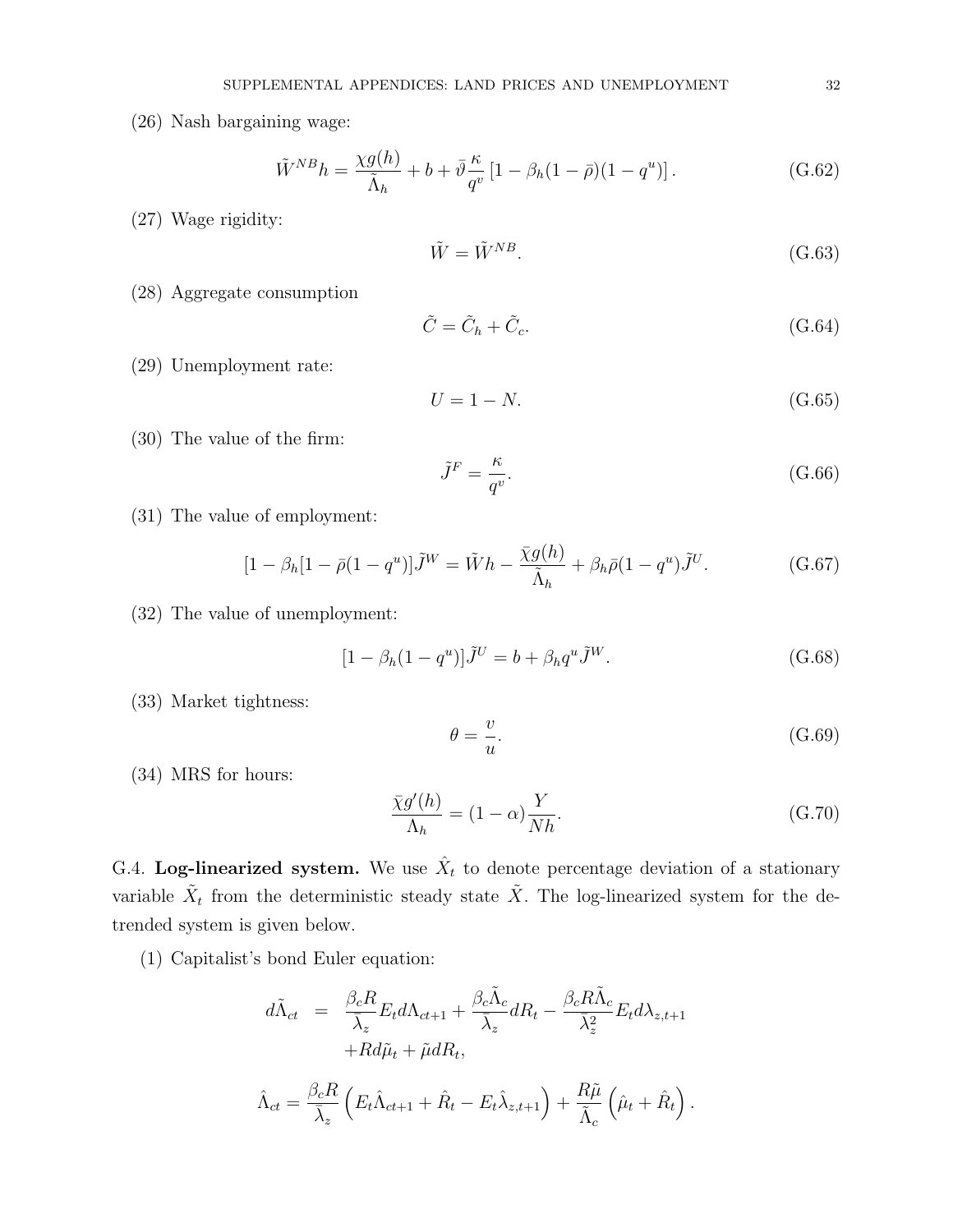(26) Nash bargaining wage:

$$\tilde{W}^{NB}h = \frac{\chi g(h)}{\tilde{\Lambda}_h} + b + \bar{\vartheta}\frac{\kappa}{q^v}\left[1 - \beta_h(1-\bar{\rho})(1-q^u)\right]. \tag{G.62}$$

(27) Wage rigidity:

$$\tilde{W} = \tilde{W}^{NB}. \tag{G.63}$$

(28) Aggregate consumption

$$\tilde{C} = \tilde{C}_h + \tilde{C}_c. \tag{G.64}$$

(29) Unemployment rate:

$$U = 1 - N. \tag{G.65}$$

(30) The value of the firm:

$$\tilde{J}^F = \frac{\kappa}{q^v}. \tag{G.66}$$

(31) The value of employment:

$$[1 - \beta_h[1 - \bar{\rho}(1-q^u)]\tilde{J}^W = \tilde{W}h - \frac{\bar{\chi}g(h)}{\tilde{\Lambda}_h} + \beta_h\bar{\rho}(1-q^u)\tilde{J}^U. \tag{G.67}$$

(32) The value of unemployment:

$$[1 - \beta_h(1-q^u)]\tilde{J}^U = b + \beta_h q^u \tilde{J}^W. \tag{G.68}$$

(33) Market tightness:

$$\theta = \frac{v}{u}. \tag{G.69}$$

(34) MRS for hours:

$$\frac{\bar{\chi}g'(h)}{\Lambda_h} = (1-\alpha)\frac{Y}{Nh}. \tag{G.70}$$

G.4. **Log-linearized system.** We use $\hat{X}_t$ to denote percentage deviation of a stationary variable $\tilde{X}_t$ from the deterministic steady state $\tilde{X}$. The log-linearized system for the detrended system is given below.

(1) Capitalist's bond Euler equation:

$$\begin{aligned} d\tilde{\Lambda}_{ct} &= \frac{\beta_c R}{\bar{\lambda}_z}E_t d\Lambda_{ct+1} + \frac{\beta_c\tilde{\Lambda}_c}{\bar{\lambda}_z}dR_t - \frac{\beta_c R\tilde{\Lambda}_c}{\bar{\lambda}_z^2}E_t d\lambda_{z,t+1} \\ &\quad + Rd\tilde{\mu}_t + \tilde{\mu}dR_t, \end{aligned}$$

$$\hat{\Lambda}_{ct} = \frac{\beta_c R}{\bar{\lambda}_z}\left(E_t\hat{\Lambda}_{ct+1} + \hat{R}_t - E_t\hat{\lambda}_{z,t+1}\right) + \frac{R\tilde{\mu}}{\tilde{\Lambda}_c}\left(\hat{\mu}_t + \hat{R}_t\right).$$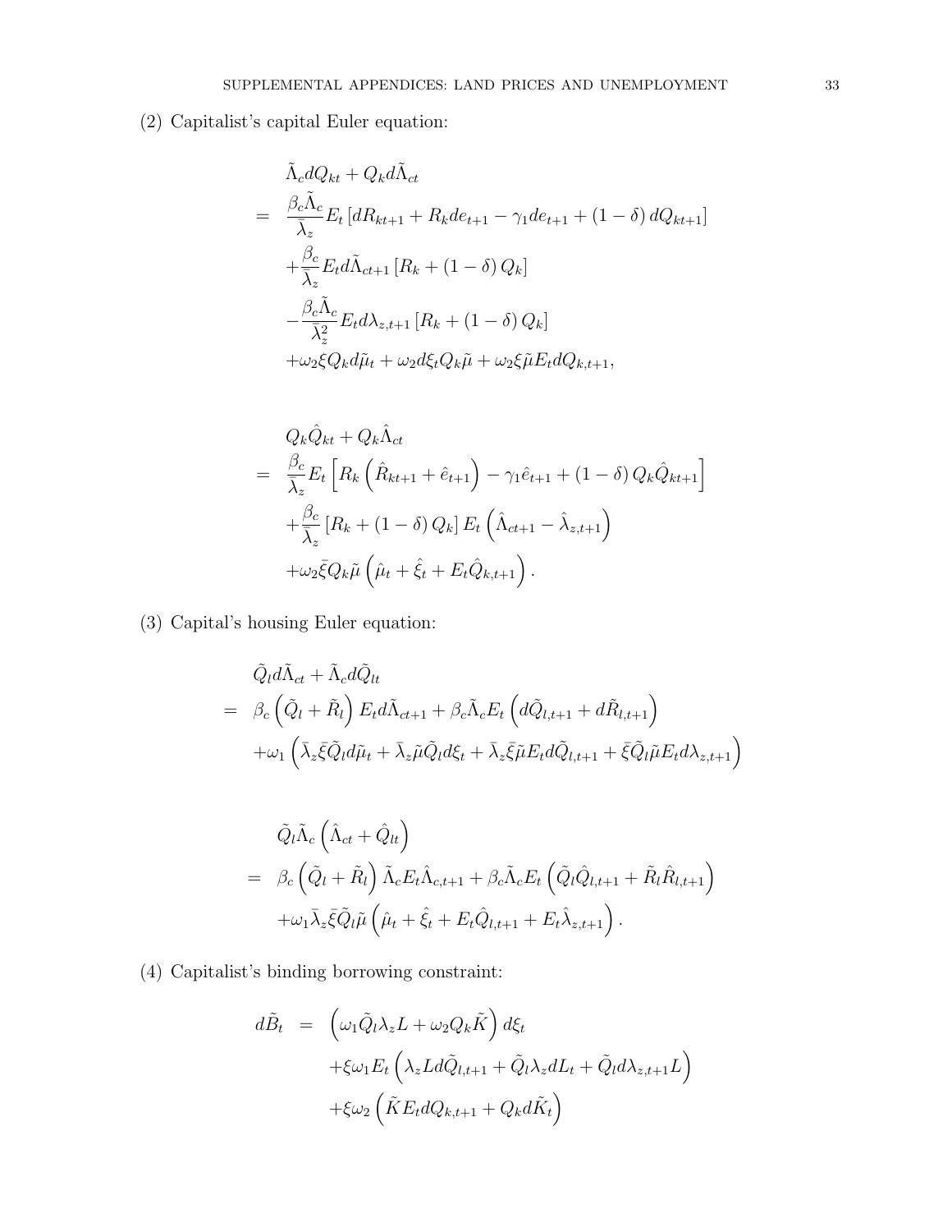(2) Capitalist's capital Euler equation:

$$
\begin{aligned}
& \tilde{\Lambda}_c dQ_{kt} + Q_k d\tilde{\Lambda}_{ct} \\
= \quad & \frac{\beta_c \tilde{\Lambda}_c}{\bar{\lambda}_z} E_t \left[ dR_{kt+1} + R_k de_{t+1} - \gamma_1 de_{t+1} + (1-\delta) dQ_{kt+1} \right] \\
& + \frac{\beta_c}{\bar{\lambda}_z} E_t d\tilde{\Lambda}_{ct+1} \left[ R_k + (1-\delta) Q_k \right] \\
& - \frac{\beta_c \tilde{\Lambda}_c}{\bar{\lambda}_z^2} E_t d\lambda_{z,t+1} \left[ R_k + (1-\delta) Q_k \right] \\
& + \omega_2 \xi Q_k d\tilde{\mu}_t + \omega_2 d\xi_t Q_k \tilde{\mu} + \omega_2 \xi \tilde{\mu} E_t dQ_{k,t+1},
\end{aligned}
$$

$$
\begin{aligned}
& Q_k \hat{Q}_{kt} + Q_k \hat{\Lambda}_{ct} \\
= \quad & \frac{\beta_c}{\bar{\lambda}_z} E_t \left[ R_k \left( \hat{R}_{kt+1} + \hat{e}_{t+1} \right) - \gamma_1 \hat{e}_{t+1} + (1-\delta) Q_k \hat{Q}_{kt+1} \right] \\
& + \frac{\beta_c}{\bar{\lambda}_z} \left[ R_k + (1-\delta) Q_k \right] E_t \left( \hat{\Lambda}_{ct+1} - \hat{\lambda}_{z,t+1} \right) \\
& + \omega_2 \bar{\xi} Q_k \tilde{\mu} \left( \hat{\mu}_t + \hat{\xi}_t + E_t \hat{Q}_{k,t+1} \right).
\end{aligned}
$$

(3) Capital's housing Euler equation:

$$
\begin{aligned}
& \tilde{Q}_l d\tilde{\Lambda}_{ct} + \tilde{\Lambda}_c d\tilde{Q}_{lt} \\
= \quad & \beta_c \left( \tilde{Q}_l + \tilde{R}_l \right) E_t d\tilde{\Lambda}_{ct+1} + \beta_c \tilde{\Lambda}_c E_t \left( d\tilde{Q}_{l,t+1} + d\tilde{R}_{l,t+1} \right) \\
& + \omega_1 \left( \bar{\lambda}_z \bar{\xi} \tilde{Q}_l d\tilde{\mu}_t + \bar{\lambda}_z \tilde{\mu} \tilde{Q}_l d\xi_t + \bar{\lambda}_z \bar{\xi} \tilde{\mu} E_t d\tilde{Q}_{l,t+1} + \bar{\xi} \tilde{Q}_l \tilde{\mu} E_t d\lambda_{z,t+1} \right)
\end{aligned}
$$

$$
\begin{aligned}
& \tilde{Q}_l \tilde{\Lambda}_c \left( \hat{\Lambda}_{ct} + \hat{Q}_{lt} \right) \\
= \quad & \beta_c \left( \tilde{Q}_l + \tilde{R}_l \right) \tilde{\Lambda}_c E_t \hat{\Lambda}_{c,t+1} + \beta_c \tilde{\Lambda}_c E_t \left( \tilde{Q}_l \hat{Q}_{l,t+1} + \tilde{R}_l \hat{R}_{l,t+1} \right) \\
& + \omega_1 \bar{\lambda}_z \bar{\xi} \tilde{Q}_l \tilde{\mu} \left( \hat{\mu}_t + \hat{\xi}_t + E_t \hat{Q}_{l,t+1} + E_t \hat{\lambda}_{z,t+1} \right).
\end{aligned}
$$

(4) Capitalist's binding borrowing constraint:

$$
\begin{aligned}
d\tilde{B}_t \quad = \quad & \left( \omega_1 \tilde{Q}_l \lambda_z L + \omega_2 Q_k \tilde{K} \right) d\xi_t \\
& + \xi \omega_1 E_t \left( \lambda_z L d\tilde{Q}_{l,t+1} + \tilde{Q}_l \lambda_z dL_t + \tilde{Q}_l d\lambda_{z,t+1} L \right) \\
& + \xi \omega_2 \left( \tilde{K} E_t dQ_{k,t+1} + Q_k d\tilde{K}_t \right)
\end{aligned}
$$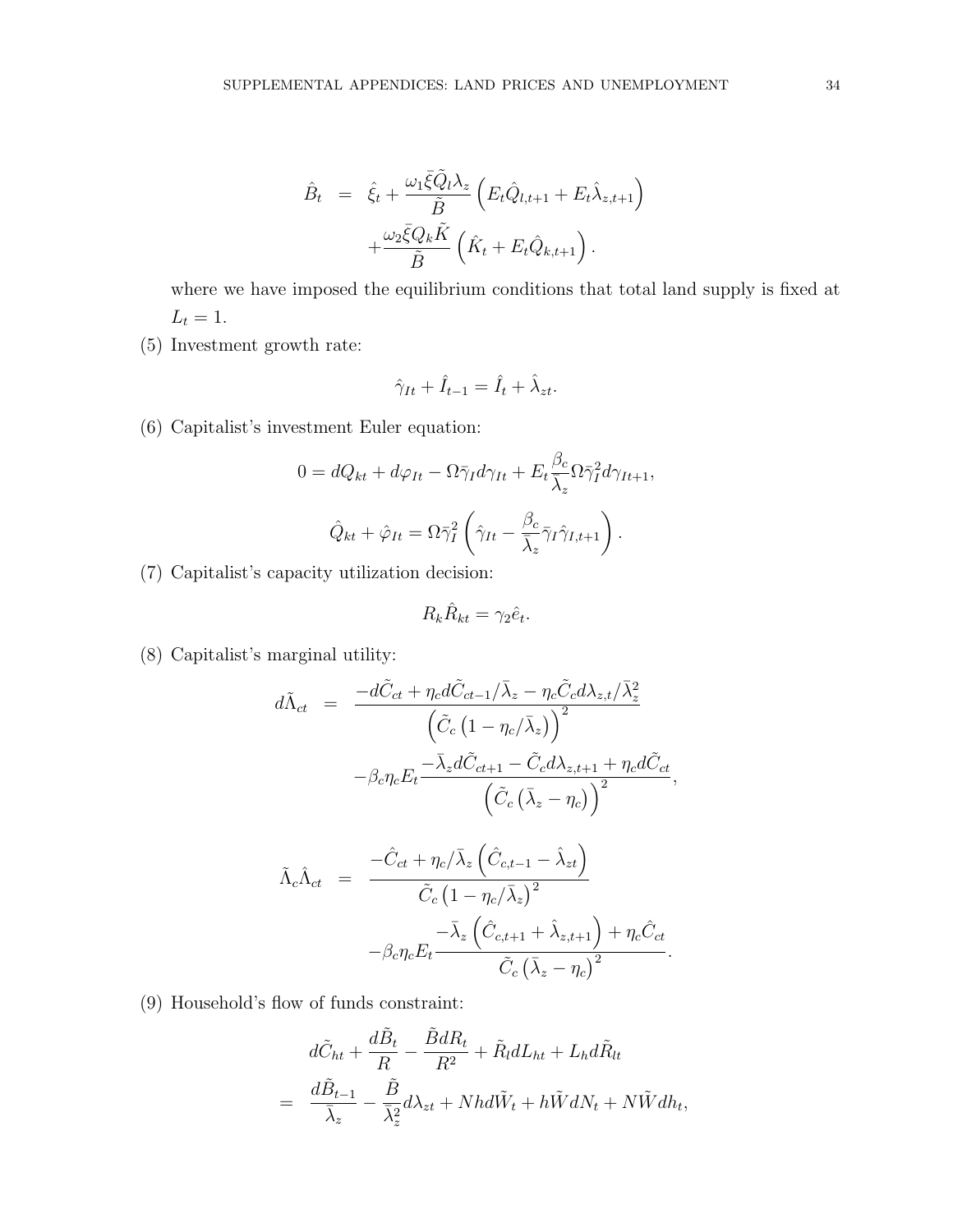$$
\begin{aligned}
\hat{B}_t &= \hat{\xi}_t + \frac{\omega_1 \bar{\xi} \tilde{Q}_l \lambda_z}{\tilde{B}} \left( E_t \hat{Q}_{l,t+1} + E_t \hat{\lambda}_{z,t+1} \right) \\
&\quad + \frac{\omega_2 \bar{\xi} Q_k \tilde{K}}{\tilde{B}} \left( \hat{K}_t + E_t \hat{Q}_{k,t+1} \right).
\end{aligned}
$$

where we have imposed the equilibrium conditions that total land supply is fixed at $L_t = 1$.

(5) Investment growth rate:

$$
\hat{\gamma}_{It} + \hat{I}_{t-1} = \hat{I}_t + \hat{\lambda}_{zt}.
$$

(6) Capitalist's investment Euler equation:

$$
0 = dQ_{kt} + d\varphi_{It} - \Omega \bar{\gamma}_I d\gamma_{It} + E_t \frac{\beta_c}{\bar{\lambda}_z} \Omega \bar{\gamma}_I^2 d\gamma_{It+1},
$$

$$
\hat{Q}_{kt} + \hat{\varphi}_{It} = \Omega \bar{\gamma}_I^2 \left( \hat{\gamma}_{It} - \frac{\beta_c}{\bar{\lambda}_z} \bar{\gamma}_I \hat{\gamma}_{I,t+1} \right).
$$

(7) Capitalist's capacity utilization decision:

$$
R_k \hat{R}_{kt} = \gamma_2 \hat{e}_t.
$$

(8) Capitalist's marginal utility:

$$
\begin{aligned}
d\tilde{\Lambda}_{ct} &= \frac{-d\tilde{C}_{ct} + \eta_c d\tilde{C}_{ct-1}/\bar{\lambda}_z - \eta_c \tilde{C}_c d\lambda_{z,t}/\bar{\lambda}_z^2}{\left( \tilde{C}_c \left( 1 - \eta_c/\bar{\lambda}_z \right) \right)^2} \\
&\quad - \beta_c \eta_c E_t \frac{-\bar{\lambda}_z d\tilde{C}_{ct+1} - \tilde{C}_c d\lambda_{z,t+1} + \eta_c d\tilde{C}_{ct}}{\left( \tilde{C}_c \left( \bar{\lambda}_z - \eta_c \right) \right)^2},
\end{aligned}
$$

$$
\begin{aligned}
\tilde{\Lambda}_c \hat{\Lambda}_{ct} &= \frac{-\hat{C}_{ct} + \eta_c/\bar{\lambda}_z \left( \hat{C}_{c,t-1} - \hat{\lambda}_{zt} \right)}{\tilde{C}_c \left( 1 - \eta_c/\bar{\lambda}_z \right)^2} \\
&\quad - \beta_c \eta_c E_t \frac{-\bar{\lambda}_z \left( \hat{C}_{c,t+1} + \hat{\lambda}_{z,t+1} \right) + \eta_c \hat{C}_{ct}}{\tilde{C}_c \left( \bar{\lambda}_z - \eta_c \right)^2}.
\end{aligned}
$$

(9) Household's flow of funds constraint:

$$
\begin{aligned}
& d\tilde{C}_{ht} + \frac{d\tilde{B}_t}{R} - \frac{\tilde{B} dR_t}{R^2} + \tilde{R}_l dL_{ht} + L_h d\tilde{R}_{lt} \\
=\; & \frac{d\tilde{B}_{t-1}}{\bar{\lambda}_z} - \frac{\tilde{B}}{\bar{\lambda}_z^2} d\lambda_{zt} + Nhd\tilde{W}_t + h\tilde{W} dN_t + N\tilde{W} dh_t,
\end{aligned}
$$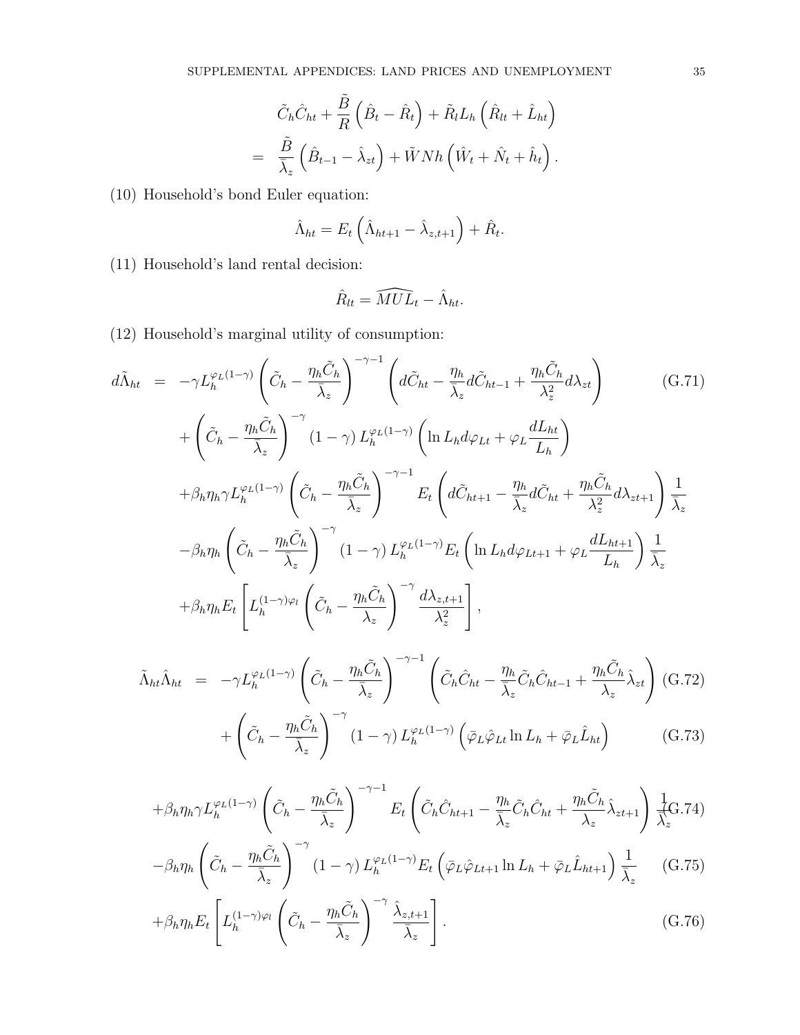$$
\begin{aligned}
&\tilde{C}_h \hat{C}_{ht} + \frac{\tilde{B}}{R}\left(\hat{B}_t - \hat{R}_t\right) + \tilde{R}_l L_h \left(\hat{R}_{lt} + \hat{L}_{ht}\right) \\
= \;& \frac{\tilde{B}}{\bar{\lambda}_z}\left(\hat{B}_{t-1} - \hat{\lambda}_{zt}\right) + \tilde{W} N h \left(\hat{W}_t + \hat{N}_t + \hat{h}_t\right).
\end{aligned}
$$

(10) Household's bond Euler equation:

$$
\hat{\Lambda}_{ht} = E_t\left(\hat{\Lambda}_{ht+1} - \hat{\lambda}_{z,t+1}\right) + \hat{R}_t.
$$

(11) Household's land rental decision:

$$
\hat{R}_{lt} = \widehat{MUL}_t - \hat{\Lambda}_{ht}.
$$

(12) Household's marginal utility of consumption:

$$
\begin{aligned}
d\tilde{\Lambda}_{ht} \;=\;& -\gamma L_h^{\varphi_L(1-\gamma)}\left(\tilde{C}_h - \frac{\eta_h \tilde{C}_h}{\bar{\lambda}_z}\right)^{-\gamma-1}\left(d\tilde{C}_{ht} - \frac{\eta_h}{\bar{\lambda}_z} d\tilde{C}_{ht-1} + \frac{\eta_h \tilde{C}_h}{\lambda_z^2} d\lambda_{zt}\right) \qquad \text{(G.71)} \\
&+ \left(\tilde{C}_h - \frac{\eta_h \tilde{C}_h}{\bar{\lambda}_z}\right)^{-\gamma}(1-\gamma) L_h^{\varphi_L(1-\gamma)}\left(\ln L_h d\varphi_{Lt} + \varphi_L \frac{dL_{ht}}{L_h}\right) \\
&+ \beta_h \eta_h \gamma L_h^{\varphi_L(1-\gamma)}\left(\tilde{C}_h - \frac{\eta_h \tilde{C}_h}{\bar{\lambda}_z}\right)^{-\gamma-1} E_t\left(d\tilde{C}_{ht+1} - \frac{\eta_h}{\bar{\lambda}_z} d\tilde{C}_{ht} + \frac{\eta_h \tilde{C}_h}{\lambda_z^2} d\lambda_{zt+1}\right)\frac{1}{\bar{\lambda}_z} \\
&- \beta_h \eta_h \left(\tilde{C}_h - \frac{\eta_h \tilde{C}_h}{\bar{\lambda}_z}\right)^{-\gamma}(1-\gamma) L_h^{\varphi_L(1-\gamma)} E_t\left(\ln L_h d\varphi_{Lt+1} + \varphi_L \frac{dL_{ht+1}}{L_h}\right)\frac{1}{\bar{\lambda}_z} \\
&+ \beta_h \eta_h E_t\left[L_h^{(1-\gamma)\varphi_l}\left(\tilde{C}_h - \frac{\eta_h \tilde{C}_h}{\lambda_z}\right)^{-\gamma}\frac{d\lambda_{z,t+1}}{\lambda_z^2}\right],
\end{aligned}
$$

$$
\begin{aligned}
\tilde{\Lambda}_{ht}\hat{\Lambda}_{ht} \;=\;& -\gamma L_h^{\varphi_L(1-\gamma)}\left(\tilde{C}_h - \frac{\eta_h \tilde{C}_h}{\bar{\lambda}_z}\right)^{-\gamma-1}\left(\tilde{C}_h \hat{C}_{ht} - \frac{\eta_h}{\bar{\lambda}_z}\tilde{C}_h \hat{C}_{ht-1} + \frac{\eta_h \tilde{C}_h}{\lambda_z}\hat{\lambda}_{zt}\right) \qquad \text{(G.72)} \\
&+ \left(\tilde{C}_h - \frac{\eta_h \tilde{C}_h}{\bar{\lambda}_z}\right)^{-\gamma}(1-\gamma) L_h^{\varphi_L(1-\gamma)}\left(\bar{\varphi}_L \hat{\varphi}_{Lt}\ln L_h + \bar{\varphi}_L \hat{L}_{ht}\right) \qquad \text{(G.73)}
\end{aligned}
$$

$$
\begin{aligned}
&+ \beta_h \eta_h \gamma L_h^{\varphi_L(1-\gamma)}\left(\tilde{C}_h - \frac{\eta_h \tilde{C}_h}{\bar{\lambda}_z}\right)^{-\gamma-1} E_t\left(\tilde{C}_h \hat{C}_{ht+1} - \frac{\eta_h}{\bar{\lambda}_z}\tilde{C}_h \hat{C}_{ht} + \frac{\eta_h \tilde{C}_h}{\lambda_z}\hat{\lambda}_{zt+1}\right)\frac{1}{\bar{\lambda}_z} \qquad \text{(G.74)} \\
&- \beta_h \eta_h \left(\tilde{C}_h - \frac{\eta_h \tilde{C}_h}{\bar{\lambda}_z}\right)^{-\gamma}(1-\gamma) L_h^{\varphi_L(1-\gamma)} E_t\left(\bar{\varphi}_L \hat{\varphi}_{Lt+1}\ln L_h + \bar{\varphi}_L \hat{L}_{ht+1}\right)\frac{1}{\bar{\lambda}_z} \qquad \text{(G.75)} \\
&+ \beta_h \eta_h E_t\left[L_h^{(1-\gamma)\varphi_l}\left(\tilde{C}_h - \frac{\eta_h \tilde{C}_h}{\bar{\lambda}_z}\right)^{-\gamma}\frac{\hat{\lambda}_{z,t+1}}{\bar{\lambda}_z}\right]. \qquad \text{(G.76)}
\end{aligned}
$$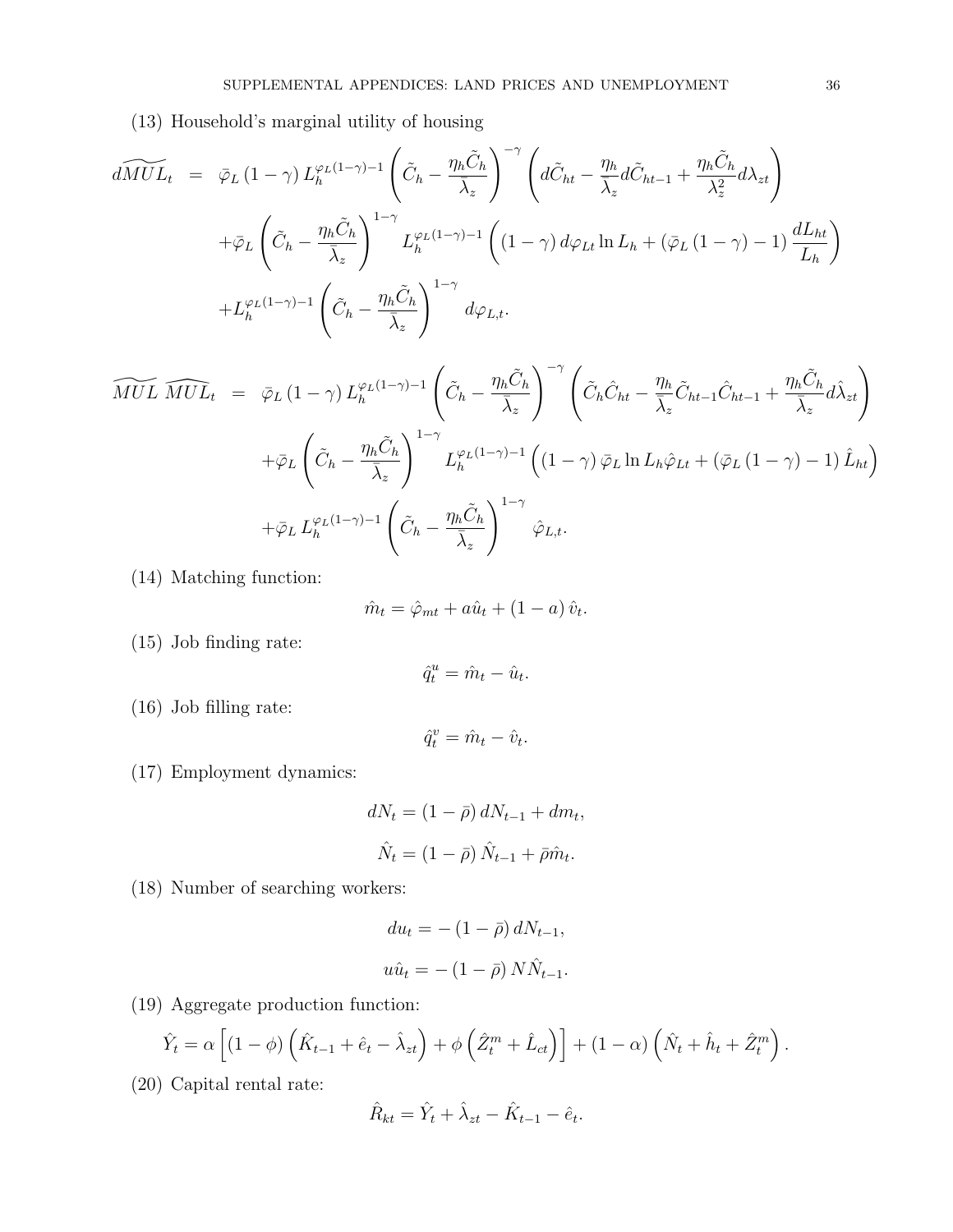(13) Household's marginal utility of housing

$$
\begin{aligned}
d\widetilde{MUL}_t &= \bar{\varphi}_L (1-\gamma) L_h^{\varphi_L(1-\gamma)-1} \left(\tilde{C}_h - \frac{\eta_h \tilde{C}_h}{\bar{\lambda}_z}\right)^{-\gamma} \left(d\tilde{C}_{ht} - \frac{\eta_h}{\bar{\lambda}_z} d\tilde{C}_{ht-1} + \frac{\eta_h \tilde{C}_h}{\lambda_z^2} d\lambda_{zt}\right) \\
&+ \bar{\varphi}_L \left(\tilde{C}_h - \frac{\eta_h \tilde{C}_h}{\bar{\lambda}_z}\right)^{1-\gamma} L_h^{\varphi_L(1-\gamma)-1} \left((1-\gamma)\, d\varphi_{Lt} \ln L_h + (\bar{\varphi}_L (1-\gamma) - 1) \frac{dL_{ht}}{L_h}\right) \\
&+ L_h^{\varphi_L(1-\gamma)-1} \left(\tilde{C}_h - \frac{\eta_h \tilde{C}_h}{\bar{\lambda}_z}\right)^{1-\gamma} d\varphi_{L,t}.
\end{aligned}
$$

$$
\begin{aligned}
\widetilde{MUL}\ \widehat{MUL}_t &= \bar{\varphi}_L (1-\gamma) L_h^{\varphi_L(1-\gamma)-1} \left(\tilde{C}_h - \frac{\eta_h \tilde{C}_h}{\bar{\lambda}_z}\right)^{-\gamma} \left(\tilde{C}_h \hat{C}_{ht} - \frac{\eta_h}{\bar{\lambda}_z} \tilde{C}_{ht-1} \hat{C}_{ht-1} + \frac{\eta_h \tilde{C}_h}{\bar{\lambda}_z} d\hat{\lambda}_{zt}\right) \\
&+ \bar{\varphi}_L \left(\tilde{C}_h - \frac{\eta_h \tilde{C}_h}{\bar{\lambda}_z}\right)^{1-\gamma} L_h^{\varphi_L(1-\gamma)-1} \left((1-\gamma)\, \bar{\varphi}_L \ln L_h \hat{\varphi}_{Lt} + (\bar{\varphi}_L (1-\gamma) - 1) \hat{L}_{ht}\right) \\
&+ \bar{\varphi}_L\, L_h^{\varphi_L(1-\gamma)-1} \left(\tilde{C}_h - \frac{\eta_h \tilde{C}_h}{\bar{\lambda}_z}\right)^{1-\gamma} \hat{\varphi}_{L,t}.
\end{aligned}
$$

(14) Matching function:

$$
\hat{m}_t = \hat{\varphi}_{mt} + a \hat{u}_t + (1-a)\, \hat{v}_t.
$$

(15) Job finding rate:

$$
\hat{q}_t^u = \hat{m}_t - \hat{u}_t.
$$

(16) Job filling rate:

$$
\hat{q}_t^v = \hat{m}_t - \hat{v}_t.
$$

(17) Employment dynamics:

$$
dN_t = (1-\bar{\rho})\, dN_{t-1} + dm_t,
$$

$$
\hat{N}_t = (1-\bar{\rho})\, \hat{N}_{t-1} + \bar{\rho} \hat{m}_t.
$$

(18) Number of searching workers:

$$
du_t = -(1-\bar{\rho})\, dN_{t-1},
$$

$$
u \hat{u}_t = -(1-\bar{\rho})\, N \hat{N}_{t-1}.
$$

(19) Aggregate production function:

$$
\hat{Y}_t = \alpha \left[(1-\phi)\left(\hat{K}_{t-1} + \hat{e}_t - \hat{\lambda}_{zt}\right) + \phi \left(\hat{Z}_t^m + \hat{L}_{ct}\right)\right] + (1-\alpha)\left(\hat{N}_t + \hat{h}_t + \hat{Z}_t^m\right).
$$

(20) Capital rental rate:

$$
\hat{R}_{kt} = \hat{Y}_t + \hat{\lambda}_{zt} - \hat{K}_{t-1} - \hat{e}_t.
$$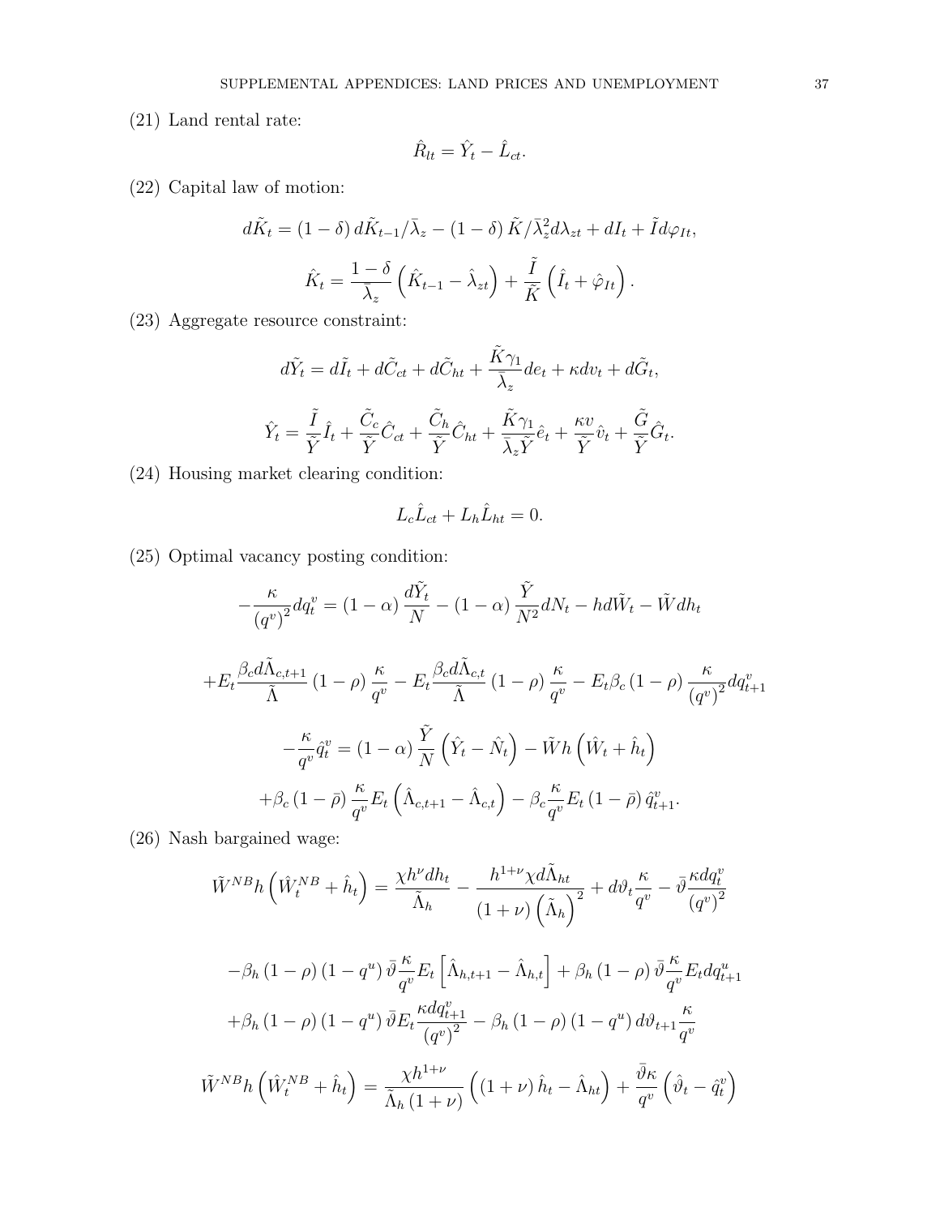(21) Land rental rate:

$$\hat{R}_{lt} = \hat{Y}_t - \hat{L}_{ct}.$$

(22) Capital law of motion:

$$d\tilde{K}_t = (1-\delta)\, d\tilde{K}_{t-1}/\bar{\lambda}_z - (1-\delta)\,\tilde{K}/\bar{\lambda}_z^2 d\lambda_{zt} + dI_t + \tilde{I} d\varphi_{It},$$

$$\hat{K}_t = \frac{1-\delta}{\bar{\lambda}_z}\left(\hat{K}_{t-1} - \hat{\lambda}_{zt}\right) + \frac{\tilde{I}}{\tilde{K}}\left(\hat{I}_t + \hat{\varphi}_{It}\right).$$

(23) Aggregate resource constraint:

$$d\tilde{Y}_t = d\tilde{I}_t + d\tilde{C}_{ct} + d\tilde{C}_{ht} + \frac{\tilde{K}\gamma_1}{\bar{\lambda}_z} de_t + \kappa dv_t + d\tilde{G}_t,$$

$$\hat{Y}_t = \frac{\tilde{I}}{\tilde{Y}}\hat{I}_t + \frac{\tilde{C}_c}{\tilde{Y}}\hat{C}_{ct} + \frac{\tilde{C}_h}{\tilde{Y}}\hat{C}_{ht} + \frac{\tilde{K}\gamma_1}{\bar{\lambda}_z\tilde{Y}}\hat{e}_t + \frac{\kappa v}{\tilde{Y}}\hat{v}_t + \frac{\tilde{G}}{\tilde{Y}}\hat{G}_t.$$

(24) Housing market clearing condition:

$$L_c\hat{L}_{ct} + L_h\hat{L}_{ht} = 0.$$

(25) Optimal vacancy posting condition:

$$-\frac{\kappa}{\left(q^v\right)^2}dq_t^v = (1-\alpha)\frac{d\tilde{Y}_t}{N} - (1-\alpha)\frac{\tilde{Y}}{N^2}dN_t - hd\tilde{W}_t - \tilde{W}dh_t$$

$$+E_t\frac{\beta_c d\tilde{\Lambda}_{c,t+1}}{\tilde{\Lambda}}(1-\rho)\frac{\kappa}{q^v} - E_t\frac{\beta_c d\tilde{\Lambda}_{c,t}}{\tilde{\Lambda}}(1-\rho)\frac{\kappa}{q^v} - E_t\beta_c(1-\rho)\frac{\kappa}{\left(q^v\right)^2}dq_{t+1}^v$$

$$-\frac{\kappa}{q^v}\hat{q}_t^v = (1-\alpha)\frac{\tilde{Y}}{N}\left(\hat{Y}_t - \hat{N}_t\right) - \tilde{W}h\left(\hat{W}_t + \hat{h}_t\right)$$

$$+\beta_c(1-\bar{\rho})\frac{\kappa}{q^v}E_t\left(\hat{\Lambda}_{c,t+1} - \hat{\Lambda}_{c,t}\right) - \beta_c\frac{\kappa}{q^v}E_t(1-\bar{\rho})\,\hat{q}_{t+1}^v.$$

(26) Nash bargained wage:

$$\tilde{W}^{NB}h\left(\hat{W}_t^{NB} + \hat{h}_t\right) = \frac{\chi h^{\nu} dh_t}{\tilde{\Lambda}_h} - \frac{h^{1+\nu}\chi d\tilde{\Lambda}_{ht}}{(1+\nu)\left(\tilde{\Lambda}_h\right)^2} + d\vartheta_t\frac{\kappa}{q^v} - \bar{\vartheta}\frac{\kappa dq_t^v}{\left(q^v\right)^2}$$

$$-\beta_h(1-\rho)(1-q^u)\,\bar{\vartheta}\frac{\kappa}{q^v}E_t\left[\hat{\Lambda}_{h,t+1} - \hat{\Lambda}_{h,t}\right] + \beta_h(1-\rho)\,\bar{\vartheta}\frac{\kappa}{q^v}E_t dq_{t+1}^u$$

$$+\beta_h(1-\rho)(1-q^u)\,\bar{\vartheta}E_t\frac{\kappa dq_{t+1}^v}{\left(q^v\right)^2} - \beta_h(1-\rho)(1-q^u)\,d\vartheta_{t+1}\frac{\kappa}{q^v}$$

$$\tilde{W}^{NB}h\left(\hat{W}_t^{NB} + \hat{h}_t\right) = \frac{\chi h^{1+\nu}}{\tilde{\Lambda}_h(1+\nu)}\left((1+\nu)\,\hat{h}_t - \hat{\Lambda}_{ht}\right) + \frac{\bar{\vartheta}\kappa}{q^v}\left(\hat{\vartheta}_t - \hat{q}_t^v\right)$$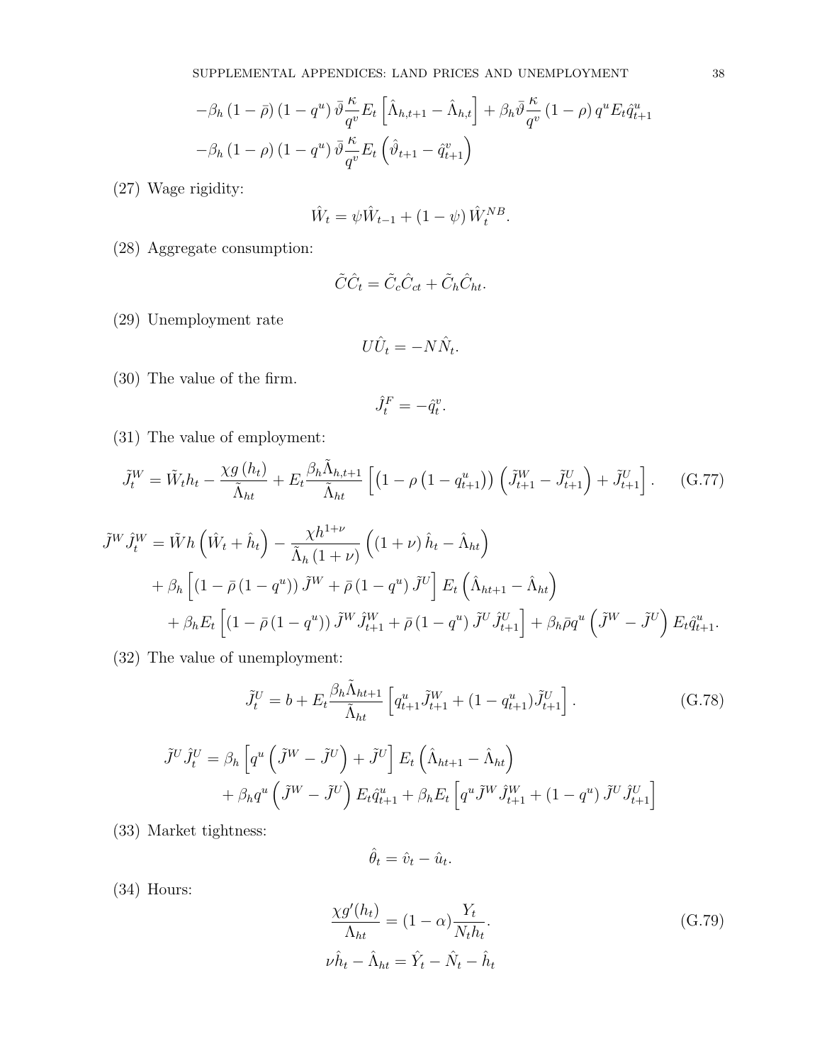$$-\beta_h (1-\bar{\rho})(1-q^u)\bar{\vartheta}\frac{\kappa}{q^v} E_t\left[\hat{\Lambda}_{h,t+1} - \hat{\Lambda}_{h,t}\right] + \beta_h \bar{\vartheta}\frac{\kappa}{q^v}(1-\rho) q^u E_t \hat{q}^u_{t+1}$$

$$-\beta_h (1-\rho)(1-q^u)\bar{\vartheta}\frac{\kappa}{q^v} E_t\left(\hat{\vartheta}_{t+1} - \hat{q}^v_{t+1}\right)$$

(27) Wage rigidity:

$$\hat{W}_t = \psi \hat{W}_{t-1} + (1-\psi)\hat{W}_t^{NB}.$$

(28) Aggregate consumption:

$$\tilde{C}\hat{C}_t = \tilde{C}_c \hat{C}_{ct} + \tilde{C}_h \hat{C}_{ht}.$$

(29) Unemployment rate

$$U\hat{U}_t = -N\hat{N}_t.$$

(30) The value of the firm.

$$\hat{J}_t^F = -\hat{q}_t^v.$$

(31) The value of employment:

$$\tilde{J}_t^W = \tilde{W}_t h_t - \frac{\chi g(h_t)}{\tilde{\Lambda}_{ht}} + E_t \frac{\beta_h \tilde{\Lambda}_{h,t+1}}{\tilde{\Lambda}_{ht}}\left[\left(1-\rho\left(1-q^u_{t+1}\right)\right)\left(\tilde{J}^W_{t+1} - \tilde{J}^U_{t+1}\right) + \tilde{J}^U_{t+1}\right]. \tag{G.77}$$

$$\tilde{J}^W \hat{J}_t^W = \tilde{W}h\left(\hat{W}_t + \hat{h}_t\right) - \frac{\chi h^{1+\nu}}{\tilde{\Lambda}_h (1+\nu)}\left((1+\nu)\hat{h}_t - \hat{\Lambda}_{ht}\right)$$

$$+ \beta_h\left[\left(1-\bar{\rho}(1-q^u)\right)\tilde{J}^W + \bar{\rho}(1-q^u)\tilde{J}^U\right]E_t\left(\hat{\Lambda}_{ht+1} - \hat{\Lambda}_{ht}\right)$$

$$+ \beta_h E_t\left[\left(1-\bar{\rho}(1-q^u)\right)\tilde{J}^W\hat{J}^W_{t+1} + \bar{\rho}(1-q^u)\tilde{J}^U\hat{J}^U_{t+1}\right] + \beta_h\bar{\rho}q^u\left(\tilde{J}^W - \tilde{J}^U\right)E_t\hat{q}^u_{t+1}.$$

(32) The value of unemployment:

$$\tilde{J}_t^U = b + E_t\frac{\beta_h\tilde{\Lambda}_{ht+1}}{\tilde{\Lambda}_{ht}}\left[q^u_{t+1}\tilde{J}^W_{t+1} + (1-q^u_{t+1})\tilde{J}^U_{t+1}\right]. \tag{G.78}$$

$$\tilde{J}^U\hat{J}_t^U = \beta_h\left[q^u\left(\tilde{J}^W - \tilde{J}^U\right) + \tilde{J}^U\right]E_t\left(\hat{\Lambda}_{ht+1} - \hat{\Lambda}_{ht}\right)$$

$$+ \beta_h q^u\left(\tilde{J}^W - \tilde{J}^U\right)E_t\hat{q}^u_{t+1} + \beta_h E_t\left[q^u\tilde{J}^W\hat{J}^W_{t+1} + (1-q^u)\tilde{J}^U\hat{J}^U_{t+1}\right]$$

(33) Market tightness:

$$\hat{\theta}_t = \hat{v}_t - \hat{u}_t.$$

(34) Hours:

$$\frac{\chi g'(h_t)}{\Lambda_{ht}} = (1-\alpha)\frac{Y_t}{N_t h_t}. \tag{G.79}$$

$$\nu\hat{h}_t - \hat{\Lambda}_{ht} = \hat{Y}_t - \hat{N}_t - \hat{h}_t$$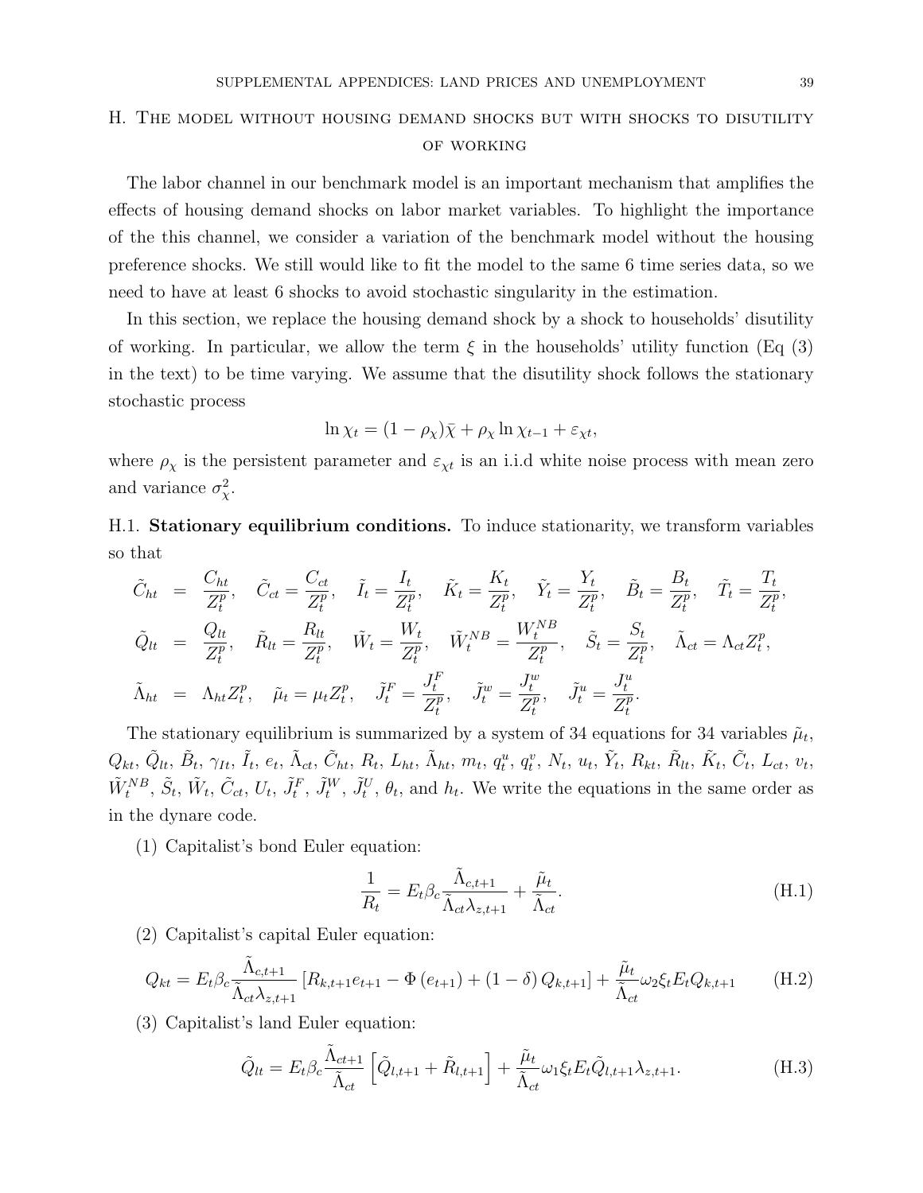## H. The model without housing demand shocks but with shocks to disutility of working

The labor channel in our benchmark model is an important mechanism that amplifies the effects of housing demand shocks on labor market variables. To highlight the importance of the this channel, we consider a variation of the benchmark model without the housing preference shocks. We still would like to fit the model to the same 6 time series data, so we need to have at least 6 shocks to avoid stochastic singularity in the estimation.

In this section, we replace the housing demand shock by a shock to households' disutility of working. In particular, we allow the term $\xi$ in the households' utility function (Eq (3) in the text) to be time varying. We assume that the disutility shock follows the stationary stochastic process

$$\ln \chi_t = (1 - \rho_\chi)\bar{\chi} + \rho_\chi \ln \chi_{t-1} + \varepsilon_{\chi t},$$

where $\rho_\chi$ is the persistent parameter and $\varepsilon_{\chi t}$ is an i.i.d white noise process with mean zero and variance $\sigma_\chi^2$.

H.1. **Stationary equilibrium conditions.** To induce stationarity, we transform variables so that

$$\begin{aligned}
\tilde{C}_{ht} &= \frac{C_{ht}}{Z_t^p}, \quad \tilde{C}_{ct} = \frac{C_{ct}}{Z_t^p}, \quad \tilde{I}_t = \frac{I_t}{Z_t^p}, \quad \tilde{K}_t = \frac{K_t}{Z_t^p}, \quad \tilde{Y}_t = \frac{Y_t}{Z_t^p}, \quad \tilde{B}_t = \frac{B_t}{Z_t^p}, \quad \tilde{T}_t = \frac{T_t}{Z_t^p}, \\
\tilde{Q}_{lt} &= \frac{Q_{lt}}{Z_t^p}, \quad \tilde{R}_{lt} = \frac{R_{lt}}{Z_t^p}, \quad \tilde{W}_t = \frac{W_t}{Z_t^p}, \quad \tilde{W}_t^{NB} = \frac{W_t^{NB}}{Z_t^p}, \quad \tilde{S}_t = \frac{S_t}{Z_t^p}, \quad \tilde{\Lambda}_{ct} = \Lambda_{ct} Z_t^p, \\
\tilde{\Lambda}_{ht} &= \Lambda_{ht} Z_t^p, \quad \tilde{\mu}_t = \mu_t Z_t^p, \quad \tilde{J}_t^F = \frac{J_t^F}{Z_t^p}, \quad \tilde{J}_t^w = \frac{J_t^w}{Z_t^p}, \quad \tilde{J}_t^u = \frac{J_t^u}{Z_t^p}.
\end{aligned}$$

The stationary equilibrium is summarized by a system of 34 equations for 34 variables $\tilde{\mu}_t$, $Q_{kt}$, $\tilde{Q}_{lt}$, $\tilde{B}_t$, $\gamma_{It}$, $\tilde{I}_t$, $e_t$, $\tilde{\Lambda}_{ct}$, $\tilde{C}_{ht}$, $R_t$, $L_{ht}$, $\tilde{\Lambda}_{ht}$, $m_t$, $q_t^u$, $q_t^v$, $N_t$, $u_t$, $\tilde{Y}_t$, $R_{kt}$, $\tilde{R}_{lt}$, $\tilde{K}_t$, $\tilde{C}_t$, $L_{ct}$, $v_t$, $\tilde{W}_t^{NB}$, $\tilde{S}_t$, $\tilde{W}_t$, $\tilde{C}_{ct}$, $U_t$, $\tilde{J}_t^F$, $\tilde{J}_t^W$, $\tilde{J}_t^U$, $\theta_t$, and $h_t$. We write the equations in the same order as in the dynare code.

(1) Capitalist's bond Euler equation:

$$\frac{1}{R_t} = E_t \beta_c \frac{\tilde{\Lambda}_{c,t+1}}{\tilde{\Lambda}_{ct}\lambda_{z,t+1}} + \frac{\tilde{\mu}_t}{\tilde{\Lambda}_{ct}}. \tag{H.1}$$

(2) Capitalist's capital Euler equation:

$$Q_{kt} = E_t \beta_c \frac{\tilde{\Lambda}_{c,t+1}}{\tilde{\Lambda}_{ct}\lambda_{z,t+1}} \left[R_{k,t+1}e_{t+1} - \Phi(e_{t+1}) + (1-\delta) Q_{k,t+1}\right] + \frac{\tilde{\mu}_t}{\tilde{\Lambda}_{ct}} \omega_2 \xi_t E_t Q_{k,t+1} \tag{H.2}$$

(3) Capitalist's land Euler equation:

$$\tilde{Q}_{lt} = E_t \beta_c \frac{\tilde{\Lambda}_{ct+1}}{\tilde{\Lambda}_{ct}} \left[\tilde{Q}_{l,t+1} + \tilde{R}_{l,t+1}\right] + \frac{\tilde{\mu}_t}{\tilde{\Lambda}_{ct}} \omega_1 \xi_t E_t \tilde{Q}_{l,t+1} \lambda_{z,t+1}. \tag{H.3}$$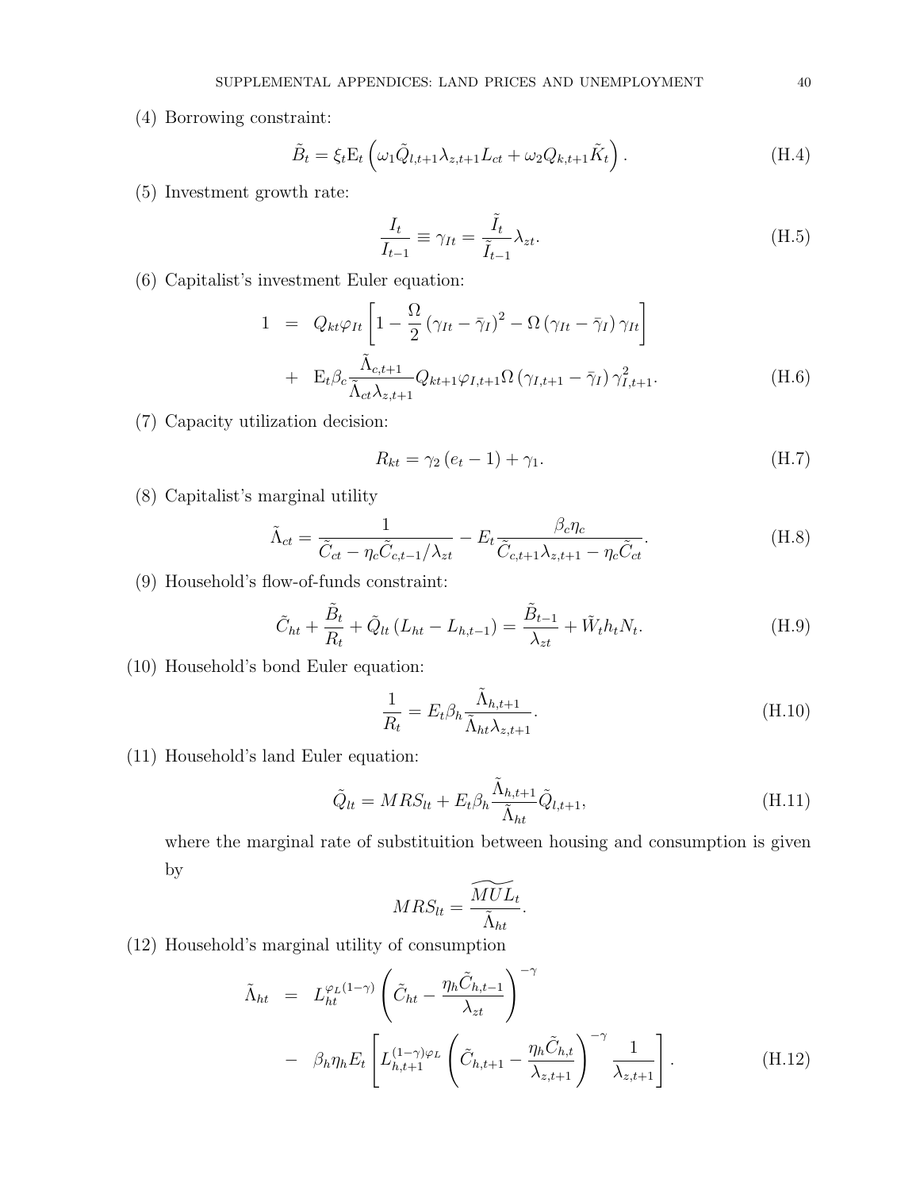(4) Borrowing constraint:

$$\tilde{B}_t = \xi_t \mathrm{E}_t \left( \omega_1 \tilde{Q}_{l,t+1} \lambda_{z,t+1} L_{ct} + \omega_2 Q_{k,t+1} \tilde{K}_t \right). \tag{H.4}$$

(5) Investment growth rate:

$$\frac{I_t}{I_{t-1}} \equiv \gamma_{It} = \frac{\tilde{I}_t}{\tilde{I}_{t-1}} \lambda_{zt}. \tag{H.5}$$

(6) Capitalist's investment Euler equation:

$$\begin{aligned} 1 &= Q_{kt} \varphi_{It} \left[ 1 - \frac{\Omega}{2} \left( \gamma_{It} - \bar{\gamma}_I \right)^2 - \Omega \left( \gamma_{It} - \bar{\gamma}_I \right) \gamma_{It} \right] \\ &+ \mathrm{E}_t \beta_c \frac{\tilde{\Lambda}_{c,t+1}}{\tilde{\Lambda}_{ct} \lambda_{z,t+1}} Q_{kt+1} \varphi_{I,t+1} \Omega \left( \gamma_{I,t+1} - \bar{\gamma}_I \right) \gamma_{I,t+1}^2. \end{aligned} \tag{H.6}$$

(7) Capacity utilization decision:

$$R_{kt} = \gamma_2 \left( e_t - 1 \right) + \gamma_1. \tag{H.7}$$

(8) Capitalist's marginal utility

$$\tilde{\Lambda}_{ct} = \frac{1}{\tilde{C}_{ct} - \eta_c \tilde{C}_{c,t-1} / \lambda_{zt}} - E_t \frac{\beta_c \eta_c}{\tilde{C}_{c,t+1} \lambda_{z,t+1} - \eta_c \tilde{C}_{ct}}. \tag{H.8}$$

(9) Household's flow-of-funds constraint:

$$\tilde{C}_{ht} + \frac{\tilde{B}_t}{R_t} + \tilde{Q}_{lt} \left( L_{ht} - L_{h,t-1} \right) = \frac{\tilde{B}_{t-1}}{\lambda_{zt}} + \tilde{W}_t h_t N_t. \tag{H.9}$$

(10) Household's bond Euler equation:

$$\frac{1}{R_t} = E_t \beta_h \frac{\tilde{\Lambda}_{h,t+1}}{\tilde{\Lambda}_{ht} \lambda_{z,t+1}}. \tag{H.10}$$

(11) Household's land Euler equation:

$$\tilde{Q}_{lt} = MRS_{lt} + E_t \beta_h \frac{\tilde{\Lambda}_{h,t+1}}{\tilde{\Lambda}_{ht}} \tilde{Q}_{l,t+1}, \tag{H.11}$$

where the marginal rate of substituition between housing and consumption is given by

$$MRS_{lt} = \frac{\widetilde{MUL}_t}{\tilde{\Lambda}_{ht}}.$$

(12) Household's marginal utility of consumption

$$\begin{aligned} \tilde{\Lambda}_{ht} &= L_{ht}^{\varphi_L (1-\gamma)} \left( \tilde{C}_{ht} - \frac{\eta_h \tilde{C}_{h,t-1}}{\lambda_{zt}} \right)^{-\gamma} \\ &- \beta_h \eta_h E_t \left[ L_{h,t+1}^{(1-\gamma)\varphi_L} \left( \tilde{C}_{h,t+1} - \frac{\eta_h \tilde{C}_{h,t}}{\lambda_{z,t+1}} \right)^{-\gamma} \frac{1}{\lambda_{z,t+1}} \right]. \end{aligned} \tag{H.12}$$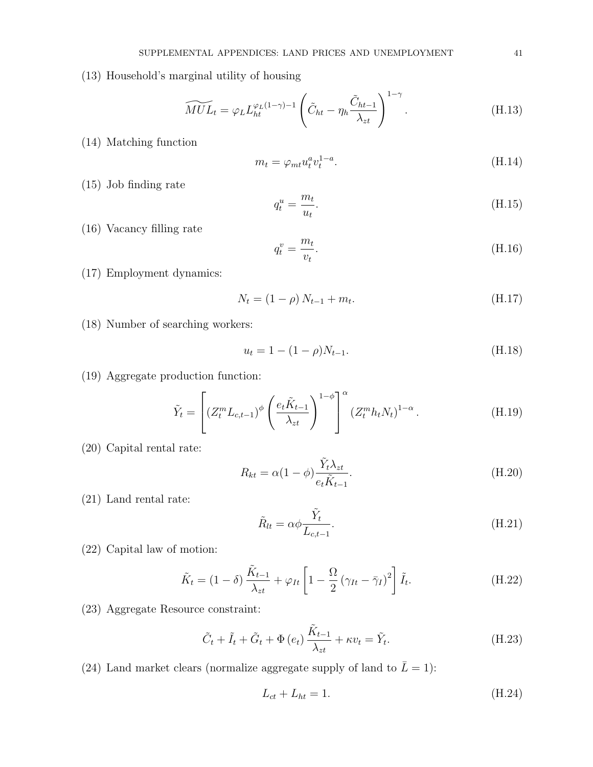(13) Household's marginal utility of housing

$$\widetilde{MUL}_t = \varphi_L L_{ht}^{\varphi_L(1-\gamma)-1} \left( \tilde{C}_{ht} - \eta_h \frac{\tilde{C}_{ht-1}}{\lambda_{zt}} \right)^{1-\gamma}. \tag{H.13}$$

(14) Matching function

$$m_t = \varphi_{mt} u_t^a v_t^{1-a}. \tag{H.14}$$

(15) Job finding rate

$$q_t^u = \frac{m_t}{u_t}. \tag{H.15}$$

(16) Vacancy filling rate

$$q_t^v = \frac{m_t}{v_t}. \tag{H.16}$$

(17) Employment dynamics:

$$N_t = (1-\rho) N_{t-1} + m_t. \tag{H.17}$$

(18) Number of searching workers:

$$u_t = 1 - (1-\rho) N_{t-1}. \tag{H.18}$$

(19) Aggregate production function:

$$\tilde{Y}_t = \left[ (Z_t^m L_{c,t-1})^{\phi} \left( \frac{e_t \tilde{K}_{t-1}}{\lambda_{zt}} \right)^{1-\phi} \right]^{\alpha} (Z_t^m h_t N_t)^{1-\alpha}. \tag{H.19}$$

(20) Capital rental rate:

$$R_{kt} = \alpha(1-\phi) \frac{\tilde{Y}_t \lambda_{zt}}{e_t \tilde{K}_{t-1}}. \tag{H.20}$$

(21) Land rental rate:

$$\tilde{R}_{lt} = \alpha \phi \frac{\tilde{Y}_t}{L_{c,t-1}}. \tag{H.21}$$

(22) Capital law of motion:

$$\tilde{K}_t = (1-\delta) \frac{\tilde{K}_{t-1}}{\lambda_{zt}} + \varphi_{It} \left[ 1 - \frac{\Omega}{2} \left( \gamma_{It} - \bar{\gamma}_I \right)^2 \right] \tilde{I}_t. \tag{H.22}$$

(23) Aggregate Resource constraint:

$$\tilde{C}_t + \tilde{I}_t + \tilde{G}_t + \Phi(e_t) \frac{\tilde{K}_{t-1}}{\lambda_{zt}} + \kappa v_t = \tilde{Y}_t. \tag{H.23}$$

(24) Land market clears (normalize aggregate supply of land to $\bar{L} = 1$):

$$L_{ct} + L_{ht} = 1. \tag{H.24}$$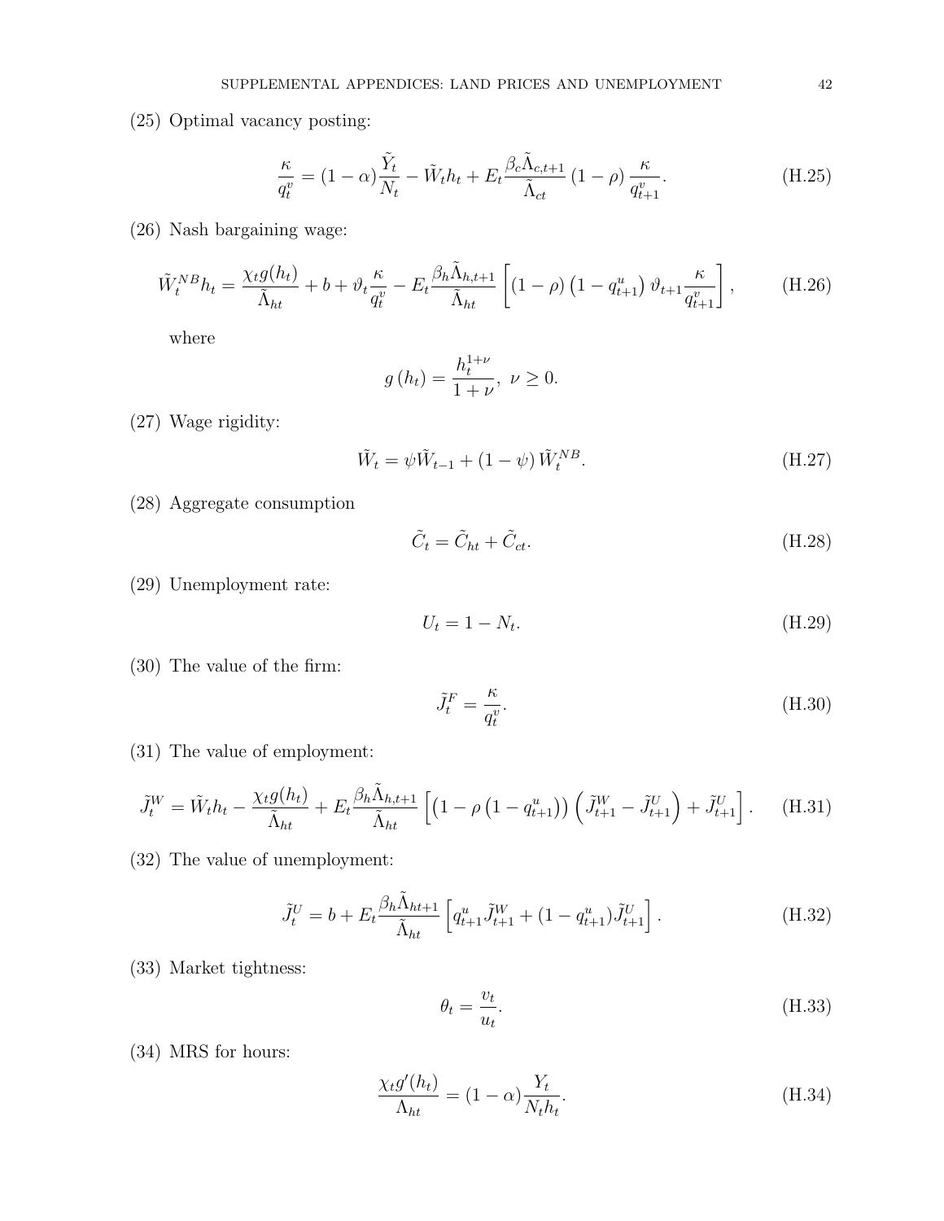(25) Optimal vacancy posting:

$$\frac{\kappa}{q_t^v} = (1-\alpha)\frac{\tilde{Y}_t}{N_t} - \tilde{W}_t h_t + E_t \frac{\beta_c \tilde{\Lambda}_{c,t+1}}{\tilde{\Lambda}_{ct}} (1-\rho) \frac{\kappa}{q_{t+1}^v}. \tag{H.25}$$

(26) Nash bargaining wage:

$$\tilde{W}_t^{NB} h_t = \frac{\chi_t g(h_t)}{\tilde{\Lambda}_{ht}} + b + \vartheta_t \frac{\kappa}{q_t^v} - E_t \frac{\beta_h \tilde{\Lambda}_{h,t+1}}{\tilde{\Lambda}_{ht}} \left[ (1-\rho)\left(1-q_{t+1}^u\right) \vartheta_{t+1} \frac{\kappa}{q_{t+1}^v} \right], \tag{H.26}$$

where

$$g(h_t) = \frac{h_t^{1+\nu}}{1+\nu},\ \nu \geq 0.$$

(27) Wage rigidity:

$$\tilde{W}_t = \psi \tilde{W}_{t-1} + (1-\psi)\tilde{W}_t^{NB}. \tag{H.27}$$

(28) Aggregate consumption

$$\tilde{C}_t = \tilde{C}_{ht} + \tilde{C}_{ct}. \tag{H.28}$$

(29) Unemployment rate:

$$U_t = 1 - N_t. \tag{H.29}$$

(30) The value of the firm:

$$\tilde{J}_t^F = \frac{\kappa}{q_t^v}. \tag{H.30}$$

(31) The value of employment:

$$\tilde{J}_t^W = \tilde{W}_t h_t - \frac{\chi_t g(h_t)}{\tilde{\Lambda}_{ht}} + E_t \frac{\beta_h \tilde{\Lambda}_{h,t+1}}{\tilde{\Lambda}_{ht}} \left[ \left(1 - \rho\left(1-q_{t+1}^u\right)\right)\left(\tilde{J}_{t+1}^W - \tilde{J}_{t+1}^U\right) + \tilde{J}_{t+1}^U \right]. \tag{H.31}$$

(32) The value of unemployment:

$$\tilde{J}_t^U = b + E_t \frac{\beta_h \tilde{\Lambda}_{ht+1}}{\tilde{\Lambda}_{ht}} \left[ q_{t+1}^u \tilde{J}_{t+1}^W + (1-q_{t+1}^u)\tilde{J}_{t+1}^U \right]. \tag{H.32}$$

(33) Market tightness:

$$\theta_t = \frac{v_t}{u_t}. \tag{H.33}$$

(34) MRS for hours:

$$\frac{\chi_t g'(h_t)}{\Lambda_{ht}} = (1-\alpha)\frac{Y_t}{N_t h_t}. \tag{H.34}$$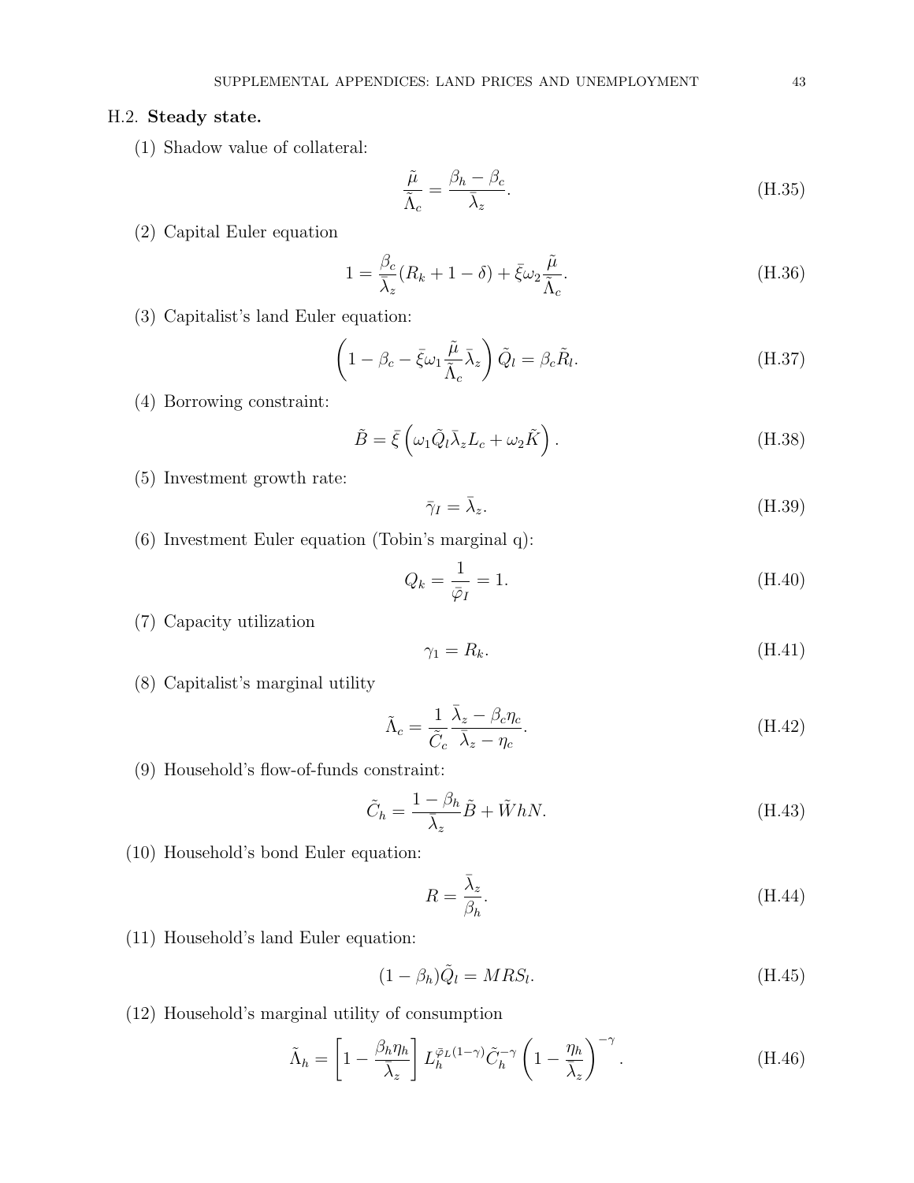## H.2. **Steady state.**

(1) Shadow value of collateral:

$$\frac{\tilde{\mu}}{\tilde{\Lambda}_c} = \frac{\beta_h - \beta_c}{\bar{\lambda}_z}. \tag{H.35}$$

(2) Capital Euler equation

$$1 = \frac{\beta_c}{\bar{\lambda}_z}(R_k + 1 - \delta) + \bar{\xi}\omega_2 \frac{\tilde{\mu}}{\tilde{\Lambda}_c}. \tag{H.36}$$

(3) Capitalist's land Euler equation:

$$\left(1 - \beta_c - \bar{\xi}\omega_1 \frac{\tilde{\mu}}{\tilde{\Lambda}_c}\bar{\lambda}_z\right)\tilde{Q}_l = \beta_c \tilde{R}_l. \tag{H.37}$$

(4) Borrowing constraint:

$$\tilde{B} = \bar{\xi}\left(\omega_1 \tilde{Q}_l \bar{\lambda}_z L_c + \omega_2 \tilde{K}\right). \tag{H.38}$$

(5) Investment growth rate:

$$\bar{\gamma}_I = \bar{\lambda}_z. \tag{H.39}$$

(6) Investment Euler equation (Tobin's marginal q):

$$Q_k = \frac{1}{\bar{\varphi}_I} = 1. \tag{H.40}$$

(7) Capacity utilization

$$\gamma_1 = R_k. \tag{H.41}$$

(8) Capitalist's marginal utility

$$\tilde{\Lambda}_c = \frac{1}{\tilde{C}_c}\frac{\bar{\lambda}_z - \beta_c\eta_c}{\bar{\lambda}_z - \eta_c}. \tag{H.42}$$

(9) Household's flow-of-funds constraint:

$$\tilde{C}_h = \frac{1 - \beta_h}{\bar{\lambda}_z}\tilde{B} + \tilde{W}hN. \tag{H.43}$$

(10) Household's bond Euler equation:

$$R = \frac{\bar{\lambda}_z}{\beta_h}. \tag{H.44}$$

(11) Household's land Euler equation:

$$(1 - \beta_h)\tilde{Q}_l = MRS_l. \tag{H.45}$$

(12) Household's marginal utility of consumption

$$\tilde{\Lambda}_h = \left[1 - \frac{\beta_h\eta_h}{\bar{\lambda}_z}\right] L_h^{\bar{\varphi}_L(1-\gamma)}\tilde{C}_h^{-\gamma}\left(1 - \frac{\eta_h}{\bar{\lambda}_z}\right)^{-\gamma}. \tag{H.46}$$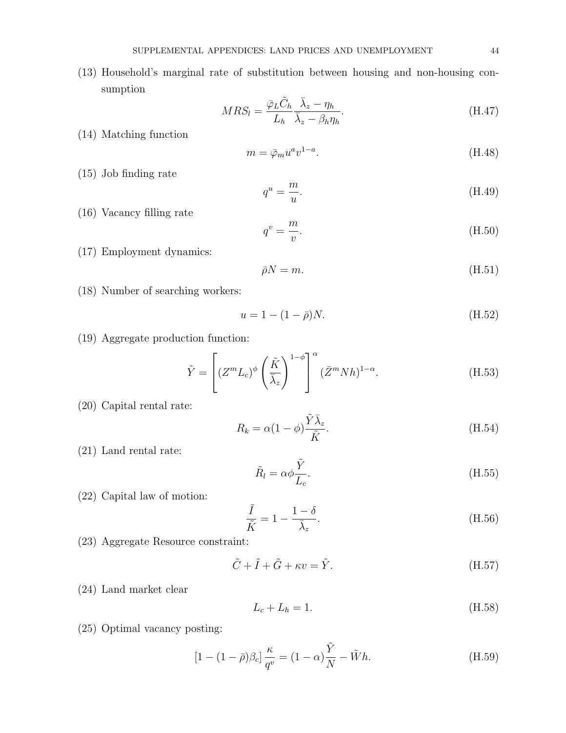(13) Household's marginal rate of substitution between housing and non-housing consumption

$$MRS_l = \frac{\bar{\varphi}_L \tilde{C}_h}{L_h} \frac{\bar{\lambda}_z - \eta_h}{\bar{\lambda}_z - \beta_h \eta_h}. \tag{H.47}$$

(14) Matching function

$$m = \bar{\varphi}_m u^a v^{1-a}. \tag{H.48}$$

(15) Job finding rate

$$q^u = \frac{m}{u}. \tag{H.49}$$

(16) Vacancy filling rate

$$q^v = \frac{m}{v}. \tag{H.50}$$

(17) Employment dynamics:

$$\bar{\rho} N = m. \tag{H.51}$$

(18) Number of searching workers:

$$u = 1 - (1 - \bar{\rho}) N. \tag{H.52}$$

(19) Aggregate production function:

$$\tilde{Y} = \left[ (Z^m L_c)^{\phi} \left( \frac{\tilde{K}}{\bar{\lambda}_z} \right)^{1-\phi} \right]^{\alpha} (\bar{Z}^m N h)^{1-\alpha}. \tag{H.53}$$

(20) Capital rental rate:

$$R_k = \alpha (1 - \phi) \frac{\tilde{Y} \bar{\lambda}_z}{\tilde{K}}. \tag{H.54}$$

(21) Land rental rate:

$$\tilde{R}_l = \alpha \phi \frac{\tilde{Y}}{L_c}. \tag{H.55}$$

(22) Capital law of motion:

$$\frac{\tilde{I}}{\tilde{K}} = 1 - \frac{1 - \delta}{\bar{\lambda}_z}. \tag{H.56}$$

(23) Aggregate Resource constraint:

$$\tilde{C} + \tilde{I} + \tilde{G} + \kappa v = \tilde{Y}. \tag{H.57}$$

(24) Land market clear

$$L_c + L_h = 1. \tag{H.58}$$

(25) Optimal vacancy posting:

$$\left[ 1 - (1 - \bar{\rho}) \beta_c \right] \frac{\kappa}{q^v} = (1 - \alpha) \frac{\tilde{Y}}{N} - \tilde{W} h. \tag{H.59}$$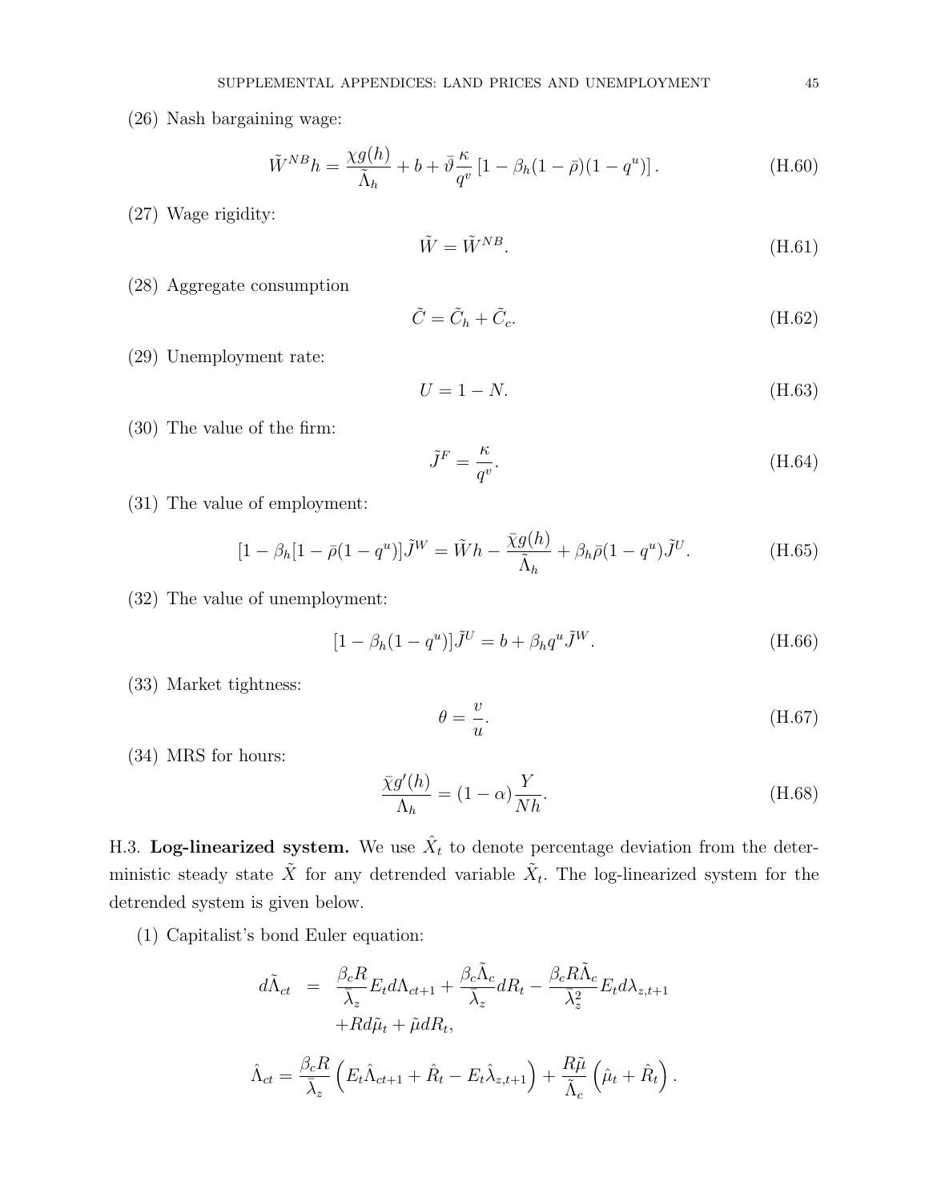(26) Nash bargaining wage:

$$\tilde{W}^{NB}h = \frac{\chi g(h)}{\tilde{\Lambda}_h} + b + \bar{\vartheta}\frac{\kappa}{q^v}\left[1 - \beta_h(1-\bar{\rho})(1-q^u)\right]. \tag{H.60}$$

(27) Wage rigidity:

$$\tilde{W} = \tilde{W}^{NB}. \tag{H.61}$$

(28) Aggregate consumption

$$\tilde{C} = \tilde{C}_h + \tilde{C}_c. \tag{H.62}$$

(29) Unemployment rate:

$$U = 1 - N. \tag{H.63}$$

(30) The value of the firm:

$$\tilde{J}^F = \frac{\kappa}{q^v}. \tag{H.64}$$

(31) The value of employment:

$$[1 - \beta_h[1 - \bar{\rho}(1-q^u)]\tilde{J}^W = \tilde{W}h - \frac{\bar{\chi}g(h)}{\tilde{\Lambda}_h} + \beta_h\bar{\rho}(1-q^u)\tilde{J}^U. \tag{H.65}$$

(32) The value of unemployment:

$$[1 - \beta_h(1-q^u)]\tilde{J}^U = b + \beta_h q^u \tilde{J}^W. \tag{H.66}$$

(33) Market tightness:

$$\theta = \frac{v}{u}. \tag{H.67}$$

(34) MRS for hours:

$$\frac{\bar{\chi}g'(h)}{\Lambda_h} = (1-\alpha)\frac{Y}{Nh}. \tag{H.68}$$

H.3. **Log-linearized system.** We use $\hat{X}_t$ to denote percentage deviation from the deterministic steady state $\tilde{X}$ for any detrended variable $\tilde{X}_t$. The log-linearized system for the detrended system is given below.

(1) Capitalist's bond Euler equation:

$$\begin{aligned} d\tilde{\Lambda}_{ct} &= \frac{\beta_c R}{\bar{\lambda}_z} E_t d\Lambda_{ct+1} + \frac{\beta_c \tilde{\Lambda}_c}{\bar{\lambda}_z} dR_t - \frac{\beta_c R \tilde{\Lambda}_c}{\bar{\lambda}_z^2} E_t d\lambda_{z,t+1} \\ &\quad + R d\tilde{\mu}_t + \tilde{\mu} dR_t, \end{aligned}$$

$$\hat{\Lambda}_{ct} = \frac{\beta_c R}{\bar{\lambda}_z}\left(E_t\hat{\Lambda}_{ct+1} + \hat{R}_t - E_t\hat{\lambda}_{z,t+1}\right) + \frac{R\tilde{\mu}}{\tilde{\Lambda}_c}\left(\hat{\mu}_t + \hat{R}_t\right).$$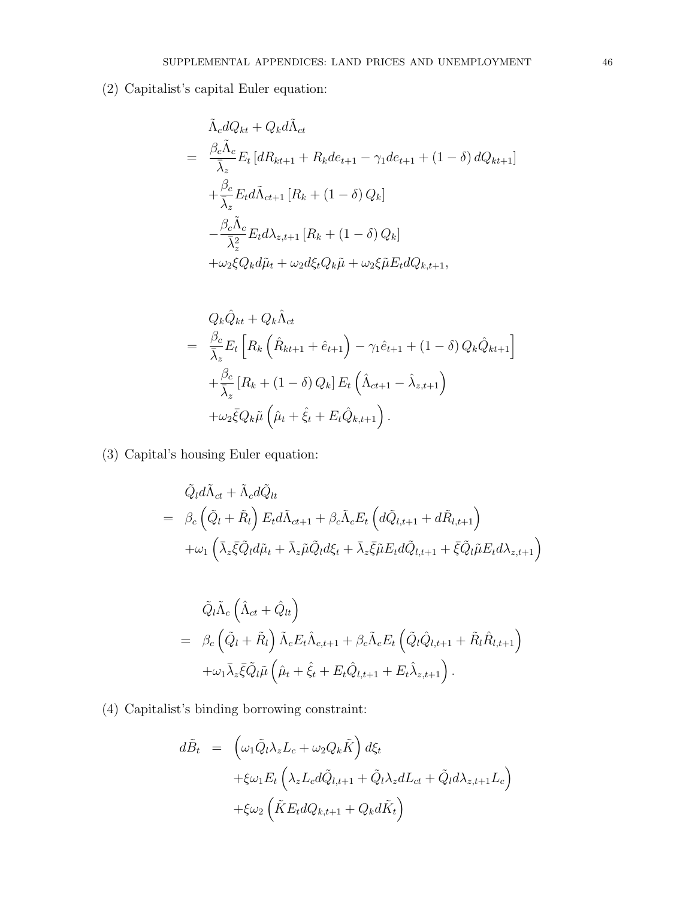(2) Capitalist's capital Euler equation:

$$
\begin{aligned}
& \tilde{\Lambda}_c dQ_{kt} + Q_k d\tilde{\Lambda}_{ct} \\
= \; & \frac{\beta_c \tilde{\Lambda}_c}{\bar{\lambda}_z} E_t \left[ dR_{kt+1} + R_k de_{t+1} - \gamma_1 de_{t+1} + (1-\delta) dQ_{kt+1} \right] \\
& + \frac{\beta_c}{\bar{\lambda}_z} E_t d\tilde{\Lambda}_{ct+1} \left[ R_k + (1-\delta) Q_k \right] \\
& - \frac{\beta_c \tilde{\Lambda}_c}{\bar{\lambda}_z^2} E_t d\lambda_{z,t+1} \left[ R_k + (1-\delta) Q_k \right] \\
& + \omega_2 \xi Q_k d\tilde{\mu}_t + \omega_2 d\xi_t Q_k \tilde{\mu} + \omega_2 \xi \tilde{\mu} E_t dQ_{k,t+1},
\end{aligned}
$$

$$
\begin{aligned}
& Q_k \hat{Q}_{kt} + Q_k \hat{\Lambda}_{ct} \\
= \; & \frac{\beta_c}{\bar{\lambda}_z} E_t \left[ R_k \left( \hat{R}_{kt+1} + \hat{e}_{t+1} \right) - \gamma_1 \hat{e}_{t+1} + (1-\delta) Q_k \hat{Q}_{kt+1} \right] \\
& + \frac{\beta_c}{\bar{\lambda}_z} \left[ R_k + (1-\delta) Q_k \right] E_t \left( \hat{\Lambda}_{ct+1} - \hat{\lambda}_{z,t+1} \right) \\
& + \omega_2 \bar{\xi} Q_k \tilde{\mu} \left( \hat{\mu}_t + \hat{\xi}_t + E_t \hat{Q}_{k,t+1} \right).
\end{aligned}
$$

(3) Capital's housing Euler equation:

$$
\begin{aligned}
& \tilde{Q}_l d\tilde{\Lambda}_{ct} + \tilde{\Lambda}_c d\tilde{Q}_{lt} \\
= \; & \beta_c \left( \tilde{Q}_l + \tilde{R}_l \right) E_t d\tilde{\Lambda}_{ct+1} + \beta_c \tilde{\Lambda}_c E_t \left( d\tilde{Q}_{l,t+1} + d\tilde{R}_{l,t+1} \right) \\
& + \omega_1 \left( \bar{\lambda}_z \bar{\xi} \tilde{Q}_l d\tilde{\mu}_t + \bar{\lambda}_z \tilde{\mu} \tilde{Q}_l d\xi_t + \bar{\lambda}_z \bar{\xi} \tilde{\mu} E_t d\tilde{Q}_{l,t+1} + \bar{\xi} \tilde{Q}_l \tilde{\mu} E_t d\lambda_{z,t+1} \right)
\end{aligned}
$$

$$
\begin{aligned}
& \tilde{Q}_l \tilde{\Lambda}_c \left( \hat{\Lambda}_{ct} + \hat{Q}_{lt} \right) \\
= \; & \beta_c \left( \tilde{Q}_l + \tilde{R}_l \right) \tilde{\Lambda}_c E_t \hat{\Lambda}_{c,t+1} + \beta_c \tilde{\Lambda}_c E_t \left( \tilde{Q}_l \hat{Q}_{l,t+1} + \tilde{R}_l \hat{R}_{l,t+1} \right) \\
& + \omega_1 \bar{\lambda}_z \bar{\xi} \tilde{Q}_l \tilde{\mu} \left( \hat{\mu}_t + \hat{\xi}_t + E_t \hat{Q}_{l,t+1} + E_t \hat{\lambda}_{z,t+1} \right).
\end{aligned}
$$

(4) Capitalist's binding borrowing constraint:

$$
\begin{aligned}
d\tilde{B}_t \; = \; & \left( \omega_1 \tilde{Q}_l \lambda_z L_c + \omega_2 Q_k \tilde{K} \right) d\xi_t \\
& + \xi \omega_1 E_t \left( \lambda_z L_c d\tilde{Q}_{l,t+1} + \tilde{Q}_l \lambda_z dL_{ct} + \tilde{Q}_l d\lambda_{z,t+1} L_c \right) \\
& + \xi \omega_2 \left( \tilde{K} E_t dQ_{k,t+1} + Q_k d\tilde{K}_t \right)
\end{aligned}
$$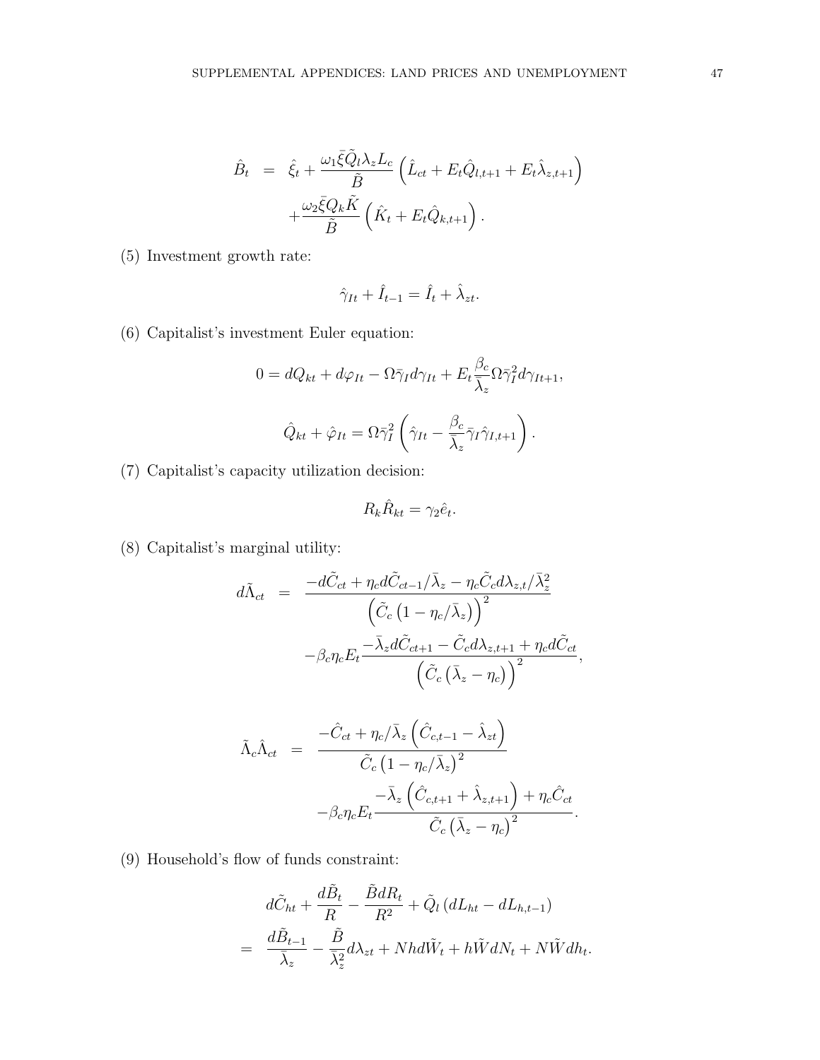$$
\begin{aligned}
\hat{B}_t &= \hat{\xi}_t + \frac{\omega_1 \bar{\xi} \tilde{Q}_l \lambda_z L_c}{\tilde{B}} \left( \hat{L}_{ct} + E_t \hat{Q}_{l,t+1} + E_t \hat{\lambda}_{z,t+1} \right) \\
&\quad + \frac{\omega_2 \bar{\xi} Q_k \tilde{K}}{\tilde{B}} \left( \hat{K}_t + E_t \hat{Q}_{k,t+1} \right).
\end{aligned}
$$

(5) Investment growth rate:

$$
\hat{\gamma}_{It} + \hat{I}_{t-1} = \hat{I}_t + \hat{\lambda}_{zt}.
$$

(6) Capitalist's investment Euler equation:

$$
0 = dQ_{kt} + d\varphi_{It} - \Omega \bar{\gamma}_I d\gamma_{It} + E_t \frac{\beta_c}{\bar{\lambda}_z} \Omega \bar{\gamma}_I^2 d\gamma_{It+1},
$$

$$
\hat{Q}_{kt} + \hat{\varphi}_{It} = \Omega \bar{\gamma}_I^2 \left( \hat{\gamma}_{It} - \frac{\beta_c}{\bar{\lambda}_z} \bar{\gamma}_I \hat{\gamma}_{I,t+1} \right).
$$

(7) Capitalist's capacity utilization decision:

$$
R_k \hat{R}_{kt} = \gamma_2 \hat{e}_t.
$$

(8) Capitalist's marginal utility:

$$
\begin{aligned}
d\tilde{\Lambda}_{ct} &= \frac{-d\tilde{C}_{ct} + \eta_c d\tilde{C}_{ct-1}/\bar{\lambda}_z - \eta_c \tilde{C}_c d\lambda_{z,t}/\bar{\lambda}_z^2}{\left( \tilde{C}_c \left( 1 - \eta_c/\bar{\lambda}_z \right) \right)^2} \\
&\quad - \beta_c \eta_c E_t \frac{-\bar{\lambda}_z d\tilde{C}_{ct+1} - \tilde{C}_c d\lambda_{z,t+1} + \eta_c d\tilde{C}_{ct}}{\left( \tilde{C}_c \left( \bar{\lambda}_z - \eta_c \right) \right)^2},
\end{aligned}
$$

$$
\begin{aligned}
\tilde{\Lambda}_c \hat{\Lambda}_{ct} &= \frac{-\hat{C}_{ct} + \eta_c/\bar{\lambda}_z \left( \hat{C}_{c,t-1} - \hat{\lambda}_{zt} \right)}{\tilde{C}_c \left( 1 - \eta_c/\bar{\lambda}_z \right)^2} \\
&\quad - \beta_c \eta_c E_t \frac{-\bar{\lambda}_z \left( \hat{C}_{c,t+1} + \hat{\lambda}_{z,t+1} \right) + \eta_c \hat{C}_{ct}}{\tilde{C}_c \left( \bar{\lambda}_z - \eta_c \right)^2}.
\end{aligned}
$$

(9) Household's flow of funds constraint:

$$
\begin{aligned}
& d\tilde{C}_{ht} + \frac{d\tilde{B}_t}{R} - \frac{\tilde{B} dR_t}{R^2} + \tilde{Q}_l \left( dL_{ht} - dL_{h,t-1} \right) \\
=\ & \frac{d\tilde{B}_{t-1}}{\bar{\lambda}_z} - \frac{\tilde{B}}{\bar{\lambda}_z^2} d\lambda_{zt} + N h d\tilde{W}_t + h \tilde{W} dN_t + N \tilde{W} dh_t.
\end{aligned}
$$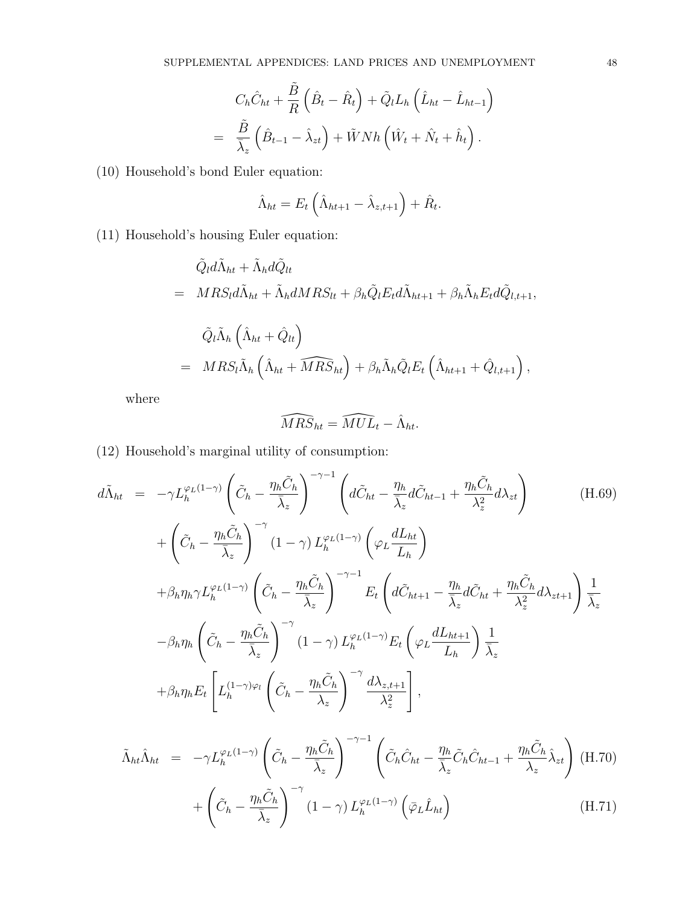$$
\begin{aligned}
& C_h \hat{C}_{ht} + \frac{\tilde{B}}{R}\left(\hat{B}_t - \hat{R}_t\right) + \tilde{Q}_l L_h \left(\hat{L}_{ht} - \hat{L}_{ht-1}\right) \\
= \; & \frac{\tilde{B}}{\bar{\lambda}_z}\left(\hat{B}_{t-1} - \hat{\lambda}_{zt}\right) + \tilde{W} N h \left(\hat{W}_t + \hat{N}_t + \hat{h}_t\right).
\end{aligned}
$$

(10) Household's bond Euler equation:

$$
\hat{\Lambda}_{ht} = E_t \left(\hat{\Lambda}_{ht+1} - \hat{\lambda}_{z,t+1}\right) + \hat{R}_t.
$$

(11) Household's housing Euler equation:

$$
\begin{aligned}
& \tilde{Q}_l d\tilde{\Lambda}_{ht} + \tilde{\Lambda}_h d\tilde{Q}_{lt} \\
= \; & MRS_l d\tilde{\Lambda}_{ht} + \tilde{\Lambda}_h dMRS_{lt} + \beta_h \tilde{Q}_l E_t d\tilde{\Lambda}_{ht+1} + \beta_h \tilde{\Lambda}_h E_t d\tilde{Q}_{l,t+1},
\end{aligned}
$$

$$
\begin{aligned}
& \tilde{Q}_l \tilde{\Lambda}_h \left(\hat{\Lambda}_{ht} + \hat{Q}_{lt}\right) \\
= \; & MRS_l \tilde{\Lambda}_h \left(\hat{\Lambda}_{ht} + \widehat{MRS}_{ht}\right) + \beta_h \tilde{\Lambda}_h \tilde{Q}_l E_t \left(\hat{\Lambda}_{ht+1} + \hat{Q}_{l,t+1}\right),
\end{aligned}
$$

where

$$
\widehat{MRS}_{ht} = \widehat{MUL}_t - \hat{\Lambda}_{ht}.
$$

(12) Household's marginal utility of consumption:

$$
\begin{aligned}
d\tilde{\Lambda}_{ht} \; = \; & -\gamma L_h^{\varphi_L(1-\gamma)} \left(\tilde{C}_h - \frac{\eta_h \tilde{C}_h}{\bar{\lambda}_z}\right)^{-\gamma-1} \left(d\tilde{C}_{ht} - \frac{\eta_h}{\bar{\lambda}_z} d\tilde{C}_{ht-1} + \frac{\eta_h \tilde{C}_h}{\lambda_z^2} d\lambda_{zt}\right) \qquad \text{(H.69)} \\
& + \left(\tilde{C}_h - \frac{\eta_h \tilde{C}_h}{\bar{\lambda}_z}\right)^{-\gamma} (1-\gamma) L_h^{\varphi_L(1-\gamma)} \left(\varphi_L \frac{dL_{ht}}{L_h}\right) \\
& + \beta_h \eta_h \gamma L_h^{\varphi_L(1-\gamma)} \left(\tilde{C}_h - \frac{\eta_h \tilde{C}_h}{\bar{\lambda}_z}\right)^{-\gamma-1} E_t \left(d\tilde{C}_{ht+1} - \frac{\eta_h}{\bar{\lambda}_z} d\tilde{C}_{ht} + \frac{\eta_h \tilde{C}_h}{\lambda_z^2} d\lambda_{zt+1}\right) \frac{1}{\bar{\lambda}_z} \\
& - \beta_h \eta_h \left(\tilde{C}_h - \frac{\eta_h \tilde{C}_h}{\bar{\lambda}_z}\right)^{-\gamma} (1-\gamma) L_h^{\varphi_L(1-\gamma)} E_t \left(\varphi_L \frac{dL_{ht+1}}{L_h}\right) \frac{1}{\bar{\lambda}_z} \\
& + \beta_h \eta_h E_t \left[L_h^{(1-\gamma)\varphi_l} \left(\tilde{C}_h - \frac{\eta_h \tilde{C}_h}{\lambda_z}\right)^{-\gamma} \frac{d\lambda_{z,t+1}}{\lambda_z^2}\right],
\end{aligned}
$$

$$
\begin{aligned}
\tilde{\Lambda}_{ht} \hat{\Lambda}_{ht} \; = \; & -\gamma L_h^{\varphi_L(1-\gamma)} \left(\tilde{C}_h - \frac{\eta_h \tilde{C}_h}{\bar{\lambda}_z}\right)^{-\gamma-1} \left(\tilde{C}_h \hat{C}_{ht} - \frac{\eta_h}{\bar{\lambda}_z} \tilde{C}_h \hat{C}_{ht-1} + \frac{\eta_h \tilde{C}_h}{\lambda_z} \hat{\lambda}_{zt}\right) \qquad \text{(H.70)} \\
& + \left(\tilde{C}_h - \frac{\eta_h \tilde{C}_h}{\bar{\lambda}_z}\right)^{-\gamma} (1-\gamma) L_h^{\varphi_L(1-\gamma)} \left(\bar{\varphi}_L \hat{L}_{ht}\right) \qquad \text{(H.71)}
\end{aligned}
$$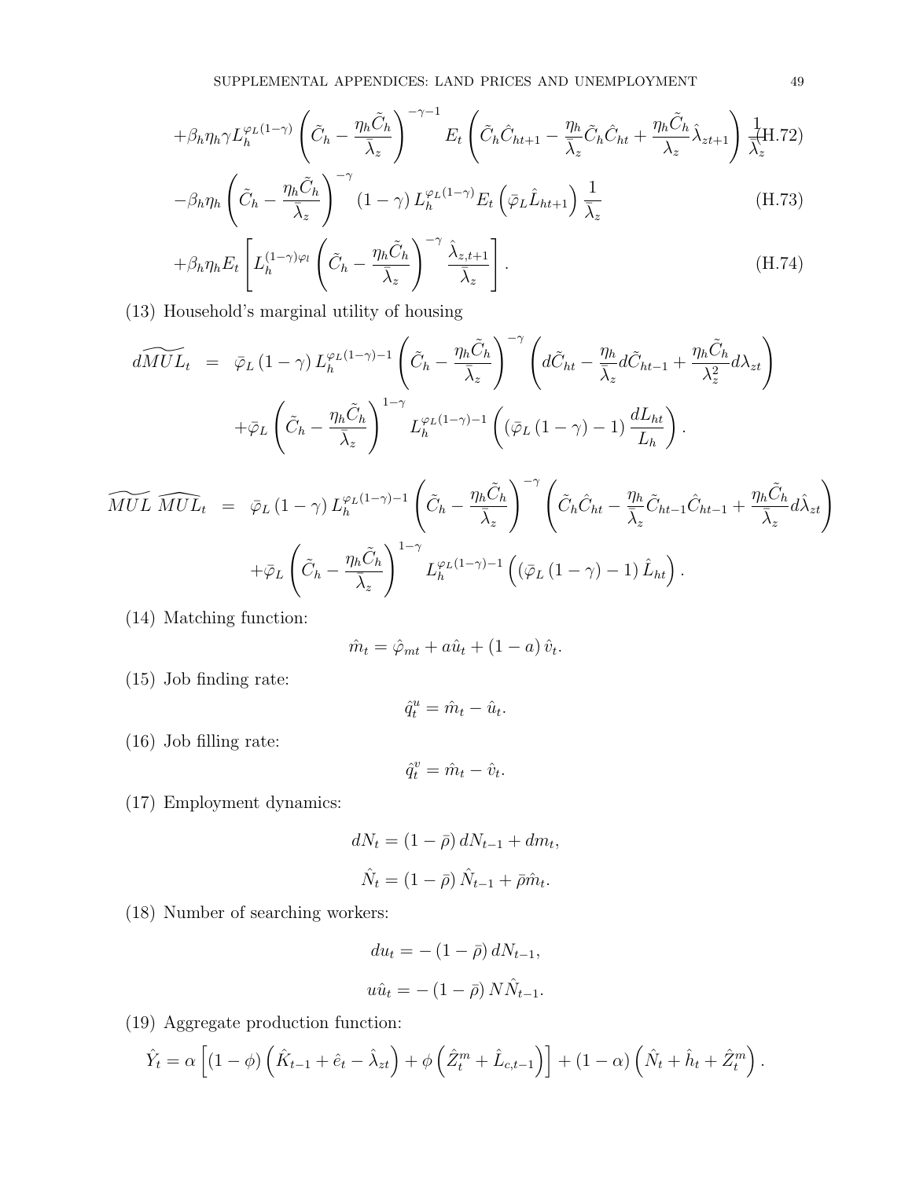$$+\beta_h \eta_h \gamma L_h^{\varphi_L(1-\gamma)} \left( \tilde{C}_h - \frac{\eta_h \tilde{C}_h}{\bar{\lambda}_z} \right)^{-\gamma-1} E_t \left( \tilde{C}_h \hat{C}_{ht+1} - \frac{\eta_h}{\bar{\lambda}_z} \tilde{C}_h \hat{C}_{ht} + \frac{\eta_h \tilde{C}_h}{\lambda_z} \hat{\lambda}_{zt+1} \right) \frac{1}{\bar{\lambda}_z} \tag{H.72}$$

$$-\beta_h \eta_h \left( \tilde{C}_h - \frac{\eta_h \tilde{C}_h}{\bar{\lambda}_z} \right)^{-\gamma} (1-\gamma) L_h^{\varphi_L(1-\gamma)} E_t \left( \bar{\varphi}_L \hat{L}_{ht+1} \right) \frac{1}{\bar{\lambda}_z} \tag{H.73}$$

$$+\beta_h \eta_h E_t \left[ L_h^{(1-\gamma)\varphi_l} \left( \tilde{C}_h - \frac{\eta_h \tilde{C}_h}{\bar{\lambda}_z} \right)^{-\gamma} \frac{\hat{\lambda}_{z,t+1}}{\bar{\lambda}_z} \right]. \tag{H.74}$$

(13) Household's marginal utility of housing

$$d\widetilde{MUL}_t = \bar{\varphi}_L (1-\gamma) L_h^{\varphi_L(1-\gamma)-1} \left( \tilde{C}_h - \frac{\eta_h \tilde{C}_h}{\bar{\lambda}_z} \right)^{-\gamma} \left( d\tilde{C}_{ht} - \frac{\eta_h}{\bar{\lambda}_z} d\tilde{C}_{ht-1} + \frac{\eta_h \tilde{C}_h}{\lambda_z^2} d\lambda_{zt} \right)$$
$$+\bar{\varphi}_L \left( \tilde{C}_h - \frac{\eta_h \tilde{C}_h}{\bar{\lambda}_z} \right)^{1-\gamma} L_h^{\varphi_L(1-\gamma)-1} \left( (\bar{\varphi}_L (1-\gamma) - 1) \frac{dL_{ht}}{L_h} \right).$$

$$\widetilde{MUL} \ \widehat{MUL}_t = \bar{\varphi}_L (1-\gamma) L_h^{\varphi_L(1-\gamma)-1} \left( \tilde{C}_h - \frac{\eta_h \tilde{C}_h}{\bar{\lambda}_z} \right)^{-\gamma} \left( \tilde{C}_h \hat{C}_{ht} - \frac{\eta_h}{\bar{\lambda}_z} \tilde{C}_{ht-1} \hat{C}_{ht-1} + \frac{\eta_h \tilde{C}_h}{\bar{\lambda}_z} d\hat{\lambda}_{zt} \right)$$
$$+\bar{\varphi}_L \left( \tilde{C}_h - \frac{\eta_h \tilde{C}_h}{\bar{\lambda}_z} \right)^{1-\gamma} L_h^{\varphi_L(1-\gamma)-1} \left( (\bar{\varphi}_L (1-\gamma) - 1) \hat{L}_{ht} \right).$$

(14) Matching function:

$$\hat{m}_t = \hat{\varphi}_{mt} + a\hat{u}_t + (1-a)\hat{v}_t.$$

(15) Job finding rate:

$$\hat{q}_t^u = \hat{m}_t - \hat{u}_t.$$

(16) Job filling rate:

$$\hat{q}_t^v = \hat{m}_t - \hat{v}_t.$$

(17) Employment dynamics:

$$dN_t = (1-\bar{\rho}) dN_{t-1} + dm_t,$$

$$\hat{N}_t = (1-\bar{\rho}) \hat{N}_{t-1} + \bar{\rho}\hat{m}_t.$$

(18) Number of searching workers:

$$du_t = -(1-\bar{\rho}) dN_{t-1},$$

$$u\hat{u}_t = -(1-\bar{\rho}) N\hat{N}_{t-1}.$$

(19) Aggregate production function:

$$\hat{Y}_t = \alpha \left[ (1-\phi) \left( \hat{K}_{t-1} + \hat{e}_t - \hat{\lambda}_{zt} \right) + \phi \left( \hat{Z}_t^m + \hat{L}_{c,t-1} \right) \right] + (1-\alpha) \left( \hat{N}_t + \hat{h}_t + \hat{Z}_t^m \right).$$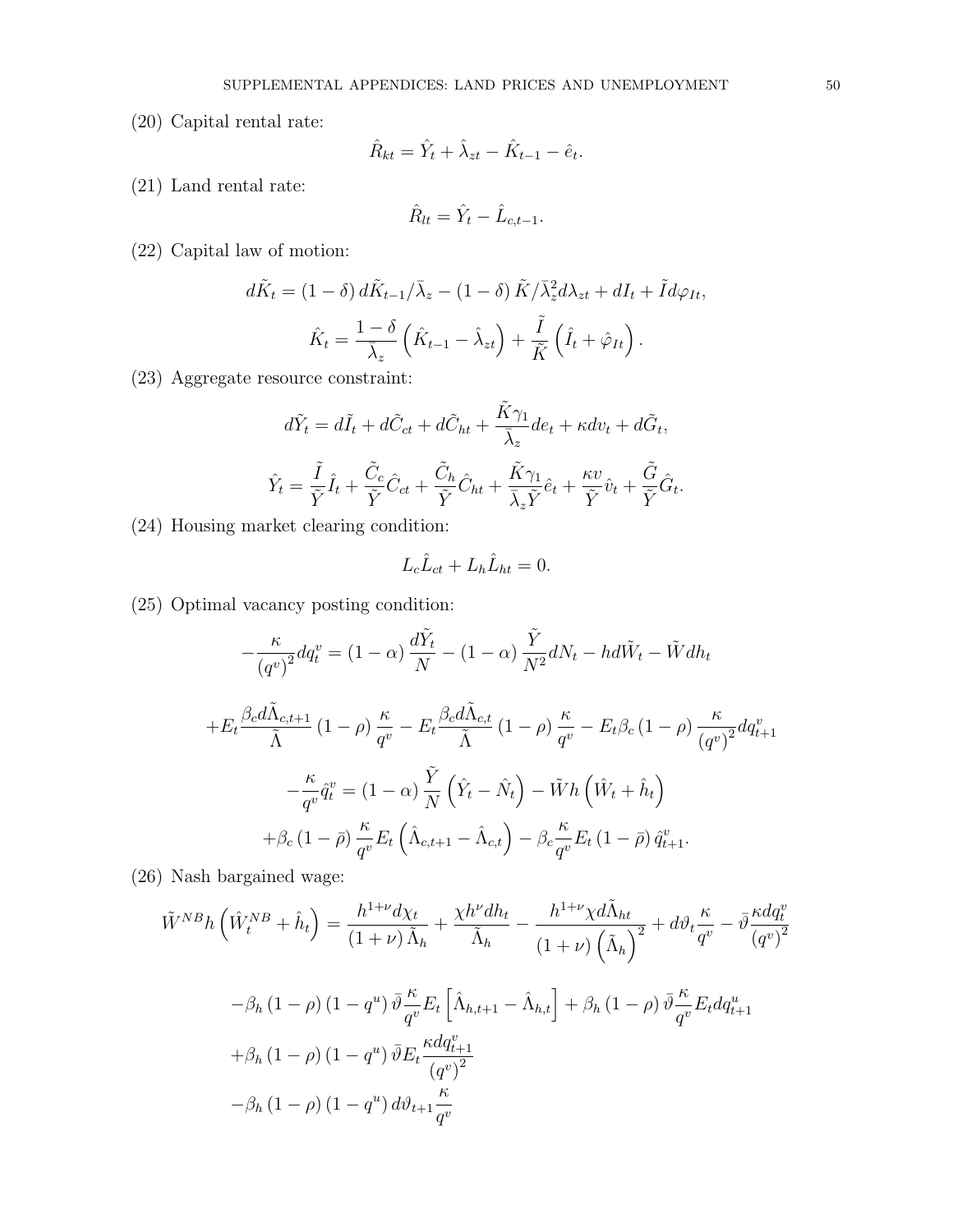(20) Capital rental rate:

$$\hat{R}_{kt} = \hat{Y}_t + \hat{\lambda}_{zt} - \hat{K}_{t-1} - \hat{e}_t.$$

(21) Land rental rate:

$$\hat{R}_{lt} = \hat{Y}_t - \hat{L}_{c,t-1}.$$

(22) Capital law of motion:

$$d\tilde{K}_t = (1-\delta)\, d\tilde{K}_{t-1}/\bar{\lambda}_z - (1-\delta)\, \tilde{K}/\bar{\lambda}_z^2 d\lambda_{zt} + dI_t + \tilde{I} d\varphi_{It},$$

$$\hat{K}_t = \frac{1-\delta}{\bar{\lambda}_z}\left(\hat{K}_{t-1} - \hat{\lambda}_{zt}\right) + \frac{\tilde{I}}{\tilde{K}}\left(\hat{I}_t + \hat{\varphi}_{It}\right).$$

(23) Aggregate resource constraint:

$$d\tilde{Y}_t = d\tilde{I}_t + d\tilde{C}_{ct} + d\tilde{C}_{ht} + \frac{\tilde{K}\gamma_1}{\bar{\lambda}_z} de_t + \kappa dv_t + d\tilde{G}_t,$$

$$\hat{Y}_t = \frac{\tilde{I}}{\tilde{Y}}\hat{I}_t + \frac{\tilde{C}_c}{\tilde{Y}}\hat{C}_{ct} + \frac{\tilde{C}_h}{\tilde{Y}}\hat{C}_{ht} + \frac{\tilde{K}\gamma_1}{\bar{\lambda}_z \tilde{Y}}\hat{e}_t + \frac{\kappa v}{\tilde{Y}}\hat{v}_t + \frac{\tilde{G}}{\tilde{Y}}\hat{G}_t.$$

(24) Housing market clearing condition:

$$L_c \hat{L}_{ct} + L_h \hat{L}_{ht} = 0.$$

(25) Optimal vacancy posting condition:

$$-\frac{\kappa}{\left(q^v\right)^2} dq_t^v = (1-\alpha)\frac{d\tilde{Y}_t}{N} - (1-\alpha)\frac{\tilde{Y}}{N^2} dN_t - h d\tilde{W}_t - \tilde{W} dh_t$$

$$+ E_t \frac{\beta_c d\tilde{\Lambda}_{c,t+1}}{\tilde{\Lambda}}(1-\rho)\frac{\kappa}{q^v} - E_t \frac{\beta_c d\tilde{\Lambda}_{c,t}}{\tilde{\Lambda}}(1-\rho)\frac{\kappa}{q^v} - E_t \beta_c (1-\rho)\frac{\kappa}{\left(q^v\right)^2} dq_{t+1}^v$$

$$-\frac{\kappa}{q^v}\hat{q}_t^v = (1-\alpha)\frac{\tilde{Y}}{N}\left(\hat{Y}_t - \hat{N}_t\right) - \tilde{W}h\left(\hat{W}_t + \hat{h}_t\right)$$

$$+ \beta_c (1-\bar{\rho})\frac{\kappa}{q^v} E_t\left(\hat{\Lambda}_{c,t+1} - \hat{\Lambda}_{c,t}\right) - \beta_c \frac{\kappa}{q^v} E_t (1-\bar{\rho})\,\hat{q}_{t+1}^v.$$

(26) Nash bargained wage:

$$\tilde{W}^{NB} h\left(\hat{W}_t^{NB} + \hat{h}_t\right) = \frac{h^{1+\nu} d\chi_t}{(1+\nu)\tilde{\Lambda}_h} + \frac{\chi h^\nu dh_t}{\tilde{\Lambda}_h} - \frac{h^{1+\nu}\chi d\tilde{\Lambda}_{ht}}{(1+\nu)\left(\tilde{\Lambda}_h\right)^2} + d\vartheta_t \frac{\kappa}{q^v} - \bar{\vartheta}\frac{\kappa dq_t^v}{\left(q^v\right)^2}$$

$$-\beta_h (1-\rho)(1-q^u)\,\bar{\vartheta}\frac{\kappa}{q^v} E_t\left[\hat{\Lambda}_{h,t+1} - \hat{\Lambda}_{h,t}\right] + \beta_h (1-\rho)\,\bar{\vartheta}\frac{\kappa}{q^v} E_t dq_{t+1}^u$$

$$+\beta_h (1-\rho)(1-q^u)\,\bar{\vartheta} E_t \frac{\kappa dq_{t+1}^v}{\left(q^v\right)^2}$$

$$-\beta_h (1-\rho)(1-q^u)\, d\vartheta_{t+1}\frac{\kappa}{q^v}$$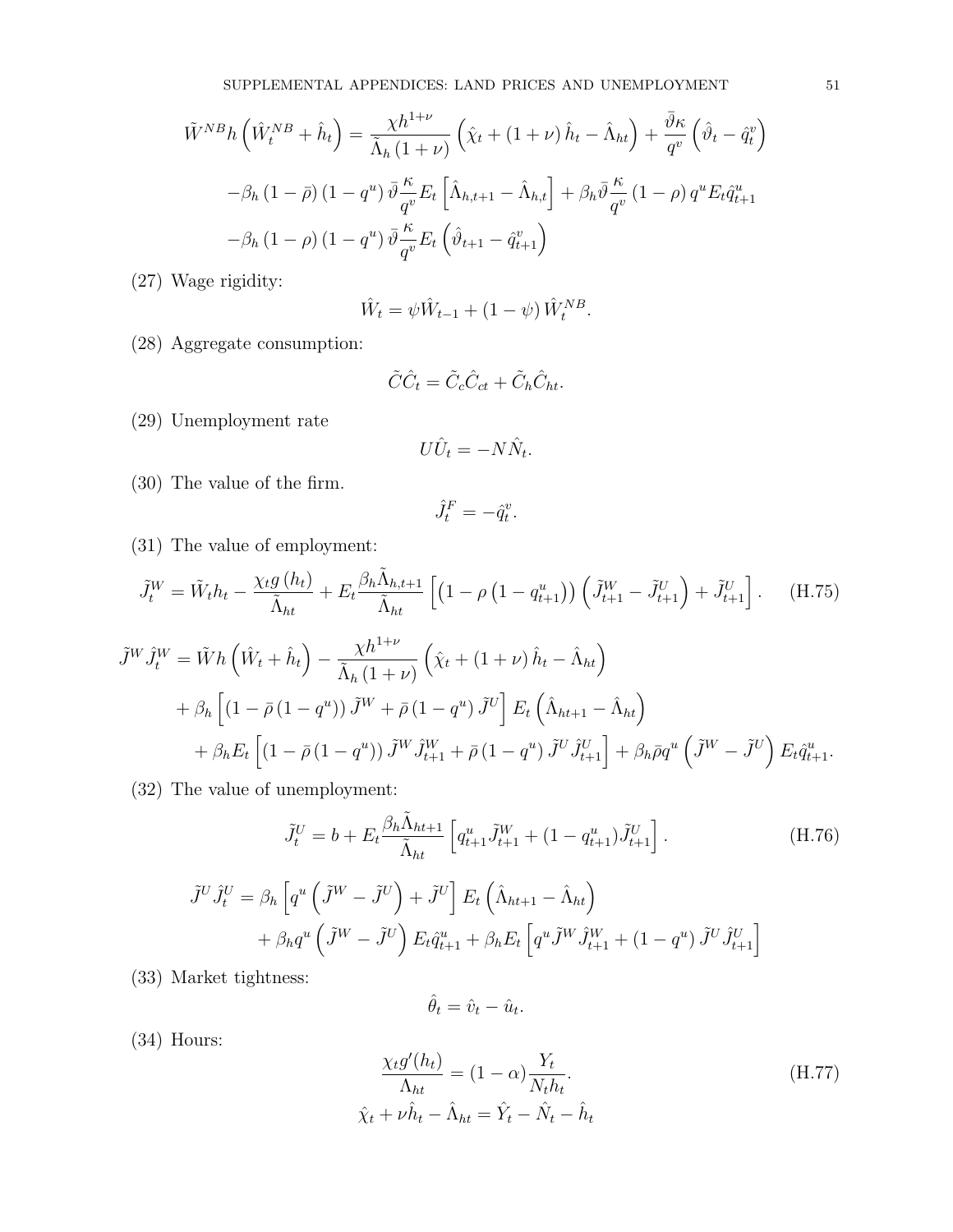$$
\begin{aligned}
\tilde{W}^{NB}h\left(\hat{W}_t^{NB}+\hat{h}_t\right) &= \frac{\chi h^{1+\nu}}{\tilde{\Lambda}_h(1+\nu)}\left(\hat{\chi}_t+(1+\nu)\hat{h}_t-\hat{\Lambda}_{ht}\right)+\frac{\bar{\vartheta}\kappa}{q^v}\left(\hat{\vartheta}_t-\hat{q}_t^v\right)\\
&-\beta_h(1-\bar{\rho})(1-q^u)\bar{\vartheta}\frac{\kappa}{q^v}E_t\left[\hat{\Lambda}_{h,t+1}-\hat{\Lambda}_{h,t}\right]+\beta_h\bar{\vartheta}\frac{\kappa}{q^v}(1-\rho)q^uE_t\hat{q}_{t+1}^u\\
&-\beta_h(1-\rho)(1-q^u)\bar{\vartheta}\frac{\kappa}{q^v}E_t\left(\hat{\vartheta}_{t+1}-\hat{q}_{t+1}^v\right)
\end{aligned}
$$

(27) Wage rigidity:

$$
\hat{W}_t=\psi\hat{W}_{t-1}+(1-\psi)\hat{W}_t^{NB}.
$$

(28) Aggregate consumption:

$$
\tilde{C}\hat{C}_t=\tilde{C}_c\hat{C}_{ct}+\tilde{C}_h\hat{C}_{ht}.
$$

(29) Unemployment rate

$$
U\hat{U}_t=-N\hat{N}_t.
$$

(30) The value of the firm.

$$
\hat{J}_t^F=-\hat{q}_t^v.
$$

(31) The value of employment:

$$
\tilde{J}_t^W=\tilde{W}_th_t-\frac{\chi_tg(h_t)}{\tilde{\Lambda}_{ht}}+E_t\frac{\beta_h\tilde{\Lambda}_{h,t+1}}{\tilde{\Lambda}_{ht}}\left[\left(1-\rho\left(1-q_{t+1}^u\right)\right)\left(\tilde{J}_{t+1}^W-\tilde{J}_{t+1}^U\right)+\tilde{J}_{t+1}^U\right]. \tag{H.75}
$$

$$
\begin{aligned}
\tilde{J}^W\hat{J}_t^W &= \tilde{W}h\left(\hat{W}_t+\hat{h}_t\right)-\frac{\chi h^{1+\nu}}{\tilde{\Lambda}_h(1+\nu)}\left(\hat{\chi}_t+(1+\nu)\hat{h}_t-\hat{\Lambda}_{ht}\right)\\
&+\beta_h\left[(1-\bar{\rho}(1-q^u))\tilde{J}^W+\bar{\rho}(1-q^u)\tilde{J}^U\right]E_t\left(\hat{\Lambda}_{ht+1}-\hat{\Lambda}_{ht}\right)\\
&+\beta_hE_t\left[(1-\bar{\rho}(1-q^u))\tilde{J}^W\hat{J}_{t+1}^W+\bar{\rho}(1-q^u)\tilde{J}^U\hat{J}_{t+1}^U\right]+\beta_h\bar{\rho}q^u\left(\tilde{J}^W-\tilde{J}^U\right)E_t\hat{q}_{t+1}^u.
\end{aligned}
$$

(32) The value of unemployment:

$$
\tilde{J}_t^U=b+E_t\frac{\beta_h\tilde{\Lambda}_{ht+1}}{\tilde{\Lambda}_{ht}}\left[q_{t+1}^u\tilde{J}_{t+1}^W+(1-q_{t+1}^u)\tilde{J}_{t+1}^U\right]. \tag{H.76}
$$

$$
\begin{aligned}
\tilde{J}^U\hat{J}_t^U &= \beta_h\left[q^u\left(\tilde{J}^W-\tilde{J}^U\right)+\tilde{J}^U\right]E_t\left(\hat{\Lambda}_{ht+1}-\hat{\Lambda}_{ht}\right)\\
&+\beta_hq^u\left(\tilde{J}^W-\tilde{J}^U\right)E_t\hat{q}_{t+1}^u+\beta_hE_t\left[q^u\tilde{J}^W\hat{J}_{t+1}^W+(1-q^u)\tilde{J}^U\hat{J}_{t+1}^U\right]
\end{aligned}
$$

(33) Market tightness:

$$
\hat{\theta}_t=\hat{v}_t-\hat{u}_t.
$$

(34) Hours:

$$
\frac{\chi_tg'(h_t)}{\Lambda_{ht}}=(1-\alpha)\frac{Y_t}{N_th_t}. \tag{H.77}
$$

$$
\hat{\chi}_t+\nu\hat{h}_t-\hat{\Lambda}_{ht}=\hat{Y}_t-\hat{N}_t-\hat{h}_t
$$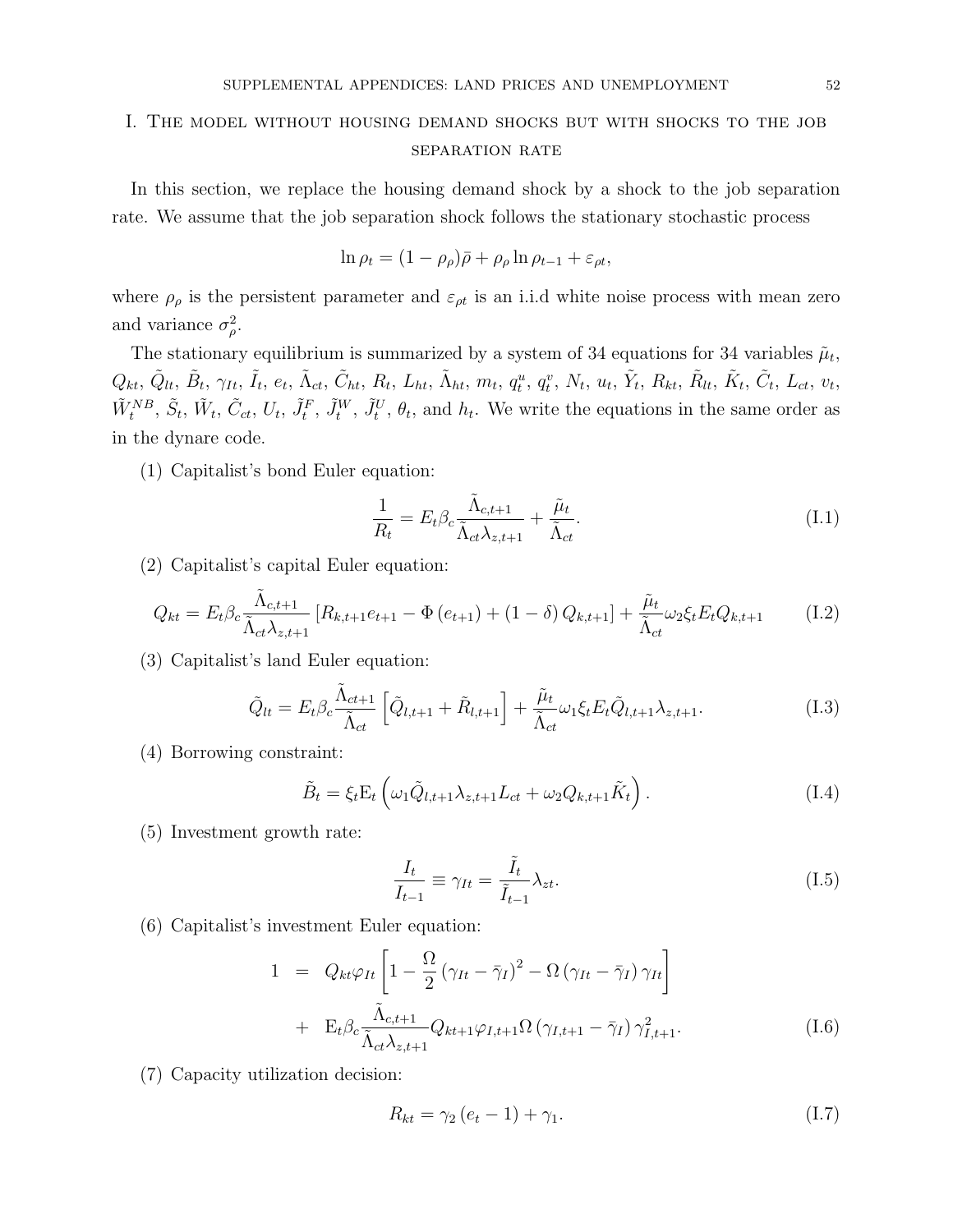# I. The model without housing demand shocks but with shocks to the job separation rate

In this section, we replace the housing demand shock by a shock to the job separation rate. We assume that the job separation shock follows the stationary stochastic process

$$\ln \rho_t = (1 - \rho_\rho)\bar{\rho} + \rho_\rho \ln \rho_{t-1} + \varepsilon_{\rho t},$$

where $\rho_\rho$ is the persistent parameter and $\varepsilon_{\rho t}$ is an i.i.d white noise process with mean zero and variance $\sigma_\rho^2$.

The stationary equilibrium is summarized by a system of 34 equations for 34 variables $\tilde{\mu}_t$, $Q_{kt}$, $\tilde{Q}_{lt}$, $\tilde{B}_t$, $\gamma_{It}$, $\tilde{I}_t$, $e_t$, $\tilde{\Lambda}_{ct}$, $\tilde{C}_{ht}$, $R_t$, $L_{ht}$, $\tilde{\Lambda}_{ht}$, $m_t$, $q_t^u$, $q_t^v$, $N_t$, $u_t$, $\tilde{Y}_t$, $R_{kt}$, $\tilde{R}_{lt}$, $\tilde{K}_t$, $\tilde{C}_t$, $L_{ct}$, $v_t$, $\tilde{W}_t^{NB}$, $\tilde{S}_t$, $\tilde{W}_t$, $\tilde{C}_{ct}$, $U_t$, $\tilde{J}_t^F$, $\tilde{J}_t^W$, $\tilde{J}_t^U$, $\theta_t$, and $h_t$. We write the equations in the same order as in the dynare code.

(1) Capitalist's bond Euler equation:

$$\frac{1}{R_t} = E_t \beta_c \frac{\tilde{\Lambda}_{c,t+1}}{\tilde{\Lambda}_{ct}\lambda_{z,t+1}} + \frac{\tilde{\mu}_t}{\tilde{\Lambda}_{ct}}. \tag{I.1}$$

(2) Capitalist's capital Euler equation:

$$Q_{kt} = E_t \beta_c \frac{\tilde{\Lambda}_{c,t+1}}{\tilde{\Lambda}_{ct}\lambda_{z,t+1}} \left[R_{k,t+1}e_{t+1} - \Phi\left(e_{t+1}\right) + (1-\delta)\, Q_{k,t+1}\right] + \frac{\tilde{\mu}_t}{\tilde{\Lambda}_{ct}} \omega_2 \xi_t E_t Q_{k,t+1} \tag{I.2}$$

(3) Capitalist's land Euler equation:

$$\tilde{Q}_{lt} = E_t \beta_c \frac{\tilde{\Lambda}_{ct+1}}{\tilde{\Lambda}_{ct}} \left[\tilde{Q}_{l,t+1} + \tilde{R}_{l,t+1}\right] + \frac{\tilde{\mu}_t}{\tilde{\Lambda}_{ct}} \omega_1 \xi_t E_t \tilde{Q}_{l,t+1}\lambda_{z,t+1}. \tag{I.3}$$

(4) Borrowing constraint:

$$\tilde{B}_t = \xi_t \mathrm{E}_t \left(\omega_1 \tilde{Q}_{l,t+1}\lambda_{z,t+1} L_{ct} + \omega_2 Q_{k,t+1}\tilde{K}_t\right). \tag{I.4}$$

(5) Investment growth rate:

$$\frac{I_t}{I_{t-1}} \equiv \gamma_{It} = \frac{\tilde{I}_t}{\tilde{I}_{t-1}} \lambda_{zt}. \tag{I.5}$$

(6) Capitalist's investment Euler equation:

$$\begin{aligned} 1 &= Q_{kt}\varphi_{It}\left[1 - \frac{\Omega}{2}\left(\gamma_{It} - \bar{\gamma}_I\right)^2 - \Omega\left(\gamma_{It} - \bar{\gamma}_I\right)\gamma_{It}\right] \\ &+ \mathrm{E}_t \beta_c \frac{\tilde{\Lambda}_{c,t+1}}{\tilde{\Lambda}_{ct}\lambda_{z,t+1}} Q_{kt+1}\varphi_{I,t+1}\Omega\left(\gamma_{I,t+1} - \bar{\gamma}_I\right)\gamma_{I,t+1}^2. \end{aligned} \tag{I.6}$$

(7) Capacity utilization decision:

$$R_{kt} = \gamma_2\left(e_t - 1\right) + \gamma_1. \tag{I.7}$$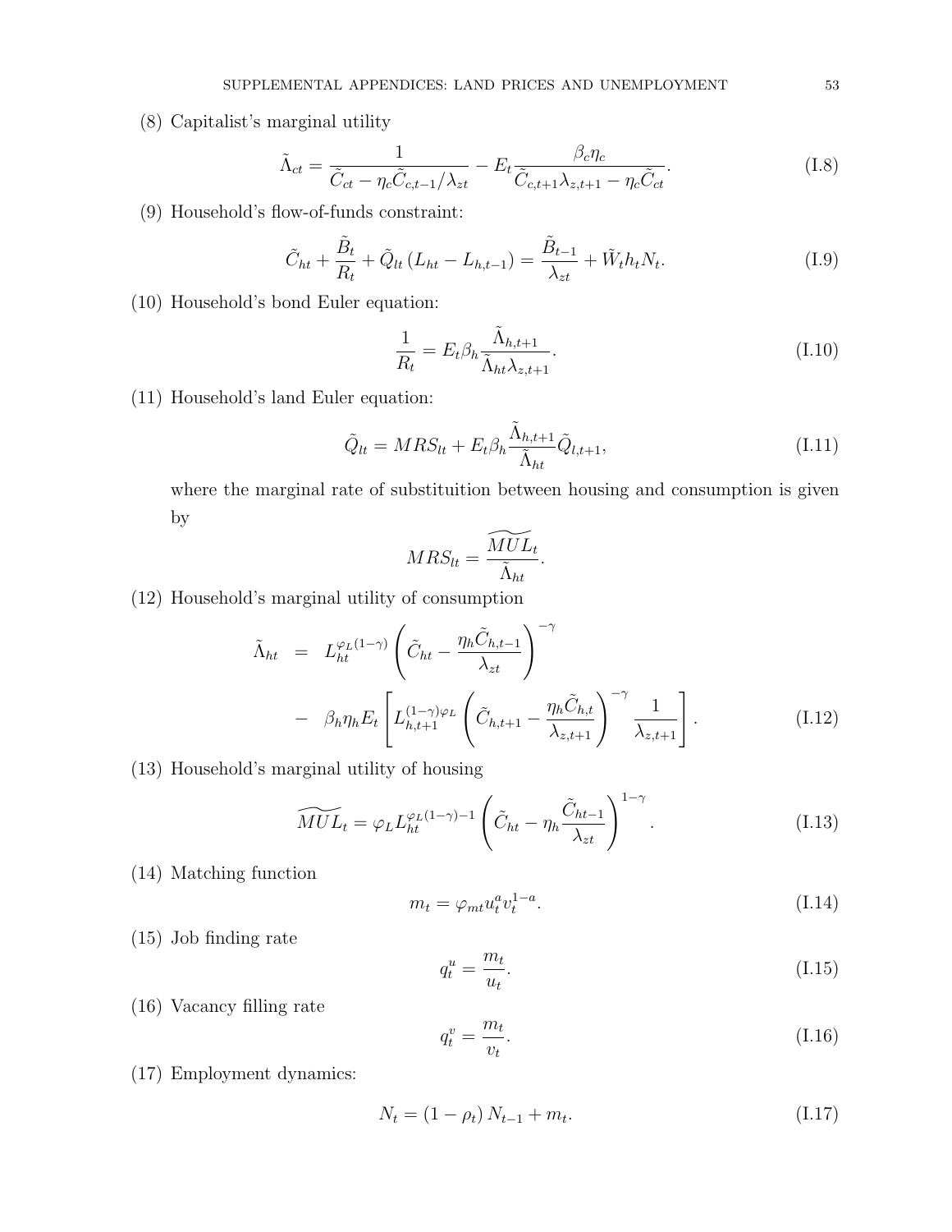(8) Capitalist's marginal utility

$$\tilde{\Lambda}_{ct} = \frac{1}{\tilde{C}_{ct} - \eta_c \tilde{C}_{c,t-1}/\lambda_{zt}} - E_t \frac{\beta_c \eta_c}{\tilde{C}_{c,t+1}\lambda_{z,t+1} - \eta_c \tilde{C}_{ct}}. \tag{I.8}$$

(9) Household's flow-of-funds constraint:

$$\tilde{C}_{ht} + \frac{\tilde{B}_t}{R_t} + \tilde{Q}_{lt}\left(L_{ht} - L_{h,t-1}\right) = \frac{\tilde{B}_{t-1}}{\lambda_{zt}} + \tilde{W}_t h_t N_t. \tag{I.9}$$

(10) Household's bond Euler equation:

$$\frac{1}{R_t} = E_t \beta_h \frac{\tilde{\Lambda}_{h,t+1}}{\tilde{\Lambda}_{ht}\lambda_{z,t+1}}. \tag{I.10}$$

(11) Household's land Euler equation:

$$\tilde{Q}_{lt} = MRS_{lt} + E_t \beta_h \frac{\tilde{\Lambda}_{h,t+1}}{\tilde{\Lambda}_{ht}} \tilde{Q}_{l,t+1}, \tag{I.11}$$

where the marginal rate of substituition between housing and consumption is given by

$$MRS_{lt} = \frac{\widetilde{MUL}_t}{\tilde{\Lambda}_{ht}}.$$

(12) Household's marginal utility of consumption

$$\begin{aligned}
\tilde{\Lambda}_{ht} &= L_{ht}^{\varphi_L(1-\gamma)} \left(\tilde{C}_{ht} - \frac{\eta_h \tilde{C}_{h,t-1}}{\lambda_{zt}}\right)^{-\gamma} \\
&- \beta_h \eta_h E_t \left[ L_{h,t+1}^{(1-\gamma)\varphi_L} \left(\tilde{C}_{h,t+1} - \frac{\eta_h \tilde{C}_{h,t}}{\lambda_{z,t+1}}\right)^{-\gamma} \frac{1}{\lambda_{z,t+1}} \right].
\end{aligned} \tag{I.12}$$

(13) Household's marginal utility of housing

$$\widetilde{MUL}_t = \varphi_L L_{ht}^{\varphi_L(1-\gamma)-1} \left(\tilde{C}_{ht} - \eta_h \frac{\tilde{C}_{ht-1}}{\lambda_{zt}}\right)^{1-\gamma}. \tag{I.13}$$

(14) Matching function

$$m_t = \varphi_{mt} u_t^a v_t^{1-a}. \tag{I.14}$$

(15) Job finding rate

$$q_t^u = \frac{m_t}{u_t}. \tag{I.15}$$

(16) Vacancy filling rate

$$q_t^v = \frac{m_t}{v_t}. \tag{I.16}$$

(17) Employment dynamics:

$$N_t = \left(1 - \rho_t\right) N_{t-1} + m_t. \tag{I.17}$$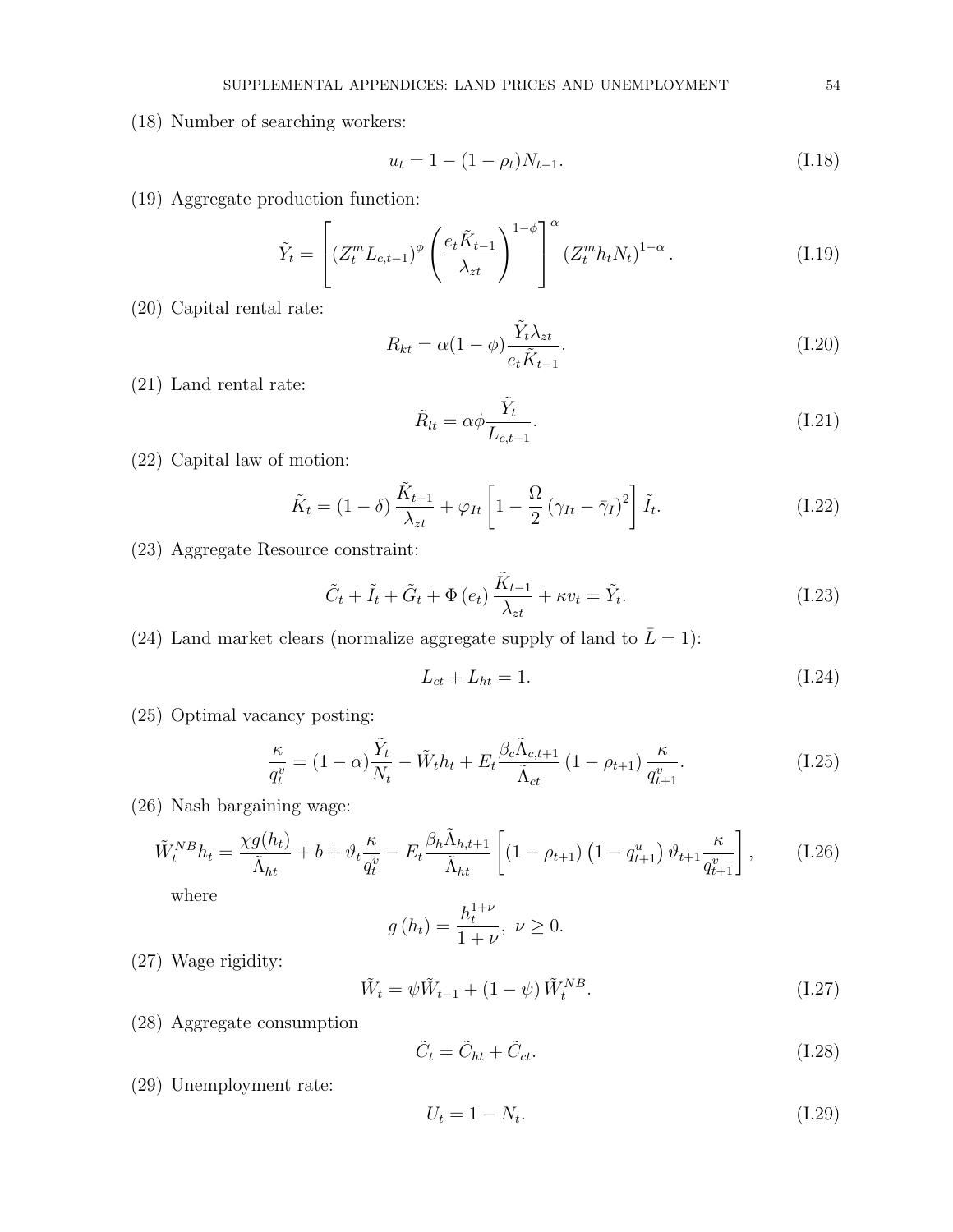(18) Number of searching workers:

$$u_t = 1 - (1 - \rho_t) N_{t-1}. \tag{I.18}$$

(19) Aggregate production function:

$$\tilde{Y}_t = \left[ \left( Z_t^m L_{c,t-1} \right)^{\phi} \left( \frac{e_t \tilde{K}_{t-1}}{\lambda_{zt}} \right)^{1-\phi} \right]^{\alpha} \left( Z_t^m h_t N_t \right)^{1-\alpha}. \tag{I.19}$$

(20) Capital rental rate:

$$R_{kt} = \alpha (1 - \phi) \frac{\tilde{Y}_t \lambda_{zt}}{e_t \tilde{K}_{t-1}}. \tag{I.20}$$

(21) Land rental rate:

$$\tilde{R}_{lt} = \alpha \phi \frac{\tilde{Y}_t}{L_{c,t-1}}. \tag{I.21}$$

(22) Capital law of motion:

$$\tilde{K}_t = (1 - \delta) \frac{\tilde{K}_{t-1}}{\lambda_{zt}} + \varphi_{It} \left[ 1 - \frac{\Omega}{2} \left( \gamma_{It} - \bar{\gamma}_I \right)^2 \right] \tilde{I}_t. \tag{I.22}$$

(23) Aggregate Resource constraint:

$$\tilde{C}_t + \tilde{I}_t + \tilde{G}_t + \Phi \left( e_t \right) \frac{\tilde{K}_{t-1}}{\lambda_{zt}} + \kappa v_t = \tilde{Y}_t. \tag{I.23}$$

(24) Land market clears (normalize aggregate supply of land to $\bar{L} = 1$):

$$L_{ct} + L_{ht} = 1. \tag{I.24}$$

(25) Optimal vacancy posting:

$$\frac{\kappa}{q_t^v} = (1 - \alpha) \frac{\tilde{Y}_t}{N_t} - \tilde{W}_t h_t + E_t \frac{\beta_c \tilde{\Lambda}_{c,t+1}}{\tilde{\Lambda}_{ct}} \left( 1 - \rho_{t+1} \right) \frac{\kappa}{q_{t+1}^v}. \tag{I.25}$$

(26) Nash bargaining wage:

$$\tilde{W}_t^{NB} h_t = \frac{\chi g(h_t)}{\tilde{\Lambda}_{ht}} + b + \vartheta_t \frac{\kappa}{q_t^v} - E_t \frac{\beta_h \tilde{\Lambda}_{h,t+1}}{\tilde{\Lambda}_{ht}} \left[ \left( 1 - \rho_{t+1} \right) \left( 1 - q_{t+1}^u \right) \vartheta_{t+1} \frac{\kappa}{q_{t+1}^v} \right], \tag{I.26}$$

where

$$g\left( h_t \right) = \frac{h_t^{1+\nu}}{1 + \nu}, \ \nu \geq 0.$$

(27) Wage rigidity:

$$\tilde{W}_t = \psi \tilde{W}_{t-1} + (1 - \psi) \tilde{W}_t^{NB}. \tag{I.27}$$

(28) Aggregate consumption

$$\tilde{C}_t = \tilde{C}_{ht} + \tilde{C}_{ct}. \tag{I.28}$$

(29) Unemployment rate:

$$U_t = 1 - N_t. \tag{I.29}$$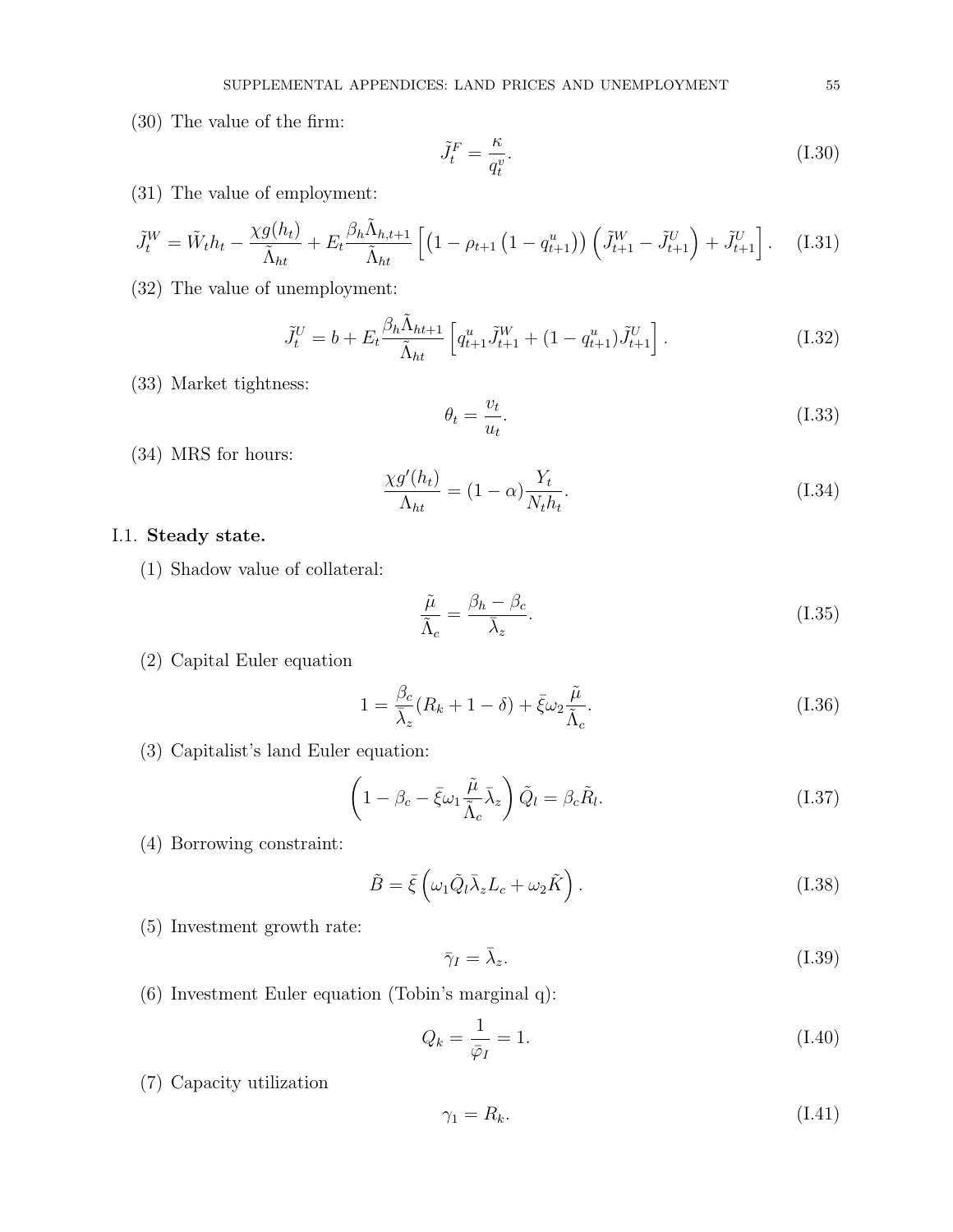(30) The value of the firm:

$$\tilde{J}_t^F = \frac{\kappa}{q_t^v}. \tag{I.30}$$

(31) The value of employment:

$$\tilde{J}_t^W = \tilde{W}_t h_t - \frac{\chi g(h_t)}{\tilde{\Lambda}_{ht}} + E_t \frac{\beta_h \tilde{\Lambda}_{h,t+1}}{\tilde{\Lambda}_{ht}} \left[ \left(1 - \rho_{t+1}\left(1 - q_{t+1}^u\right)\right)\left(\tilde{J}_{t+1}^W - \tilde{J}_{t+1}^U\right) + \tilde{J}_{t+1}^U \right]. \tag{I.31}$$

(32) The value of unemployment:

$$\tilde{J}_t^U = b + E_t \frac{\beta_h \tilde{\Lambda}_{ht+1}}{\tilde{\Lambda}_{ht}} \left[ q_{t+1}^u \tilde{J}_{t+1}^W + (1 - q_{t+1}^u)\tilde{J}_{t+1}^U \right]. \tag{I.32}$$

(33) Market tightness:

$$\theta_t = \frac{v_t}{u_t}. \tag{I.33}$$

(34) MRS for hours:

$$\frac{\chi g'(h_t)}{\Lambda_{ht}} = (1 - \alpha)\frac{Y_t}{N_t h_t}. \tag{I.34}$$

## I.1. Steady state.

(1) Shadow value of collateral:

$$\frac{\tilde{\mu}}{\tilde{\Lambda}_c} = \frac{\beta_h - \beta_c}{\bar{\lambda}_z}. \tag{I.35}$$

(2) Capital Euler equation

$$1 = \frac{\beta_c}{\bar{\lambda}_z}(R_k + 1 - \delta) + \bar{\xi}\omega_2 \frac{\tilde{\mu}}{\tilde{\Lambda}_c}. \tag{I.36}$$

(3) Capitalist's land Euler equation:

$$\left(1 - \beta_c - \bar{\xi}\omega_1 \frac{\tilde{\mu}}{\tilde{\Lambda}_c}\bar{\lambda}_z\right)\tilde{Q}_l = \beta_c \tilde{R}_l. \tag{I.37}$$

(4) Borrowing constraint:

$$\tilde{B} = \bar{\xi}\left(\omega_1 \tilde{Q}_l \bar{\lambda}_z L_c + \omega_2 \tilde{K}\right). \tag{I.38}$$

(5) Investment growth rate:

$$\bar{\gamma}_I = \bar{\lambda}_z. \tag{I.39}$$

(6) Investment Euler equation (Tobin's marginal q):

$$Q_k = \frac{1}{\bar{\varphi}_I} = 1. \tag{I.40}$$

(7) Capacity utilization

$$\gamma_1 = R_k. \tag{I.41}$$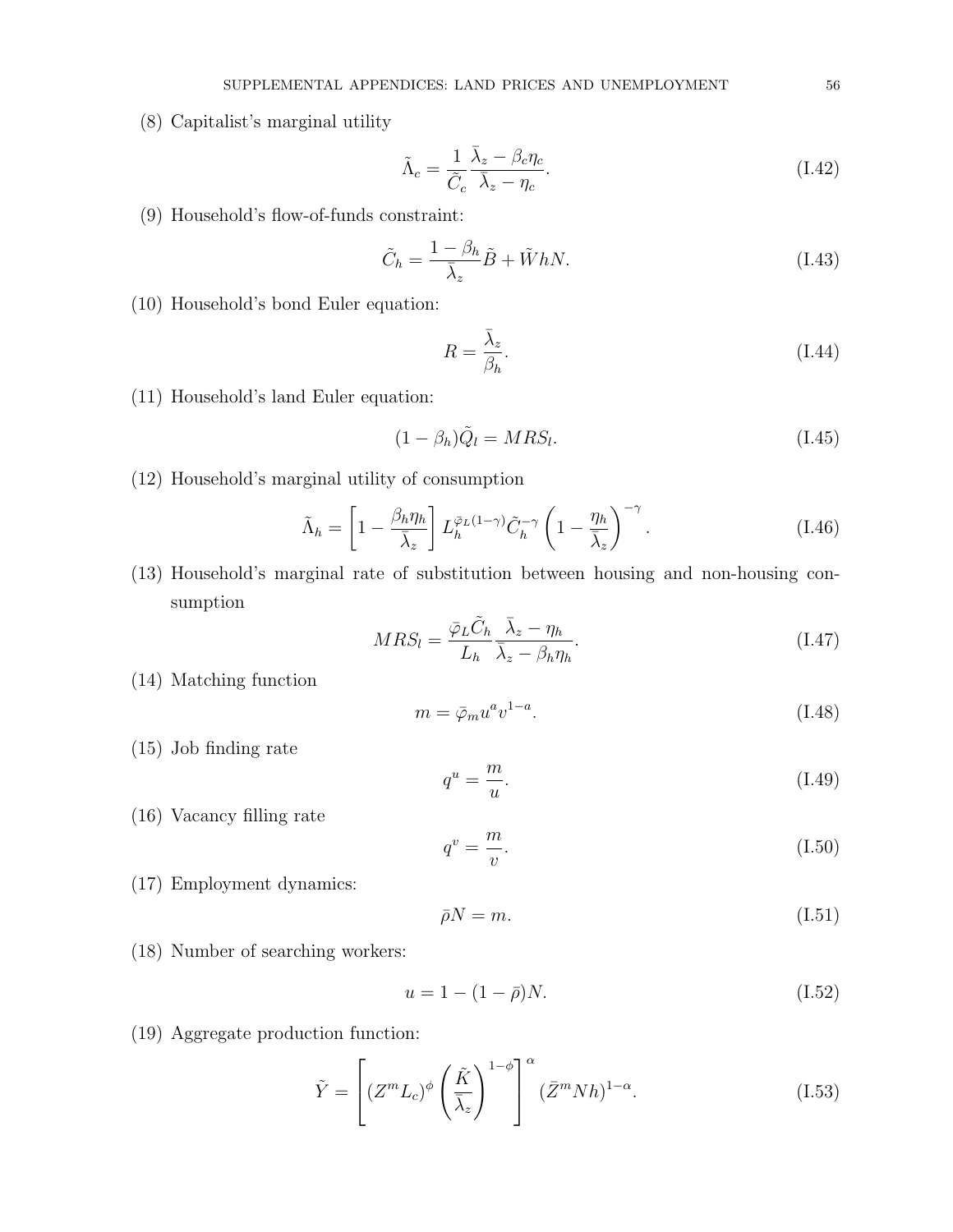(8) Capitalist's marginal utility

$$\tilde{\Lambda}_c = \frac{1}{\tilde{C}_c} \frac{\bar{\lambda}_z - \beta_c \eta_c}{\bar{\lambda}_z - \eta_c}. \tag{I.42}$$

(9) Household's flow-of-funds constraint:

$$\tilde{C}_h = \frac{1 - \beta_h}{\bar{\lambda}_z} \tilde{B} + \tilde{W} h N. \tag{I.43}$$

(10) Household's bond Euler equation:

$$R = \frac{\bar{\lambda}_z}{\beta_h}. \tag{I.44}$$

(11) Household's land Euler equation:

$$(1 - \beta_h) \tilde{Q}_l = MRS_l. \tag{I.45}$$

(12) Household's marginal utility of consumption

$$\tilde{\Lambda}_h = \left[1 - \frac{\beta_h \eta_h}{\bar{\lambda}_z}\right] L_h^{\bar{\varphi}_L (1-\gamma)} \tilde{C}_h^{-\gamma} \left(1 - \frac{\eta_h}{\bar{\lambda}_z}\right)^{-\gamma}. \tag{I.46}$$

(13) Household's marginal rate of substitution between housing and non-housing consumption

$$MRS_l = \frac{\bar{\varphi}_L \tilde{C}_h}{L_h} \frac{\bar{\lambda}_z - \eta_h}{\bar{\lambda}_z - \beta_h \eta_h}. \tag{I.47}$$

(14) Matching function

$$m = \bar{\varphi}_m u^a v^{1-a}. \tag{I.48}$$

(15) Job finding rate

$$q^u = \frac{m}{u}. \tag{I.49}$$

(16) Vacancy filling rate

$$q^v = \frac{m}{v}. \tag{I.50}$$

(17) Employment dynamics:

$$\bar{\rho} N = m. \tag{I.51}$$

(18) Number of searching workers:

$$u = 1 - (1 - \bar{\rho}) N. \tag{I.52}$$

(19) Aggregate production function:

$$\tilde{Y} = \left[ (Z^m L_c)^{\phi} \left( \frac{\tilde{K}}{\bar{\lambda}_z} \right)^{1-\phi} \right]^{\alpha} (\bar{Z}^m N h)^{1-\alpha}. \tag{I.53}$$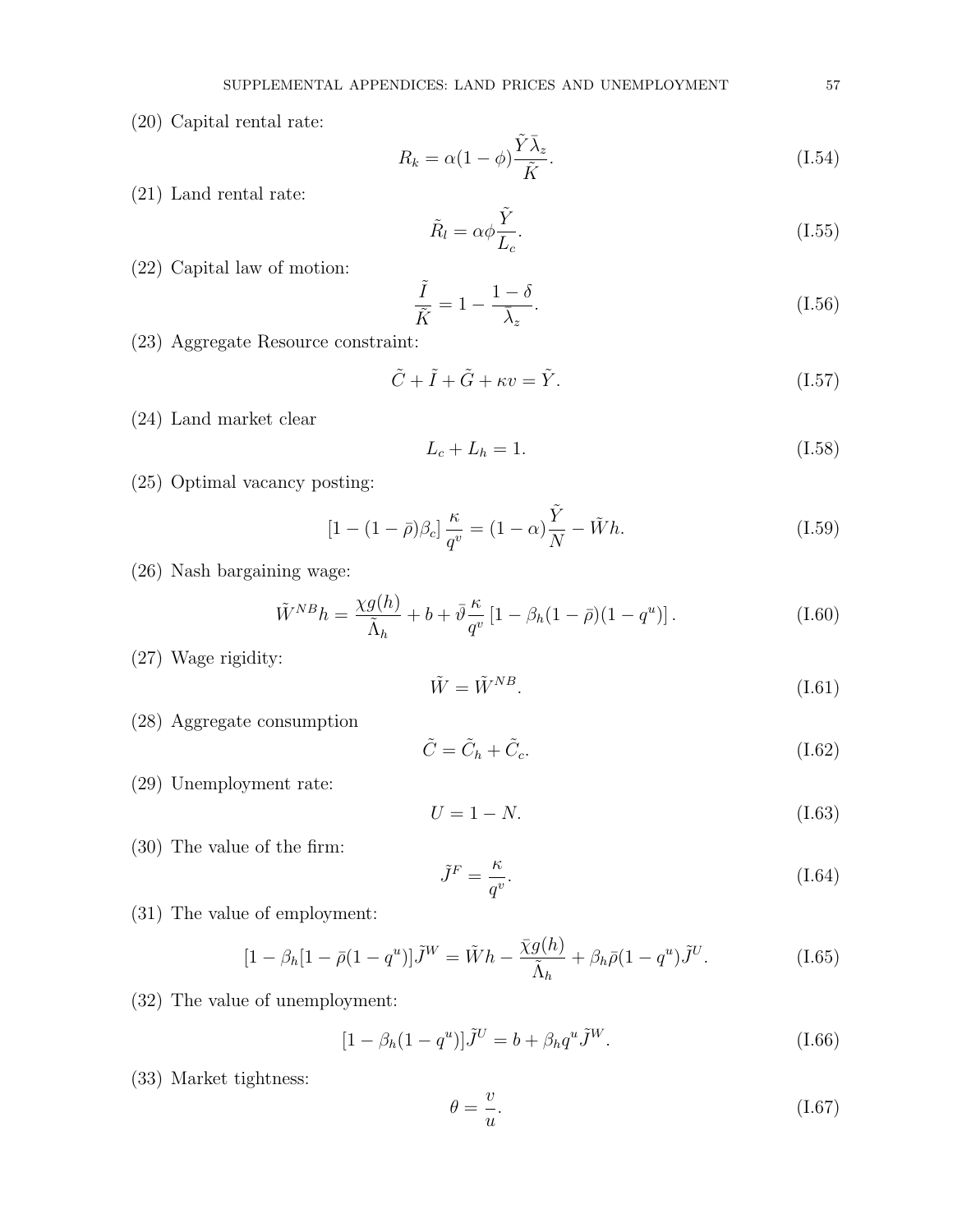(20) Capital rental rate:

$$R_k = \alpha(1-\phi)\frac{\tilde{Y}\bar{\lambda}_z}{\tilde{K}}. \tag{I.54}$$

(21) Land rental rate:

$$\tilde{R}_l = \alpha\phi\frac{\tilde{Y}}{L_c}. \tag{I.55}$$

(22) Capital law of motion:

$$\frac{\tilde{I}}{\tilde{K}} = 1 - \frac{1-\delta}{\bar{\lambda}_z}. \tag{I.56}$$

(23) Aggregate Resource constraint:

$$\tilde{C} + \tilde{I} + \tilde{G} + \kappa v = \tilde{Y}. \tag{I.57}$$

(24) Land market clear

$$L_c + L_h = 1. \tag{I.58}$$

(25) Optimal vacancy posting:

$$[1-(1-\bar{\rho})\beta_c]\frac{\kappa}{q^v} = (1-\alpha)\frac{\tilde{Y}}{N} - \tilde{W}h. \tag{I.59}$$

(26) Nash bargaining wage:

$$\tilde{W}^{NB}h = \frac{\chi g(h)}{\tilde{\Lambda}_h} + b + \bar{\vartheta}\frac{\kappa}{q^v}\left[1-\beta_h(1-\bar{\rho})(1-q^u)\right]. \tag{I.60}$$

(27) Wage rigidity:

$$\tilde{W} = \tilde{W}^{NB}. \tag{I.61}$$

(28) Aggregate consumption

$$\tilde{C} = \tilde{C}_h + \tilde{C}_c. \tag{I.62}$$

(29) Unemployment rate:

$$U = 1 - N. \tag{I.63}$$

(30) The value of the firm:

$$\tilde{J}^F = \frac{\kappa}{q^v}. \tag{I.64}$$

(31) The value of employment:

$$[1-\beta_h[1-\bar{\rho}(1-q^u)]\tilde{J}^W = \tilde{W}h - \frac{\bar{\chi}g(h)}{\tilde{\Lambda}_h} + \beta_h\bar{\rho}(1-q^u)\tilde{J}^U. \tag{I.65}$$

(32) The value of unemployment:

$$[1-\beta_h(1-q^u)]\tilde{J}^U = b + \beta_h q^u \tilde{J}^W. \tag{I.66}$$

(33) Market tightness:

$$\theta = \frac{v}{u}. \tag{I.67}$$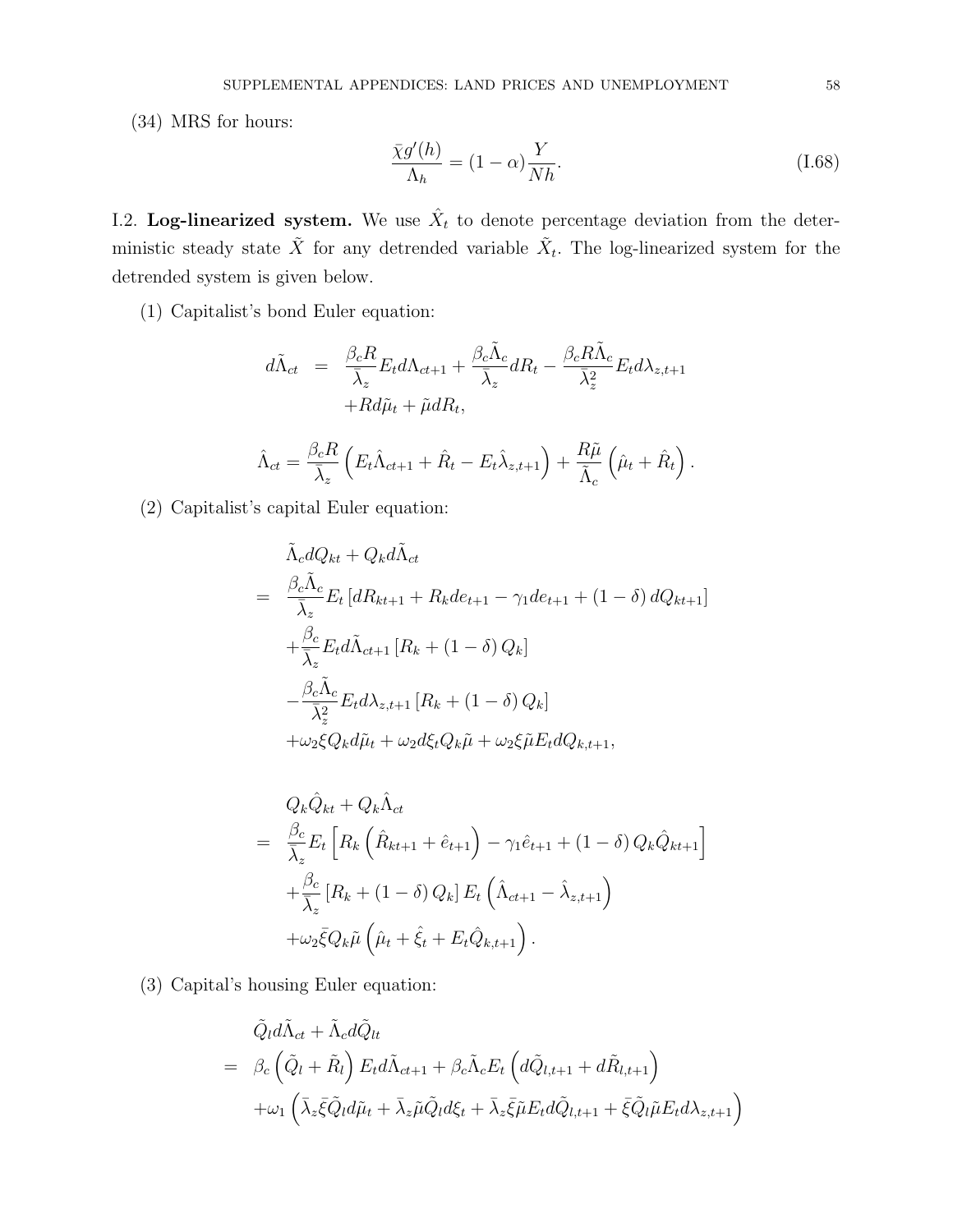(34) MRS for hours:

$$\frac{\bar{\chi} g'(h)}{\Lambda_h} = (1-\alpha)\frac{Y}{Nh}. \tag{I.68}$$

I.2. **Log-linearized system.** We use $\hat{X}_t$ to denote percentage deviation from the deterministic steady state $\tilde{X}$ for any detrended variable $\tilde{X}_t$. The log-linearized system for the detrended system is given below.

(1) Capitalist's bond Euler equation:

$$\begin{aligned} d\tilde{\Lambda}_{ct} &= \frac{\beta_c R}{\bar{\lambda}_z} E_t d\Lambda_{ct+1} + \frac{\beta_c \tilde{\Lambda}_c}{\bar{\lambda}_z} dR_t - \frac{\beta_c R \tilde{\Lambda}_c}{\bar{\lambda}_z^2} E_t d\lambda_{z,t+1} \\ &\quad + R d\tilde{\mu}_t + \tilde{\mu} dR_t, \end{aligned}$$

$$\hat{\Lambda}_{ct} = \frac{\beta_c R}{\bar{\lambda}_z}\left(E_t\hat{\Lambda}_{ct+1} + \hat{R}_t - E_t\hat{\lambda}_{z,t+1}\right) + \frac{R\tilde{\mu}}{\tilde{\Lambda}_c}\left(\hat{\mu}_t + \hat{R}_t\right).$$

(2) Capitalist's capital Euler equation:

$$\begin{aligned} &\tilde{\Lambda}_c dQ_{kt} + Q_k d\tilde{\Lambda}_{ct} \\ =\ & \frac{\beta_c \tilde{\Lambda}_c}{\bar{\lambda}_z} E_t\left[dR_{kt+1} + R_k de_{t+1} - \gamma_1 de_{t+1} + (1-\delta)\, dQ_{kt+1}\right] \\ & + \frac{\beta_c}{\bar{\lambda}_z} E_t d\tilde{\Lambda}_{ct+1}\left[R_k + (1-\delta)\, Q_k\right] \\ & - \frac{\beta_c \tilde{\Lambda}_c}{\bar{\lambda}_z^2} E_t d\lambda_{z,t+1}\left[R_k + (1-\delta)\, Q_k\right] \\ & + \omega_2 \xi Q_k d\tilde{\mu}_t + \omega_2 d\xi_t Q_k \tilde{\mu} + \omega_2 \xi \tilde{\mu} E_t dQ_{k,t+1}, \end{aligned}$$

$$\begin{aligned} & Q_k \hat{Q}_{kt} + Q_k \hat{\Lambda}_{ct} \\ =\ & \frac{\beta_c}{\bar{\lambda}_z} E_t\left[R_k\left(\hat{R}_{kt+1} + \hat{e}_{t+1}\right) - \gamma_1 \hat{e}_{t+1} + (1-\delta)\, Q_k \hat{Q}_{kt+1}\right] \\ & + \frac{\beta_c}{\bar{\lambda}_z}\left[R_k + (1-\delta)\, Q_k\right] E_t\left(\hat{\Lambda}_{ct+1} - \hat{\lambda}_{z,t+1}\right) \\ & + \omega_2 \bar{\xi} Q_k \tilde{\mu}\left(\hat{\mu}_t + \hat{\xi}_t + E_t \hat{Q}_{k,t+1}\right). \end{aligned}$$

(3) Capital's housing Euler equation:

$$\begin{aligned} & \tilde{Q}_l d\tilde{\Lambda}_{ct} + \tilde{\Lambda}_c d\tilde{Q}_{lt} \\ =\ & \beta_c\left(\tilde{Q}_l + \tilde{R}_l\right) E_t d\tilde{\Lambda}_{ct+1} + \beta_c \tilde{\Lambda}_c E_t\left(d\tilde{Q}_{l,t+1} + d\tilde{R}_{l,t+1}\right) \\ & + \omega_1\left(\bar{\lambda}_z \bar{\xi} \tilde{Q}_l d\tilde{\mu}_t + \bar{\lambda}_z \tilde{\mu} \tilde{Q}_l d\xi_t + \bar{\lambda}_z \bar{\xi} \tilde{\mu} E_t d\tilde{Q}_{l,t+1} + \bar{\xi} \tilde{Q}_l \tilde{\mu} E_t d\lambda_{z,t+1}\right) \end{aligned}$$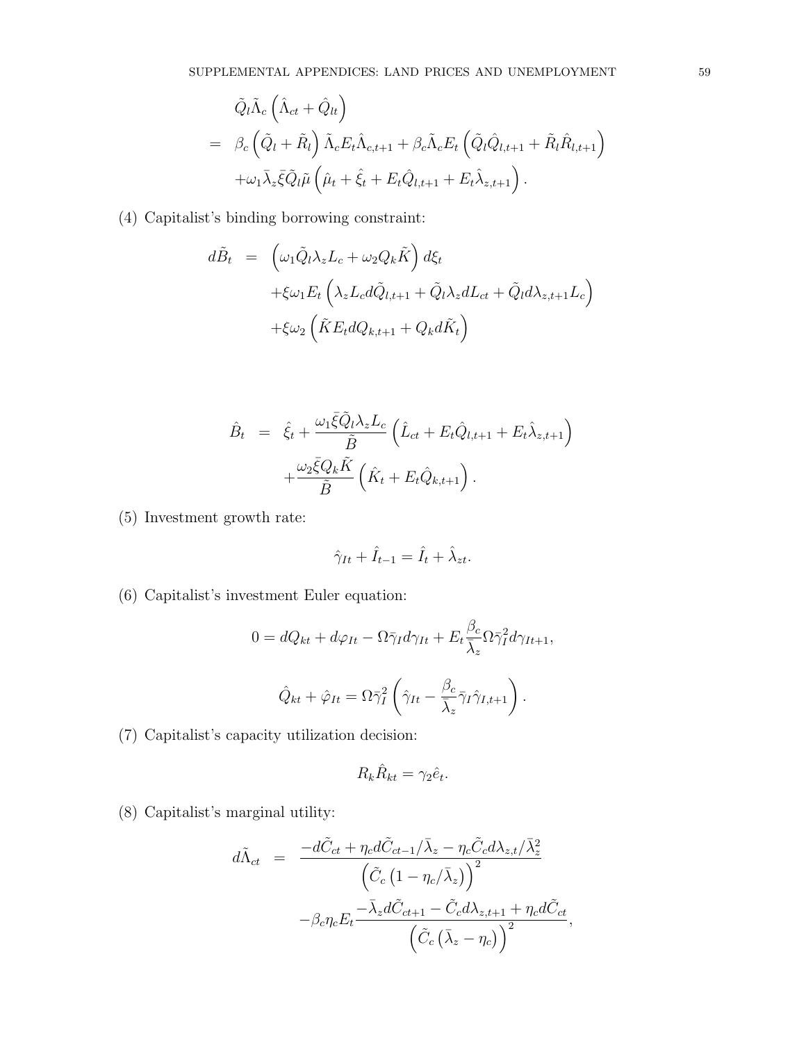$$
\begin{aligned}
& \tilde{Q}_l \tilde{\Lambda}_c \left( \hat{\Lambda}_{ct} + \hat{Q}_{lt} \right) \\
= \;& \beta_c \left( \tilde{Q}_l + \tilde{R}_l \right) \tilde{\Lambda}_c E_t \hat{\Lambda}_{c,t+1} + \beta_c \tilde{\Lambda}_c E_t \left( \tilde{Q}_l \hat{Q}_{l,t+1} + \tilde{R}_l \hat{R}_{l,t+1} \right) \\
& + \omega_1 \bar{\lambda}_z \bar{\xi} \tilde{Q}_l \tilde{\mu} \left( \hat{\mu}_t + \hat{\xi}_t + E_t \hat{Q}_{l,t+1} + E_t \hat{\lambda}_{z,t+1} \right).
\end{aligned}
$$

(4) Capitalist's binding borrowing constraint:

$$
\begin{aligned}
d\tilde{B}_t \;=\; & \left( \omega_1 \tilde{Q}_l \lambda_z L_c + \omega_2 Q_k \tilde{K} \right) d\xi_t \\
& + \xi \omega_1 E_t \left( \lambda_z L_c d\tilde{Q}_{l,t+1} + \tilde{Q}_l \lambda_z dL_{ct} + \tilde{Q}_l d\lambda_{z,t+1} L_c \right) \\
& + \xi \omega_2 \left( \tilde{K} E_t dQ_{k,t+1} + Q_k d\tilde{K}_t \right)
\end{aligned}
$$

$$
\begin{aligned}
\hat{B}_t \;=\; & \hat{\xi}_t + \frac{\omega_1 \bar{\xi} \tilde{Q}_l \lambda_z L_c}{\tilde{B}} \left( \hat{L}_{ct} + E_t \hat{Q}_{l,t+1} + E_t \hat{\lambda}_{z,t+1} \right) \\
& + \frac{\omega_2 \bar{\xi} Q_k \tilde{K}}{\tilde{B}} \left( \hat{K}_t + E_t \hat{Q}_{k,t+1} \right).
\end{aligned}
$$

(5) Investment growth rate:

$$
\hat{\gamma}_{It} + \hat{I}_{t-1} = \hat{I}_t + \hat{\lambda}_{zt}.
$$

(6) Capitalist's investment Euler equation:

$$
0 = dQ_{kt} + d\varphi_{It} - \Omega \bar{\gamma}_I d\gamma_{It} + E_t \frac{\beta_c}{\bar{\lambda}_z} \Omega \bar{\gamma}_I^2 d\gamma_{It+1},
$$

$$
\hat{Q}_{kt} + \hat{\varphi}_{It} = \Omega \bar{\gamma}_I^2 \left( \hat{\gamma}_{It} - \frac{\beta_c}{\bar{\lambda}_z} \bar{\gamma}_I \hat{\gamma}_{I,t+1} \right).
$$

(7) Capitalist's capacity utilization decision:

$$
R_k \hat{R}_{kt} = \gamma_2 \hat{e}_t.
$$

(8) Capitalist's marginal utility:

$$
\begin{aligned}
d\tilde{\Lambda}_{ct} \;=\; & \frac{-d\tilde{C}_{ct} + \eta_c d\tilde{C}_{ct-1}/\bar{\lambda}_z - \eta_c \tilde{C}_c d\lambda_{z,t}/\bar{\lambda}_z^2}{\left( \tilde{C}_c \left( 1 - \eta_c/\bar{\lambda}_z \right) \right)^2} \\
& - \beta_c \eta_c E_t \frac{-\bar{\lambda}_z d\tilde{C}_{ct+1} - \tilde{C}_c d\lambda_{z,t+1} + \eta_c d\tilde{C}_{ct}}{\left( \tilde{C}_c \left( \bar{\lambda}_z - \eta_c \right) \right)^2},
\end{aligned}
$$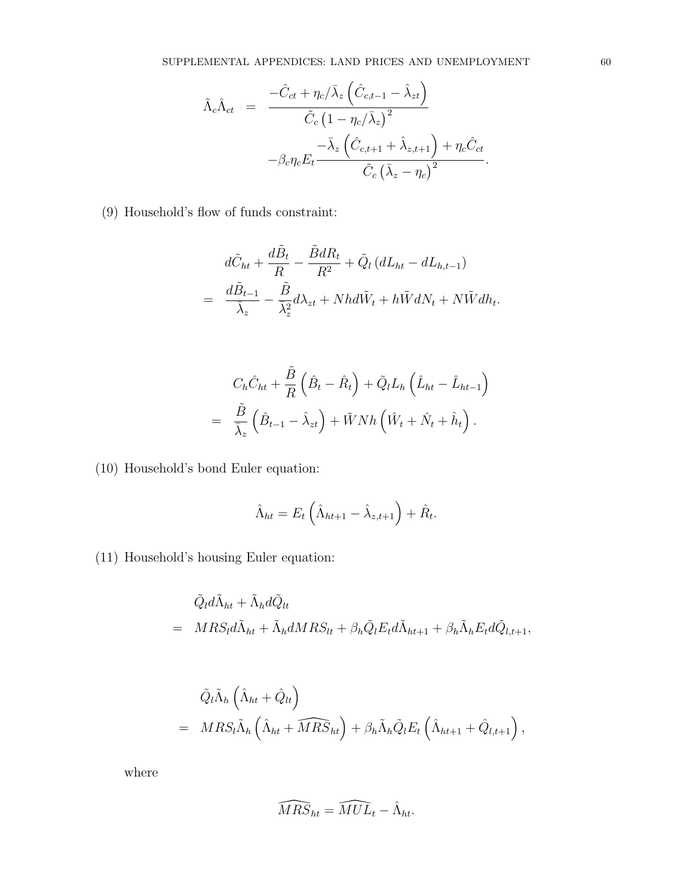$$
\begin{aligned}
\tilde{\Lambda}_c \hat{\Lambda}_{ct} \;=\;& \frac{-\hat{C}_{ct} + \eta_c/\bar{\lambda}_z \left(\hat{C}_{c,t-1} - \hat{\lambda}_{zt}\right)}{\tilde{C}_c \left(1 - \eta_c/\bar{\lambda}_z\right)^2} \\
& -\beta_c \eta_c E_t \frac{-\bar{\lambda}_z \left(\hat{C}_{c,t+1} + \hat{\lambda}_{z,t+1}\right) + \eta_c \hat{C}_{ct}}{\tilde{C}_c \left(\bar{\lambda}_z - \eta_c\right)^2}.
\end{aligned}
$$

(9) Household's flow of funds constraint:

$$
\begin{aligned}
& d\tilde{C}_{ht} + \frac{d\tilde{B}_t}{R} - \frac{\tilde{B} dR_t}{R^2} + \tilde{Q}_l \left(dL_{ht} - dL_{h,t-1}\right) \\
=\;& \frac{d\tilde{B}_{t-1}}{\bar{\lambda}_z} - \frac{\tilde{B}}{\bar{\lambda}_z^2} d\lambda_{zt} + Nh d\tilde{W}_t + h\tilde{W} dN_t + N\tilde{W} dh_t.
\end{aligned}
$$

$$
\begin{aligned}
& C_h \hat{C}_{ht} + \frac{\tilde{B}}{R}\left(\hat{B}_t - \hat{R}_t\right) + \tilde{Q}_l L_h \left(\hat{L}_{ht} - \hat{L}_{ht-1}\right) \\
=\;& \frac{\tilde{B}}{\bar{\lambda}_z}\left(\hat{B}_{t-1} - \hat{\lambda}_{zt}\right) + \tilde{W} N h \left(\hat{W}_t + \hat{N}_t + \hat{h}_t\right).
\end{aligned}
$$

(10) Household's bond Euler equation:

$$
\hat{\Lambda}_{ht} = E_t \left(\hat{\Lambda}_{ht+1} - \hat{\lambda}_{z,t+1}\right) + \hat{R}_t.
$$

(11) Household's housing Euler equation:

$$
\begin{aligned}
& \tilde{Q}_l d\tilde{\Lambda}_{ht} + \tilde{\Lambda}_h d\tilde{Q}_{lt} \\
=\;& MRS_l d\tilde{\Lambda}_{ht} + \tilde{\Lambda}_h dMRS_{lt} + \beta_h \tilde{Q}_l E_t d\tilde{\Lambda}_{ht+1} + \beta_h \tilde{\Lambda}_h E_t d\tilde{Q}_{l,t+1},
\end{aligned}
$$

$$
\begin{aligned}
& \tilde{Q}_l \tilde{\Lambda}_h \left(\hat{\Lambda}_{ht} + \hat{Q}_{lt}\right) \\
=\;& MRS_l \tilde{\Lambda}_h \left(\hat{\Lambda}_{ht} + \widehat{MRS}_{ht}\right) + \beta_h \tilde{\Lambda}_h \tilde{Q}_l E_t \left(\hat{\Lambda}_{ht+1} + \hat{Q}_{l,t+1}\right),
\end{aligned}
$$

where

$$
\widehat{MRS}_{ht} = \widehat{MUL}_t - \hat{\Lambda}_{ht}.
$$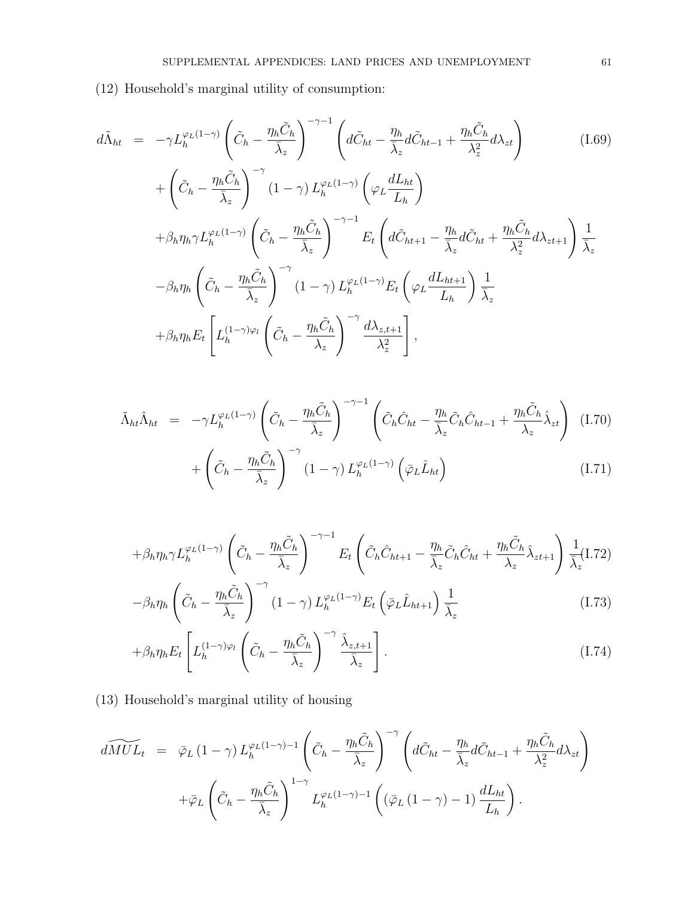(12) Household's marginal utility of consumption:

$$
\begin{aligned}
d\tilde{\Lambda}_{ht} &= -\gamma L_h^{\varphi_L(1-\gamma)} \left( \tilde{C}_h - \frac{\eta_h \tilde{C}_h}{\bar{\lambda}_z} \right)^{-\gamma-1} \left( d\tilde{C}_{ht} - \frac{\eta_h}{\bar{\lambda}_z} d\tilde{C}_{ht-1} + \frac{\eta_h \tilde{C}_h}{\lambda_z^2} d\lambda_{zt} \right) \qquad \text{(I.69)} \\
&\quad + \left( \tilde{C}_h - \frac{\eta_h \tilde{C}_h}{\bar{\lambda}_z} \right)^{-\gamma} (1-\gamma) L_h^{\varphi_L(1-\gamma)} \left( \varphi_L \frac{dL_{ht}}{L_h} \right) \\
&\quad + \beta_h \eta_h \gamma L_h^{\varphi_L(1-\gamma)} \left( \tilde{C}_h - \frac{\eta_h \tilde{C}_h}{\bar{\lambda}_z} \right)^{-\gamma-1} E_t \left( d\tilde{C}_{ht+1} - \frac{\eta_h}{\bar{\lambda}_z} d\tilde{C}_{ht} + \frac{\eta_h \tilde{C}_h}{\lambda_z^2} d\lambda_{zt+1} \right) \frac{1}{\bar{\lambda}_z} \\
&\quad - \beta_h \eta_h \left( \tilde{C}_h - \frac{\eta_h \tilde{C}_h}{\bar{\lambda}_z} \right)^{-\gamma} (1-\gamma) L_h^{\varphi_L(1-\gamma)} E_t \left( \varphi_L \frac{dL_{ht+1}}{L_h} \right) \frac{1}{\bar{\lambda}_z} \\
&\quad + \beta_h \eta_h E_t \left[ L_h^{(1-\gamma)\varphi_l} \left( \tilde{C}_h - \frac{\eta_h \tilde{C}_h}{\lambda_z} \right)^{-\gamma} \frac{d\lambda_{z,t+1}}{\lambda_z^2} \right],
\end{aligned}
$$

$$
\begin{aligned}
\tilde{\Lambda}_{ht} \hat{\Lambda}_{ht} &= -\gamma L_h^{\varphi_L(1-\gamma)} \left( \tilde{C}_h - \frac{\eta_h \tilde{C}_h}{\bar{\lambda}_z} \right)^{-\gamma-1} \left( \tilde{C}_h \hat{C}_{ht} - \frac{\eta_h}{\bar{\lambda}_z} \tilde{C}_h \hat{C}_{ht-1} + \frac{\eta_h \tilde{C}_h}{\lambda_z} \hat{\lambda}_{zt} \right) \qquad \text{(I.70)} \\
&\quad + \left( \tilde{C}_h - \frac{\eta_h \tilde{C}_h}{\bar{\lambda}_z} \right)^{-\gamma} (1-\gamma) L_h^{\varphi_L(1-\gamma)} \left( \bar{\varphi}_L \hat{L}_{ht} \right) \qquad \text{(I.71)}
\end{aligned}
$$

$$
\begin{aligned}
&+ \beta_h \eta_h \gamma L_h^{\varphi_L(1-\gamma)} \left( \tilde{C}_h - \frac{\eta_h \tilde{C}_h}{\bar{\lambda}_z} \right)^{-\gamma-1} E_t \left( \tilde{C}_h \hat{C}_{ht+1} - \frac{\eta_h}{\bar{\lambda}_z} \tilde{C}_h \hat{C}_{ht} + \frac{\eta_h \tilde{C}_h}{\lambda_z} \hat{\lambda}_{zt+1} \right) \frac{1}{\bar{\lambda}_z} \qquad \text{(I.72)} \\
&- \beta_h \eta_h \left( \tilde{C}_h - \frac{\eta_h \tilde{C}_h}{\bar{\lambda}_z} \right)^{-\gamma} (1-\gamma) L_h^{\varphi_L(1-\gamma)} E_t \left( \bar{\varphi}_L \hat{L}_{ht+1} \right) \frac{1}{\bar{\lambda}_z} \qquad \text{(I.73)} \\
&+ \beta_h \eta_h E_t \left[ L_h^{(1-\gamma)\varphi_l} \left( \tilde{C}_h - \frac{\eta_h \tilde{C}_h}{\bar{\lambda}_z} \right)^{-\gamma} \frac{\hat{\lambda}_{z,t+1}}{\bar{\lambda}_z} \right]. \qquad \text{(I.74)}
\end{aligned}
$$

(13) Household's marginal utility of housing

$$
\begin{aligned}
d\widetilde{MUL}_t &= \bar{\varphi}_L (1-\gamma) L_h^{\varphi_L(1-\gamma)-1} \left( \tilde{C}_h - \frac{\eta_h \tilde{C}_h}{\bar{\lambda}_z} \right)^{-\gamma} \left( d\tilde{C}_{ht} - \frac{\eta_h}{\bar{\lambda}_z} d\tilde{C}_{ht-1} + \frac{\eta_h \tilde{C}_h}{\lambda_z^2} d\lambda_{zt} \right) \\
&\quad + \bar{\varphi}_L \left( \tilde{C}_h - \frac{\eta_h \tilde{C}_h}{\bar{\lambda}_z} \right)^{1-\gamma} L_h^{\varphi_L(1-\gamma)-1} \left( \left( \bar{\varphi}_L (1-\gamma) - 1 \right) \frac{dL_{ht}}{L_h} \right).
\end{aligned}
$$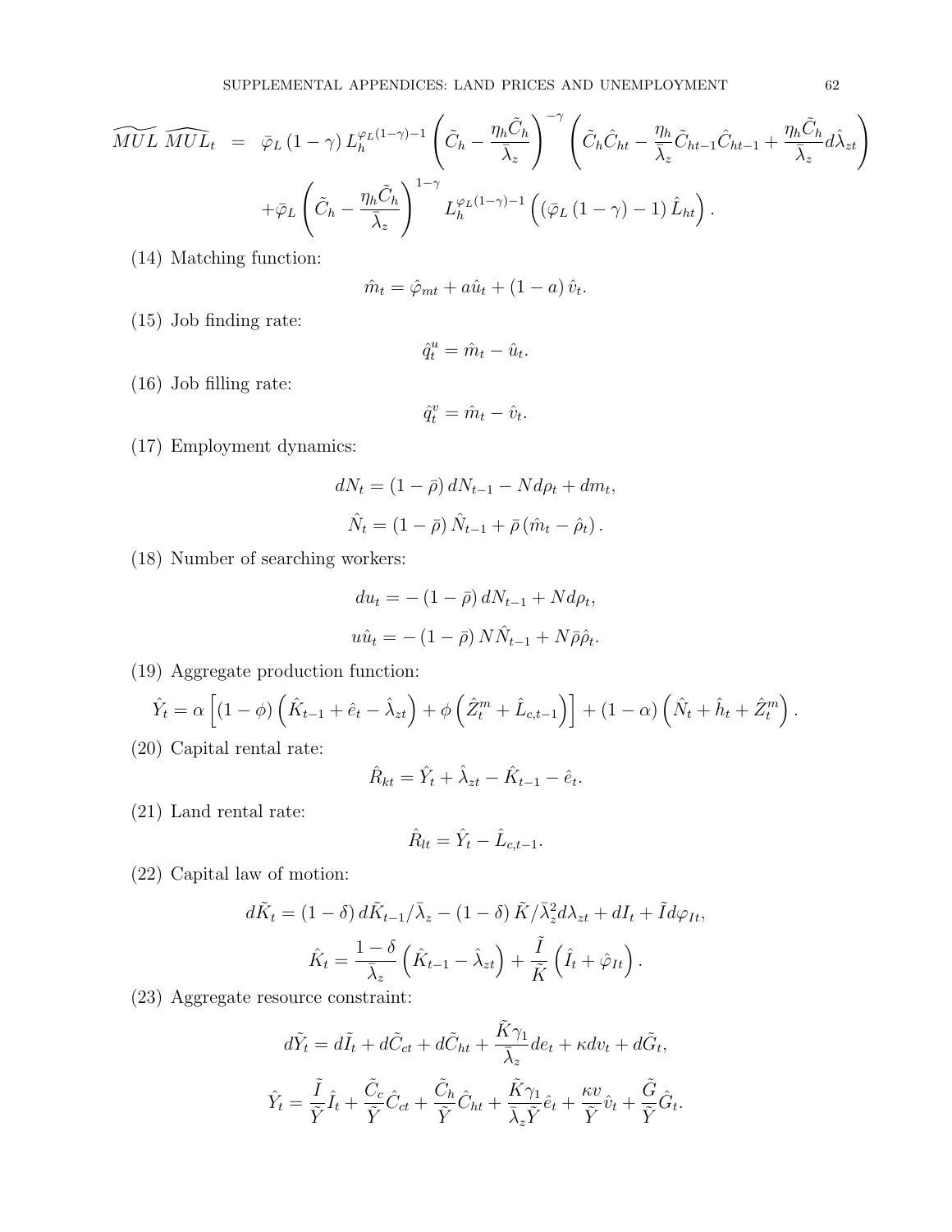$$
\begin{aligned}
\widetilde{MUL}\ \widehat{MUL}_t \;=\;& \bar{\varphi}_L\left(1-\gamma\right)L_h^{\varphi_L(1-\gamma)-1}\left(\tilde{C}_h-\frac{\eta_h\tilde{C}_h}{\bar{\lambda}_z}\right)^{-\gamma}\left(\tilde{C}_h\hat{C}_{ht}-\frac{\eta_h}{\bar{\lambda}_z}\tilde{C}_{ht-1}\hat{C}_{ht-1}+\frac{\eta_h\tilde{C}_h}{\bar{\lambda}_z}d\hat{\lambda}_{zt}\right)\\
&+\bar{\varphi}_L\left(\tilde{C}_h-\frac{\eta_h\tilde{C}_h}{\bar{\lambda}_z}\right)^{1-\gamma}L_h^{\varphi_L(1-\gamma)-1}\left(\left(\bar{\varphi}_L\left(1-\gamma\right)-1\right)\hat{L}_{ht}\right).
\end{aligned}
$$

(14) Matching function:

$$
\hat{m}_t=\hat{\varphi}_{mt}+a\hat{u}_t+\left(1-a\right)\hat{v}_t.
$$

(15) Job finding rate:

$$
\hat{q}_t^u=\hat{m}_t-\hat{u}_t.
$$

(16) Job filling rate:

$$
\hat{q}_t^v=\hat{m}_t-\hat{v}_t.
$$

(17) Employment dynamics:

$$
dN_t=\left(1-\bar{\rho}\right)dN_{t-1}-Nd\rho_t+dm_t,
$$

$$
\hat{N}_t=\left(1-\bar{\rho}\right)\hat{N}_{t-1}+\bar{\rho}\left(\hat{m}_t-\hat{\rho}_t\right).
$$

(18) Number of searching workers:

$$
du_t=-\left(1-\bar{\rho}\right)dN_{t-1}+Nd\rho_t,
$$

$$
u\hat{u}_t=-\left(1-\bar{\rho}\right)N\hat{N}_{t-1}+N\bar{\rho}\hat{\rho}_t.
$$

(19) Aggregate production function:

$$
\hat{Y}_t=\alpha\left[\left(1-\phi\right)\left(\hat{K}_{t-1}+\hat{e}_t-\hat{\lambda}_{zt}\right)+\phi\left(\hat{Z}_t^m+\hat{L}_{c,t-1}\right)\right]+\left(1-\alpha\right)\left(\hat{N}_t+\hat{h}_t+\hat{Z}_t^m\right).
$$

(20) Capital rental rate:

$$
\hat{R}_{kt}=\hat{Y}_t+\hat{\lambda}_{zt}-\hat{K}_{t-1}-\hat{e}_t.
$$

(21) Land rental rate:

$$
\hat{R}_{lt}=\hat{Y}_t-\hat{L}_{c,t-1}.
$$

(22) Capital law of motion:

$$
d\tilde{K}_t=\left(1-\delta\right)d\tilde{K}_{t-1}/\bar{\lambda}_z-\left(1-\delta\right)\tilde{K}/\bar{\lambda}_z^2d\lambda_{zt}+dI_t+\tilde{I}d\varphi_{It},
$$

$$
\hat{K}_t=\frac{1-\delta}{\bar{\lambda}_z}\left(\hat{K}_{t-1}-\hat{\lambda}_{zt}\right)+\frac{\tilde{I}}{\tilde{K}}\left(\hat{I}_t+\hat{\varphi}_{It}\right).
$$

(23) Aggregate resource constraint:

$$
d\tilde{Y}_t=d\tilde{I}_t+d\tilde{C}_{ct}+d\tilde{C}_{ht}+\frac{\tilde{K}\gamma_1}{\bar{\lambda}_z}de_t+\kappa dv_t+d\tilde{G}_t,
$$

$$
\hat{Y}_t=\frac{\tilde{I}}{\tilde{Y}}\hat{I}_t+\frac{\tilde{C}_c}{\tilde{Y}}\hat{C}_{ct}+\frac{\tilde{C}_h}{\tilde{Y}}\hat{C}_{ht}+\frac{\tilde{K}\gamma_1}{\bar{\lambda}_z\tilde{Y}}\hat{e}_t+\frac{\kappa v}{\tilde{Y}}\hat{v}_t+\frac{\tilde{G}}{\tilde{Y}}\hat{G}_t.
$$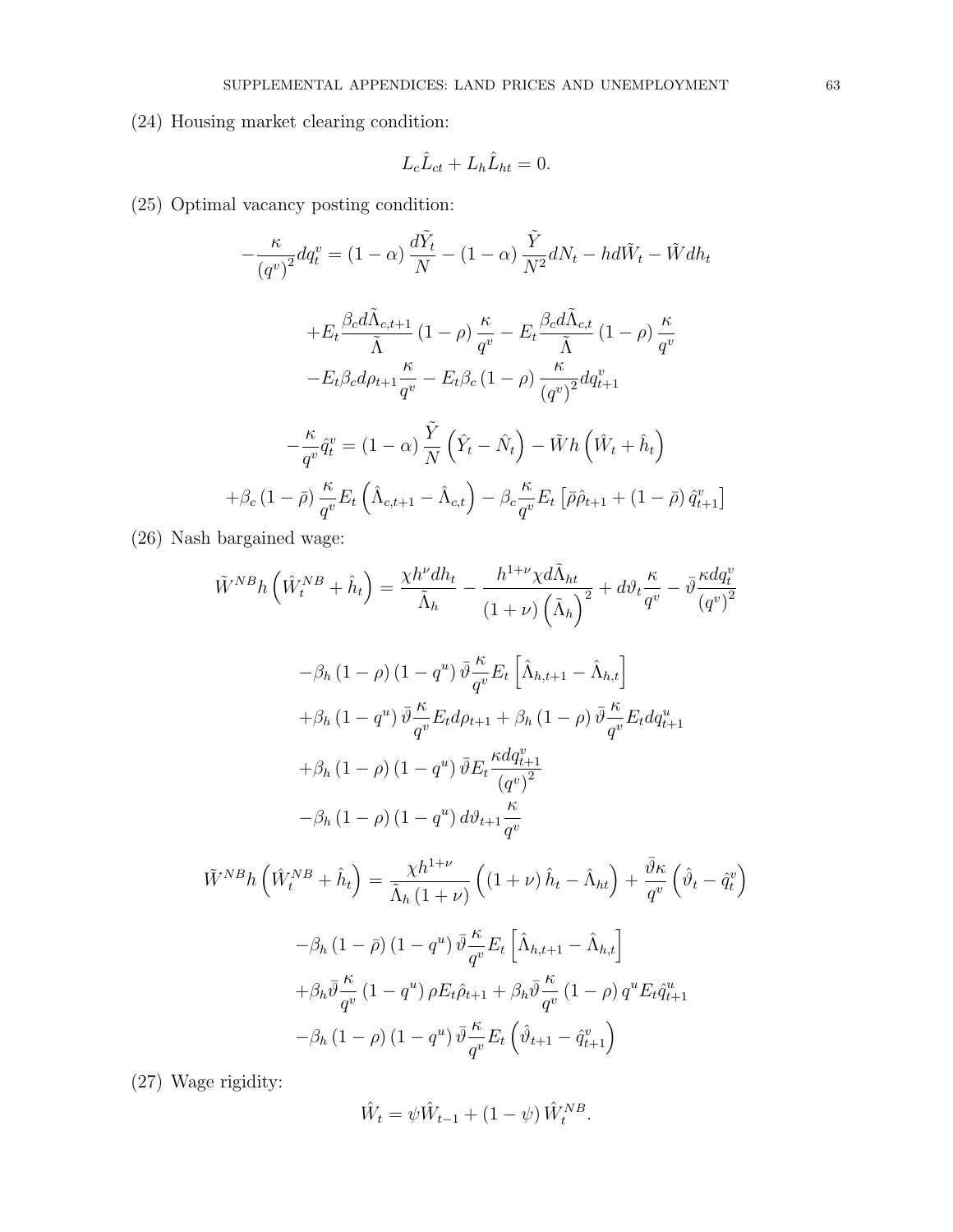(24) Housing market clearing condition:

$$L_c \hat{L}_{ct} + L_h \hat{L}_{ht} = 0.$$

(25) Optimal vacancy posting condition:

$$-\frac{\kappa}{(q^v)^2} dq_t^v = (1-\alpha)\frac{d\tilde{Y}_t}{N} - (1-\alpha)\frac{\tilde{Y}}{N^2} dN_t - h d\tilde{W}_t - \tilde{W} dh_t$$

$$+E_t \frac{\beta_c d\tilde{\Lambda}_{c,t+1}}{\tilde{\Lambda}}(1-\rho)\frac{\kappa}{q^v} - E_t \frac{\beta_c d\tilde{\Lambda}_{c,t}}{\tilde{\Lambda}}(1-\rho)\frac{\kappa}{q^v}$$
$$-E_t \beta_c d\rho_{t+1}\frac{\kappa}{q^v} - E_t \beta_c (1-\rho)\frac{\kappa}{(q^v)^2} dq_{t+1}^v$$

$$-\frac{\kappa}{q^v}\hat{q}_t^v = (1-\alpha)\frac{\tilde{Y}}{N}\left(\hat{Y}_t - \hat{N}_t\right) - \tilde{W}h\left(\hat{W}_t + \hat{h}_t\right)$$
$$+\beta_c (1-\bar{\rho})\frac{\kappa}{q^v} E_t\left(\hat{\Lambda}_{c,t+1} - \hat{\Lambda}_{c,t}\right) - \beta_c \frac{\kappa}{q^v} E_t\left[\bar{\rho}\hat{\rho}_{t+1} + (1-\bar{\rho})\hat{q}_{t+1}^v\right]$$

(26) Nash bargained wage:

$$\tilde{W}^{NB} h\left(\hat{W}_t^{NB} + \hat{h}_t\right) = \frac{\chi h^\nu dh_t}{\tilde{\Lambda}_h} - \frac{h^{1+\nu}\chi d\tilde{\Lambda}_{ht}}{(1+\nu)\left(\tilde{\Lambda}_h\right)^2} + d\vartheta_t \frac{\kappa}{q^v} - \bar{\vartheta}\frac{\kappa dq_t^v}{(q^v)^2}$$

$$-\beta_h (1-\rho)(1-q^u)\bar{\vartheta}\frac{\kappa}{q^v} E_t\left[\hat{\Lambda}_{h,t+1} - \hat{\Lambda}_{h,t}\right]$$
$$+\beta_h (1-q^u)\bar{\vartheta}\frac{\kappa}{q^v} E_t d\rho_{t+1} + \beta_h (1-\rho)\bar{\vartheta}\frac{\kappa}{q^v} E_t dq_{t+1}^u$$
$$+\beta_h (1-\rho)(1-q^u)\bar{\vartheta} E_t \frac{\kappa dq_{t+1}^v}{(q^v)^2}$$
$$-\beta_h (1-\rho)(1-q^u) d\vartheta_{t+1}\frac{\kappa}{q^v}$$

$$\tilde{W}^{NB} h\left(\hat{W}_t^{NB} + \hat{h}_t\right) = \frac{\chi h^{1+\nu}}{\tilde{\Lambda}_h (1+\nu)}\left((1+\nu)\hat{h}_t - \hat{\Lambda}_{ht}\right) + \frac{\bar{\vartheta}\kappa}{q^v}\left(\hat{\vartheta}_t - \hat{q}_t^v\right)$$

$$-\beta_h (1-\bar{\rho})(1-q^u)\bar{\vartheta}\frac{\kappa}{q^v} E_t\left[\hat{\Lambda}_{h,t+1} - \hat{\Lambda}_{h,t}\right]$$
$$+\beta_h \bar{\vartheta}\frac{\kappa}{q^v}(1-q^u)\rho E_t \hat{\rho}_{t+1} + \beta_h \bar{\vartheta}\frac{\kappa}{q^v}(1-\rho) q^u E_t \hat{q}_{t+1}^u$$
$$-\beta_h (1-\rho)(1-q^u)\bar{\vartheta}\frac{\kappa}{q^v} E_t\left(\hat{\vartheta}_{t+1} - \hat{q}_{t+1}^v\right)$$

(27) Wage rigidity:

$$\hat{W}_t = \psi \hat{W}_{t-1} + (1-\psi)\hat{W}_t^{NB}.$$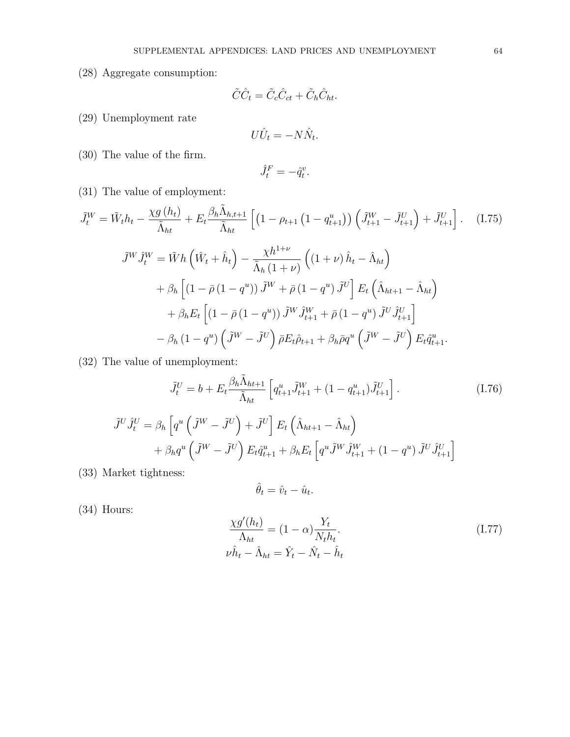(28) Aggregate consumption:

$$\tilde{C}\hat{C}_t = \tilde{C}_c\hat{C}_{ct} + \tilde{C}_h\hat{C}_{ht}.$$

(29) Unemployment rate

$$U\hat{U}_t = -N\hat{N}_t.$$

(30) The value of the firm.

$$\hat{J}^F_t = -\hat{q}^v_t.$$

(31) The value of employment:

$$\tilde{J}^W_t = \tilde{W}_t h_t - \frac{\chi g\left(h_t\right)}{\tilde{\Lambda}_{ht}} + E_t \frac{\beta_h \tilde{\Lambda}_{h,t+1}}{\tilde{\Lambda}_{ht}} \left[\left(1 - \rho_{t+1}\left(1 - q^u_{t+1}\right)\right)\left(\tilde{J}^W_{t+1} - \tilde{J}^U_{t+1}\right) + \tilde{J}^U_{t+1}\right]. \tag{I.75}$$

$$\begin{aligned}
\tilde{J}^W \hat{J}^W_t &= \tilde{W} h\left(\hat{W}_t + \hat{h}_t\right) - \frac{\chi h^{1+\nu}}{\tilde{\Lambda}_h\left(1+\nu\right)}\left(\left(1+\nu\right)\hat{h}_t - \hat{\Lambda}_{ht}\right) \\
&\quad + \beta_h\left[\left(1 - \bar{\rho}\left(1 - q^u\right)\right)\tilde{J}^W + \bar{\rho}\left(1 - q^u\right)\tilde{J}^U\right] E_t\left(\hat{\Lambda}_{ht+1} - \hat{\Lambda}_{ht}\right) \\
&\quad + \beta_h E_t\left[\left(1 - \bar{\rho}\left(1 - q^u\right)\right)\tilde{J}^W \hat{J}^W_{t+1} + \bar{\rho}\left(1 - q^u\right)\tilde{J}^U \hat{J}^U_{t+1}\right] \\
&\quad - \beta_h\left(1 - q^u\right)\left(\tilde{J}^W - \tilde{J}^U\right)\bar{\rho} E_t\hat{\rho}_{t+1} + \beta_h\bar{\rho} q^u\left(\tilde{J}^W - \tilde{J}^U\right) E_t\hat{q}^u_{t+1}.
\end{aligned}$$

(32) The value of unemployment:

$$\tilde{J}^U_t = b + E_t \frac{\beta_h \tilde{\Lambda}_{ht+1}}{\tilde{\Lambda}_{ht}}\left[q^u_{t+1}\tilde{J}^W_{t+1} + (1 - q^u_{t+1})\tilde{J}^U_{t+1}\right]. \tag{I.76}$$

$$\begin{aligned}
\tilde{J}^U \hat{J}^U_t &= \beta_h\left[q^u\left(\tilde{J}^W - \tilde{J}^U\right) + \tilde{J}^U\right] E_t\left(\hat{\Lambda}_{ht+1} - \hat{\Lambda}_{ht}\right) \\
&\quad + \beta_h q^u\left(\tilde{J}^W - \tilde{J}^U\right) E_t\hat{q}^u_{t+1} + \beta_h E_t\left[q^u \tilde{J}^W \hat{J}^W_{t+1} + \left(1 - q^u\right)\tilde{J}^U \hat{J}^U_{t+1}\right]
\end{aligned}$$

(33) Market tightness:

$$\hat{\theta}_t = \hat{v}_t - \hat{u}_t.$$

(34) Hours:

$$\frac{\chi g'(h_t)}{\Lambda_{ht}} = (1-\alpha)\frac{Y_t}{N_t h_t}. \tag{I.77}$$

$$\nu\hat{h}_t - \hat{\Lambda}_{ht} = \hat{Y}_t - \hat{N}_t - \hat{h}_t$$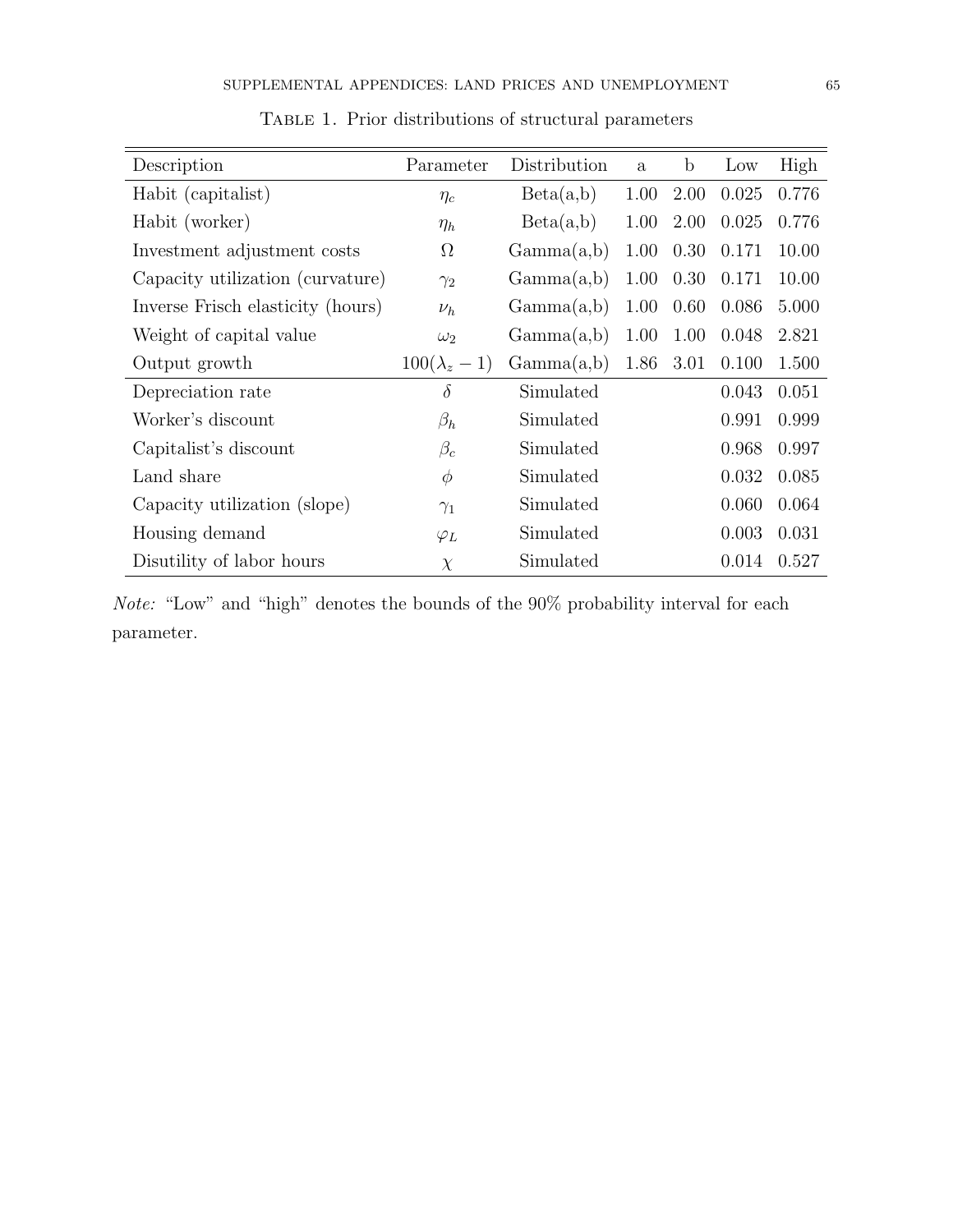Table 1. Prior distributions of structural parameters

| Description | Parameter | Distribution | a | b | Low | High |
|---|---|---|---|---|---|---|
| Habit (capitalist) | $\eta_c$ | Beta(a,b) | 1.00 | 2.00 | 0.025 | 0.776 |
| Habit (worker) | $\eta_h$ | Beta(a,b) | 1.00 | 2.00 | 0.025 | 0.776 |
| Investment adjustment costs | $\Omega$ | Gamma(a,b) | 1.00 | 0.30 | 0.171 | 10.00 |
| Capacity utilization (curvature) | $\gamma_2$ | Gamma(a,b) | 1.00 | 0.30 | 0.171 | 10.00 |
| Inverse Frisch elasticity (hours) | $\nu_h$ | Gamma(a,b) | 1.00 | 0.60 | 0.086 | 5.000 |
| Weight of capital value | $\omega_2$ | Gamma(a,b) | 1.00 | 1.00 | 0.048 | 2.821 |
| Output growth | $100(\lambda_z - 1)$ | Gamma(a,b) | 1.86 | 3.01 | 0.100 | 1.500 |
| Depreciation rate | $\delta$ | Simulated | | | 0.043 | 0.051 |
| Worker's discount | $\beta_h$ | Simulated | | | 0.991 | 0.999 |
| Capitalist's discount | $\beta_c$ | Simulated | | | 0.968 | 0.997 |
| Land share | $\phi$ | Simulated | | | 0.032 | 0.085 |
| Capacity utilization (slope) | $\gamma_1$ | Simulated | | | 0.060 | 0.064 |
| Housing demand | $\varphi_L$ | Simulated | | | 0.003 | 0.031 |
| Disutility of labor hours | $\chi$ | Simulated | | | 0.014 | 0.527 |

*Note:* "Low" and "high" denotes the bounds of the 90% probability interval for each parameter.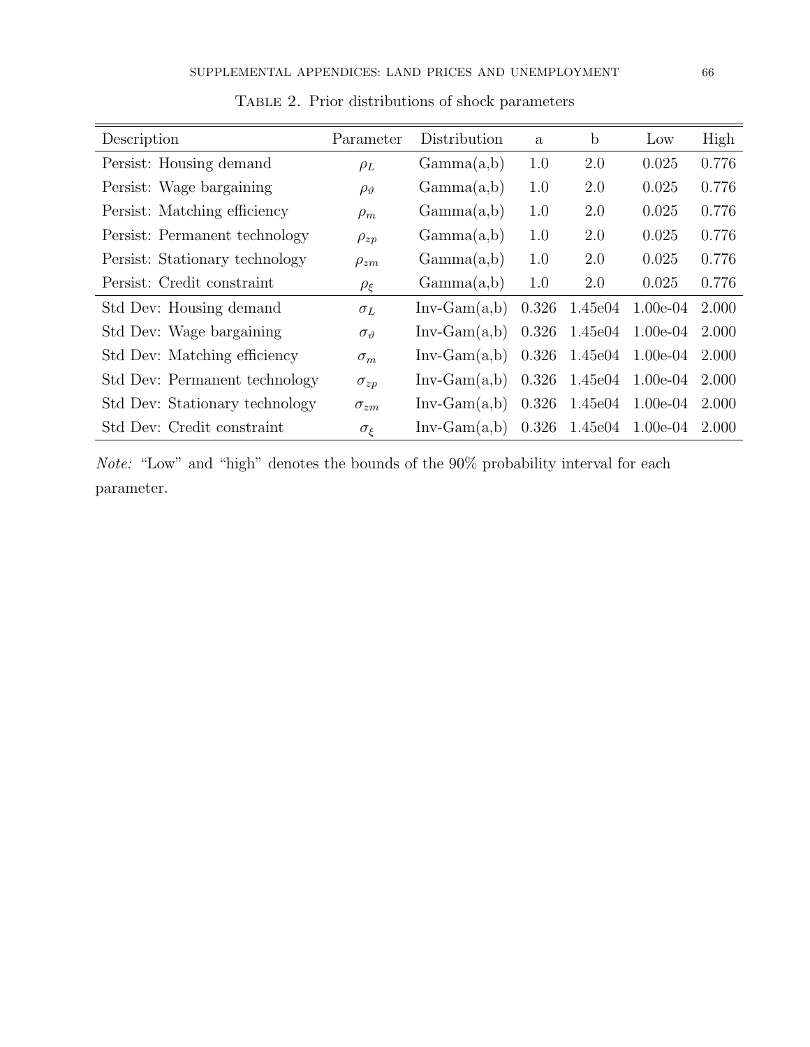Table 2. Prior distributions of shock parameters

| Description | Parameter | Distribution | a | b | Low | High |
|---|---|---|---|---|---|---|
| Persist: Housing demand | $\rho_L$ | Gamma(a,b) | 1.0 | 2.0 | 0.025 | 0.776 |
| Persist: Wage bargaining | $\rho_\vartheta$ | Gamma(a,b) | 1.0 | 2.0 | 0.025 | 0.776 |
| Persist: Matching efficiency | $\rho_m$ | Gamma(a,b) | 1.0 | 2.0 | 0.025 | 0.776 |
| Persist: Permanent technology | $\rho_{zp}$ | Gamma(a,b) | 1.0 | 2.0 | 0.025 | 0.776 |
| Persist: Stationary technology | $\rho_{zm}$ | Gamma(a,b) | 1.0 | 2.0 | 0.025 | 0.776 |
| Persist: Credit constraint | $\rho_\xi$ | Gamma(a,b) | 1.0 | 2.0 | 0.025 | 0.776 |
| Std Dev: Housing demand | $\sigma_L$ | Inv-Gam(a,b) | 0.326 | 1.45e04 | 1.00e-04 | 2.000 |
| Std Dev: Wage bargaining | $\sigma_\vartheta$ | Inv-Gam(a,b) | 0.326 | 1.45e04 | 1.00e-04 | 2.000 |
| Std Dev: Matching efficiency | $\sigma_m$ | Inv-Gam(a,b) | 0.326 | 1.45e04 | 1.00e-04 | 2.000 |
| Std Dev: Permanent technology | $\sigma_{zp}$ | Inv-Gam(a,b) | 0.326 | 1.45e04 | 1.00e-04 | 2.000 |
| Std Dev: Stationary technology | $\sigma_{zm}$ | Inv-Gam(a,b) | 0.326 | 1.45e04 | 1.00e-04 | 2.000 |
| Std Dev: Credit constraint | $\sigma_\xi$ | Inv-Gam(a,b) | 0.326 | 1.45e04 | 1.00e-04 | 2.000 |

*Note:* "Low" and "high" denotes the bounds of the 90% probability interval for each parameter.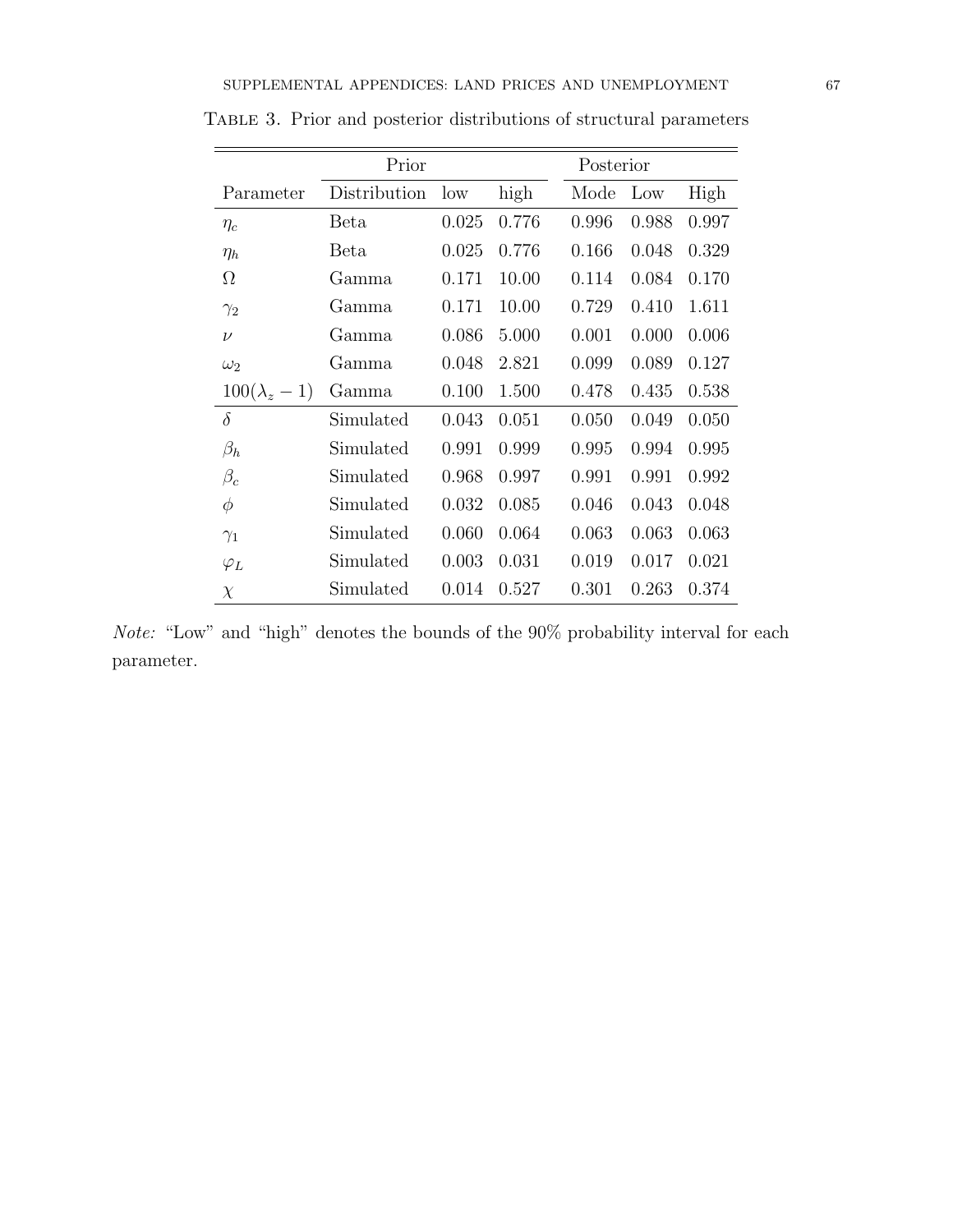Table 3. Prior and posterior distributions of structural parameters

| | Prior | | | Posterior | | |
|---|---|---|---|---|---|---|
| Parameter | Distribution | low | high | Mode | Low | High |
| $\eta_c$ | Beta | 0.025 | 0.776 | 0.996 | 0.988 | 0.997 |
| $\eta_h$ | Beta | 0.025 | 0.776 | 0.166 | 0.048 | 0.329 |
| $\Omega$ | Gamma | 0.171 | 10.00 | 0.114 | 0.084 | 0.170 |
| $\gamma_2$ | Gamma | 0.171 | 10.00 | 0.729 | 0.410 | 1.611 |
| $\nu$ | Gamma | 0.086 | 5.000 | 0.001 | 0.000 | 0.006 |
| $\omega_2$ | Gamma | 0.048 | 2.821 | 0.099 | 0.089 | 0.127 |
| $100(\lambda_z - 1)$ | Gamma | 0.100 | 1.500 | 0.478 | 0.435 | 0.538 |
| $\delta$ | Simulated | 0.043 | 0.051 | 0.050 | 0.049 | 0.050 |
| $\beta_h$ | Simulated | 0.991 | 0.999 | 0.995 | 0.994 | 0.995 |
| $\beta_c$ | Simulated | 0.968 | 0.997 | 0.991 | 0.991 | 0.992 |
| $\phi$ | Simulated | 0.032 | 0.085 | 0.046 | 0.043 | 0.048 |
| $\gamma_1$ | Simulated | 0.060 | 0.064 | 0.063 | 0.063 | 0.063 |
| $\varphi_L$ | Simulated | 0.003 | 0.031 | 0.019 | 0.017 | 0.021 |
| $\chi$ | Simulated | 0.014 | 0.527 | 0.301 | 0.263 | 0.374 |

*Note:* "Low" and "high" denotes the bounds of the 90% probability interval for each parameter.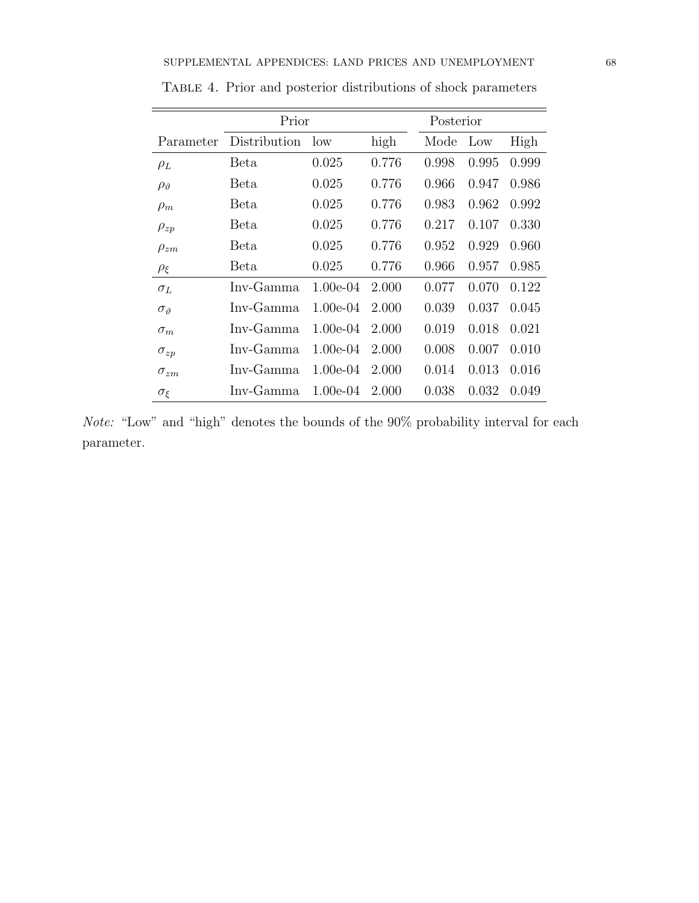Table 4. Prior and posterior distributions of shock parameters

| | Prior | | | Posterior | | |
|---|---|---|---|---|---|---|
| Parameter | Distribution | low | high | Mode | Low | High |
| $\rho_L$ | Beta | 0.025 | 0.776 | 0.998 | 0.995 | 0.999 |
| $\rho_\vartheta$ | Beta | 0.025 | 0.776 | 0.966 | 0.947 | 0.986 |
| $\rho_m$ | Beta | 0.025 | 0.776 | 0.983 | 0.962 | 0.992 |
| $\rho_{zp}$ | Beta | 0.025 | 0.776 | 0.217 | 0.107 | 0.330 |
| $\rho_{zm}$ | Beta | 0.025 | 0.776 | 0.952 | 0.929 | 0.960 |
| $\rho_\xi$ | Beta | 0.025 | 0.776 | 0.966 | 0.957 | 0.985 |
| $\sigma_L$ | Inv-Gamma | 1.00e-04 | 2.000 | 0.077 | 0.070 | 0.122 |
| $\sigma_\vartheta$ | Inv-Gamma | 1.00e-04 | 2.000 | 0.039 | 0.037 | 0.045 |
| $\sigma_m$ | Inv-Gamma | 1.00e-04 | 2.000 | 0.019 | 0.018 | 0.021 |
| $\sigma_{zp}$ | Inv-Gamma | 1.00e-04 | 2.000 | 0.008 | 0.007 | 0.010 |
| $\sigma_{zm}$ | Inv-Gamma | 1.00e-04 | 2.000 | 0.014 | 0.013 | 0.016 |
| $\sigma_\xi$ | Inv-Gamma | 1.00e-04 | 2.000 | 0.038 | 0.032 | 0.049 |

*Note:* "Low" and "high" denotes the bounds of the 90% probability interval for each parameter.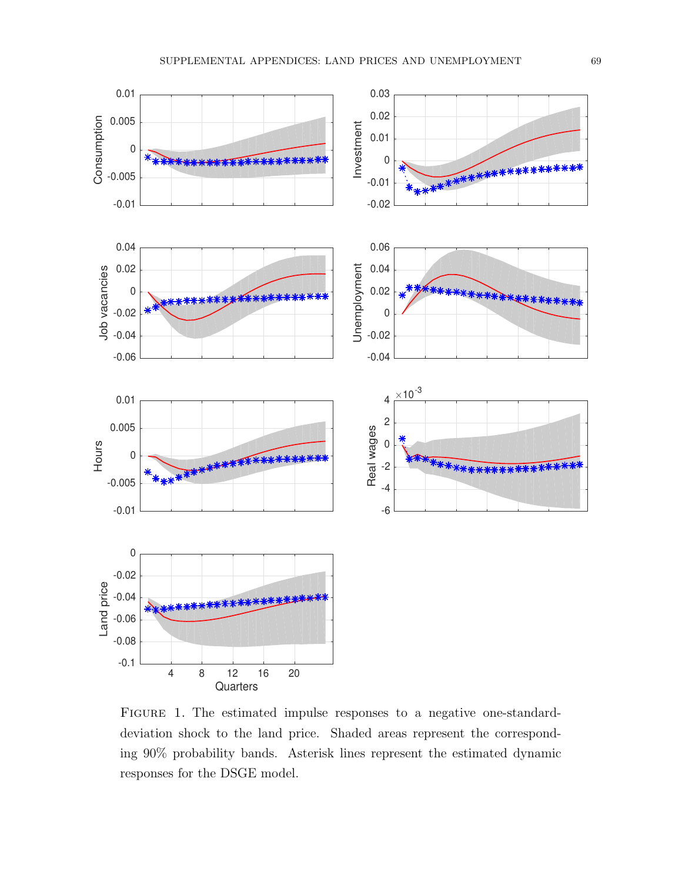Figure 1. The estimated impulse responses to a negative one-standard-deviation shock to the land price. Shaded areas represent the corresponding 90% probability bands. Asterisk lines represent the estimated dynamic responses for the DSGE model.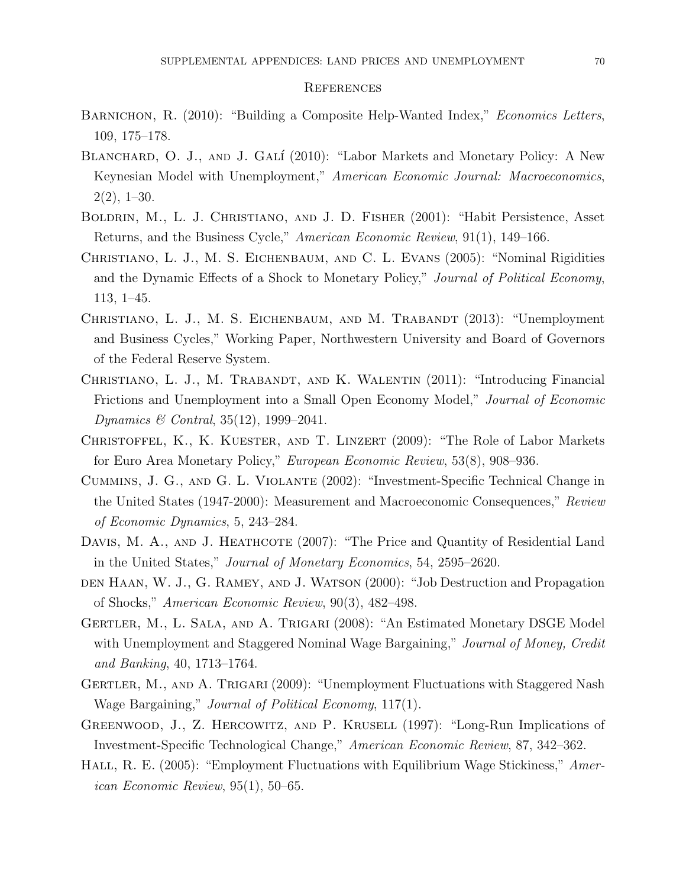## References

Barnichon, R. (2010): "Building a Composite Help-Wanted Index," *Economics Letters*, 109, 175–178.

Blanchard, O. J., and J. Galí (2010): "Labor Markets and Monetary Policy: A New Keynesian Model with Unemployment," *American Economic Journal: Macroeconomics*, 2(2), 1–30.

Boldrin, M., L. J. Christiano, and J. D. Fisher (2001): "Habit Persistence, Asset Returns, and the Business Cycle," *American Economic Review*, 91(1), 149–166.

Christiano, L. J., M. S. Eichenbaum, and C. L. Evans (2005): "Nominal Rigidities and the Dynamic Effects of a Shock to Monetary Policy," *Journal of Political Economy*, 113, 1–45.

Christiano, L. J., M. S. Eichenbaum, and M. Trabandt (2013): "Unemployment and Business Cycles," Working Paper, Northwestern University and Board of Governors of the Federal Reserve System.

Christiano, L. J., M. Trabandt, and K. Walentin (2011): "Introducing Financial Frictions and Unemployment into a Small Open Economy Model," *Journal of Economic Dynamics & Contral*, 35(12), 1999–2041.

Christoffel, K., K. Kuester, and T. Linzert (2009): "The Role of Labor Markets for Euro Area Monetary Policy," *European Economic Review*, 53(8), 908–936.

Cummins, J. G., and G. L. Violante (2002): "Investment-Specific Technical Change in the United States (1947-2000): Measurement and Macroeconomic Consequences," *Review of Economic Dynamics*, 5, 243–284.

Davis, M. A., and J. Heathcote (2007): "The Price and Quantity of Residential Land in the United States," *Journal of Monetary Economics*, 54, 2595–2620.

den Haan, W. J., G. Ramey, and J. Watson (2000): "Job Destruction and Propagation of Shocks," *American Economic Review*, 90(3), 482–498.

Gertler, M., L. Sala, and A. Trigari (2008): "An Estimated Monetary DSGE Model with Unemployment and Staggered Nominal Wage Bargaining," *Journal of Money, Credit and Banking*, 40, 1713–1764.

Gertler, M., and A. Trigari (2009): "Unemployment Fluctuations with Staggered Nash Wage Bargaining," *Journal of Political Economy*, 117(1).

Greenwood, J., Z. Hercowitz, and P. Krusell (1997): "Long-Run Implications of Investment-Specific Technological Change," *American Economic Review*, 87, 342–362.

Hall, R. E. (2005): "Employment Fluctuations with Equilibrium Wage Stickiness," *American Economic Review*, 95(1), 50–65.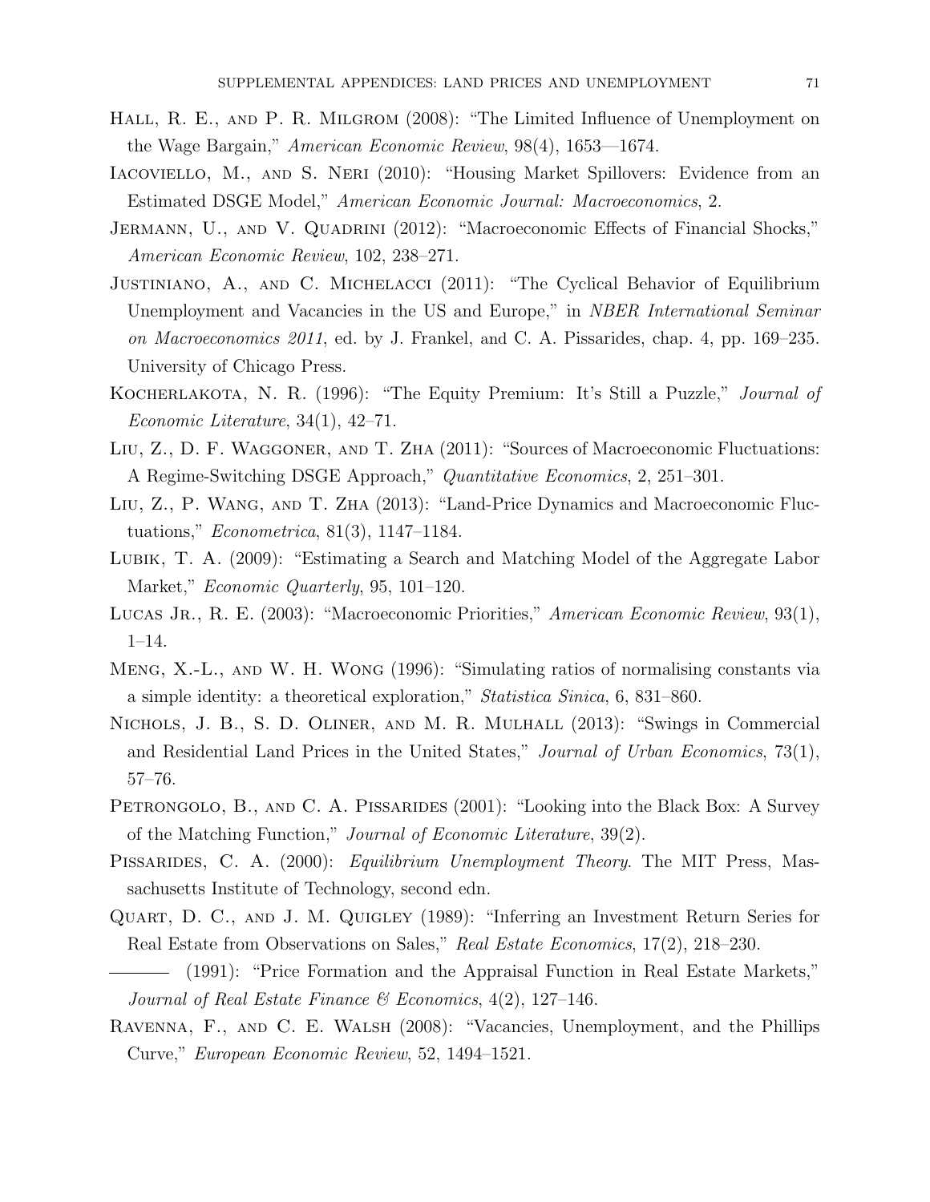Hall, R. E., and P. R. Milgrom (2008): "The Limited Influence of Unemployment on the Wage Bargain," *American Economic Review*, 98(4), 1653—1674.

Iacoviello, M., and S. Neri (2010): "Housing Market Spillovers: Evidence from an Estimated DSGE Model," *American Economic Journal: Macroeconomics*, 2.

Jermann, U., and V. Quadrini (2012): "Macroeconomic Effects of Financial Shocks," *American Economic Review*, 102, 238–271.

Justiniano, A., and C. Michelacci (2011): "The Cyclical Behavior of Equilibrium Unemployment and Vacancies in the US and Europe," in *NBER International Seminar on Macroeconomics 2011*, ed. by J. Frankel, and C. A. Pissarides, chap. 4, pp. 169–235. University of Chicago Press.

Kocherlakota, N. R. (1996): "The Equity Premium: It's Still a Puzzle," *Journal of Economic Literature*, 34(1), 42–71.

Liu, Z., D. F. Waggoner, and T. Zha (2011): "Sources of Macroeconomic Fluctuations: A Regime-Switching DSGE Approach," *Quantitative Economics*, 2, 251–301.

Liu, Z., P. Wang, and T. Zha (2013): "Land-Price Dynamics and Macroeconomic Fluctuations," *Econometrica*, 81(3), 1147–1184.

Lubik, T. A. (2009): "Estimating a Search and Matching Model of the Aggregate Labor Market," *Economic Quarterly*, 95, 101–120.

Lucas Jr., R. E. (2003): "Macroeconomic Priorities," *American Economic Review*, 93(1), 1–14.

Meng, X.-L., and W. H. Wong (1996): "Simulating ratios of normalising constants via a simple identity: a theoretical exploration," *Statistica Sinica*, 6, 831–860.

Nichols, J. B., S. D. Oliner, and M. R. Mulhall (2013): "Swings in Commercial and Residential Land Prices in the United States," *Journal of Urban Economics*, 73(1), 57–76.

Petrongolo, B., and C. A. Pissarides (2001): "Looking into the Black Box: A Survey of the Matching Function," *Journal of Economic Literature*, 39(2).

Pissarides, C. A. (2000): *Equilibrium Unemployment Theory*. The MIT Press, Massachusetts Institute of Technology, second edn.

Quart, D. C., and J. M. Quigley (1989): "Inferring an Investment Return Series for Real Estate from Observations on Sales," *Real Estate Economics*, 17(2), 218–230.

——— (1991): "Price Formation and the Appraisal Function in Real Estate Markets," *Journal of Real Estate Finance & Economics*, 4(2), 127–146.

Ravenna, F., and C. E. Walsh (2008): "Vacancies, Unemployment, and the Phillips Curve," *European Economic Review*, 52, 1494–1521.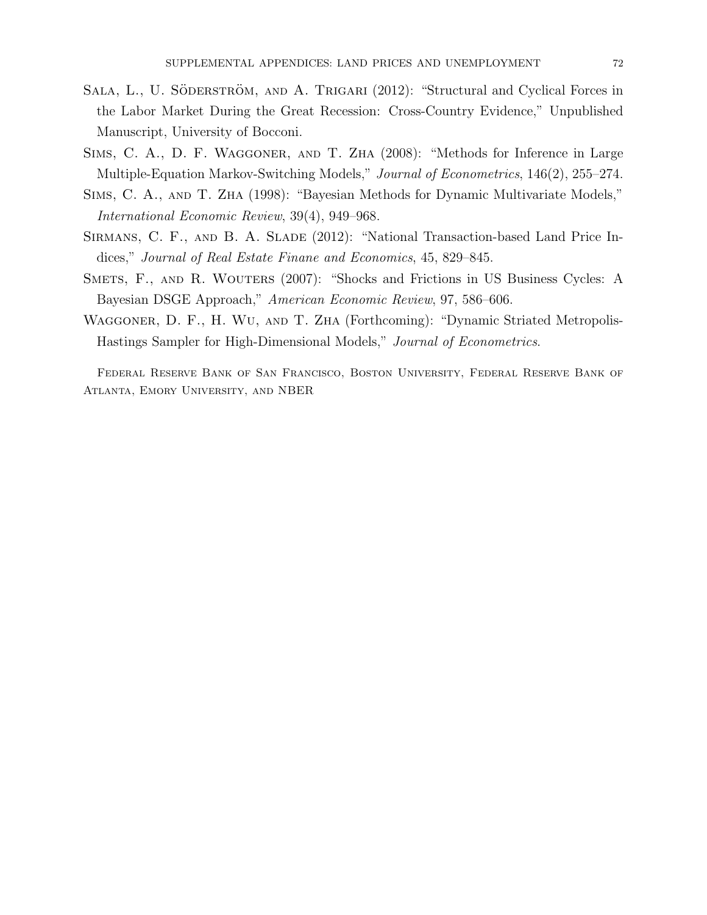Sala, L., U. Söderström, and A. Trigari (2012): "Structural and Cyclical Forces in the Labor Market During the Great Recession: Cross-Country Evidence," Unpublished Manuscript, University of Bocconi.

Sims, C. A., D. F. Waggoner, and T. Zha (2008): "Methods for Inference in Large Multiple-Equation Markov-Switching Models," *Journal of Econometrics*, 146(2), 255–274.

Sims, C. A., and T. Zha (1998): "Bayesian Methods for Dynamic Multivariate Models," *International Economic Review*, 39(4), 949–968.

Sirmans, C. F., and B. A. Slade (2012): "National Transaction-based Land Price Indices," *Journal of Real Estate Finane and Economics*, 45, 829–845.

Smets, F., and R. Wouters (2007): "Shocks and Frictions in US Business Cycles: A Bayesian DSGE Approach," *American Economic Review*, 97, 586–606.

Waggoner, D. F., H. Wu, and T. Zha (Forthcoming): "Dynamic Striated Metropolis-Hastings Sampler for High-Dimensional Models," *Journal of Econometrics*.

Federal Reserve Bank of San Francisco, Boston University, Federal Reserve Bank of Atlanta, Emory University, and NBER